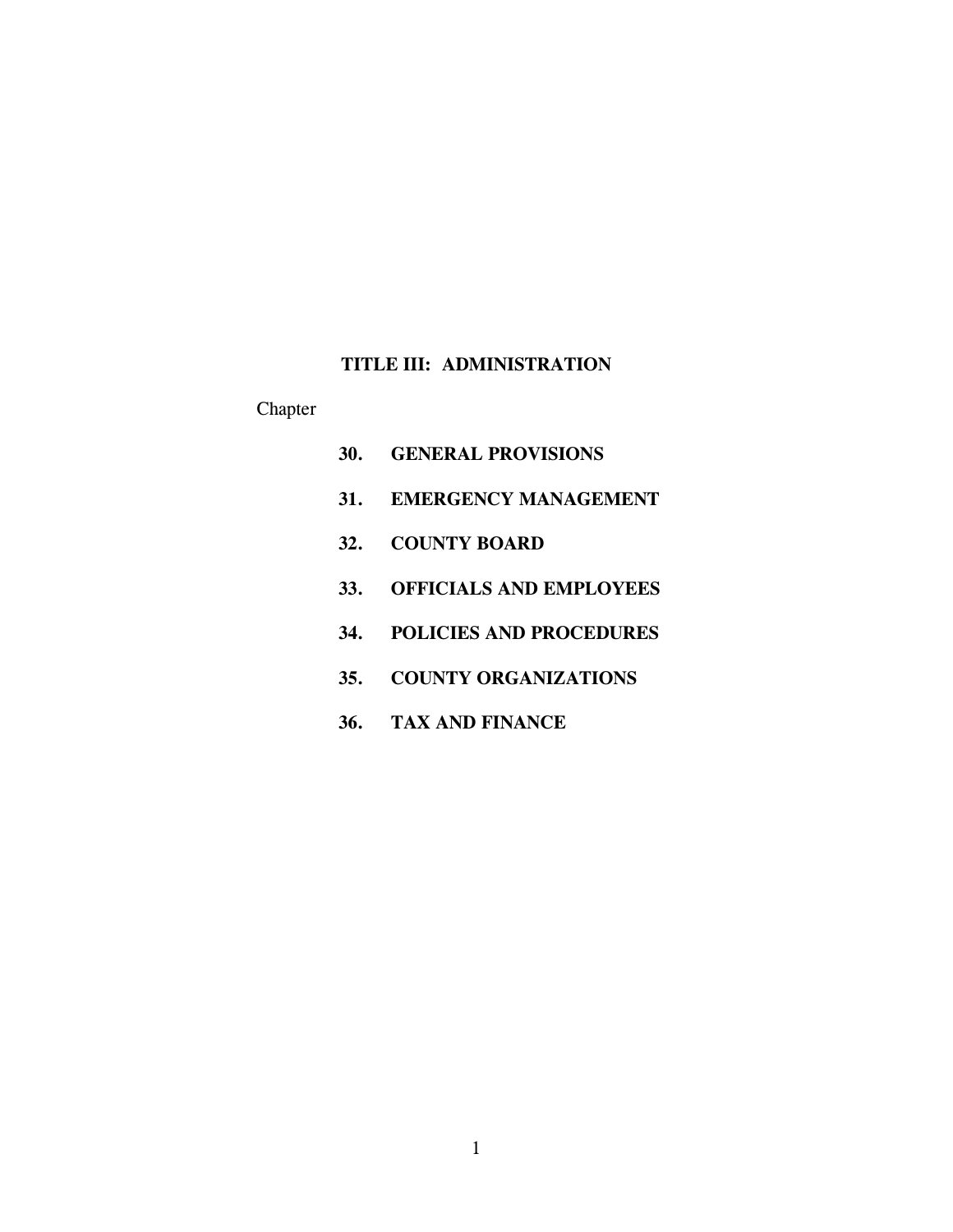# TITLE III: ADMINISTRATION

Chapter

**30. GENERAL PROVISIONS**

**31. EMERGENCY MANAGEMENT**

**32. COUNTY BOARD**

**33. OFFICIALS AND EMPLOYEES**

**34. POLICIES AND PROCEDURES**

**35. COUNTY ORGANIZATIONS**

**36. TAX AND FINANCE**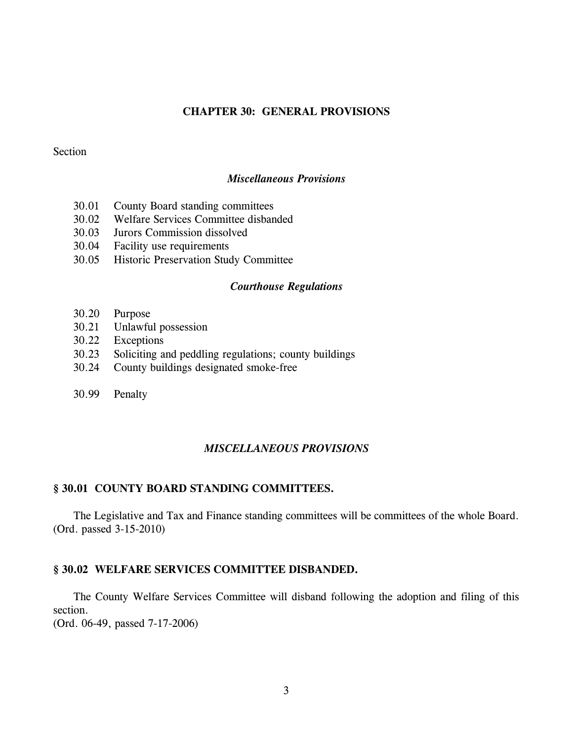# CHAPTER 30: GENERAL PROVISIONS

Section

*Miscellaneous Provisions*

30.01 County Board standing committees
30.02 Welfare Services Committee disbanded
30.03 Jurors Commission dissolved
30.04 Facility use requirements
30.05 Historic Preservation Study Committee

*Courthouse Regulations*

30.20 Purpose
30.21 Unlawful possession
30.22 Exceptions
30.23 Soliciting and peddling regulations; county buildings
30.24 County buildings designated smoke-free

30.99 Penalty

## *MISCELLANEOUS PROVISIONS*

### § 30.01 COUNTY BOARD STANDING COMMITTEES.

The Legislative and Tax and Finance standing committees will be committees of the whole Board.
(Ord. passed 3-15-2010)

### § 30.02 WELFARE SERVICES COMMITTEE DISBANDED.

The County Welfare Services Committee will disband following the adoption and filing of this section.
(Ord. 06-49, passed 7-17-2006)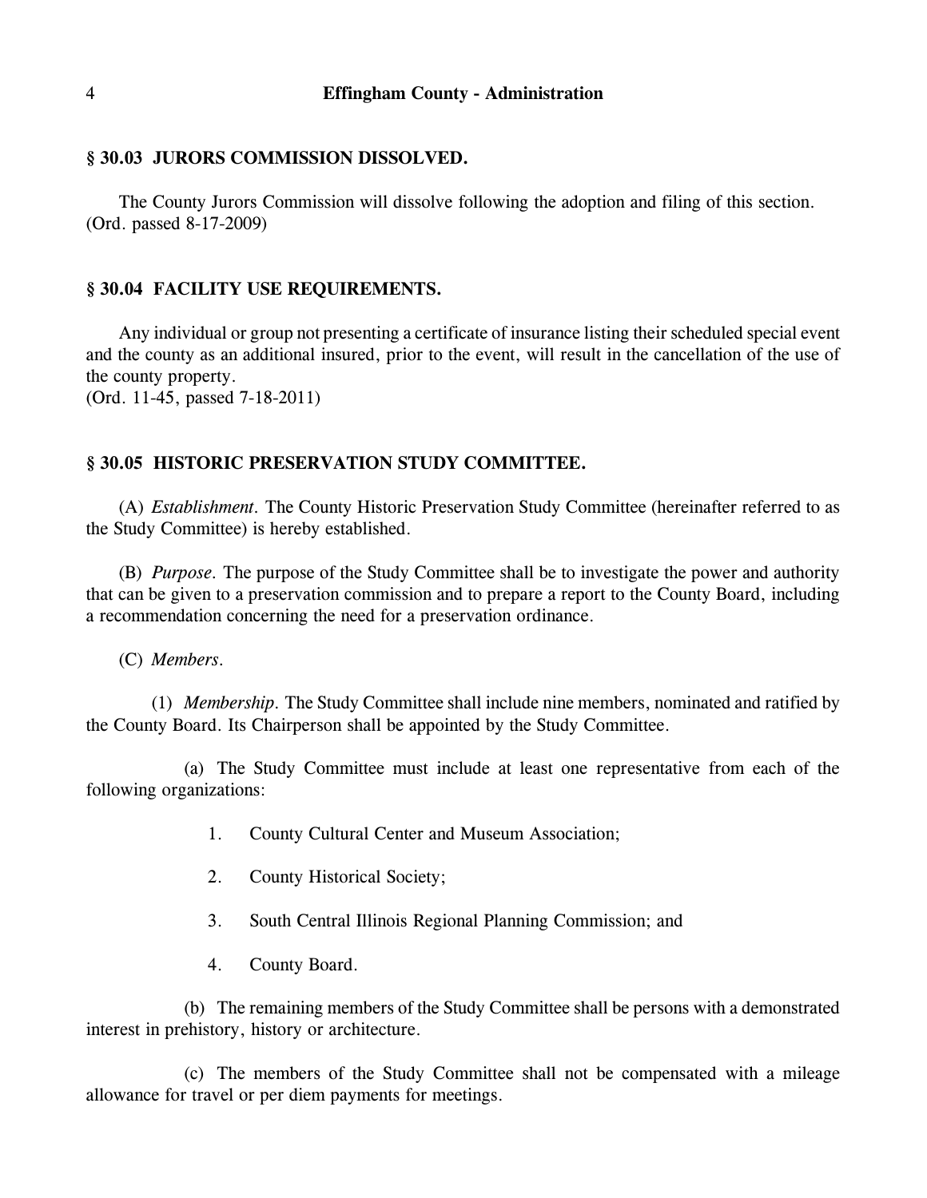### § 30.03 JURORS COMMISSION DISSOLVED.

The County Jurors Commission will dissolve following the adoption and filing of this section.
(Ord. passed 8-17-2009)

### § 30.04 FACILITY USE REQUIREMENTS.

Any individual or group not presenting a certificate of insurance listing their scheduled special event and the county as an additional insured, prior to the event, will result in the cancellation of the use of the county property.
(Ord. 11-45, passed 7-18-2011)

### § 30.05 HISTORIC PRESERVATION STUDY COMMITTEE.

(A) *Establishment*. The County Historic Preservation Study Committee (hereinafter referred to as the Study Committee) is hereby established.

(B) *Purpose*. The purpose of the Study Committee shall be to investigate the power and authority that can be given to a preservation commission and to prepare a report to the County Board, including a recommendation concerning the need for a preservation ordinance.

(C) *Members*.

(1) *Membership*. The Study Committee shall include nine members, nominated and ratified by the County Board. Its Chairperson shall be appointed by the Study Committee.

(a) The Study Committee must include at least one representative from each of the following organizations:

1. County Cultural Center and Museum Association;

2. County Historical Society;

3. South Central Illinois Regional Planning Commission; and

4. County Board.

(b) The remaining members of the Study Committee shall be persons with a demonstrated interest in prehistory, history or architecture.

(c) The members of the Study Committee shall not be compensated with a mileage allowance for travel or per diem payments for meetings.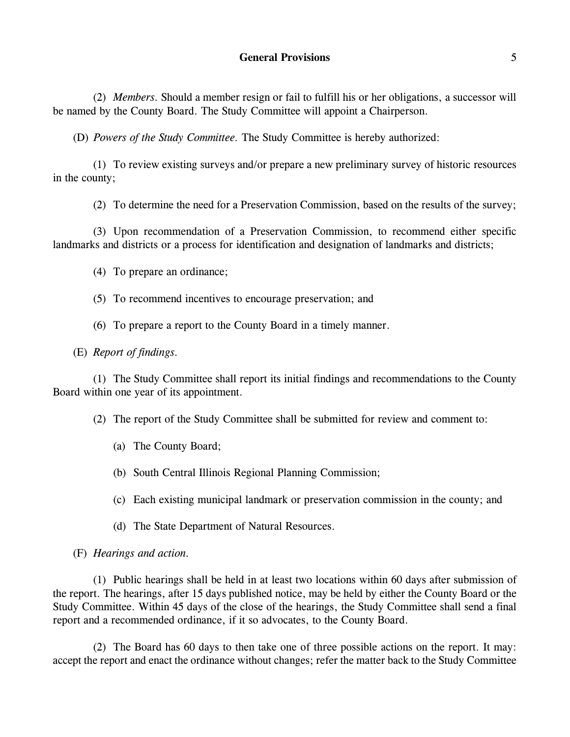(2) *Members.* Should a member resign or fail to fulfill his or her obligations, a successor will be named by the County Board. The Study Committee will appoint a Chairperson.

(D) *Powers of the Study Committee.* The Study Committee is hereby authorized:

(1) To review existing surveys and/or prepare a new preliminary survey of historic resources in the county;

(2) To determine the need for a Preservation Commission, based on the results of the survey;

(3) Upon recommendation of a Preservation Commission, to recommend either specific landmarks and districts or a process for identification and designation of landmarks and districts;

(4) To prepare an ordinance;

(5) To recommend incentives to encourage preservation; and

(6) To prepare a report to the County Board in a timely manner.

(E) *Report of findings.*

(1) The Study Committee shall report its initial findings and recommendations to the County Board within one year of its appointment.

(2) The report of the Study Committee shall be submitted for review and comment to:

(a) The County Board;

(b) South Central Illinois Regional Planning Commission;

(c) Each existing municipal landmark or preservation commission in the county; and

(d) The State Department of Natural Resources.

(F) *Hearings and action.*

(1) Public hearings shall be held in at least two locations within 60 days after submission of the report. The hearings, after 15 days published notice, may be held by either the County Board or the Study Committee. Within 45 days of the close of the hearings, the Study Committee shall send a final report and a recommended ordinance, if it so advocates, to the County Board.

(2) The Board has 60 days to then take one of three possible actions on the report. It may: accept the report and enact the ordinance without changes; refer the matter back to the Study Committee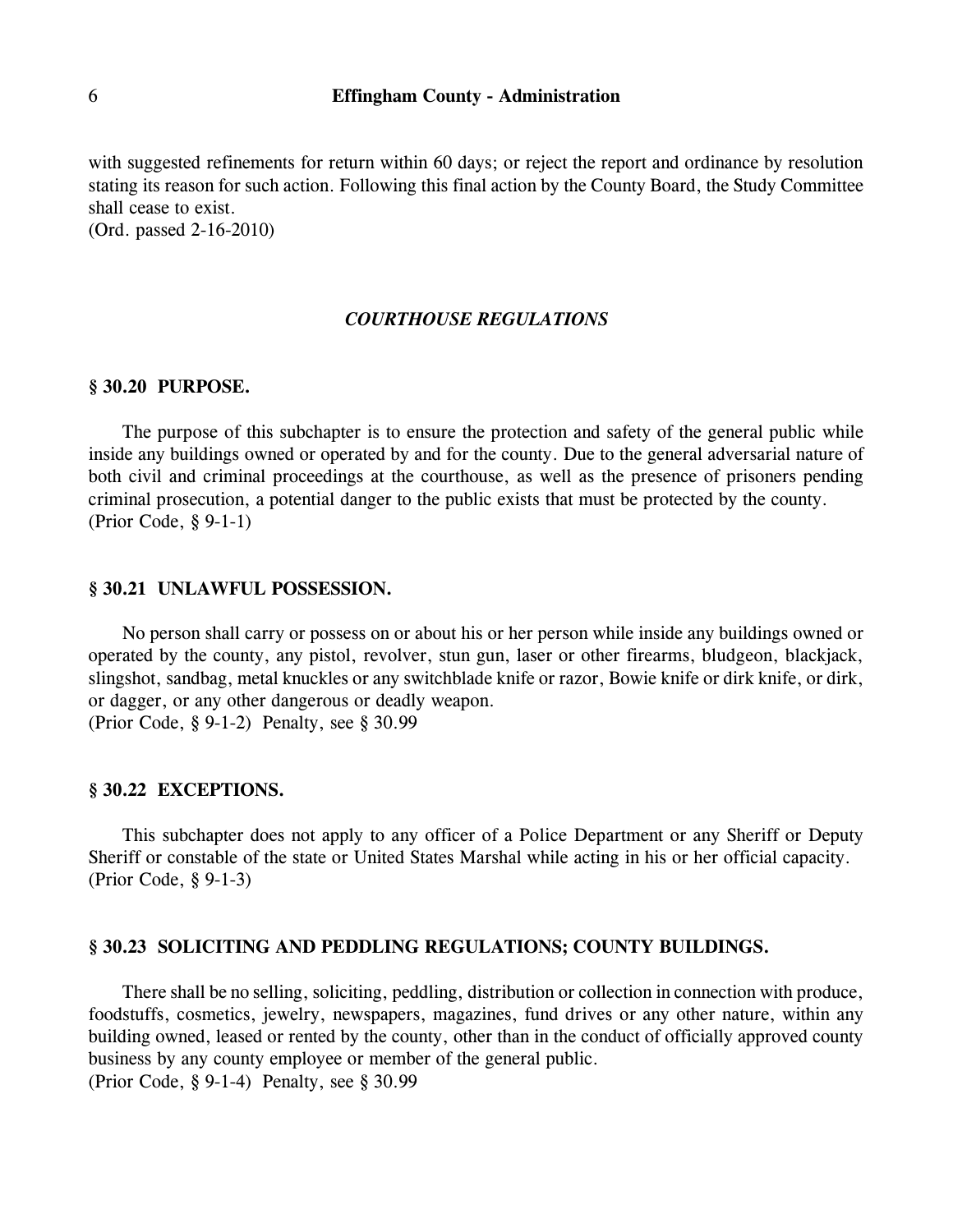with suggested refinements for return within 60 days; or reject the report and ordinance by resolution stating its reason for such action. Following this final action by the County Board, the Study Committee shall cease to exist.
(Ord. passed 2-16-2010)

## *COURTHOUSE REGULATIONS*

### § 30.20 PURPOSE.

The purpose of this subchapter is to ensure the protection and safety of the general public while inside any buildings owned or operated by and for the county. Due to the general adversarial nature of both civil and criminal proceedings at the courthouse, as well as the presence of prisoners pending criminal prosecution, a potential danger to the public exists that must be protected by the county.
(Prior Code, § 9-1-1)

### § 30.21 UNLAWFUL POSSESSION.

No person shall carry or possess on or about his or her person while inside any buildings owned or operated by the county, any pistol, revolver, stun gun, laser or other firearms, bludgeon, blackjack, slingshot, sandbag, metal knuckles or any switchblade knife or razor, Bowie knife or dirk knife, or dirk, or dagger, or any other dangerous or deadly weapon.
(Prior Code, § 9-1-2) Penalty, see § 30.99

### § 30.22 EXCEPTIONS.

This subchapter does not apply to any officer of a Police Department or any Sheriff or Deputy Sheriff or constable of the state or United States Marshal while acting in his or her official capacity.
(Prior Code, § 9-1-3)

### § 30.23 SOLICITING AND PEDDLING REGULATIONS; COUNTY BUILDINGS.

There shall be no selling, soliciting, peddling, distribution or collection in connection with produce, foodstuffs, cosmetics, jewelry, newspapers, magazines, fund drives or any other nature, within any building owned, leased or rented by the county, other than in the conduct of officially approved county business by any county employee or member of the general public.
(Prior Code, § 9-1-4) Penalty, see § 30.99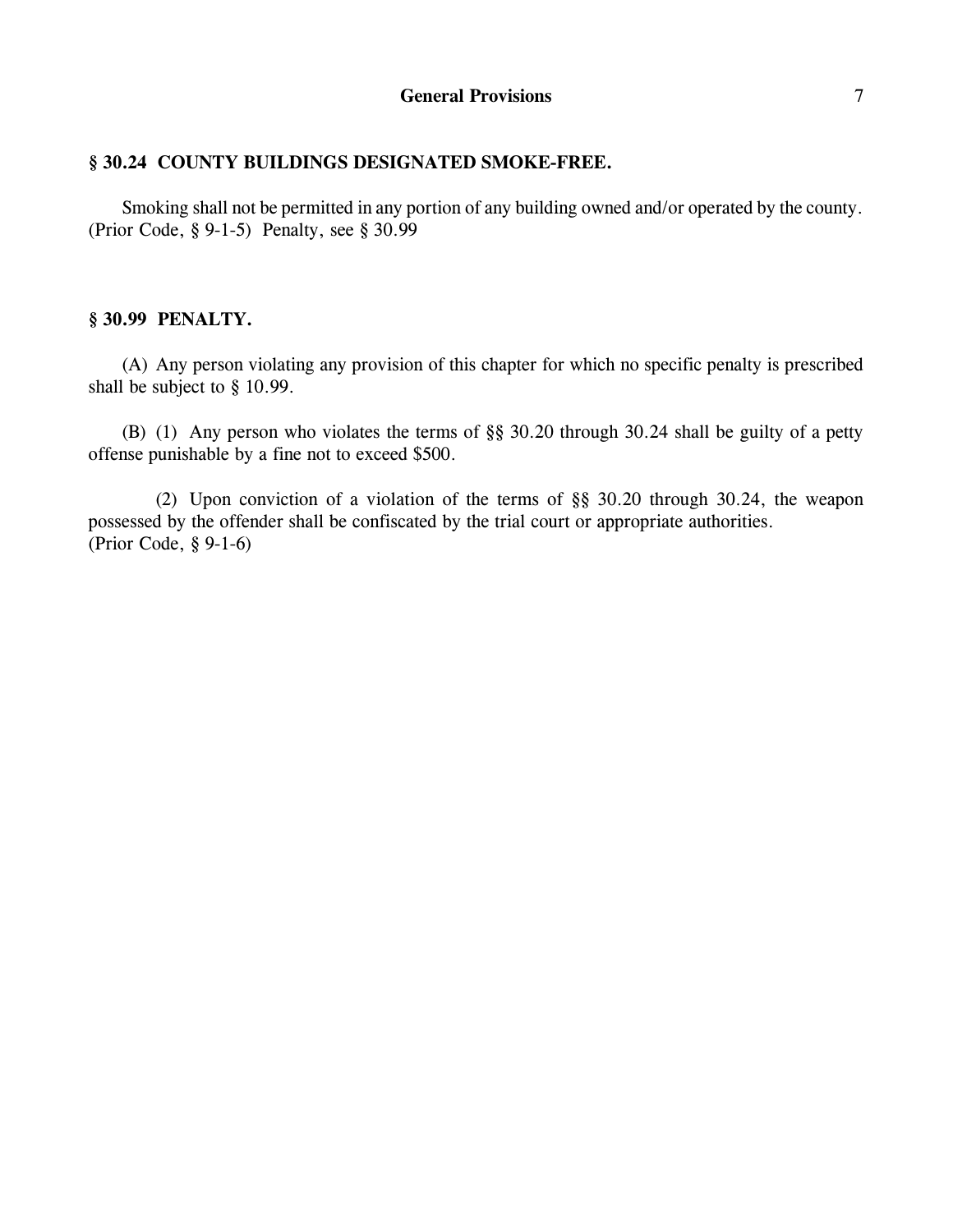### § 30.24 COUNTY BUILDINGS DESIGNATED SMOKE-FREE.

Smoking shall not be permitted in any portion of any building owned and/or operated by the county. (Prior Code, § 9-1-5) Penalty, see § 30.99

### § 30.99 PENALTY.

(A) Any person violating any provision of this chapter for which no specific penalty is prescribed shall be subject to § 10.99.

(B) (1) Any person who violates the terms of §§ 30.20 through 30.24 shall be guilty of a petty offense punishable by a fine not to exceed $500.

(2) Upon conviction of a violation of the terms of §§ 30.20 through 30.24, the weapon possessed by the offender shall be confiscated by the trial court or appropriate authorities.
(Prior Code, § 9-1-6)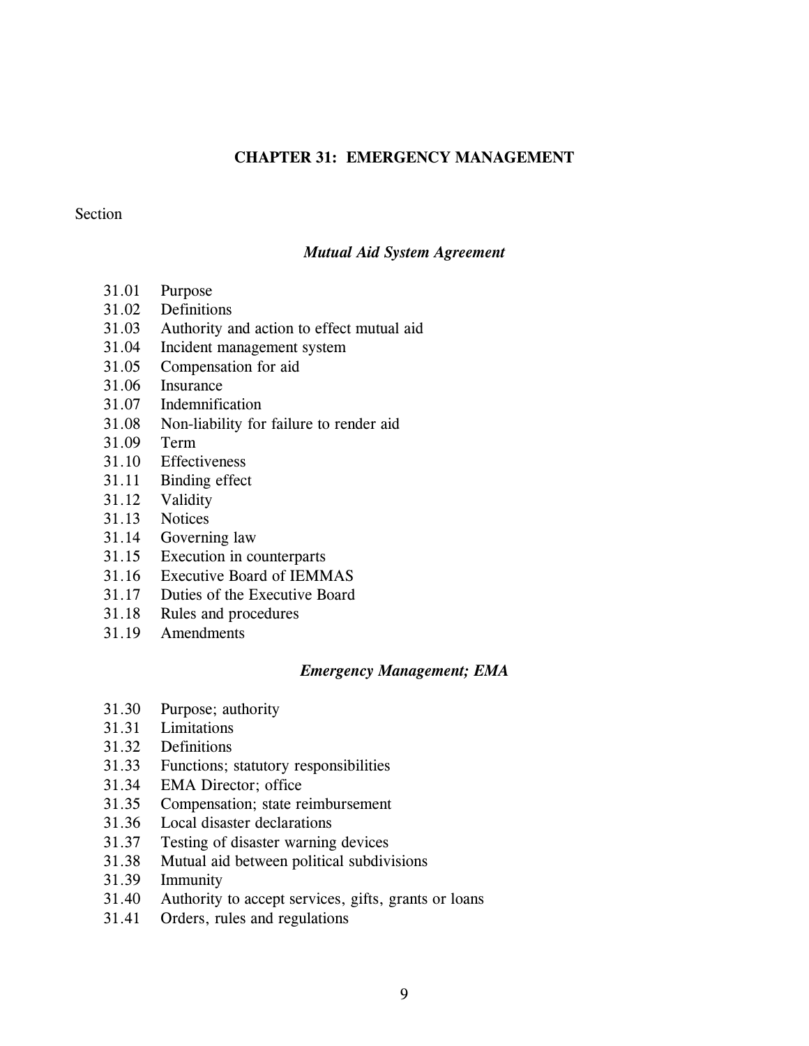# CHAPTER 31: EMERGENCY MANAGEMENT

Section

### *Mutual Aid System Agreement*

31.01 Purpose
31.02 Definitions
31.03 Authority and action to effect mutual aid
31.04 Incident management system
31.05 Compensation for aid
31.06 Insurance
31.07 Indemnification
31.08 Non-liability for failure to render aid
31.09 Term
31.10 Effectiveness
31.11 Binding effect
31.12 Validity
31.13 Notices
31.14 Governing law
31.15 Execution in counterparts
31.16 Executive Board of IEMMAS
31.17 Duties of the Executive Board
31.18 Rules and procedures
31.19 Amendments

### *Emergency Management; EMA*

31.30 Purpose; authority
31.31 Limitations
31.32 Definitions
31.33 Functions; statutory responsibilities
31.34 EMA Director; office
31.35 Compensation; state reimbursement
31.36 Local disaster declarations
31.37 Testing of disaster warning devices
31.38 Mutual aid between political subdivisions
31.39 Immunity
31.40 Authority to accept services, gifts, grants or loans
31.41 Orders, rules and regulations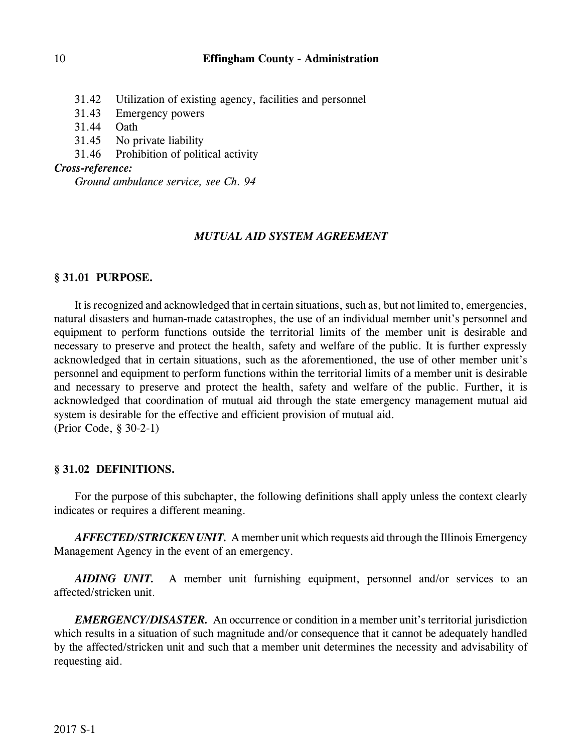31.42 Utilization of existing agency, facilities and personnel
31.43 Emergency powers
31.44 Oath
31.45 No private liability
31.46 Prohibition of political activity

***Cross-reference:***

*Ground ambulance service, see Ch. 94*

## *MUTUAL AID SYSTEM AGREEMENT*

### § 31.01 PURPOSE.

It is recognized and acknowledged that in certain situations, such as, but not limited to, emergencies, natural disasters and human-made catastrophes, the use of an individual member unit's personnel and equipment to perform functions outside the territorial limits of the member unit is desirable and necessary to preserve and protect the health, safety and welfare of the public. It is further expressly acknowledged that in certain situations, such as the aforementioned, the use of other member unit's personnel and equipment to perform functions within the territorial limits of a member unit is desirable and necessary to preserve and protect the health, safety and welfare of the public. Further, it is acknowledged that coordination of mutual aid through the state emergency management mutual aid system is desirable for the effective and efficient provision of mutual aid.
(Prior Code, § 30-2-1)

### § 31.02 DEFINITIONS.

For the purpose of this subchapter, the following definitions shall apply unless the context clearly indicates or requires a different meaning.

***AFFECTED/STRICKEN UNIT.*** A member unit which requests aid through the Illinois Emergency Management Agency in the event of an emergency.

***AIDING UNIT.*** A member unit furnishing equipment, personnel and/or services to an affected/stricken unit.

***EMERGENCY/DISASTER.*** An occurrence or condition in a member unit's territorial jurisdiction which results in a situation of such magnitude and/or consequence that it cannot be adequately handled by the affected/stricken unit and such that a member unit determines the necessity and advisability of requesting aid.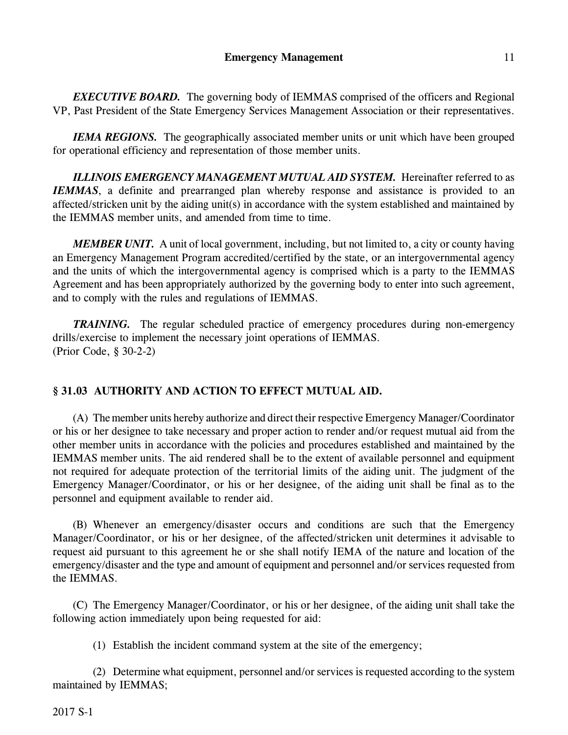***EXECUTIVE BOARD.*** The governing body of IEMMAS comprised of the officers and Regional VP, Past President of the State Emergency Services Management Association or their representatives.

***IEMA REGIONS.*** The geographically associated member units or unit which have been grouped for operational efficiency and representation of those member units.

***ILLINOIS EMERGENCY MANAGEMENT MUTUAL AID SYSTEM.*** Hereinafter referred to as ***IEMMAS***, a definite and prearranged plan whereby response and assistance is provided to an affected/stricken unit by the aiding unit(s) in accordance with the system established and maintained by the IEMMAS member units, and amended from time to time.

***MEMBER UNIT.*** A unit of local government, including, but not limited to, a city or county having an Emergency Management Program accredited/certified by the state, or an intergovernmental agency and the units of which the intergovernmental agency is comprised which is a party to the IEMMAS Agreement and has been appropriately authorized by the governing body to enter into such agreement, and to comply with the rules and regulations of IEMMAS.

***TRAINING.*** The regular scheduled practice of emergency procedures during non-emergency drills/exercise to implement the necessary joint operations of IEMMAS.
(Prior Code, § 30-2-2)

## § 31.03 AUTHORITY AND ACTION TO EFFECT MUTUAL AID.

(A) The member units hereby authorize and direct their respective Emergency Manager/Coordinator or his or her designee to take necessary and proper action to render and/or request mutual aid from the other member units in accordance with the policies and procedures established and maintained by the IEMMAS member units. The aid rendered shall be to the extent of available personnel and equipment not required for adequate protection of the territorial limits of the aiding unit. The judgment of the Emergency Manager/Coordinator, or his or her designee, of the aiding unit shall be final as to the personnel and equipment available to render aid.

(B) Whenever an emergency/disaster occurs and conditions are such that the Emergency Manager/Coordinator, or his or her designee, of the affected/stricken unit determines it advisable to request aid pursuant to this agreement he or she shall notify IEMA of the nature and location of the emergency/disaster and the type and amount of equipment and personnel and/or services requested from the IEMMAS.

(C) The Emergency Manager/Coordinator, or his or her designee, of the aiding unit shall take the following action immediately upon being requested for aid:

(1) Establish the incident command system at the site of the emergency;

(2) Determine what equipment, personnel and/or services is requested according to the system maintained by IEMMAS;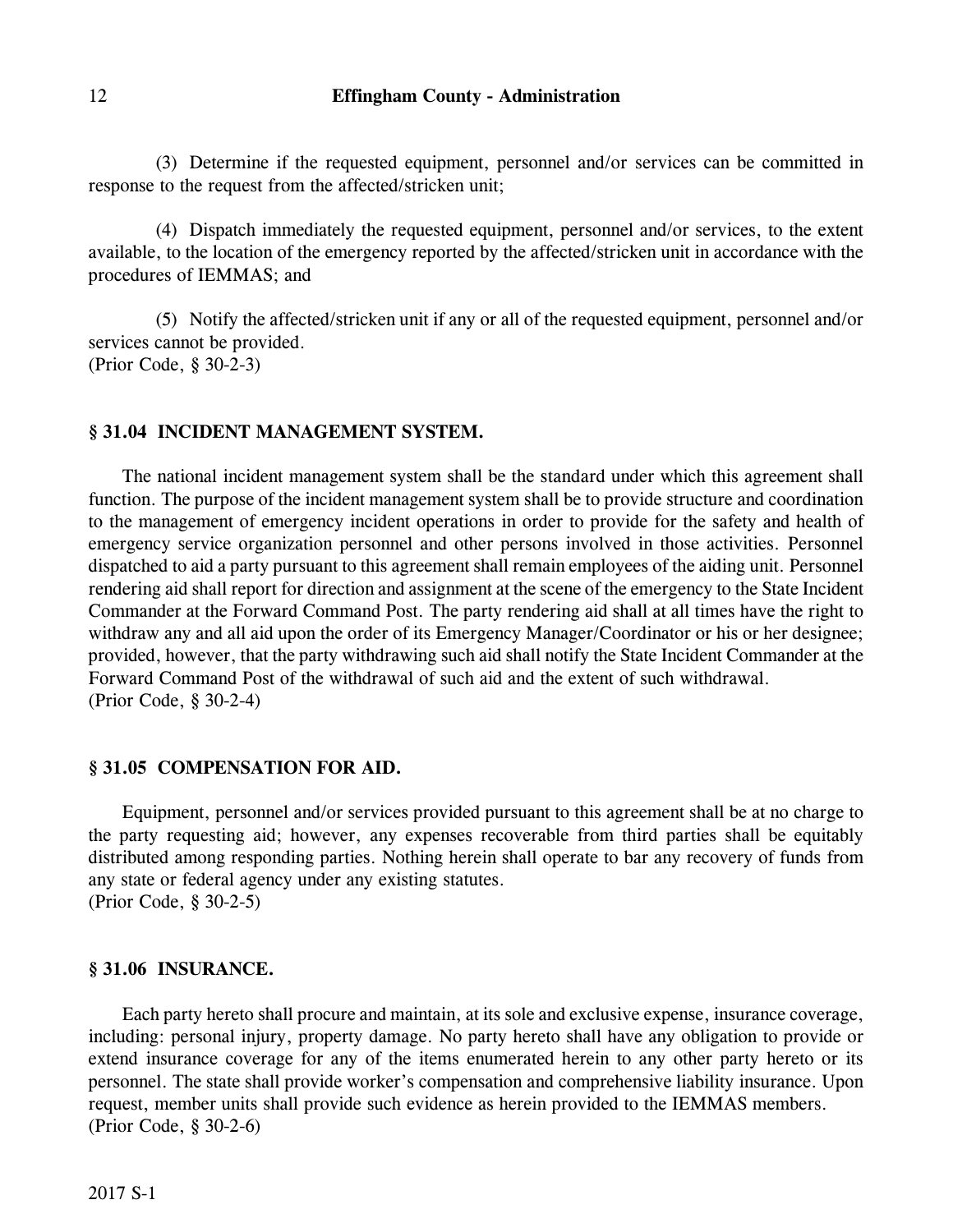(3) Determine if the requested equipment, personnel and/or services can be committed in response to the request from the affected/stricken unit;

(4) Dispatch immediately the requested equipment, personnel and/or services, to the extent available, to the location of the emergency reported by the affected/stricken unit in accordance with the procedures of IEMMAS; and

(5) Notify the affected/stricken unit if any or all of the requested equipment, personnel and/or services cannot be provided.
(Prior Code, § 30-2-3)

### § 31.04 INCIDENT MANAGEMENT SYSTEM.

The national incident management system shall be the standard under which this agreement shall function. The purpose of the incident management system shall be to provide structure and coordination to the management of emergency incident operations in order to provide for the safety and health of emergency service organization personnel and other persons involved in those activities. Personnel dispatched to aid a party pursuant to this agreement shall remain employees of the aiding unit. Personnel rendering aid shall report for direction and assignment at the scene of the emergency to the State Incident Commander at the Forward Command Post. The party rendering aid shall at all times have the right to withdraw any and all aid upon the order of its Emergency Manager/Coordinator or his or her designee; provided, however, that the party withdrawing such aid shall notify the State Incident Commander at the Forward Command Post of the withdrawal of such aid and the extent of such withdrawal.
(Prior Code, § 30-2-4)

### § 31.05 COMPENSATION FOR AID.

Equipment, personnel and/or services provided pursuant to this agreement shall be at no charge to the party requesting aid; however, any expenses recoverable from third parties shall be equitably distributed among responding parties. Nothing herein shall operate to bar any recovery of funds from any state or federal agency under any existing statutes.
(Prior Code, § 30-2-5)

### § 31.06 INSURANCE.

Each party hereto shall procure and maintain, at its sole and exclusive expense, insurance coverage, including: personal injury, property damage. No party hereto shall have any obligation to provide or extend insurance coverage for any of the items enumerated herein to any other party hereto or its personnel. The state shall provide worker's compensation and comprehensive liability insurance. Upon request, member units shall provide such evidence as herein provided to the IEMMAS members.
(Prior Code, § 30-2-6)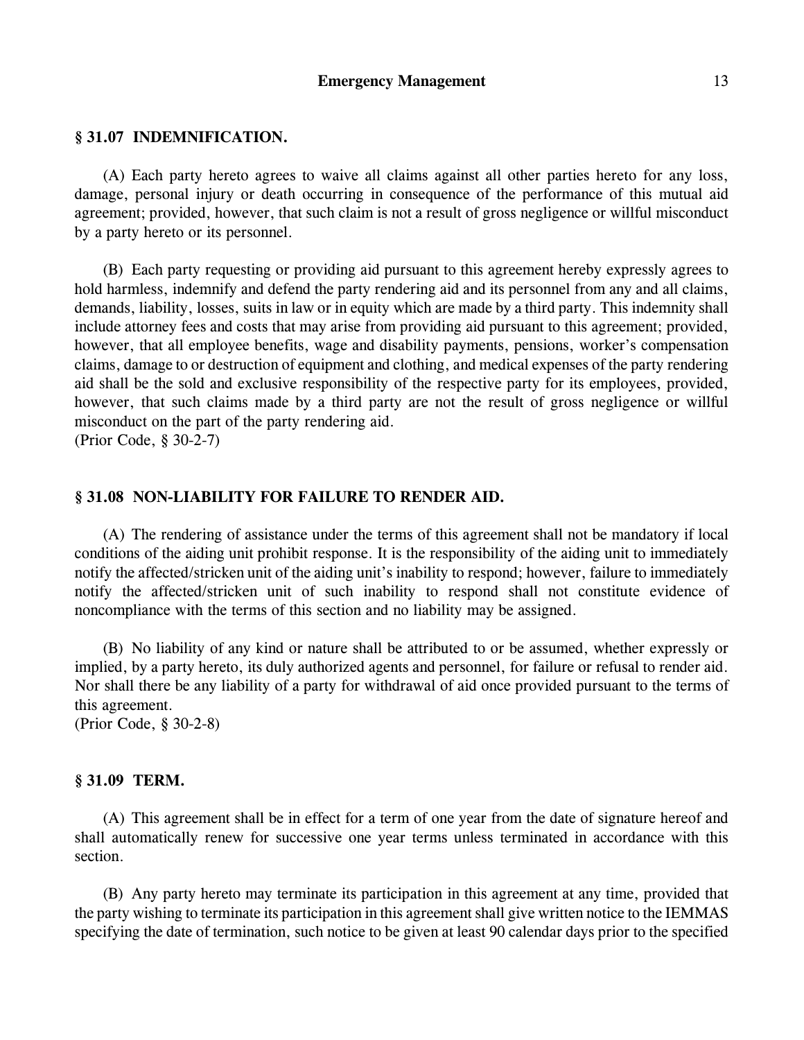### § 31.07 INDEMNIFICATION.

(A) Each party hereto agrees to waive all claims against all other parties hereto for any loss, damage, personal injury or death occurring in consequence of the performance of this mutual aid agreement; provided, however, that such claim is not a result of gross negligence or willful misconduct by a party hereto or its personnel.

(B) Each party requesting or providing aid pursuant to this agreement hereby expressly agrees to hold harmless, indemnify and defend the party rendering aid and its personnel from any and all claims, demands, liability, losses, suits in law or in equity which are made by a third party. This indemnity shall include attorney fees and costs that may arise from providing aid pursuant to this agreement; provided, however, that all employee benefits, wage and disability payments, pensions, worker's compensation claims, damage to or destruction of equipment and clothing, and medical expenses of the party rendering aid shall be the sold and exclusive responsibility of the respective party for its employees, provided, however, that such claims made by a third party are not the result of gross negligence or willful misconduct on the part of the party rendering aid.
(Prior Code, § 30-2-7)

### § 31.08 NON-LIABILITY FOR FAILURE TO RENDER AID.

(A) The rendering of assistance under the terms of this agreement shall not be mandatory if local conditions of the aiding unit prohibit response. It is the responsibility of the aiding unit to immediately notify the affected/stricken unit of the aiding unit's inability to respond; however, failure to immediately notify the affected/stricken unit of such inability to respond shall not constitute evidence of noncompliance with the terms of this section and no liability may be assigned.

(B) No liability of any kind or nature shall be attributed to or be assumed, whether expressly or implied, by a party hereto, its duly authorized agents and personnel, for failure or refusal to render aid. Nor shall there be any liability of a party for withdrawal of aid once provided pursuant to the terms of this agreement.
(Prior Code, § 30-2-8)

### § 31.09 TERM.

(A) This agreement shall be in effect for a term of one year from the date of signature hereof and shall automatically renew for successive one year terms unless terminated in accordance with this section.

(B) Any party hereto may terminate its participation in this agreement at any time, provided that the party wishing to terminate its participation in this agreement shall give written notice to the IEMMAS specifying the date of termination, such notice to be given at least 90 calendar days prior to the specified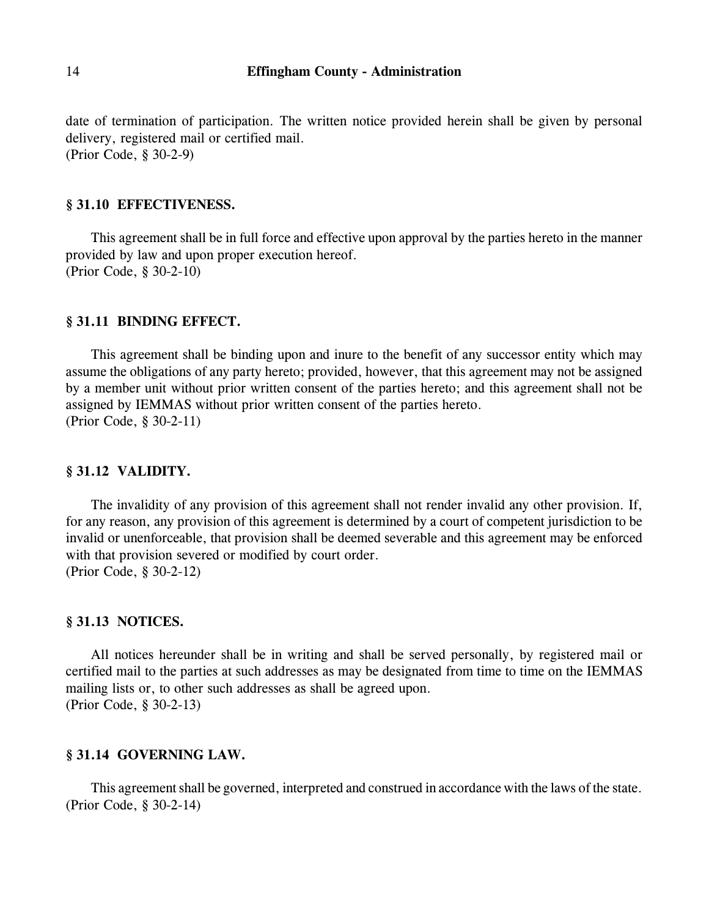date of termination of participation. The written notice provided herein shall be given by personal delivery, registered mail or certified mail.
(Prior Code, § 30-2-9)

### § 31.10 EFFECTIVENESS.

This agreement shall be in full force and effective upon approval by the parties hereto in the manner provided by law and upon proper execution hereof.
(Prior Code, § 30-2-10)

### § 31.11 BINDING EFFECT.

This agreement shall be binding upon and inure to the benefit of any successor entity which may assume the obligations of any party hereto; provided, however, that this agreement may not be assigned by a member unit without prior written consent of the parties hereto; and this agreement shall not be assigned by IEMMAS without prior written consent of the parties hereto.
(Prior Code, § 30-2-11)

### § 31.12 VALIDITY.

The invalidity of any provision of this agreement shall not render invalid any other provision. If, for any reason, any provision of this agreement is determined by a court of competent jurisdiction to be invalid or unenforceable, that provision shall be deemed severable and this agreement may be enforced with that provision severed or modified by court order.
(Prior Code, § 30-2-12)

### § 31.13 NOTICES.

All notices hereunder shall be in writing and shall be served personally, by registered mail or certified mail to the parties at such addresses as may be designated from time to time on the IEMMAS mailing lists or, to other such addresses as shall be agreed upon.
(Prior Code, § 30-2-13)

### § 31.14 GOVERNING LAW.

This agreement shall be governed, interpreted and construed in accordance with the laws of the state.
(Prior Code, § 30-2-14)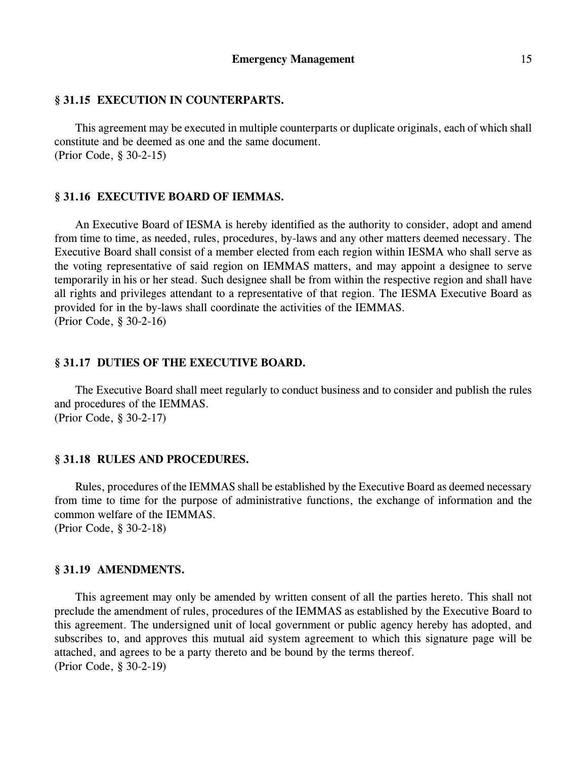### § 31.15 EXECUTION IN COUNTERPARTS.

This agreement may be executed in multiple counterparts or duplicate originals, each of which shall constitute and be deemed as one and the same document.
(Prior Code, § 30-2-15)

### § 31.16 EXECUTIVE BOARD OF IEMMAS.

An Executive Board of IESMA is hereby identified as the authority to consider, adopt and amend from time to time, as needed, rules, procedures, by-laws and any other matters deemed necessary. The Executive Board shall consist of a member elected from each region within IESMA who shall serve as the voting representative of said region on IEMMAS matters, and may appoint a designee to serve temporarily in his or her stead. Such designee shall be from within the respective region and shall have all rights and privileges attendant to a representative of that region. The IESMA Executive Board as provided for in the by-laws shall coordinate the activities of the IEMMAS.
(Prior Code, § 30-2-16)

### § 31.17 DUTIES OF THE EXECUTIVE BOARD.

The Executive Board shall meet regularly to conduct business and to consider and publish the rules and procedures of the IEMMAS.
(Prior Code, § 30-2-17)

### § 31.18 RULES AND PROCEDURES.

Rules, procedures of the IEMMAS shall be established by the Executive Board as deemed necessary from time to time for the purpose of administrative functions, the exchange of information and the common welfare of the IEMMAS.
(Prior Code, § 30-2-18)

### § 31.19 AMENDMENTS.

This agreement may only be amended by written consent of all the parties hereto. This shall not preclude the amendment of rules, procedures of the IEMMAS as established by the Executive Board to this agreement. The undersigned unit of local government or public agency hereby has adopted, and subscribes to, and approves this mutual aid system agreement to which this signature page will be attached, and agrees to be a party thereto and be bound by the terms thereof.
(Prior Code, § 30-2-19)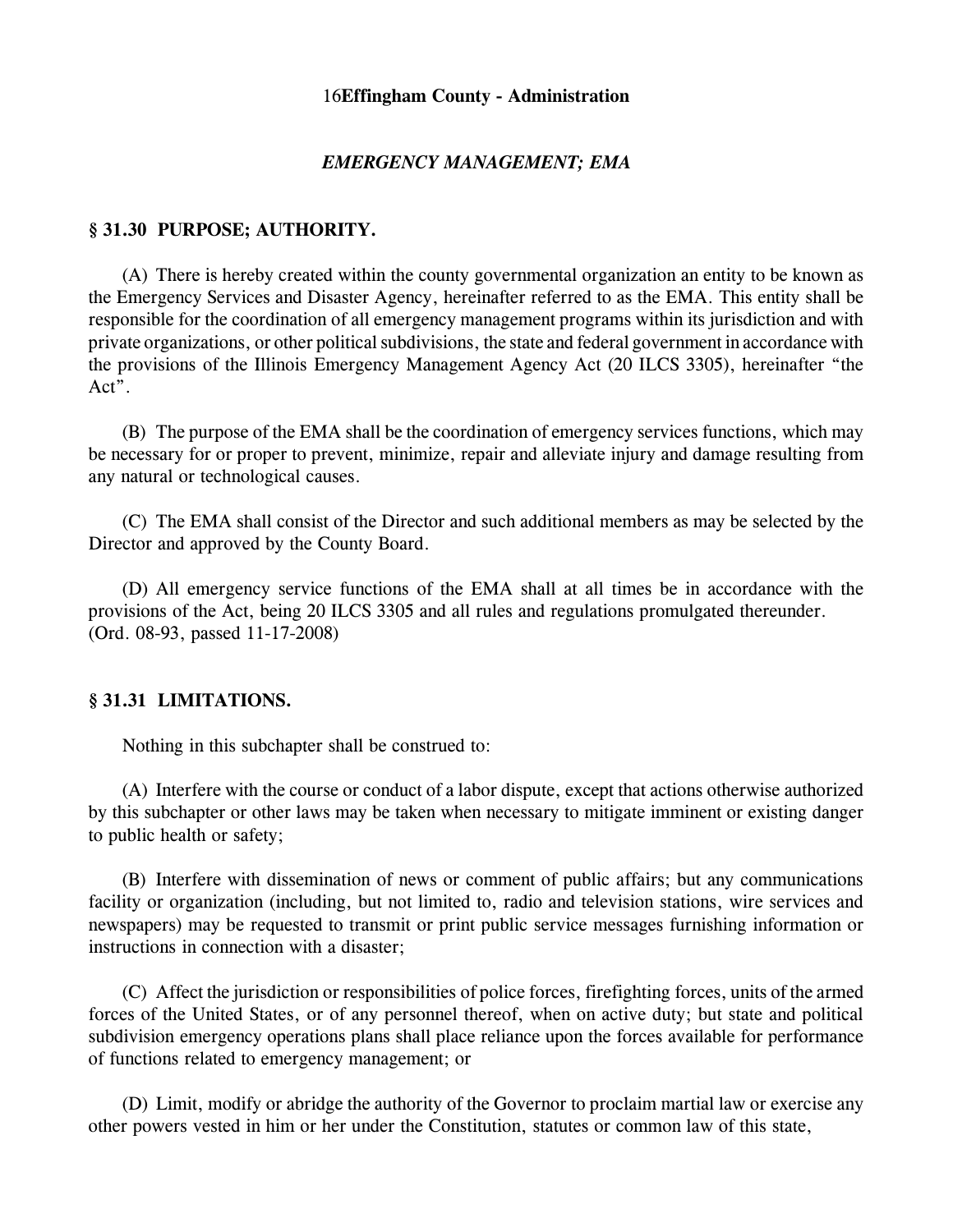*EMERGENCY MANAGEMENT; EMA*

### § 31.30 PURPOSE; AUTHORITY.

(A) There is hereby created within the county governmental organization an entity to be known as the Emergency Services and Disaster Agency, hereinafter referred to as the EMA. This entity shall be responsible for the coordination of all emergency management programs within its jurisdiction and with private organizations, or other political subdivisions, the state and federal government in accordance with the provisions of the Illinois Emergency Management Agency Act (20 ILCS 3305), hereinafter "the Act".

(B) The purpose of the EMA shall be the coordination of emergency services functions, which may be necessary for or proper to prevent, minimize, repair and alleviate injury and damage resulting from any natural or technological causes.

(C) The EMA shall consist of the Director and such additional members as may be selected by the Director and approved by the County Board.

(D) All emergency service functions of the EMA shall at all times be in accordance with the provisions of the Act, being 20 ILCS 3305 and all rules and regulations promulgated thereunder.
(Ord. 08-93, passed 11-17-2008)

### § 31.31 LIMITATIONS.

Nothing in this subchapter shall be construed to:

(A) Interfere with the course or conduct of a labor dispute, except that actions otherwise authorized by this subchapter or other laws may be taken when necessary to mitigate imminent or existing danger to public health or safety;

(B) Interfere with dissemination of news or comment of public affairs; but any communications facility or organization (including, but not limited to, radio and television stations, wire services and newspapers) may be requested to transmit or print public service messages furnishing information or instructions in connection with a disaster;

(C) Affect the jurisdiction or responsibilities of police forces, firefighting forces, units of the armed forces of the United States, or of any personnel thereof, when on active duty; but state and political subdivision emergency operations plans shall place reliance upon the forces available for performance of functions related to emergency management; or

(D) Limit, modify or abridge the authority of the Governor to proclaim martial law or exercise any other powers vested in him or her under the Constitution, statutes or common law of this state,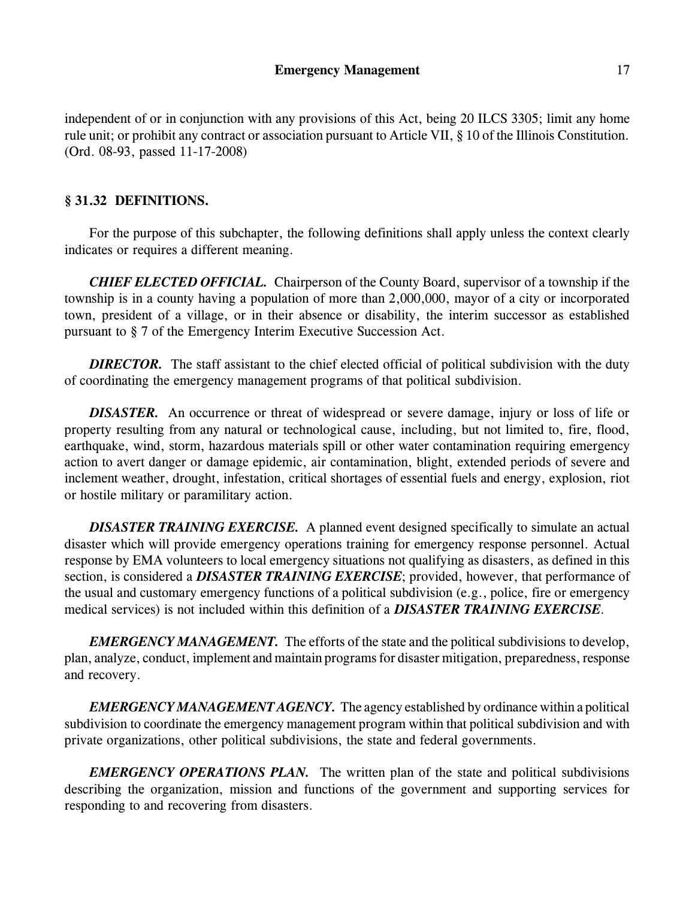independent of or in conjunction with any provisions of this Act, being 20 ILCS 3305; limit any home rule unit; or prohibit any contract or association pursuant to Article VII, § 10 of the Illinois Constitution. (Ord. 08-93, passed 11-17-2008)

### § 31.32 DEFINITIONS.

For the purpose of this subchapter, the following definitions shall apply unless the context clearly indicates or requires a different meaning.

***CHIEF ELECTED OFFICIAL.*** Chairperson of the County Board, supervisor of a township if the township is in a county having a population of more than 2,000,000, mayor of a city or incorporated town, president of a village, or in their absence or disability, the interim successor as established pursuant to § 7 of the Emergency Interim Executive Succession Act.

***DIRECTOR.*** The staff assistant to the chief elected official of political subdivision with the duty of coordinating the emergency management programs of that political subdivision.

***DISASTER.*** An occurrence or threat of widespread or severe damage, injury or loss of life or property resulting from any natural or technological cause, including, but not limited to, fire, flood, earthquake, wind, storm, hazardous materials spill or other water contamination requiring emergency action to avert danger or damage epidemic, air contamination, blight, extended periods of severe and inclement weather, drought, infestation, critical shortages of essential fuels and energy, explosion, riot or hostile military or paramilitary action.

***DISASTER TRAINING EXERCISE.*** A planned event designed specifically to simulate an actual disaster which will provide emergency operations training for emergency response personnel. Actual response by EMA volunteers to local emergency situations not qualifying as disasters, as defined in this section, is considered a ***DISASTER TRAINING EXERCISE***; provided, however, that performance of the usual and customary emergency functions of a political subdivision (e.g., police, fire or emergency medical services) is not included within this definition of a ***DISASTER TRAINING EXERCISE***.

***EMERGENCY MANAGEMENT.*** The efforts of the state and the political subdivisions to develop, plan, analyze, conduct, implement and maintain programs for disaster mitigation, preparedness, response and recovery.

***EMERGENCY MANAGEMENT AGENCY.*** The agency established by ordinance within a political subdivision to coordinate the emergency management program within that political subdivision and with private organizations, other political subdivisions, the state and federal governments.

***EMERGENCY OPERATIONS PLAN.*** The written plan of the state and political subdivisions describing the organization, mission and functions of the government and supporting services for responding to and recovering from disasters.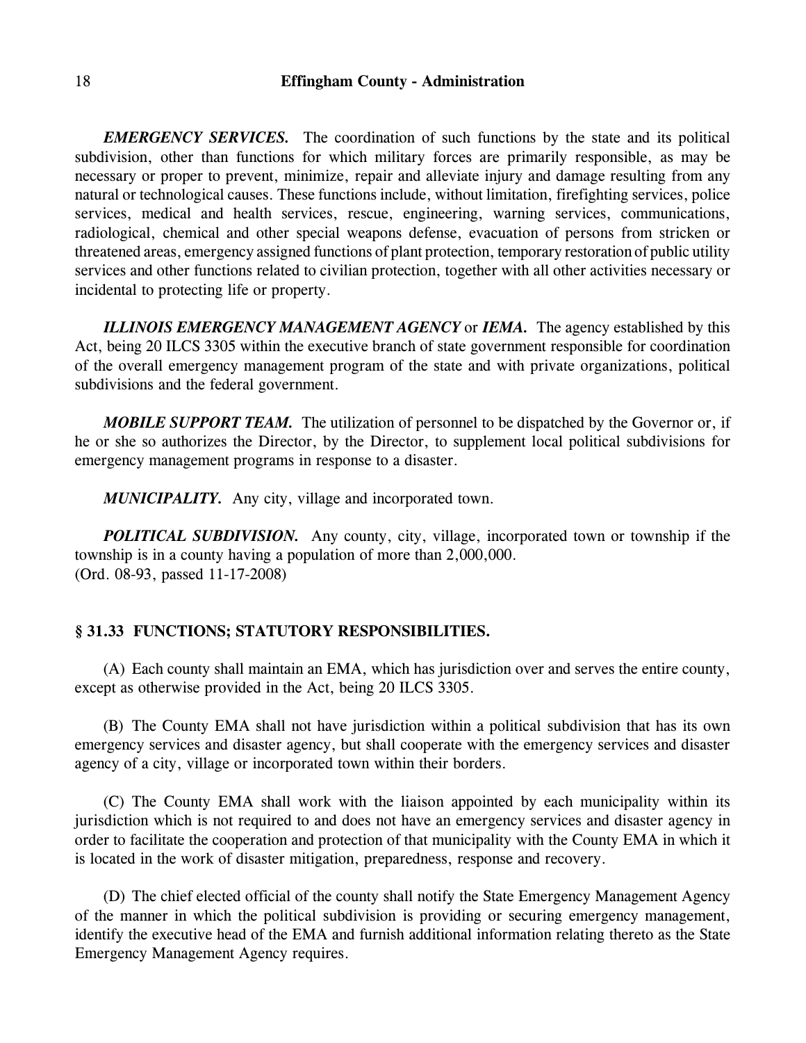***EMERGENCY SERVICES.*** The coordination of such functions by the state and its political subdivision, other than functions for which military forces are primarily responsible, as may be necessary or proper to prevent, minimize, repair and alleviate injury and damage resulting from any natural or technological causes. These functions include, without limitation, firefighting services, police services, medical and health services, rescue, engineering, warning services, communications, radiological, chemical and other special weapons defense, evacuation of persons from stricken or threatened areas, emergency assigned functions of plant protection, temporary restoration of public utility services and other functions related to civilian protection, together with all other activities necessary or incidental to protecting life or property.

***ILLINOIS EMERGENCY MANAGEMENT AGENCY*** or ***IEMA.*** The agency established by this Act, being 20 ILCS 3305 within the executive branch of state government responsible for coordination of the overall emergency management program of the state and with private organizations, political subdivisions and the federal government.

***MOBILE SUPPORT TEAM.*** The utilization of personnel to be dispatched by the Governor or, if he or she so authorizes the Director, by the Director, to supplement local political subdivisions for emergency management programs in response to a disaster.

***MUNICIPALITY.*** Any city, village and incorporated town.

***POLITICAL SUBDIVISION.*** Any county, city, village, incorporated town or township if the township is in a county having a population of more than 2,000,000.
(Ord. 08-93, passed 11-17-2008)

### § 31.33 FUNCTIONS; STATUTORY RESPONSIBILITIES.

(A) Each county shall maintain an EMA, which has jurisdiction over and serves the entire county, except as otherwise provided in the Act, being 20 ILCS 3305.

(B) The County EMA shall not have jurisdiction within a political subdivision that has its own emergency services and disaster agency, but shall cooperate with the emergency services and disaster agency of a city, village or incorporated town within their borders.

(C) The County EMA shall work with the liaison appointed by each municipality within its jurisdiction which is not required to and does not have an emergency services and disaster agency in order to facilitate the cooperation and protection of that municipality with the County EMA in which it is located in the work of disaster mitigation, preparedness, response and recovery.

(D) The chief elected official of the county shall notify the State Emergency Management Agency of the manner in which the political subdivision is providing or securing emergency management, identify the executive head of the EMA and furnish additional information relating thereto as the State Emergency Management Agency requires.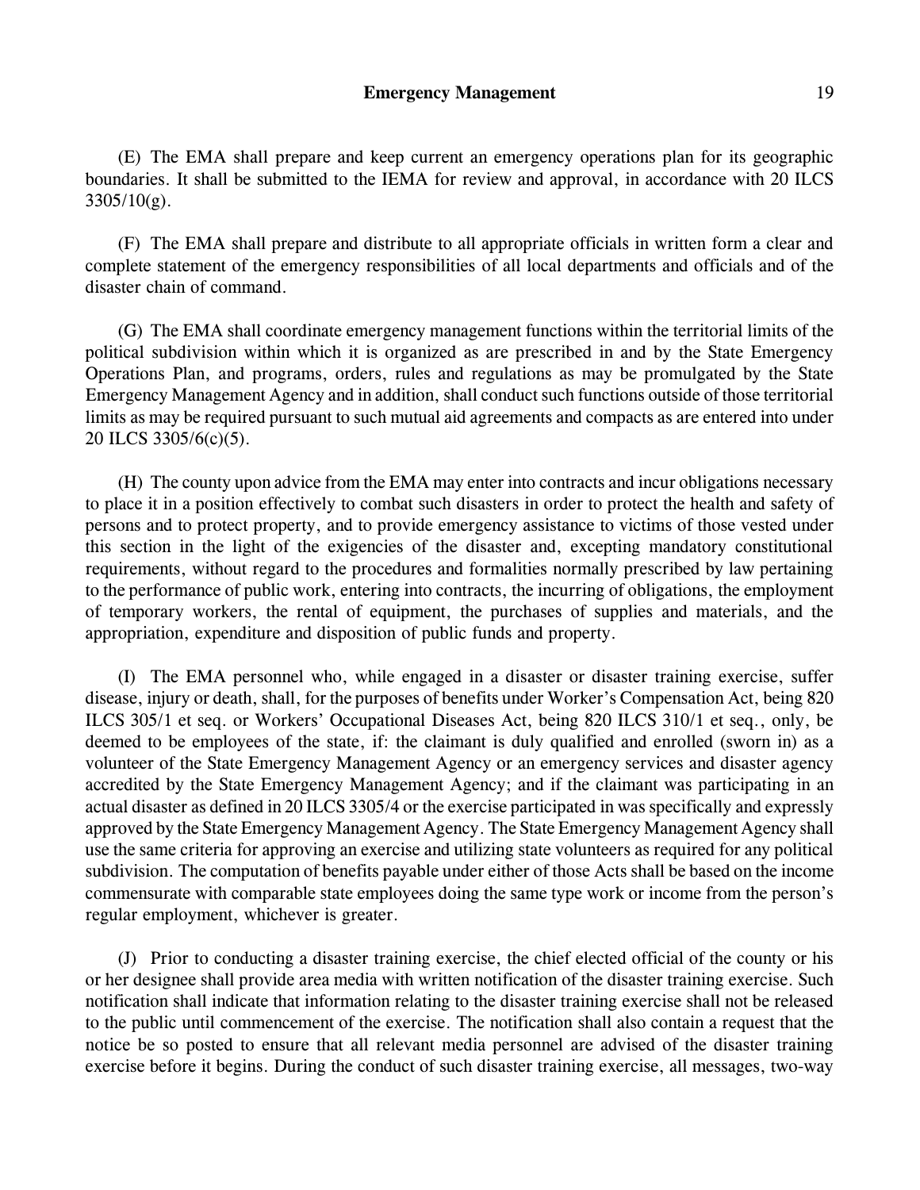(E) The EMA shall prepare and keep current an emergency operations plan for its geographic boundaries. It shall be submitted to the IEMA for review and approval, in accordance with 20 ILCS 3305/10(g).

(F) The EMA shall prepare and distribute to all appropriate officials in written form a clear and complete statement of the emergency responsibilities of all local departments and officials and of the disaster chain of command.

(G) The EMA shall coordinate emergency management functions within the territorial limits of the political subdivision within which it is organized as are prescribed in and by the State Emergency Operations Plan, and programs, orders, rules and regulations as may be promulgated by the State Emergency Management Agency and in addition, shall conduct such functions outside of those territorial limits as may be required pursuant to such mutual aid agreements and compacts as are entered into under 20 ILCS 3305/6(c)(5).

(H) The county upon advice from the EMA may enter into contracts and incur obligations necessary to place it in a position effectively to combat such disasters in order to protect the health and safety of persons and to protect property, and to provide emergency assistance to victims of those vested under this section in the light of the exigencies of the disaster and, excepting mandatory constitutional requirements, without regard to the procedures and formalities normally prescribed by law pertaining to the performance of public work, entering into contracts, the incurring of obligations, the employment of temporary workers, the rental of equipment, the purchases of supplies and materials, and the appropriation, expenditure and disposition of public funds and property.

(I) The EMA personnel who, while engaged in a disaster or disaster training exercise, suffer disease, injury or death, shall, for the purposes of benefits under Worker's Compensation Act, being 820 ILCS 305/1 et seq. or Workers' Occupational Diseases Act, being 820 ILCS 310/1 et seq., only, be deemed to be employees of the state, if: the claimant is duly qualified and enrolled (sworn in) as a volunteer of the State Emergency Management Agency or an emergency services and disaster agency accredited by the State Emergency Management Agency; and if the claimant was participating in an actual disaster as defined in 20 ILCS 3305/4 or the exercise participated in was specifically and expressly approved by the State Emergency Management Agency. The State Emergency Management Agency shall use the same criteria for approving an exercise and utilizing state volunteers as required for any political subdivision. The computation of benefits payable under either of those Acts shall be based on the income commensurate with comparable state employees doing the same type work or income from the person's regular employment, whichever is greater.

(J) Prior to conducting a disaster training exercise, the chief elected official of the county or his or her designee shall provide area media with written notification of the disaster training exercise. Such notification shall indicate that information relating to the disaster training exercise shall not be released to the public until commencement of the exercise. The notification shall also contain a request that the notice be so posted to ensure that all relevant media personnel are advised of the disaster training exercise before it begins. During the conduct of such disaster training exercise, all messages, two-way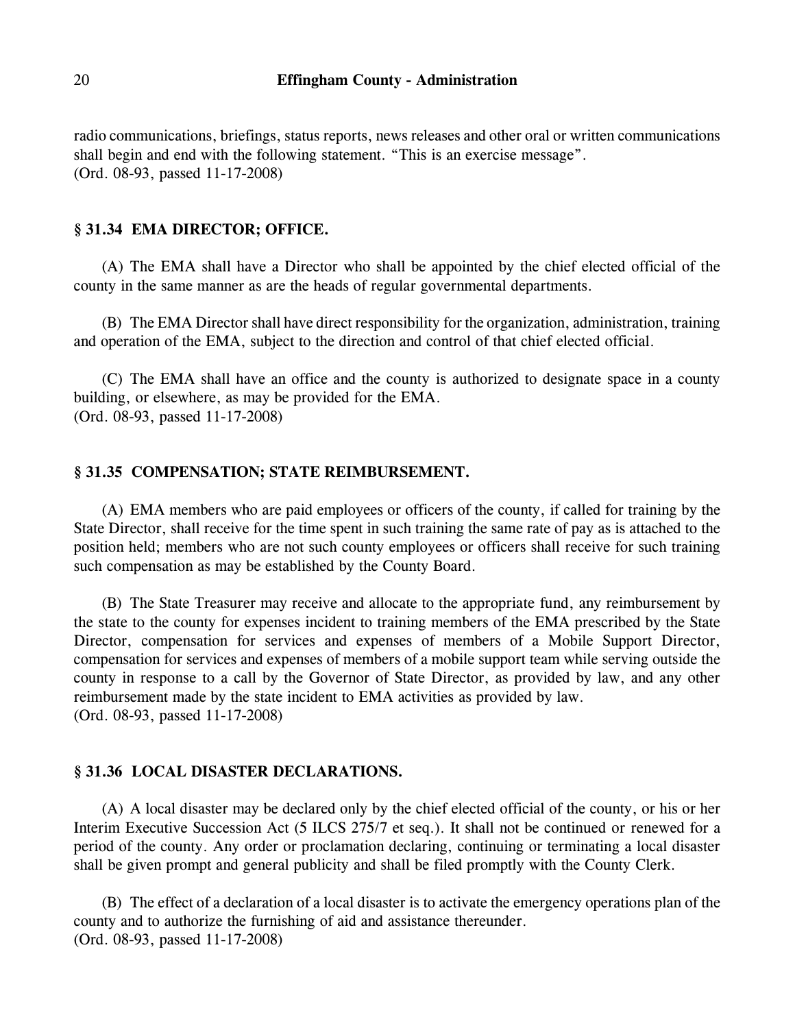radio communications, briefings, status reports, news releases and other oral or written communications shall begin and end with the following statement. "This is an exercise message".
(Ord. 08-93, passed 11-17-2008)

## § 31.34 EMA DIRECTOR; OFFICE.

(A) The EMA shall have a Director who shall be appointed by the chief elected official of the county in the same manner as are the heads of regular governmental departments.

(B) The EMA Director shall have direct responsibility for the organization, administration, training and operation of the EMA, subject to the direction and control of that chief elected official.

(C) The EMA shall have an office and the county is authorized to designate space in a county building, or elsewhere, as may be provided for the EMA.
(Ord. 08-93, passed 11-17-2008)

## § 31.35 COMPENSATION; STATE REIMBURSEMENT.

(A) EMA members who are paid employees or officers of the county, if called for training by the State Director, shall receive for the time spent in such training the same rate of pay as is attached to the position held; members who are not such county employees or officers shall receive for such training such compensation as may be established by the County Board.

(B) The State Treasurer may receive and allocate to the appropriate fund, any reimbursement by the state to the county for expenses incident to training members of the EMA prescribed by the State Director, compensation for services and expenses of members of a Mobile Support Director, compensation for services and expenses of members of a mobile support team while serving outside the county in response to a call by the Governor of State Director, as provided by law, and any other reimbursement made by the state incident to EMA activities as provided by law.
(Ord. 08-93, passed 11-17-2008)

## § 31.36 LOCAL DISASTER DECLARATIONS.

(A) A local disaster may be declared only by the chief elected official of the county, or his or her Interim Executive Succession Act (5 ILCS 275/7 et seq.). It shall not be continued or renewed for a period of the county. Any order or proclamation declaring, continuing or terminating a local disaster shall be given prompt and general publicity and shall be filed promptly with the County Clerk.

(B) The effect of a declaration of a local disaster is to activate the emergency operations plan of the county and to authorize the furnishing of aid and assistance thereunder.
(Ord. 08-93, passed 11-17-2008)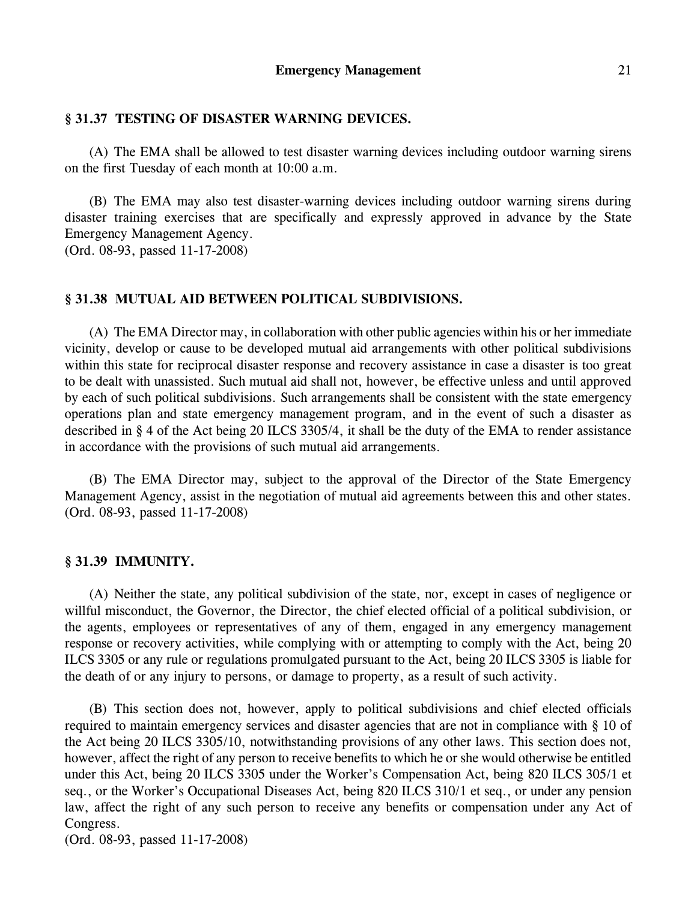### § 31.37 TESTING OF DISASTER WARNING DEVICES.

(A) The EMA shall be allowed to test disaster warning devices including outdoor warning sirens on the first Tuesday of each month at 10:00 a.m.

(B) The EMA may also test disaster-warning devices including outdoor warning sirens during disaster training exercises that are specifically and expressly approved in advance by the State Emergency Management Agency.
(Ord. 08-93, passed 11-17-2008)

### § 31.38 MUTUAL AID BETWEEN POLITICAL SUBDIVISIONS.

(A) The EMA Director may, in collaboration with other public agencies within his or her immediate vicinity, develop or cause to be developed mutual aid arrangements with other political subdivisions within this state for reciprocal disaster response and recovery assistance in case a disaster is too great to be dealt with unassisted. Such mutual aid shall not, however, be effective unless and until approved by each of such political subdivisions. Such arrangements shall be consistent with the state emergency operations plan and state emergency management program, and in the event of such a disaster as described in § 4 of the Act being 20 ILCS 3305/4, it shall be the duty of the EMA to render assistance in accordance with the provisions of such mutual aid arrangements.

(B) The EMA Director may, subject to the approval of the Director of the State Emergency Management Agency, assist in the negotiation of mutual aid agreements between this and other states.
(Ord. 08-93, passed 11-17-2008)

### § 31.39 IMMUNITY.

(A) Neither the state, any political subdivision of the state, nor, except in cases of negligence or willful misconduct, the Governor, the Director, the chief elected official of a political subdivision, or the agents, employees or representatives of any of them, engaged in any emergency management response or recovery activities, while complying with or attempting to comply with the Act, being 20 ILCS 3305 or any rule or regulations promulgated pursuant to the Act, being 20 ILCS 3305 is liable for the death of or any injury to persons, or damage to property, as a result of such activity.

(B) This section does not, however, apply to political subdivisions and chief elected officials required to maintain emergency services and disaster agencies that are not in compliance with § 10 of the Act being 20 ILCS 3305/10, notwithstanding provisions of any other laws. This section does not, however, affect the right of any person to receive benefits to which he or she would otherwise be entitled under this Act, being 20 ILCS 3305 under the Worker's Compensation Act, being 820 ILCS 305/1 et seq., or the Worker's Occupational Diseases Act, being 820 ILCS 310/1 et seq., or under any pension law, affect the right of any such person to receive any benefits or compensation under any Act of Congress.
(Ord. 08-93, passed 11-17-2008)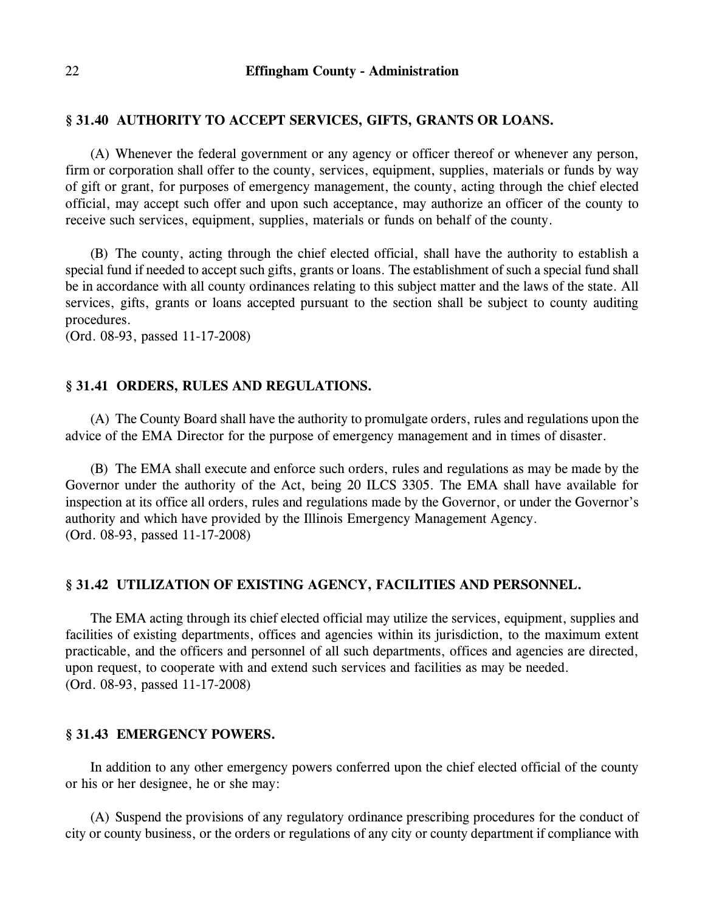### § 31.40 AUTHORITY TO ACCEPT SERVICES, GIFTS, GRANTS OR LOANS.

(A) Whenever the federal government or any agency or officer thereof or whenever any person, firm or corporation shall offer to the county, services, equipment, supplies, materials or funds by way of gift or grant, for purposes of emergency management, the county, acting through the chief elected official, may accept such offer and upon such acceptance, may authorize an officer of the county to receive such services, equipment, supplies, materials or funds on behalf of the county.

(B) The county, acting through the chief elected official, shall have the authority to establish a special fund if needed to accept such gifts, grants or loans. The establishment of such a special fund shall be in accordance with all county ordinances relating to this subject matter and the laws of the state. All services, gifts, grants or loans accepted pursuant to the section shall be subject to county auditing procedures.
(Ord. 08-93, passed 11-17-2008)

### § 31.41 ORDERS, RULES AND REGULATIONS.

(A) The County Board shall have the authority to promulgate orders, rules and regulations upon the advice of the EMA Director for the purpose of emergency management and in times of disaster.

(B) The EMA shall execute and enforce such orders, rules and regulations as may be made by the Governor under the authority of the Act, being 20 ILCS 3305. The EMA shall have available for inspection at its office all orders, rules and regulations made by the Governor, or under the Governor's authority and which have provided by the Illinois Emergency Management Agency.
(Ord. 08-93, passed 11-17-2008)

### § 31.42 UTILIZATION OF EXISTING AGENCY, FACILITIES AND PERSONNEL.

The EMA acting through its chief elected official may utilize the services, equipment, supplies and facilities of existing departments, offices and agencies within its jurisdiction, to the maximum extent practicable, and the officers and personnel of all such departments, offices and agencies are directed, upon request, to cooperate with and extend such services and facilities as may be needed.
(Ord. 08-93, passed 11-17-2008)

### § 31.43 EMERGENCY POWERS.

In addition to any other emergency powers conferred upon the chief elected official of the county or his or her designee, he or she may:

(A) Suspend the provisions of any regulatory ordinance prescribing procedures for the conduct of city or county business, or the orders or regulations of any city or county department if compliance with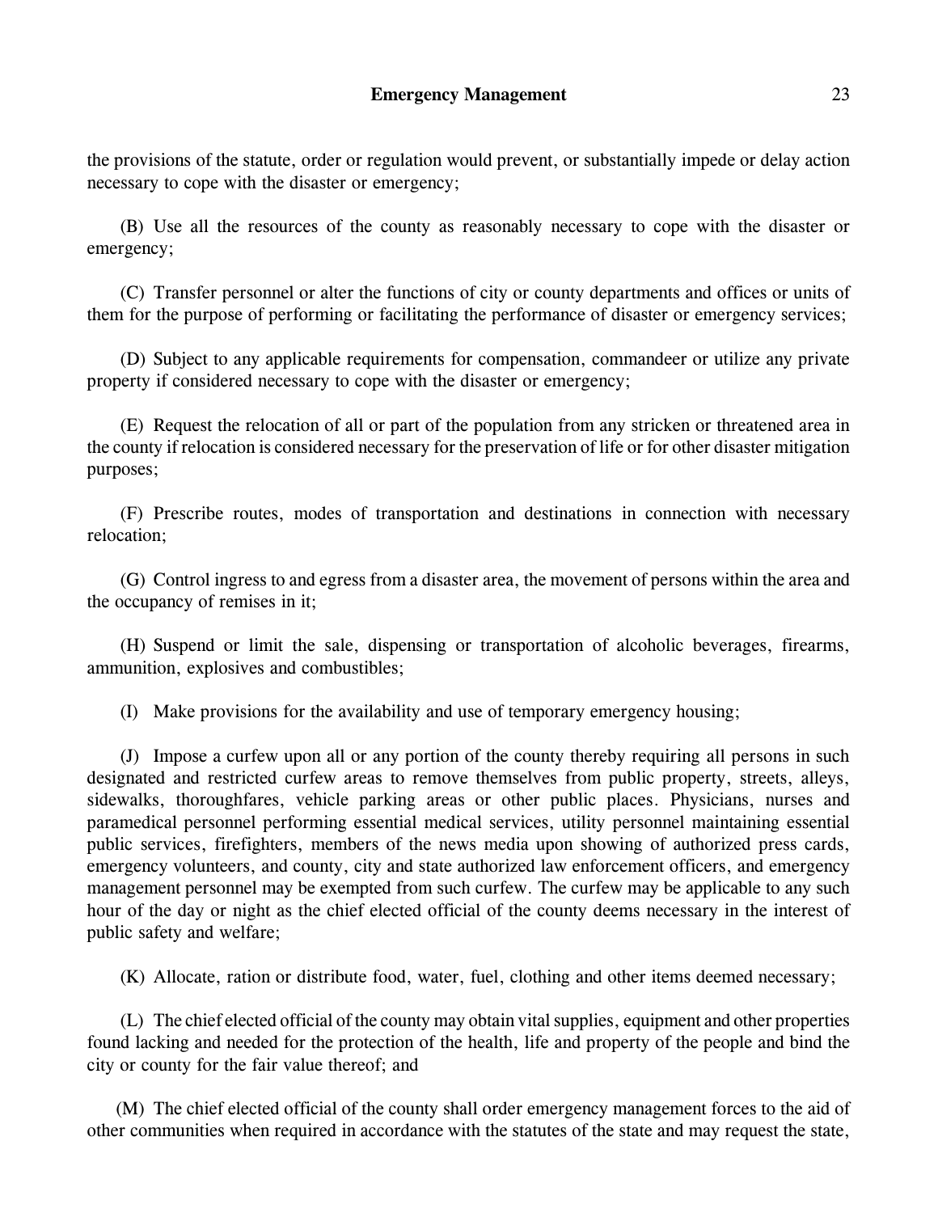the provisions of the statute, order or regulation would prevent, or substantially impede or delay action necessary to cope with the disaster or emergency;

(B) Use all the resources of the county as reasonably necessary to cope with the disaster or emergency;

(C) Transfer personnel or alter the functions of city or county departments and offices or units of them for the purpose of performing or facilitating the performance of disaster or emergency services;

(D) Subject to any applicable requirements for compensation, commandeer or utilize any private property if considered necessary to cope with the disaster or emergency;

(E) Request the relocation of all or part of the population from any stricken or threatened area in the county if relocation is considered necessary for the preservation of life or for other disaster mitigation purposes;

(F) Prescribe routes, modes of transportation and destinations in connection with necessary relocation;

(G) Control ingress to and egress from a disaster area, the movement of persons within the area and the occupancy of remises in it;

(H) Suspend or limit the sale, dispensing or transportation of alcoholic beverages, firearms, ammunition, explosives and combustibles;

(I) Make provisions for the availability and use of temporary emergency housing;

(J) Impose a curfew upon all or any portion of the county thereby requiring all persons in such designated and restricted curfew areas to remove themselves from public property, streets, alleys, sidewalks, thoroughfares, vehicle parking areas or other public places. Physicians, nurses and paramedical personnel performing essential medical services, utility personnel maintaining essential public services, firefighters, members of the news media upon showing of authorized press cards, emergency volunteers, and county, city and state authorized law enforcement officers, and emergency management personnel may be exempted from such curfew. The curfew may be applicable to any such hour of the day or night as the chief elected official of the county deems necessary in the interest of public safety and welfare;

(K) Allocate, ration or distribute food, water, fuel, clothing and other items deemed necessary;

(L) The chief elected official of the county may obtain vital supplies, equipment and other properties found lacking and needed for the protection of the health, life and property of the people and bind the city or county for the fair value thereof; and

(M) The chief elected official of the county shall order emergency management forces to the aid of other communities when required in accordance with the statutes of the state and may request the state,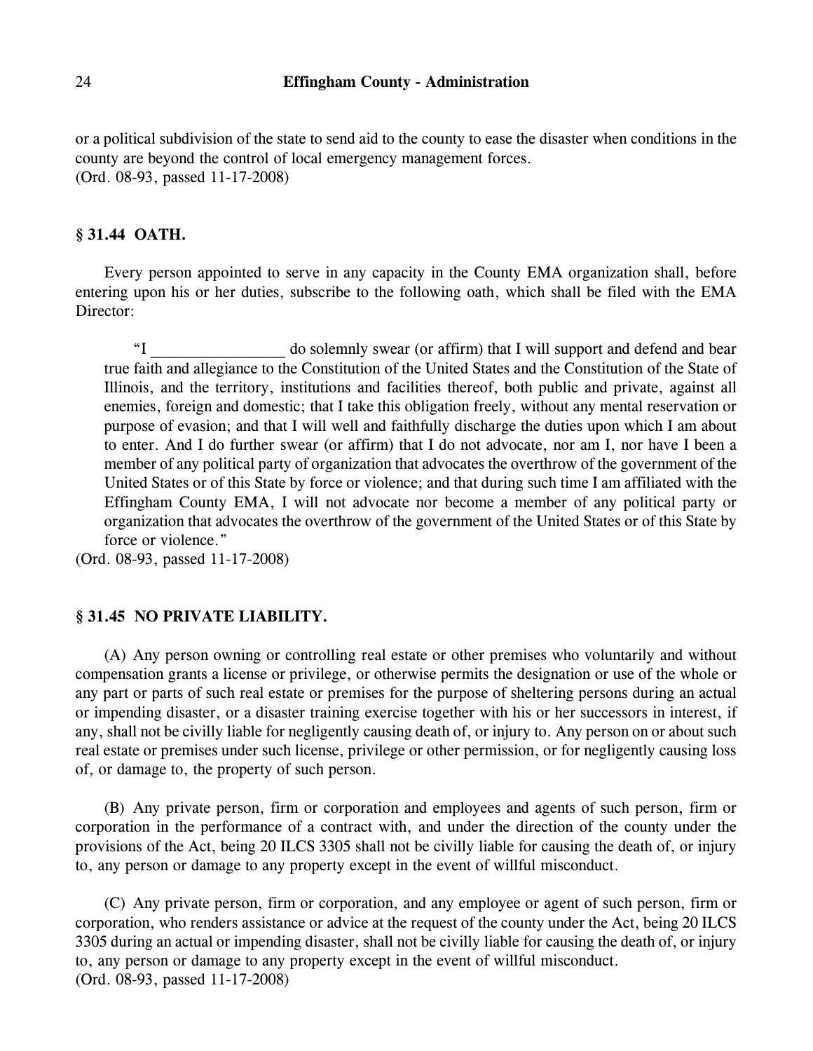or a political subdivision of the state to send aid to the county to ease the disaster when conditions in the county are beyond the control of local emergency management forces.
(Ord. 08-93, passed 11-17-2008)

### § 31.44 OATH.

Every person appointed to serve in any capacity in the County EMA organization shall, before entering upon his or her duties, subscribe to the following oath, which shall be filed with the EMA Director:

> "I ________________ do solemnly swear (or affirm) that I will support and defend and bear true faith and allegiance to the Constitution of the United States and the Constitution of the State of Illinois, and the territory, institutions and facilities thereof, both public and private, against all enemies, foreign and domestic; that I take this obligation freely, without any mental reservation or purpose of evasion; and that I will well and faithfully discharge the duties upon which I am about to enter. And I do further swear (or affirm) that I do not advocate, nor am I, nor have I been a member of any political party of organization that advocates the overthrow of the government of the United States or of this State by force or violence; and that during such time I am affiliated with the Effingham County EMA, I will not advocate nor become a member of any political party or organization that advocates the overthrow of the government of the United States or of this State by force or violence."

(Ord. 08-93, passed 11-17-2008)

### § 31.45 NO PRIVATE LIABILITY.

(A) Any person owning or controlling real estate or other premises who voluntarily and without compensation grants a license or privilege, or otherwise permits the designation or use of the whole or any part or parts of such real estate or premises for the purpose of sheltering persons during an actual or impending disaster, or a disaster training exercise together with his or her successors in interest, if any, shall not be civilly liable for negligently causing death of, or injury to. Any person on or about such real estate or premises under such license, privilege or other permission, or for negligently causing loss of, or damage to, the property of such person.

(B) Any private person, firm or corporation and employees and agents of such person, firm or corporation in the performance of a contract with, and under the direction of the county under the provisions of the Act, being 20 ILCS 3305 shall not be civilly liable for causing the death of, or injury to, any person or damage to any property except in the event of willful misconduct.

(C) Any private person, firm or corporation, and any employee or agent of such person, firm or corporation, who renders assistance or advice at the request of the county under the Act, being 20 ILCS 3305 during an actual or impending disaster, shall not be civilly liable for causing the death of, or injury to, any person or damage to any property except in the event of willful misconduct.
(Ord. 08-93, passed 11-17-2008)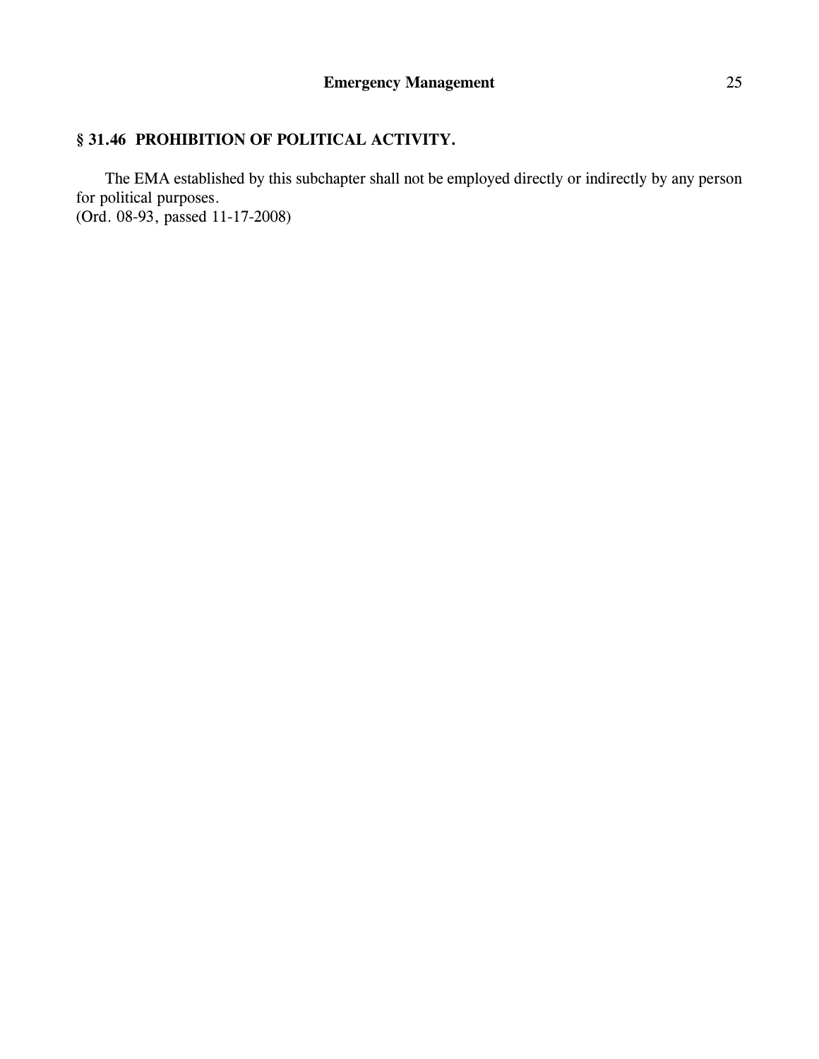### § 31.46 PROHIBITION OF POLITICAL ACTIVITY.

The EMA established by this subchapter shall not be employed directly or indirectly by any person for political purposes.
(Ord. 08-93, passed 11-17-2008)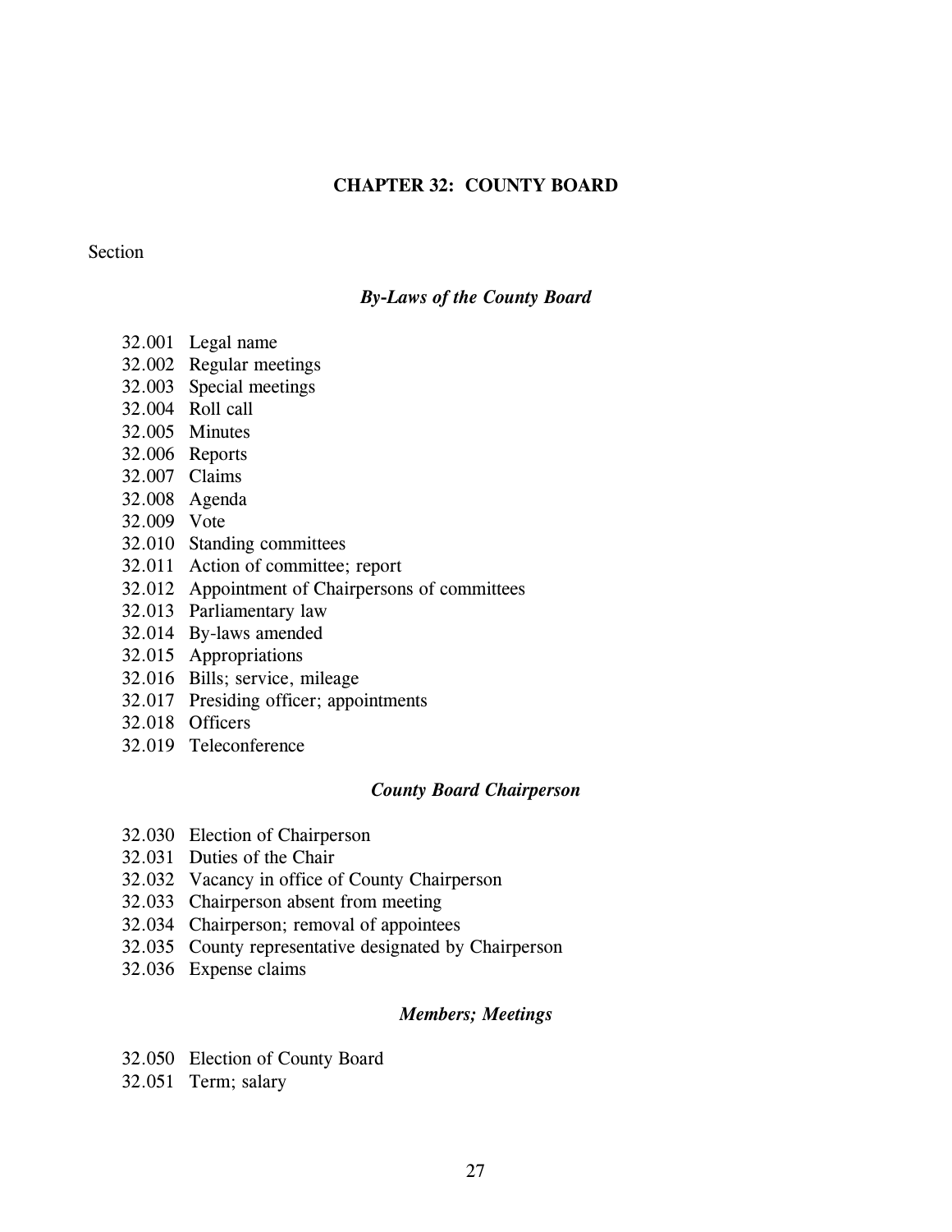# CHAPTER 32: COUNTY BOARD

Section

### *By-Laws of the County Board*

32.001 Legal name
32.002 Regular meetings
32.003 Special meetings
32.004 Roll call
32.005 Minutes
32.006 Reports
32.007 Claims
32.008 Agenda
32.009 Vote
32.010 Standing committees
32.011 Action of committee; report
32.012 Appointment of Chairpersons of committees
32.013 Parliamentary law
32.014 By-laws amended
32.015 Appropriations
32.016 Bills; service, mileage
32.017 Presiding officer; appointments
32.018 Officers
32.019 Teleconference

### *County Board Chairperson*

32.030 Election of Chairperson
32.031 Duties of the Chair
32.032 Vacancy in office of County Chairperson
32.033 Chairperson absent from meeting
32.034 Chairperson; removal of appointees
32.035 County representative designated by Chairperson
32.036 Expense claims

### *Members; Meetings*

32.050 Election of County Board
32.051 Term; salary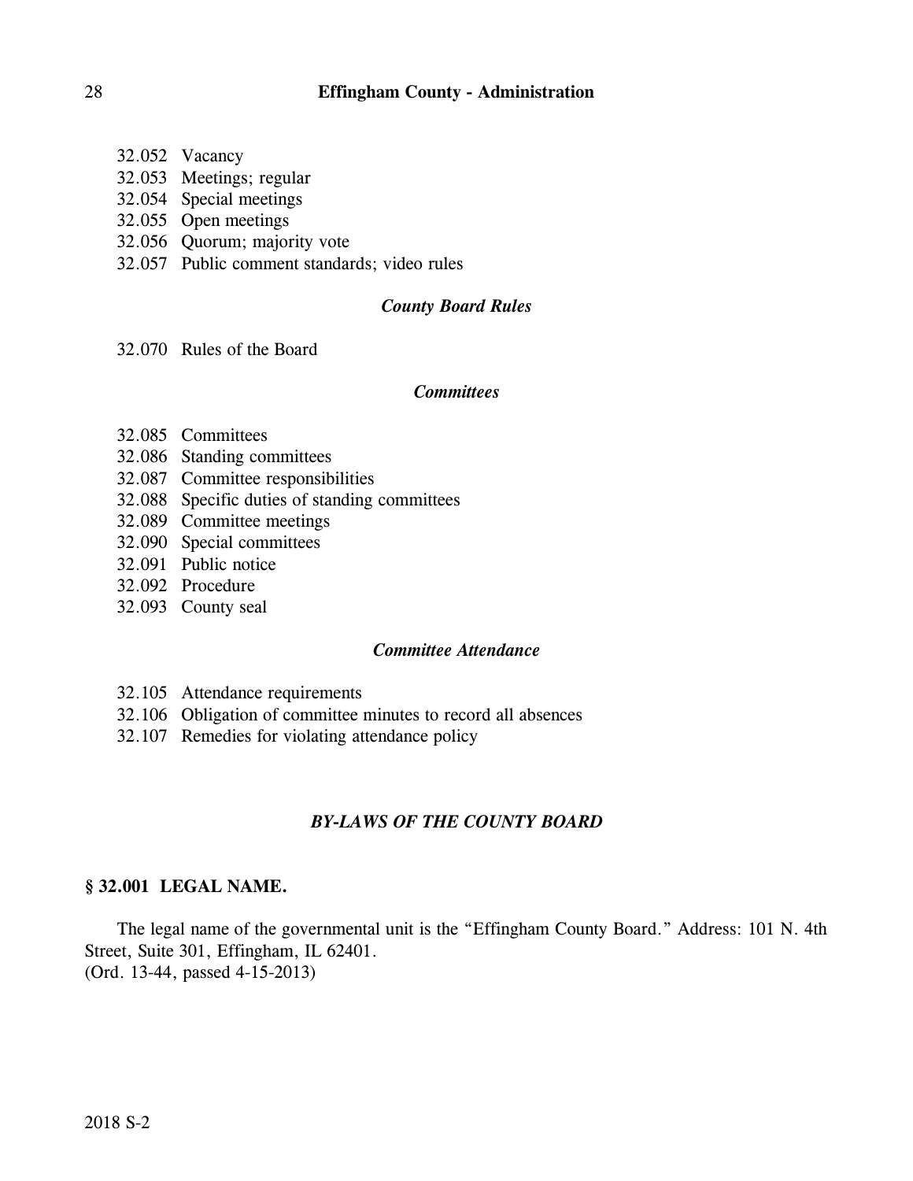32.052 Vacancy
32.053 Meetings; regular
32.054 Special meetings
32.055 Open meetings
32.056 Quorum; majority vote
32.057 Public comment standards; video rules

*County Board Rules*

32.070 Rules of the Board

*Committees*

32.085 Committees
32.086 Standing committees
32.087 Committee responsibilities
32.088 Specific duties of standing committees
32.089 Committee meetings
32.090 Special committees
32.091 Public notice
32.092 Procedure
32.093 County seal

*Committee Attendance*

32.105 Attendance requirements
32.106 Obligation of committee minutes to record all absences
32.107 Remedies for violating attendance policy

## *BY-LAWS OF THE COUNTY BOARD*

### § 32.001 LEGAL NAME.

The legal name of the governmental unit is the "Effingham County Board." Address: 101 N. 4th Street, Suite 301, Effingham, IL 62401.
(Ord. 13-44, passed 4-15-2013)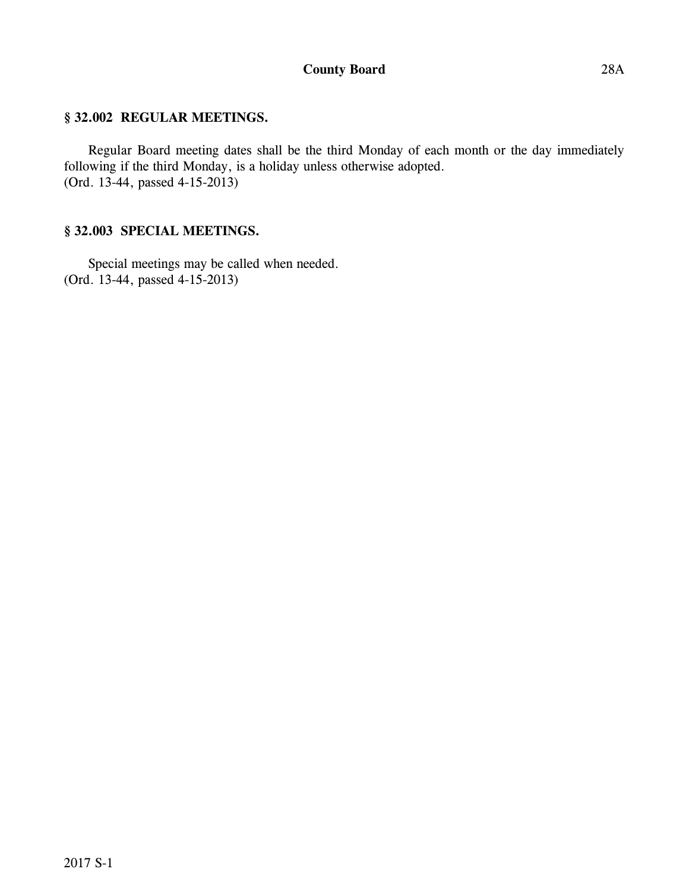### § 32.002 REGULAR MEETINGS.

Regular Board meeting dates shall be the third Monday of each month or the day immediately following if the third Monday, is a holiday unless otherwise adopted.
(Ord. 13-44, passed 4-15-2013)

### § 32.003 SPECIAL MEETINGS.

Special meetings may be called when needed.
(Ord. 13-44, passed 4-15-2013)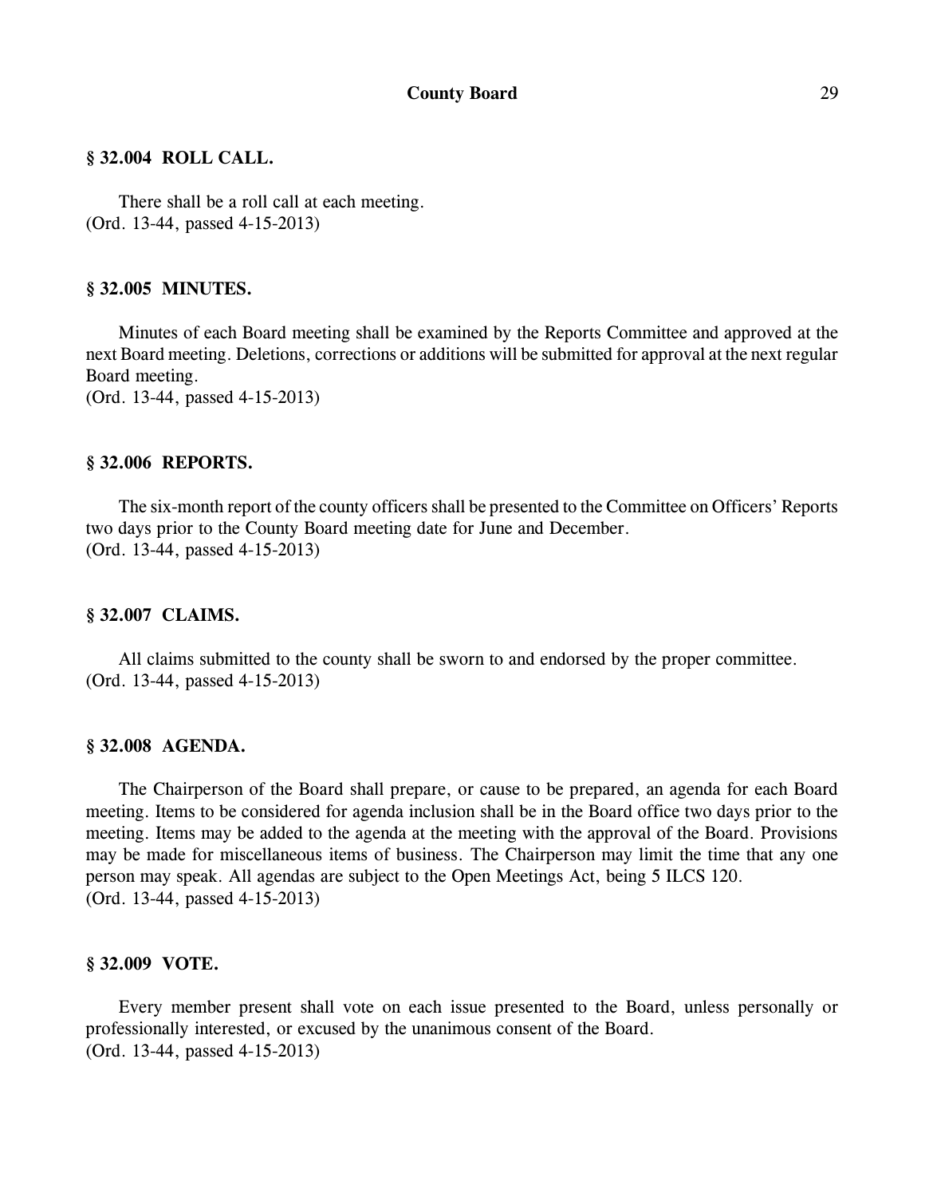### § 32.004 ROLL CALL.

There shall be a roll call at each meeting.
(Ord. 13-44, passed 4-15-2013)

### § 32.005 MINUTES.

Minutes of each Board meeting shall be examined by the Reports Committee and approved at the next Board meeting. Deletions, corrections or additions will be submitted for approval at the next regular Board meeting.
(Ord. 13-44, passed 4-15-2013)

### § 32.006 REPORTS.

The six-month report of the county officers shall be presented to the Committee on Officers' Reports two days prior to the County Board meeting date for June and December.
(Ord. 13-44, passed 4-15-2013)

### § 32.007 CLAIMS.

All claims submitted to the county shall be sworn to and endorsed by the proper committee.
(Ord. 13-44, passed 4-15-2013)

### § 32.008 AGENDA.

The Chairperson of the Board shall prepare, or cause to be prepared, an agenda for each Board meeting. Items to be considered for agenda inclusion shall be in the Board office two days prior to the meeting. Items may be added to the agenda at the meeting with the approval of the Board. Provisions may be made for miscellaneous items of business. The Chairperson may limit the time that any one person may speak. All agendas are subject to the Open Meetings Act, being 5 ILCS 120.
(Ord. 13-44, passed 4-15-2013)

### § 32.009 VOTE.

Every member present shall vote on each issue presented to the Board, unless personally or professionally interested, or excused by the unanimous consent of the Board.
(Ord. 13-44, passed 4-15-2013)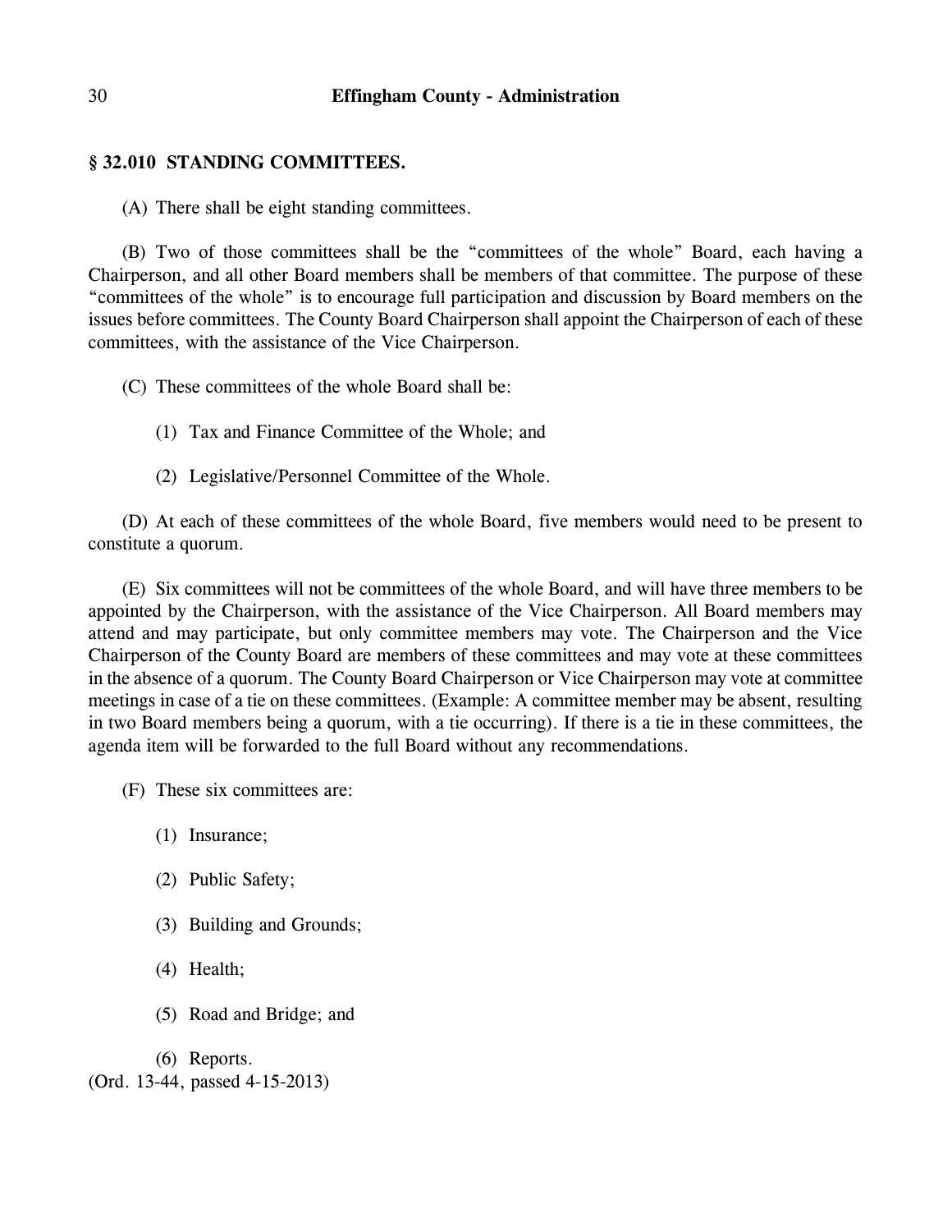## § 32.010 STANDING COMMITTEES.

(A) There shall be eight standing committees.

(B) Two of those committees shall be the "committees of the whole" Board, each having a Chairperson, and all other Board members shall be members of that committee. The purpose of these "committees of the whole" is to encourage full participation and discussion by Board members on the issues before committees. The County Board Chairperson shall appoint the Chairperson of each of these committees, with the assistance of the Vice Chairperson.

(C) These committees of the whole Board shall be:

(1) Tax and Finance Committee of the Whole; and

(2) Legislative/Personnel Committee of the Whole.

(D) At each of these committees of the whole Board, five members would need to be present to constitute a quorum.

(E) Six committees will not be committees of the whole Board, and will have three members to be appointed by the Chairperson, with the assistance of the Vice Chairperson. All Board members may attend and may participate, but only committee members may vote. The Chairperson and the Vice Chairperson of the County Board are members of these committees and may vote at these committees in the absence of a quorum. The County Board Chairperson or Vice Chairperson may vote at committee meetings in case of a tie on these committees. (Example: A committee member may be absent, resulting in two Board members being a quorum, with a tie occurring). If there is a tie in these committees, the agenda item will be forwarded to the full Board without any recommendations.

(F) These six committees are:

(1) Insurance;

(2) Public Safety;

(3) Building and Grounds;

(4) Health;

(5) Road and Bridge; and

(6) Reports.

(Ord. 13-44, passed 4-15-2013)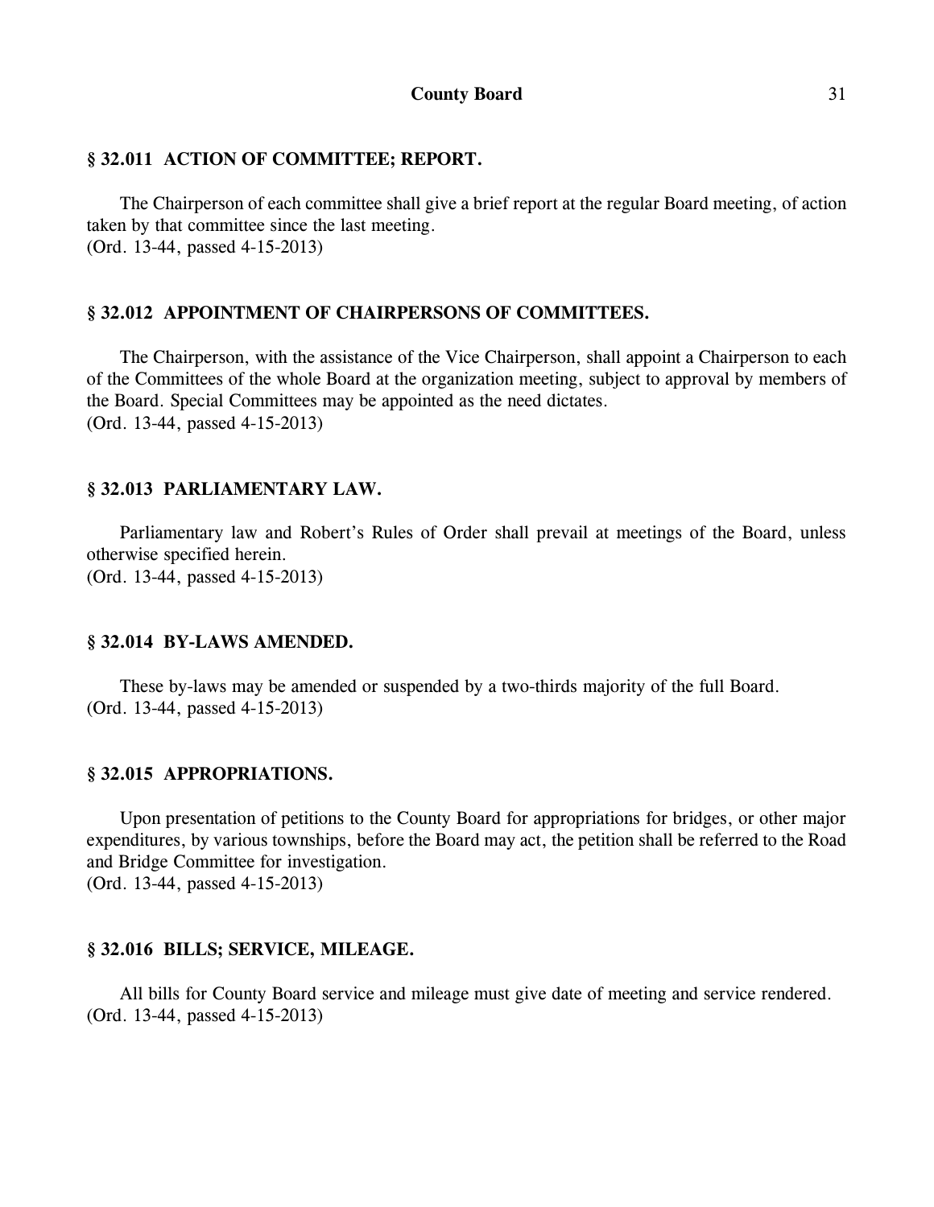### § 32.011 ACTION OF COMMITTEE; REPORT.

The Chairperson of each committee shall give a brief report at the regular Board meeting, of action taken by that committee since the last meeting.
(Ord. 13-44, passed 4-15-2013)

### § 32.012 APPOINTMENT OF CHAIRPERSONS OF COMMITTEES.

The Chairperson, with the assistance of the Vice Chairperson, shall appoint a Chairperson to each of the Committees of the whole Board at the organization meeting, subject to approval by members of the Board. Special Committees may be appointed as the need dictates.
(Ord. 13-44, passed 4-15-2013)

### § 32.013 PARLIAMENTARY LAW.

Parliamentary law and Robert's Rules of Order shall prevail at meetings of the Board, unless otherwise specified herein.
(Ord. 13-44, passed 4-15-2013)

### § 32.014 BY-LAWS AMENDED.

These by-laws may be amended or suspended by a two-thirds majority of the full Board.
(Ord. 13-44, passed 4-15-2013)

### § 32.015 APPROPRIATIONS.

Upon presentation of petitions to the County Board for appropriations for bridges, or other major expenditures, by various townships, before the Board may act, the petition shall be referred to the Road and Bridge Committee for investigation.
(Ord. 13-44, passed 4-15-2013)

### § 32.016 BILLS; SERVICE, MILEAGE.

All bills for County Board service and mileage must give date of meeting and service rendered.
(Ord. 13-44, passed 4-15-2013)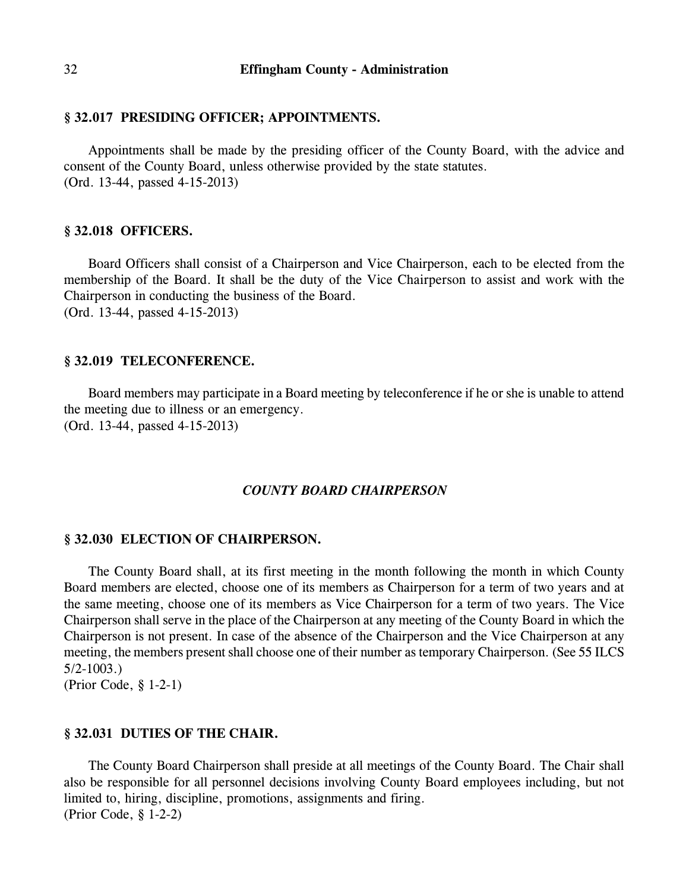### § 32.017 PRESIDING OFFICER; APPOINTMENTS.

Appointments shall be made by the presiding officer of the County Board, with the advice and consent of the County Board, unless otherwise provided by the state statutes.
(Ord. 13-44, passed 4-15-2013)

### § 32.018 OFFICERS.

Board Officers shall consist of a Chairperson and Vice Chairperson, each to be elected from the membership of the Board. It shall be the duty of the Vice Chairperson to assist and work with the Chairperson in conducting the business of the Board.
(Ord. 13-44, passed 4-15-2013)

### § 32.019 TELECONFERENCE.

Board members may participate in a Board meeting by teleconference if he or she is unable to attend the meeting due to illness or an emergency.
(Ord. 13-44, passed 4-15-2013)

## *COUNTY BOARD CHAIRPERSON*

### § 32.030 ELECTION OF CHAIRPERSON.

The County Board shall, at its first meeting in the month following the month in which County Board members are elected, choose one of its members as Chairperson for a term of two years and at the same meeting, choose one of its members as Vice Chairperson for a term of two years. The Vice Chairperson shall serve in the place of the Chairperson at any meeting of the County Board in which the Chairperson is not present. In case of the absence of the Chairperson and the Vice Chairperson at any meeting, the members present shall choose one of their number as temporary Chairperson. (See 55 ILCS 5/2-1003.)
(Prior Code, § 1-2-1)

### § 32.031 DUTIES OF THE CHAIR.

The County Board Chairperson shall preside at all meetings of the County Board. The Chair shall also be responsible for all personnel decisions involving County Board employees including, but not limited to, hiring, discipline, promotions, assignments and firing.
(Prior Code, § 1-2-2)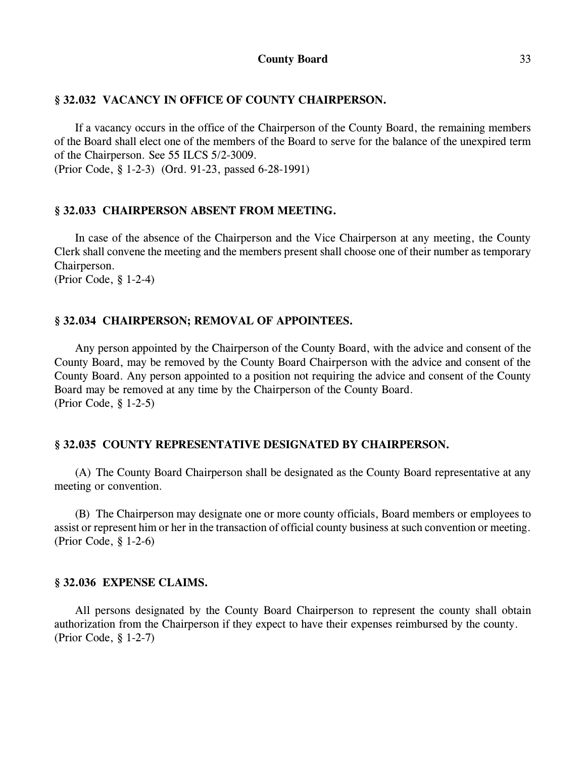### § 32.032 VACANCY IN OFFICE OF COUNTY CHAIRPERSON.

If a vacancy occurs in the office of the Chairperson of the County Board, the remaining members of the Board shall elect one of the members of the Board to serve for the balance of the unexpired term of the Chairperson. See 55 ILCS 5/2-3009.
(Prior Code, § 1-2-3) (Ord. 91-23, passed 6-28-1991)

### § 32.033 CHAIRPERSON ABSENT FROM MEETING.

In case of the absence of the Chairperson and the Vice Chairperson at any meeting, the County Clerk shall convene the meeting and the members present shall choose one of their number as temporary Chairperson.
(Prior Code, § 1-2-4)

### § 32.034 CHAIRPERSON; REMOVAL OF APPOINTEES.

Any person appointed by the Chairperson of the County Board, with the advice and consent of the County Board, may be removed by the County Board Chairperson with the advice and consent of the County Board. Any person appointed to a position not requiring the advice and consent of the County Board may be removed at any time by the Chairperson of the County Board.
(Prior Code, § 1-2-5)

### § 32.035 COUNTY REPRESENTATIVE DESIGNATED BY CHAIRPERSON.

(A) The County Board Chairperson shall be designated as the County Board representative at any meeting or convention.

(B) The Chairperson may designate one or more county officials, Board members or employees to assist or represent him or her in the transaction of official county business at such convention or meeting.
(Prior Code, § 1-2-6)

### § 32.036 EXPENSE CLAIMS.

All persons designated by the County Board Chairperson to represent the county shall obtain authorization from the Chairperson if they expect to have their expenses reimbursed by the county.
(Prior Code, § 1-2-7)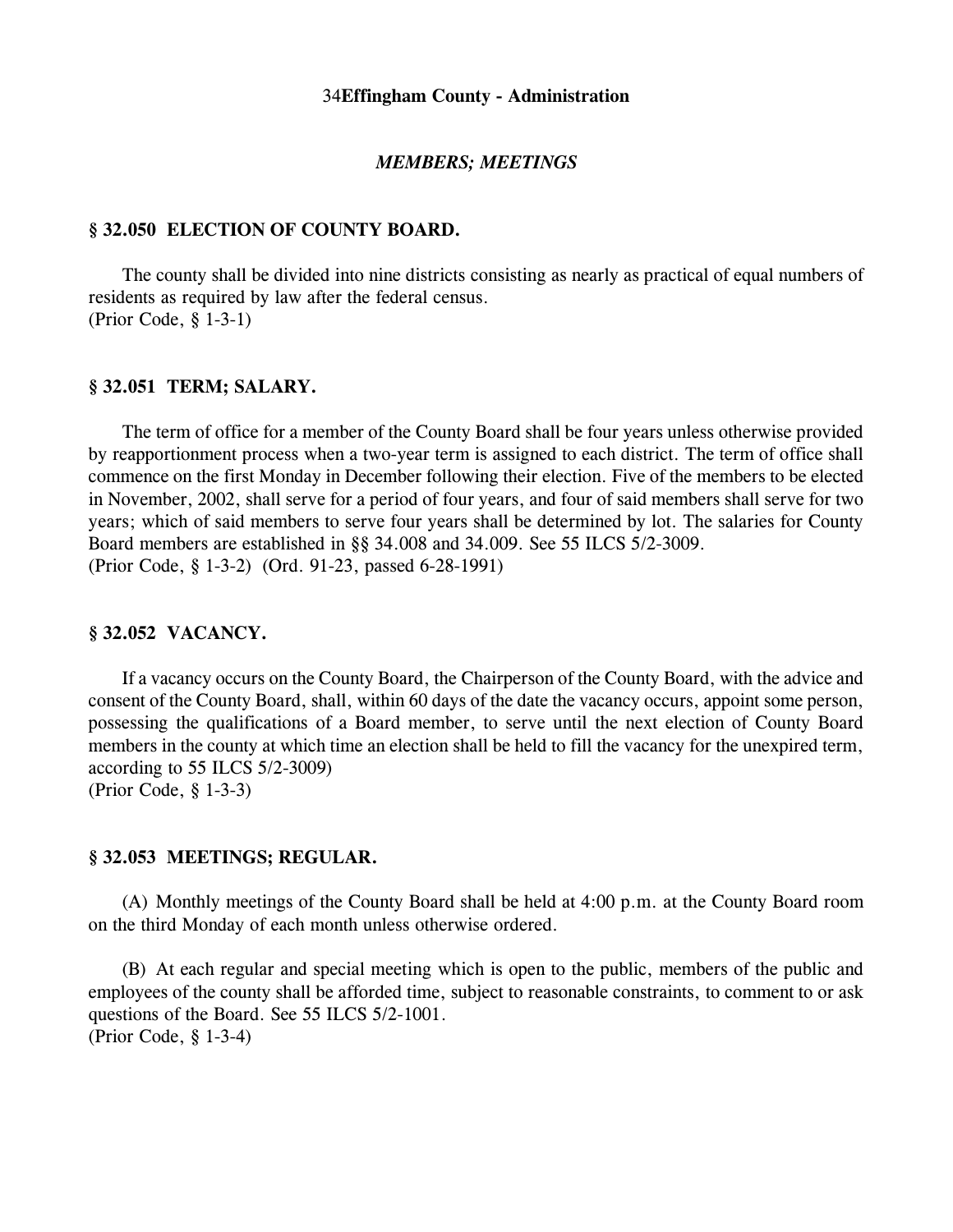### *MEMBERS; MEETINGS*

#### § 32.050 ELECTION OF COUNTY BOARD.

The county shall be divided into nine districts consisting as nearly as practical of equal numbers of residents as required by law after the federal census.
(Prior Code, § 1-3-1)

#### § 32.051 TERM; SALARY.

The term of office for a member of the County Board shall be four years unless otherwise provided by reapportionment process when a two-year term is assigned to each district. The term of office shall commence on the first Monday in December following their election. Five of the members to be elected in November, 2002, shall serve for a period of four years, and four of said members shall serve for two years; which of said members to serve four years shall be determined by lot. The salaries for County Board members are established in §§ 34.008 and 34.009. See 55 ILCS 5/2-3009.
(Prior Code, § 1-3-2) (Ord. 91-23, passed 6-28-1991)

#### § 32.052 VACANCY.

If a vacancy occurs on the County Board, the Chairperson of the County Board, with the advice and consent of the County Board, shall, within 60 days of the date the vacancy occurs, appoint some person, possessing the qualifications of a Board member, to serve until the next election of County Board members in the county at which time an election shall be held to fill the vacancy for the unexpired term, according to 55 ILCS 5/2-3009)
(Prior Code, § 1-3-3)

#### § 32.053 MEETINGS; REGULAR.

(A) Monthly meetings of the County Board shall be held at 4:00 p.m. at the County Board room on the third Monday of each month unless otherwise ordered.

(B) At each regular and special meeting which is open to the public, members of the public and employees of the county shall be afforded time, subject to reasonable constraints, to comment to or ask questions of the Board. See 55 ILCS 5/2-1001.
(Prior Code, § 1-3-4)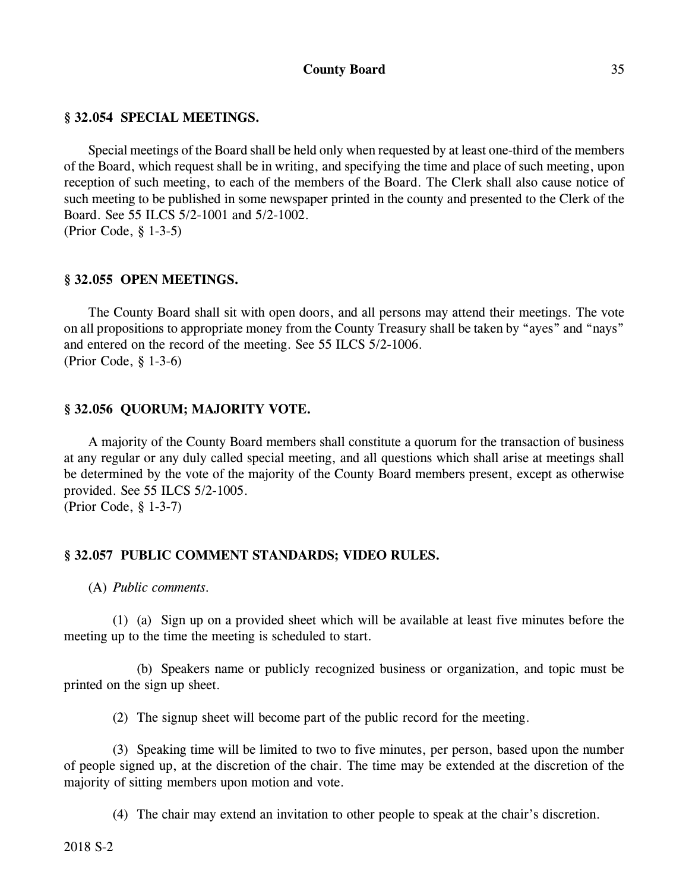### § 32.054 SPECIAL MEETINGS.

Special meetings of the Board shall be held only when requested by at least one-third of the members of the Board, which request shall be in writing, and specifying the time and place of such meeting, upon reception of such meeting, to each of the members of the Board. The Clerk shall also cause notice of such meeting to be published in some newspaper printed in the county and presented to the Clerk of the Board. See 55 ILCS 5/2-1001 and 5/2-1002.
(Prior Code, § 1-3-5)

### § 32.055 OPEN MEETINGS.

The County Board shall sit with open doors, and all persons may attend their meetings. The vote on all propositions to appropriate money from the County Treasury shall be taken by "ayes" and "nays" and entered on the record of the meeting. See 55 ILCS 5/2-1006.
(Prior Code, § 1-3-6)

### § 32.056 QUORUM; MAJORITY VOTE.

A majority of the County Board members shall constitute a quorum for the transaction of business at any regular or any duly called special meeting, and all questions which shall arise at meetings shall be determined by the vote of the majority of the County Board members present, except as otherwise provided. See 55 ILCS 5/2-1005.
(Prior Code, § 1-3-7)

### § 32.057 PUBLIC COMMENT STANDARDS; VIDEO RULES.

(A) *Public comments.*

(1) (a) Sign up on a provided sheet which will be available at least five minutes before the meeting up to the time the meeting is scheduled to start.

(b) Speakers name or publicly recognized business or organization, and topic must be printed on the sign up sheet.

(2) The signup sheet will become part of the public record for the meeting.

(3) Speaking time will be limited to two to five minutes, per person, based upon the number of people signed up, at the discretion of the chair. The time may be extended at the discretion of the majority of sitting members upon motion and vote.

(4) The chair may extend an invitation to other people to speak at the chair's discretion.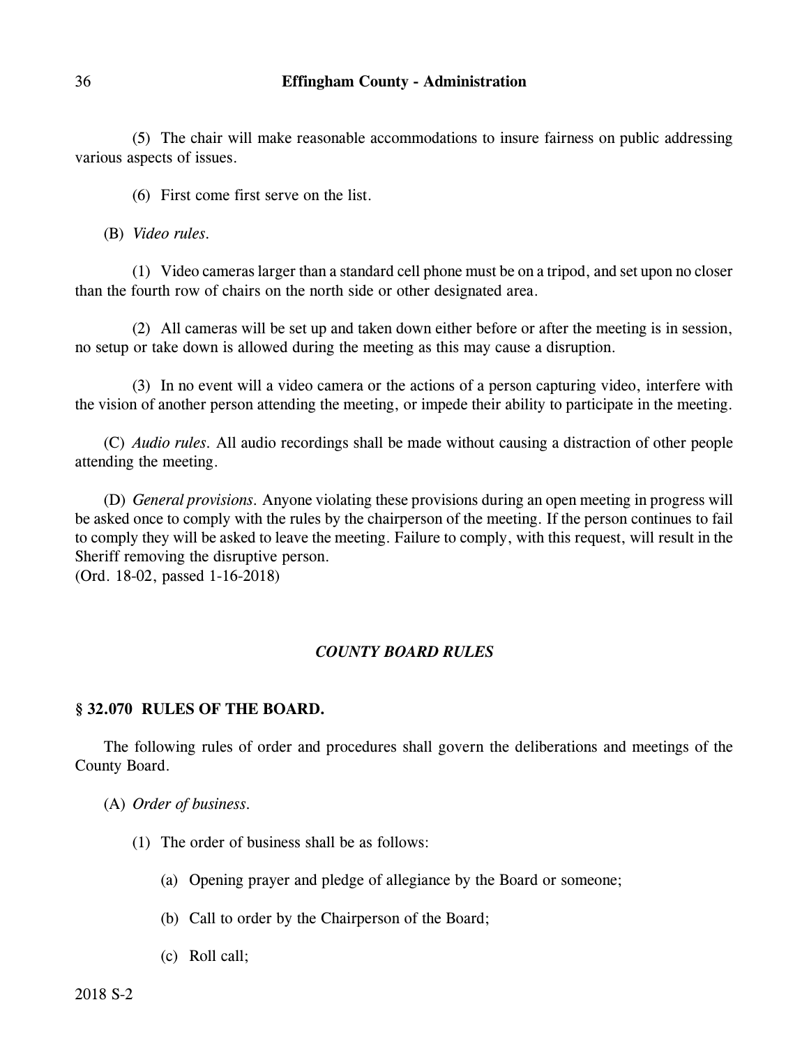(5) The chair will make reasonable accommodations to insure fairness on public addressing various aspects of issues.

(6) First come first serve on the list.

(B) *Video rules.*

(1) Video cameras larger than a standard cell phone must be on a tripod, and set upon no closer than the fourth row of chairs on the north side or other designated area.

(2) All cameras will be set up and taken down either before or after the meeting is in session, no setup or take down is allowed during the meeting as this may cause a disruption.

(3) In no event will a video camera or the actions of a person capturing video, interfere with the vision of another person attending the meeting, or impede their ability to participate in the meeting.

(C) *Audio rules.* All audio recordings shall be made without causing a distraction of other people attending the meeting.

(D) *General provisions.* Anyone violating these provisions during an open meeting in progress will be asked once to comply with the rules by the chairperson of the meeting. If the person continues to fail to comply they will be asked to leave the meeting. Failure to comply, with this request, will result in the Sheriff removing the disruptive person.
(Ord. 18-02, passed 1-16-2018)

## *COUNTY BOARD RULES*

### § 32.070 RULES OF THE BOARD.

The following rules of order and procedures shall govern the deliberations and meetings of the County Board.

(A) *Order of business.*

(1) The order of business shall be as follows:

(a) Opening prayer and pledge of allegiance by the Board or someone;

(b) Call to order by the Chairperson of the Board;

(c) Roll call;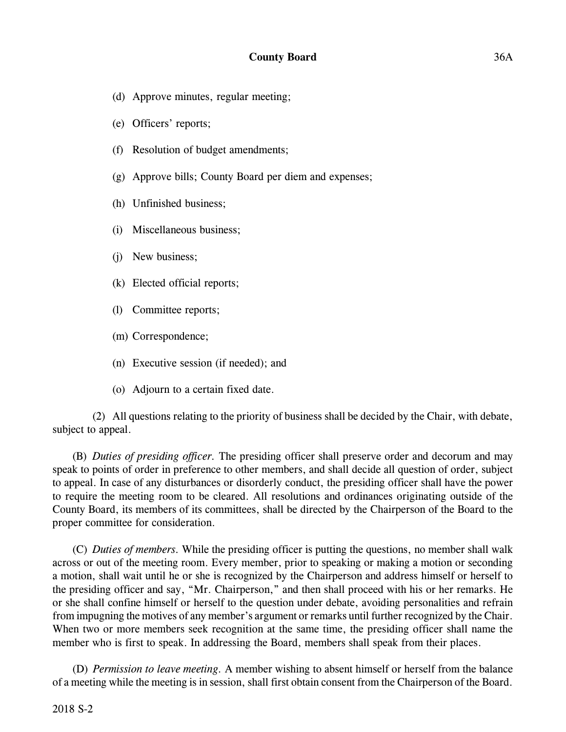(d) Approve minutes, regular meeting;

(e) Officers' reports;

(f) Resolution of budget amendments;

(g) Approve bills; County Board per diem and expenses;

(h) Unfinished business;

(i) Miscellaneous business;

(j) New business;

(k) Elected official reports;

(l) Committee reports;

(m) Correspondence;

(n) Executive session (if needed); and

(o) Adjourn to a certain fixed date.

(2) All questions relating to the priority of business shall be decided by the Chair, with debate, subject to appeal.

(B) *Duties of presiding officer.* The presiding officer shall preserve order and decorum and may speak to points of order in preference to other members, and shall decide all question of order, subject to appeal. In case of any disturbances or disorderly conduct, the presiding officer shall have the power to require the meeting room to be cleared. All resolutions and ordinances originating outside of the County Board, its members of its committees, shall be directed by the Chairperson of the Board to the proper committee for consideration.

(C) *Duties of members.* While the presiding officer is putting the questions, no member shall walk across or out of the meeting room. Every member, prior to speaking or making a motion or seconding a motion, shall wait until he or she is recognized by the Chairperson and address himself or herself to the presiding officer and say, "Mr. Chairperson," and then shall proceed with his or her remarks. He or she shall confine himself or herself to the question under debate, avoiding personalities and refrain from impugning the motives of any member's argument or remarks until further recognized by the Chair. When two or more members seek recognition at the same time, the presiding officer shall name the member who is first to speak. In addressing the Board, members shall speak from their places.

(D) *Permission to leave meeting.* A member wishing to absent himself or herself from the balance of a meeting while the meeting is in session, shall first obtain consent from the Chairperson of the Board.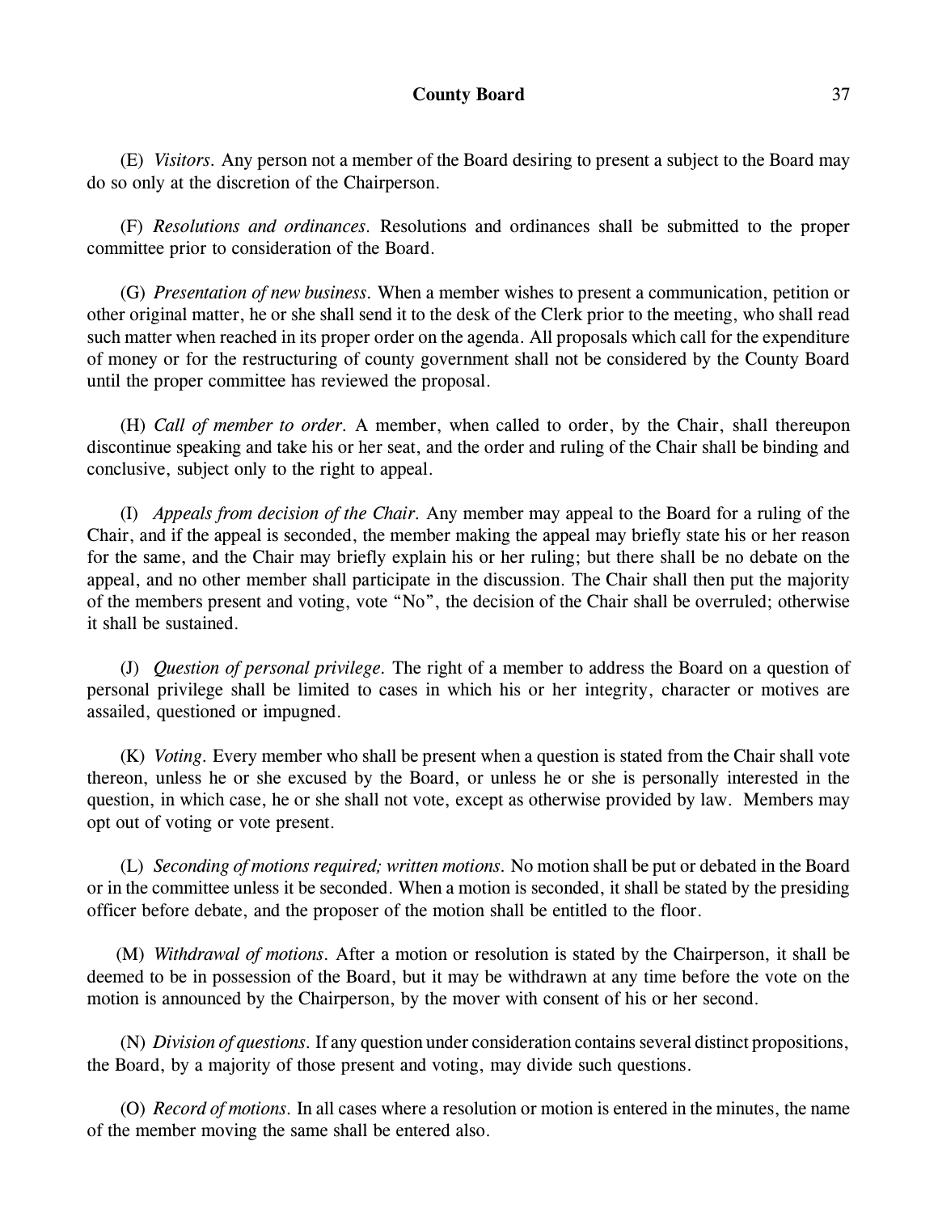(E) *Visitors.* Any person not a member of the Board desiring to present a subject to the Board may do so only at the discretion of the Chairperson.

(F) *Resolutions and ordinances.* Resolutions and ordinances shall be submitted to the proper committee prior to consideration of the Board.

(G) *Presentation of new business.* When a member wishes to present a communication, petition or other original matter, he or she shall send it to the desk of the Clerk prior to the meeting, who shall read such matter when reached in its proper order on the agenda. All proposals which call for the expenditure of money or for the restructuring of county government shall not be considered by the County Board until the proper committee has reviewed the proposal.

(H) *Call of member to order.* A member, when called to order, by the Chair, shall thereupon discontinue speaking and take his or her seat, and the order and ruling of the Chair shall be binding and conclusive, subject only to the right to appeal.

(I) *Appeals from decision of the Chair.* Any member may appeal to the Board for a ruling of the Chair, and if the appeal is seconded, the member making the appeal may briefly state his or her reason for the same, and the Chair may briefly explain his or her ruling; but there shall be no debate on the appeal, and no other member shall participate in the discussion. The Chair shall then put the majority of the members present and voting, vote "No", the decision of the Chair shall be overruled; otherwise it shall be sustained.

(J) *Question of personal privilege.* The right of a member to address the Board on a question of personal privilege shall be limited to cases in which his or her integrity, character or motives are assailed, questioned or impugned.

(K) *Voting.* Every member who shall be present when a question is stated from the Chair shall vote thereon, unless he or she excused by the Board, or unless he or she is personally interested in the question, in which case, he or she shall not vote, except as otherwise provided by law. Members may opt out of voting or vote present.

(L) *Seconding of motions required; written motions.* No motion shall be put or debated in the Board or in the committee unless it be seconded. When a motion is seconded, it shall be stated by the presiding officer before debate, and the proposer of the motion shall be entitled to the floor.

(M) *Withdrawal of motions.* After a motion or resolution is stated by the Chairperson, it shall be deemed to be in possession of the Board, but it may be withdrawn at any time before the vote on the motion is announced by the Chairperson, by the mover with consent of his or her second.

(N) *Division of questions.* If any question under consideration contains several distinct propositions, the Board, by a majority of those present and voting, may divide such questions.

(O) *Record of motions.* In all cases where a resolution or motion is entered in the minutes, the name of the member moving the same shall be entered also.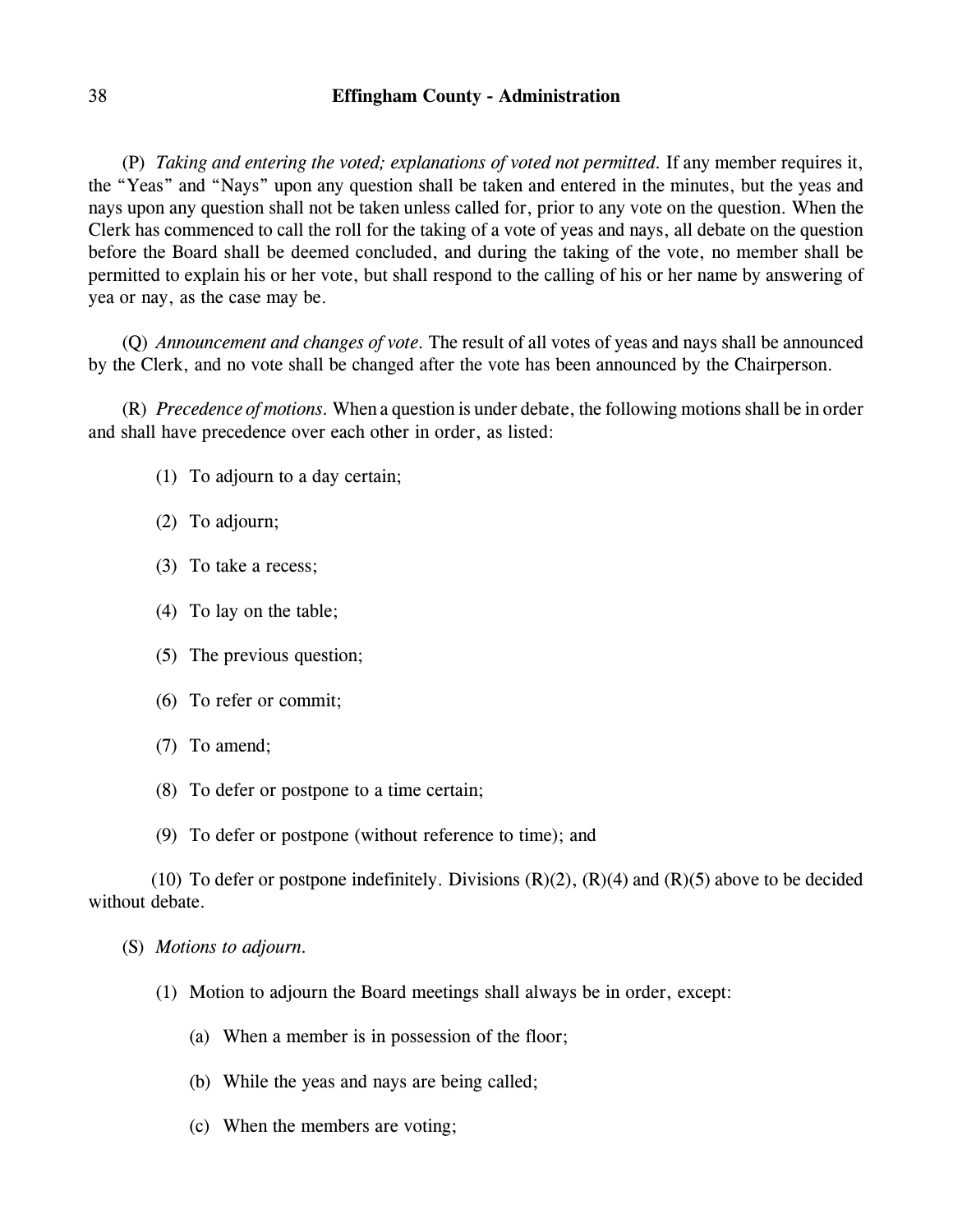(P) *Taking and entering the voted; explanations of voted not permitted.* If any member requires it, the "Yeas" and "Nays" upon any question shall be taken and entered in the minutes, but the yeas and nays upon any question shall not be taken unless called for, prior to any vote on the question. When the Clerk has commenced to call the roll for the taking of a vote of yeas and nays, all debate on the question before the Board shall be deemed concluded, and during the taking of the vote, no member shall be permitted to explain his or her vote, but shall respond to the calling of his or her name by answering of yea or nay, as the case may be.

(Q) *Announcement and changes of vote.* The result of all votes of yeas and nays shall be announced by the Clerk, and no vote shall be changed after the vote has been announced by the Chairperson.

(R) *Precedence of motions.* When a question is under debate, the following motions shall be in order and shall have precedence over each other in order, as listed:

(1) To adjourn to a day certain;

(2) To adjourn;

(3) To take a recess;

(4) To lay on the table;

(5) The previous question;

(6) To refer or commit;

(7) To amend;

(8) To defer or postpone to a time certain;

(9) To defer or postpone (without reference to time); and

(10) To defer or postpone indefinitely. Divisions (R)(2), (R)(4) and (R)(5) above to be decided without debate.

(S) *Motions to adjourn.*

(1) Motion to adjourn the Board meetings shall always be in order, except:

(a) When a member is in possession of the floor;

(b) While the yeas and nays are being called;

(c) When the members are voting;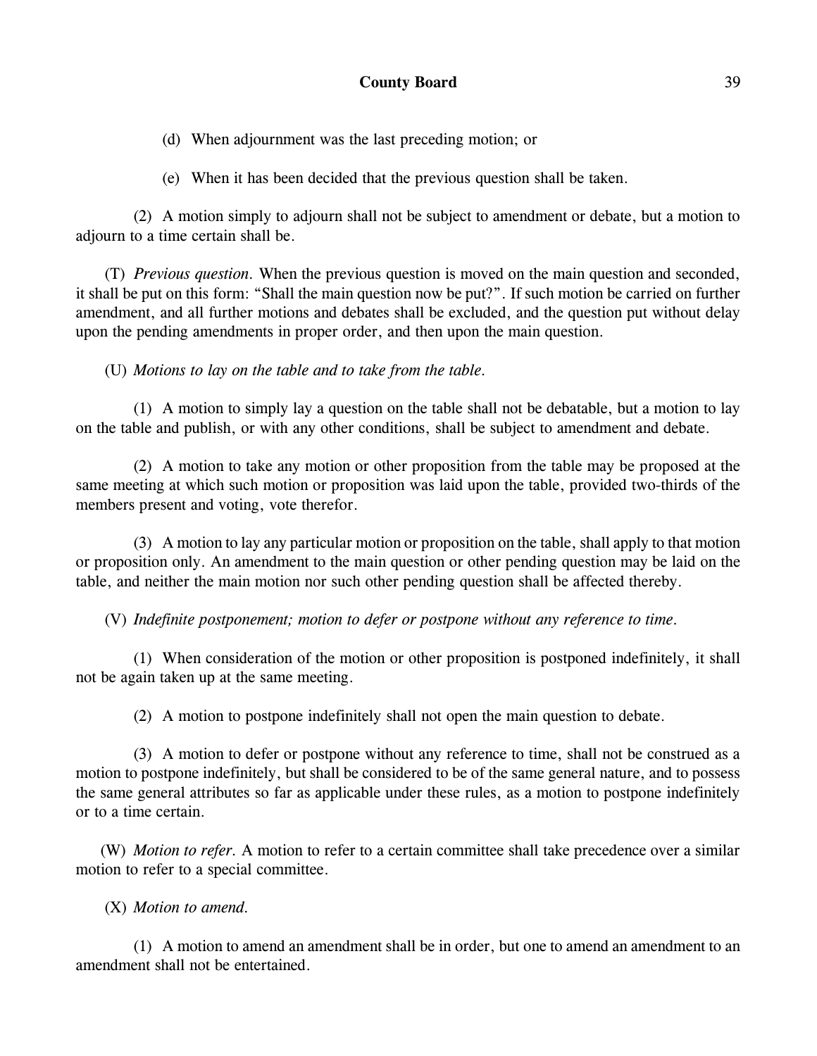(d) When adjournment was the last preceding motion; or

(e) When it has been decided that the previous question shall be taken.

(2) A motion simply to adjourn shall not be subject to amendment or debate, but a motion to adjourn to a time certain shall be.

(T) *Previous question.* When the previous question is moved on the main question and seconded, it shall be put on this form: "Shall the main question now be put?". If such motion be carried on further amendment, and all further motions and debates shall be excluded, and the question put without delay upon the pending amendments in proper order, and then upon the main question.

(U) *Motions to lay on the table and to take from the table.*

(1) A motion to simply lay a question on the table shall not be debatable, but a motion to lay on the table and publish, or with any other conditions, shall be subject to amendment and debate.

(2) A motion to take any motion or other proposition from the table may be proposed at the same meeting at which such motion or proposition was laid upon the table, provided two-thirds of the members present and voting, vote therefor.

(3) A motion to lay any particular motion or proposition on the table, shall apply to that motion or proposition only. An amendment to the main question or other pending question may be laid on the table, and neither the main motion nor such other pending question shall be affected thereby.

(V) *Indefinite postponement; motion to defer or postpone without any reference to time.*

(1) When consideration of the motion or other proposition is postponed indefinitely, it shall not be again taken up at the same meeting.

(2) A motion to postpone indefinitely shall not open the main question to debate.

(3) A motion to defer or postpone without any reference to time, shall not be construed as a motion to postpone indefinitely, but shall be considered to be of the same general nature, and to possess the same general attributes so far as applicable under these rules, as a motion to postpone indefinitely or to a time certain.

(W) *Motion to refer.* A motion to refer to a certain committee shall take precedence over a similar motion to refer to a special committee.

(X) *Motion to amend.*

(1) A motion to amend an amendment shall be in order, but one to amend an amendment to an amendment shall not be entertained.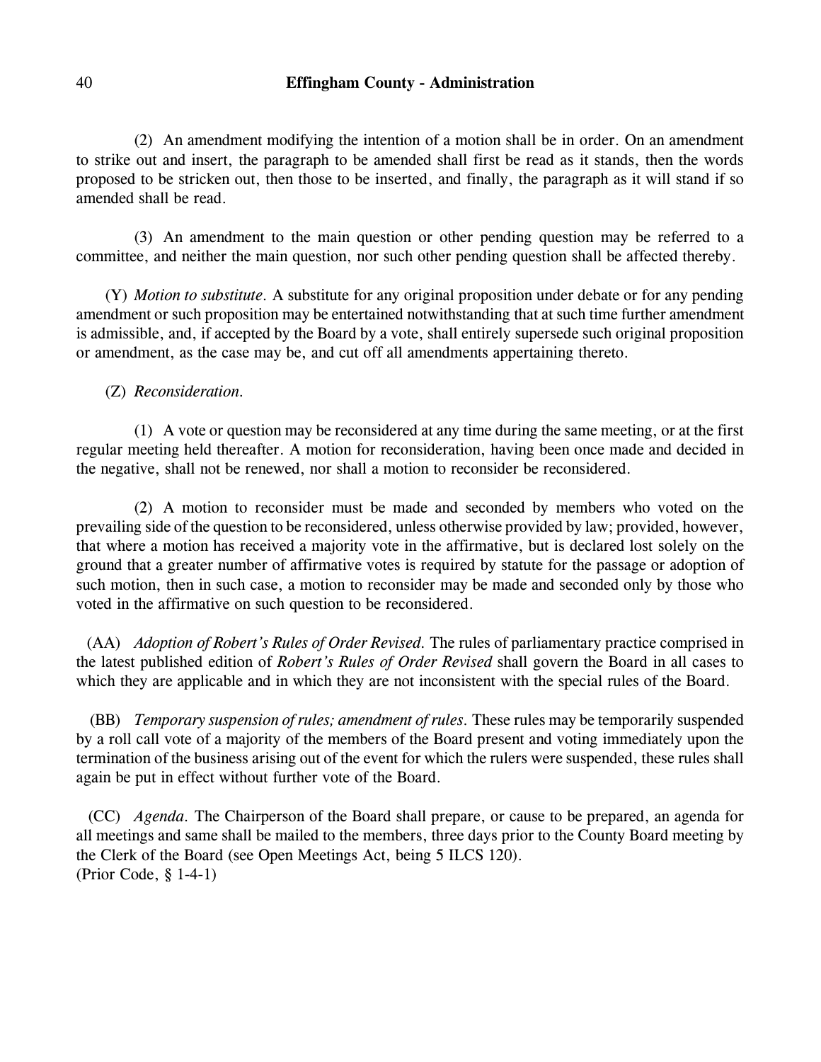(2) An amendment modifying the intention of a motion shall be in order. On an amendment to strike out and insert, the paragraph to be amended shall first be read as it stands, then the words proposed to be stricken out, then those to be inserted, and finally, the paragraph as it will stand if so amended shall be read.

(3) An amendment to the main question or other pending question may be referred to a committee, and neither the main question, nor such other pending question shall be affected thereby.

(Y) *Motion to substitute.* A substitute for any original proposition under debate or for any pending amendment or such proposition may be entertained notwithstanding that at such time further amendment is admissible, and, if accepted by the Board by a vote, shall entirely supersede such original proposition or amendment, as the case may be, and cut off all amendments appertaining thereto.

(Z) *Reconsideration.*

(1) A vote or question may be reconsidered at any time during the same meeting, or at the first regular meeting held thereafter. A motion for reconsideration, having been once made and decided in the negative, shall not be renewed, nor shall a motion to reconsider be reconsidered.

(2) A motion to reconsider must be made and seconded by members who voted on the prevailing side of the question to be reconsidered, unless otherwise provided by law; provided, however, that where a motion has received a majority vote in the affirmative, but is declared lost solely on the ground that a greater number of affirmative votes is required by statute for the passage or adoption of such motion, then in such case, a motion to reconsider may be made and seconded only by those who voted in the affirmative on such question to be reconsidered.

(AA) *Adoption of Robert's Rules of Order Revised.* The rules of parliamentary practice comprised in the latest published edition of *Robert's Rules of Order Revised* shall govern the Board in all cases to which they are applicable and in which they are not inconsistent with the special rules of the Board.

(BB) *Temporary suspension of rules; amendment of rules.* These rules may be temporarily suspended by a roll call vote of a majority of the members of the Board present and voting immediately upon the termination of the business arising out of the event for which the rulers were suspended, these rules shall again be put in effect without further vote of the Board.

(CC) *Agenda.* The Chairperson of the Board shall prepare, or cause to be prepared, an agenda for all meetings and same shall be mailed to the members, three days prior to the County Board meeting by the Clerk of the Board (see Open Meetings Act, being 5 ILCS 120).
(Prior Code, § 1-4-1)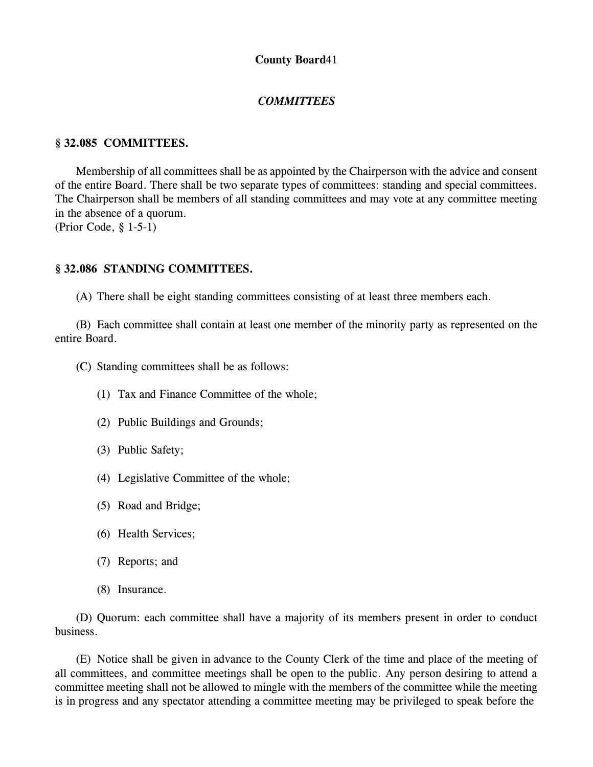## COMMITTEES

### § 32.085 COMMITTEES.

Membership of all committees shall be as appointed by the Chairperson with the advice and consent of the entire Board. There shall be two separate types of committees: standing and special committees. The Chairperson shall be members of all standing committees and may vote at any committee meeting in the absence of a quorum.
(Prior Code, § 1-5-1)

### § 32.086 STANDING COMMITTEES.

(A) There shall be eight standing committees consisting of at least three members each.

(B) Each committee shall contain at least one member of the minority party as represented on the entire Board.

(C) Standing committees shall be as follows:

(1) Tax and Finance Committee of the whole;

(2) Public Buildings and Grounds;

(3) Public Safety;

(4) Legislative Committee of the whole;

(5) Road and Bridge;

(6) Health Services;

(7) Reports; and

(8) Insurance.

(D) Quorum: each committee shall have a majority of its members present in order to conduct business.

(E) Notice shall be given in advance to the County Clerk of the time and place of the meeting of all committees, and committee meetings shall be open to the public. Any person desiring to attend a committee meeting shall not be allowed to mingle with the members of the committee while the meeting is in progress and any spectator attending a committee meeting may be privileged to speak before the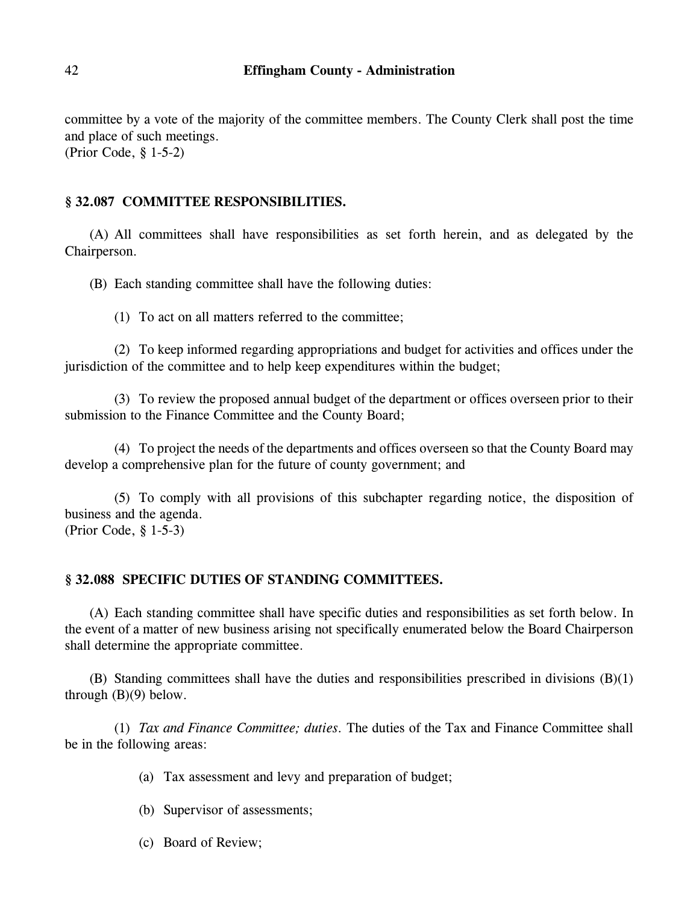committee by a vote of the majority of the committee members. The County Clerk shall post the time and place of such meetings.
(Prior Code, § 1-5-2)

### § 32.087 COMMITTEE RESPONSIBILITIES.

(A) All committees shall have responsibilities as set forth herein, and as delegated by the Chairperson.

(B) Each standing committee shall have the following duties:

(1) To act on all matters referred to the committee;

(2) To keep informed regarding appropriations and budget for activities and offices under the jurisdiction of the committee and to help keep expenditures within the budget;

(3) To review the proposed annual budget of the department or offices overseen prior to their submission to the Finance Committee and the County Board;

(4) To project the needs of the departments and offices overseen so that the County Board may develop a comprehensive plan for the future of county government; and

(5) To comply with all provisions of this subchapter regarding notice, the disposition of business and the agenda.
(Prior Code, § 1-5-3)

### § 32.088 SPECIFIC DUTIES OF STANDING COMMITTEES.

(A) Each standing committee shall have specific duties and responsibilities as set forth below. In the event of a matter of new business arising not specifically enumerated below the Board Chairperson shall determine the appropriate committee.

(B) Standing committees shall have the duties and responsibilities prescribed in divisions (B)(1) through (B)(9) below.

(1) *Tax and Finance Committee; duties.* The duties of the Tax and Finance Committee shall be in the following areas:

(a) Tax assessment and levy and preparation of budget;

(b) Supervisor of assessments;

(c) Board of Review;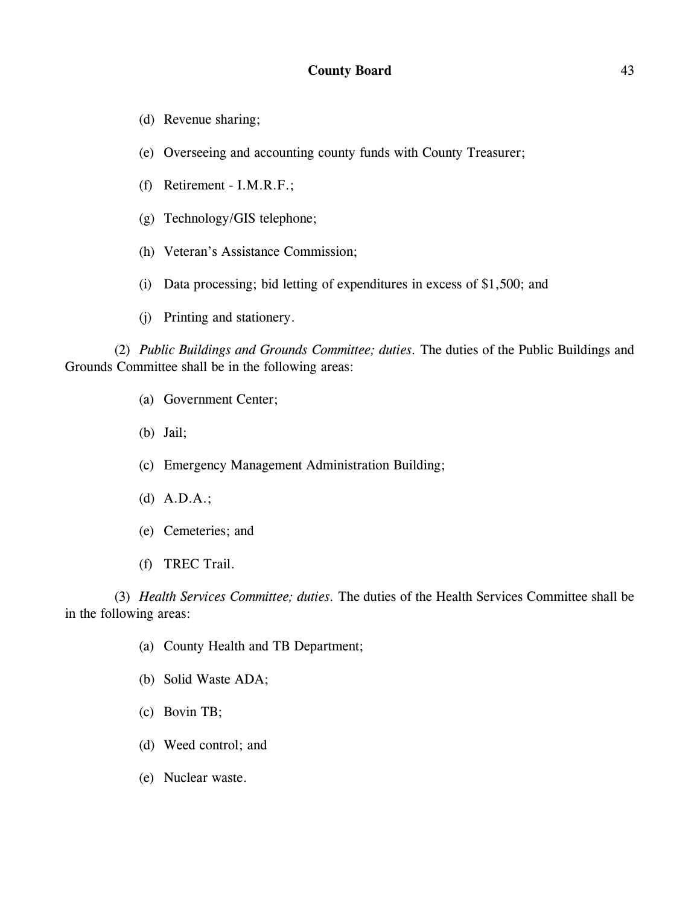(d) Revenue sharing;

(e) Overseeing and accounting county funds with County Treasurer;

(f) Retirement - I.M.R.F.;

(g) Technology/GIS telephone;

(h) Veteran's Assistance Commission;

(i) Data processing; bid letting of expenditures in excess of $1,500; and

(j) Printing and stationery.

(2) *Public Buildings and Grounds Committee; duties*. The duties of the Public Buildings and Grounds Committee shall be in the following areas:

(a) Government Center;

(b) Jail;

(c) Emergency Management Administration Building;

(d) A.D.A.;

(e) Cemeteries; and

(f) TREC Trail.

(3) *Health Services Committee; duties*. The duties of the Health Services Committee shall be in the following areas:

(a) County Health and TB Department;

(b) Solid Waste ADA;

(c) Bovin TB;

(d) Weed control; and

(e) Nuclear waste.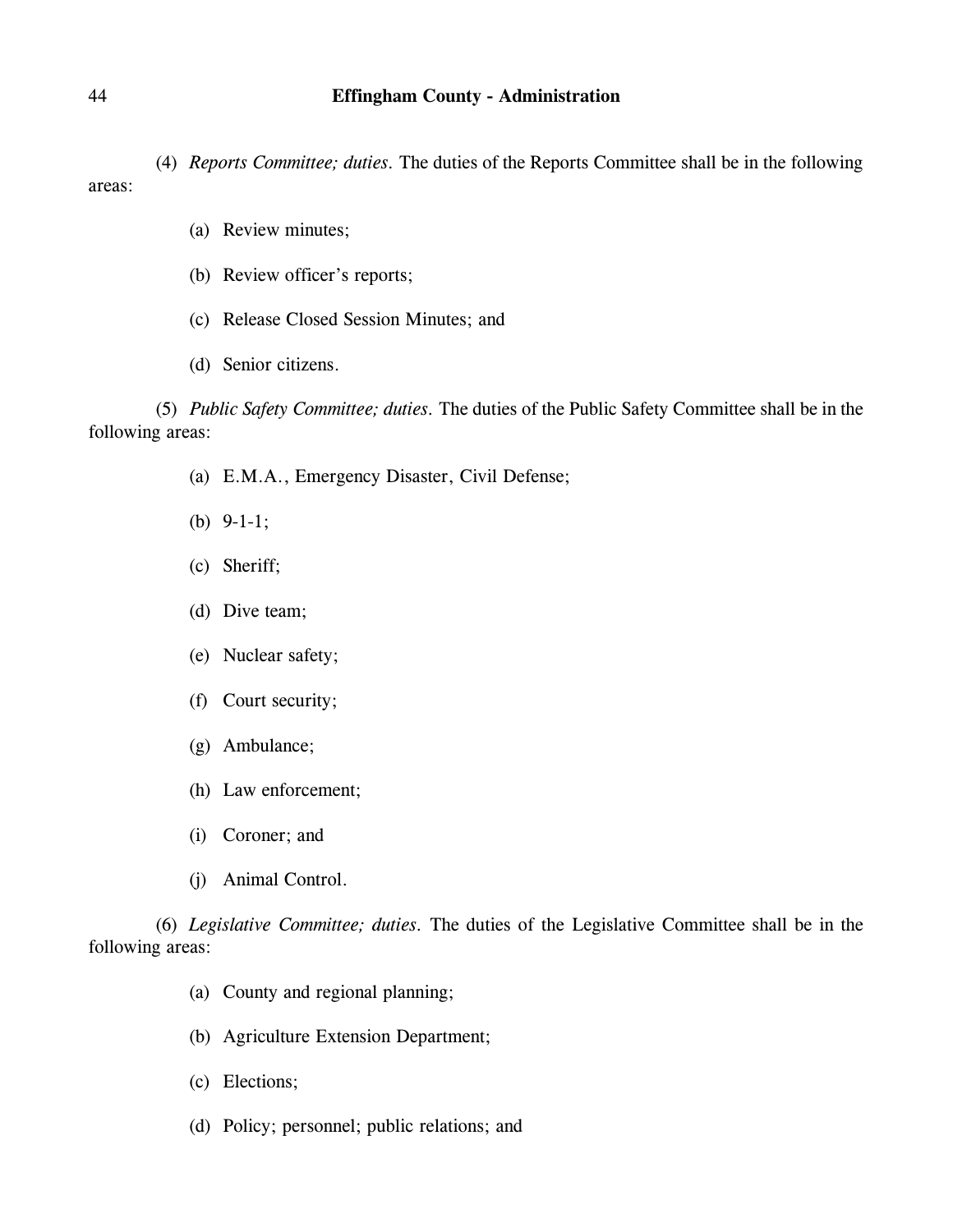(4) *Reports Committee; duties*. The duties of the Reports Committee shall be in the following areas:

- (a) Review minutes;
- (b) Review officer's reports;
- (c) Release Closed Session Minutes; and
- (d) Senior citizens.

(5) *Public Safety Committee; duties*. The duties of the Public Safety Committee shall be in the following areas:

- (a) E.M.A., Emergency Disaster, Civil Defense;
- (b) 9-1-1;
- (c) Sheriff;
- (d) Dive team;
- (e) Nuclear safety;
- (f) Court security;
- (g) Ambulance;
- (h) Law enforcement;
- (i) Coroner; and
- (j) Animal Control.

(6) *Legislative Committee; duties*. The duties of the Legislative Committee shall be in the following areas:

- (a) County and regional planning;
- (b) Agriculture Extension Department;
- (c) Elections;
- (d) Policy; personnel; public relations; and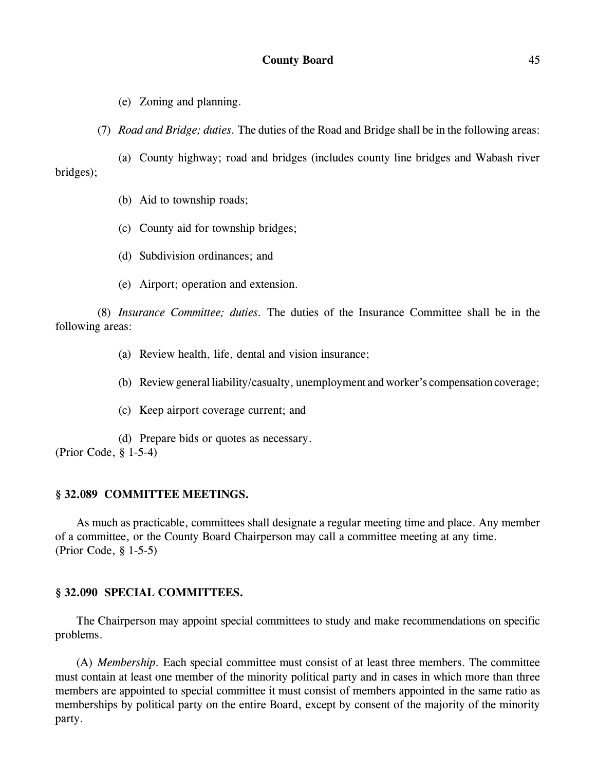(e) Zoning and planning.

(7) *Road and Bridge; duties.* The duties of the Road and Bridge shall be in the following areas:

(a) County highway; road and bridges (includes county line bridges and Wabash river bridges);

(b) Aid to township roads;

(c) County aid for township bridges;

(d) Subdivision ordinances; and

(e) Airport; operation and extension.

(8) *Insurance Committee; duties.* The duties of the Insurance Committee shall be in the following areas:

(a) Review health, life, dental and vision insurance;

(b) Review general liability/casualty, unemployment and worker's compensation coverage;

(c) Keep airport coverage current; and

(d) Prepare bids or quotes as necessary.

(Prior Code, § 1-5-4)

### § 32.089 COMMITTEE MEETINGS.

As much as practicable, committees shall designate a regular meeting time and place. Any member of a committee, or the County Board Chairperson may call a committee meeting at any time.
(Prior Code, § 1-5-5)

### § 32.090 SPECIAL COMMITTEES.

The Chairperson may appoint special committees to study and make recommendations on specific problems.

(A) *Membership.* Each special committee must consist of at least three members. The committee must contain at least one member of the minority political party and in cases in which more than three members are appointed to special committee it must consist of members appointed in the same ratio as memberships by political party on the entire Board, except by consent of the majority of the minority party.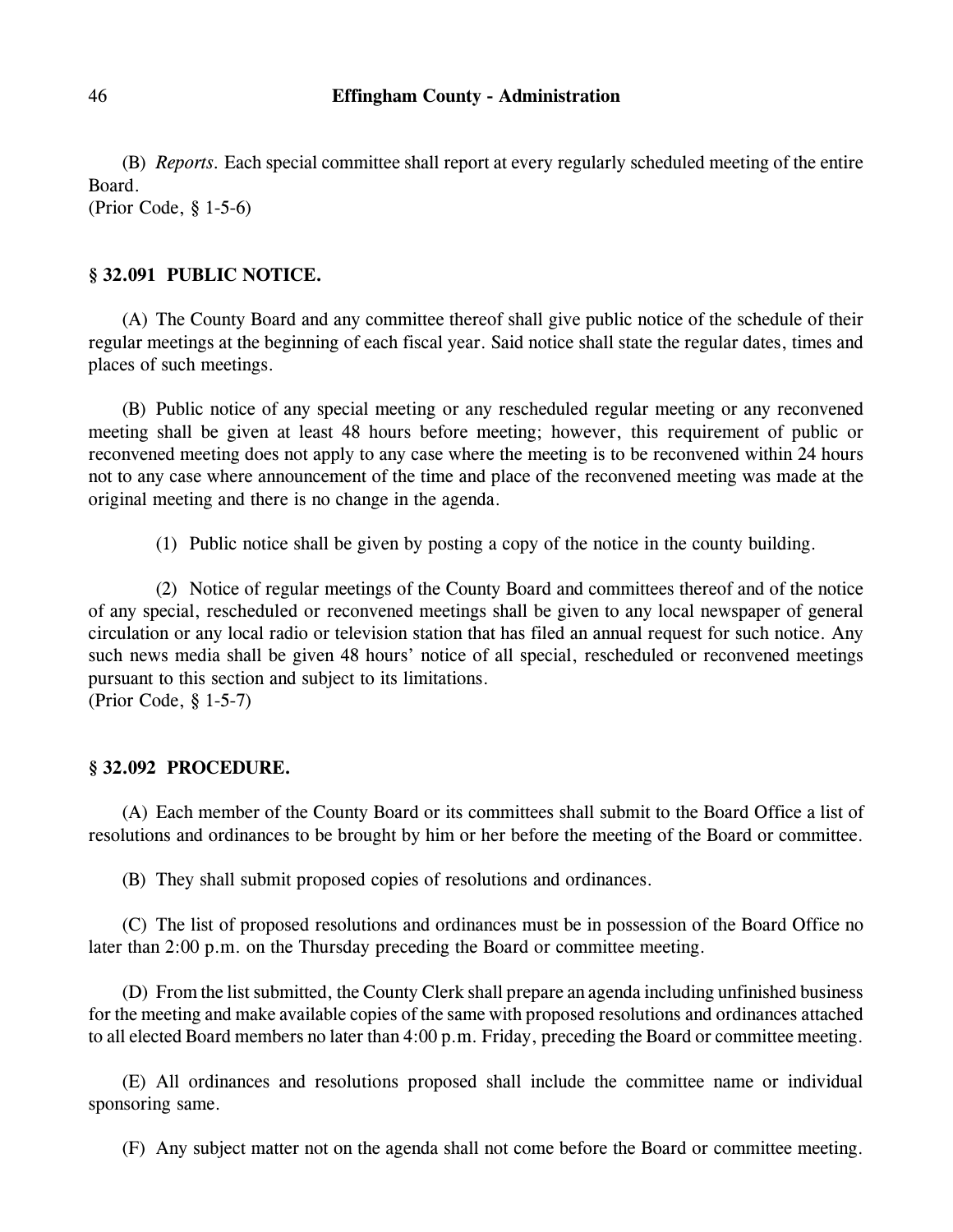(B) *Reports.* Each special committee shall report at every regularly scheduled meeting of the entire Board.
(Prior Code, § 1-5-6)

### § 32.091 PUBLIC NOTICE.

(A) The County Board and any committee thereof shall give public notice of the schedule of their regular meetings at the beginning of each fiscal year. Said notice shall state the regular dates, times and places of such meetings.

(B) Public notice of any special meeting or any rescheduled regular meeting or any reconvened meeting shall be given at least 48 hours before meeting; however, this requirement of public or reconvened meeting does not apply to any case where the meeting is to be reconvened within 24 hours not to any case where announcement of the time and place of the reconvened meeting was made at the original meeting and there is no change in the agenda.

(1) Public notice shall be given by posting a copy of the notice in the county building.

(2) Notice of regular meetings of the County Board and committees thereof and of the notice of any special, rescheduled or reconvened meetings shall be given to any local newspaper of general circulation or any local radio or television station that has filed an annual request for such notice. Any such news media shall be given 48 hours' notice of all special, rescheduled or reconvened meetings pursuant to this section and subject to its limitations.
(Prior Code, § 1-5-7)

### § 32.092 PROCEDURE.

(A) Each member of the County Board or its committees shall submit to the Board Office a list of resolutions and ordinances to be brought by him or her before the meeting of the Board or committee.

(B) They shall submit proposed copies of resolutions and ordinances.

(C) The list of proposed resolutions and ordinances must be in possession of the Board Office no later than 2:00 p.m. on the Thursday preceding the Board or committee meeting.

(D) From the list submitted, the County Clerk shall prepare an agenda including unfinished business for the meeting and make available copies of the same with proposed resolutions and ordinances attached to all elected Board members no later than 4:00 p.m. Friday, preceding the Board or committee meeting.

(E) All ordinances and resolutions proposed shall include the committee name or individual sponsoring same.

(F) Any subject matter not on the agenda shall not come before the Board or committee meeting.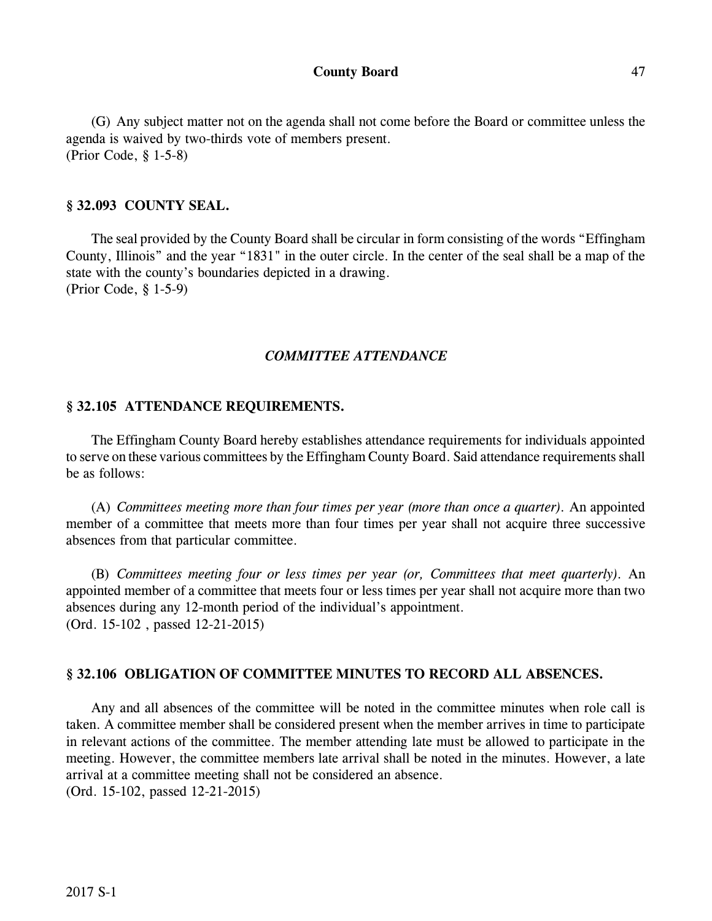(G) Any subject matter not on the agenda shall not come before the Board or committee unless the agenda is waived by two-thirds vote of members present.
(Prior Code, § 1-5-8)

### § 32.093 COUNTY SEAL.

The seal provided by the County Board shall be circular in form consisting of the words "Effingham County, Illinois" and the year "1831" in the outer circle. In the center of the seal shall be a map of the state with the county's boundaries depicted in a drawing.
(Prior Code, § 1-5-9)

## *COMMITTEE ATTENDANCE*

### § 32.105 ATTENDANCE REQUIREMENTS.

The Effingham County Board hereby establishes attendance requirements for individuals appointed to serve on these various committees by the Effingham County Board. Said attendance requirements shall be as follows:

(A) *Committees meeting more than four times per year (more than once a quarter).* An appointed member of a committee that meets more than four times per year shall not acquire three successive absences from that particular committee.

(B) *Committees meeting four or less times per year (or, Committees that meet quarterly).* An appointed member of a committee that meets four or less times per year shall not acquire more than two absences during any 12-month period of the individual's appointment.
(Ord. 15-102 , passed 12-21-2015)

### § 32.106 OBLIGATION OF COMMITTEE MINUTES TO RECORD ALL ABSENCES.

Any and all absences of the committee will be noted in the committee minutes when role call is taken. A committee member shall be considered present when the member arrives in time to participate in relevant actions of the committee. The member attending late must be allowed to participate in the meeting. However, the committee members late arrival shall be noted in the minutes. However, a late arrival at a committee meeting shall not be considered an absence.
(Ord. 15-102, passed 12-21-2015)

2017 S-1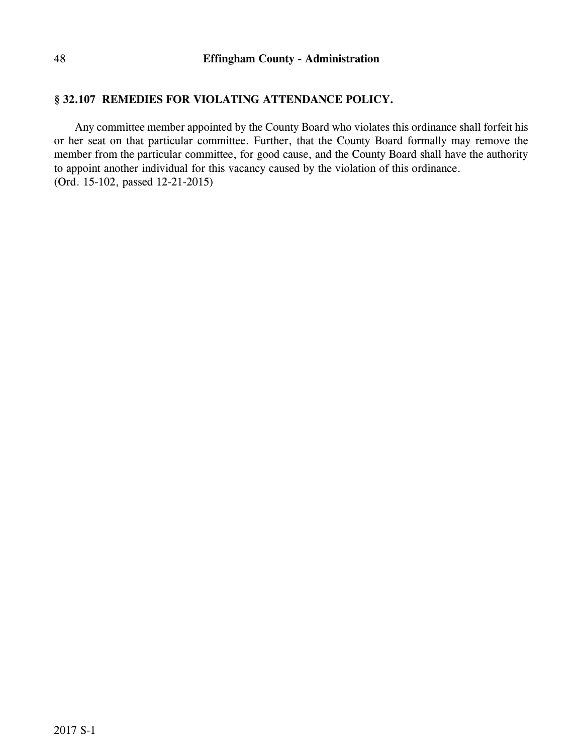## § 32.107 REMEDIES FOR VIOLATING ATTENDANCE POLICY.

Any committee member appointed by the County Board who violates this ordinance shall forfeit his or her seat on that particular committee. Further, that the County Board formally may remove the member from the particular committee, for good cause, and the County Board shall have the authority to appoint another individual for this vacancy caused by the violation of this ordinance.
(Ord. 15-102, passed 12-21-2015)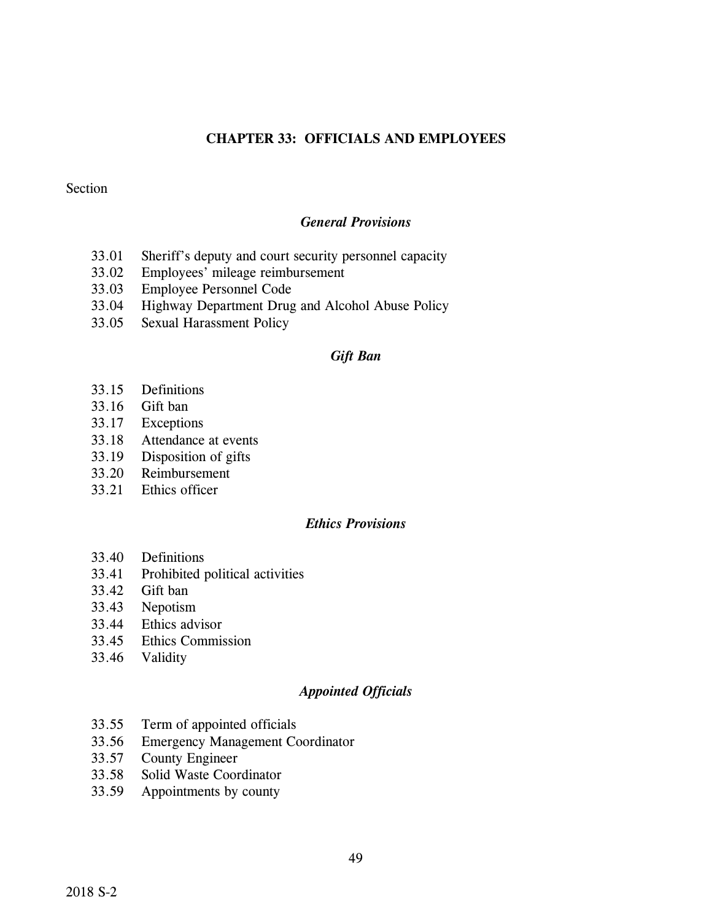# CHAPTER 33: OFFICIALS AND EMPLOYEES

Section

### *General Provisions*

33.01 Sheriff's deputy and court security personnel capacity
33.02 Employees' mileage reimbursement
33.03 Employee Personnel Code
33.04 Highway Department Drug and Alcohol Abuse Policy
33.05 Sexual Harassment Policy

### *Gift Ban*

33.15 Definitions
33.16 Gift ban
33.17 Exceptions
33.18 Attendance at events
33.19 Disposition of gifts
33.20 Reimbursement
33.21 Ethics officer

### *Ethics Provisions*

33.40 Definitions
33.41 Prohibited political activities
33.42 Gift ban
33.43 Nepotism
33.44 Ethics advisor
33.45 Ethics Commission
33.46 Validity

### *Appointed Officials*

33.55 Term of appointed officials
33.56 Emergency Management Coordinator
33.57 County Engineer
33.58 Solid Waste Coordinator
33.59 Appointments by county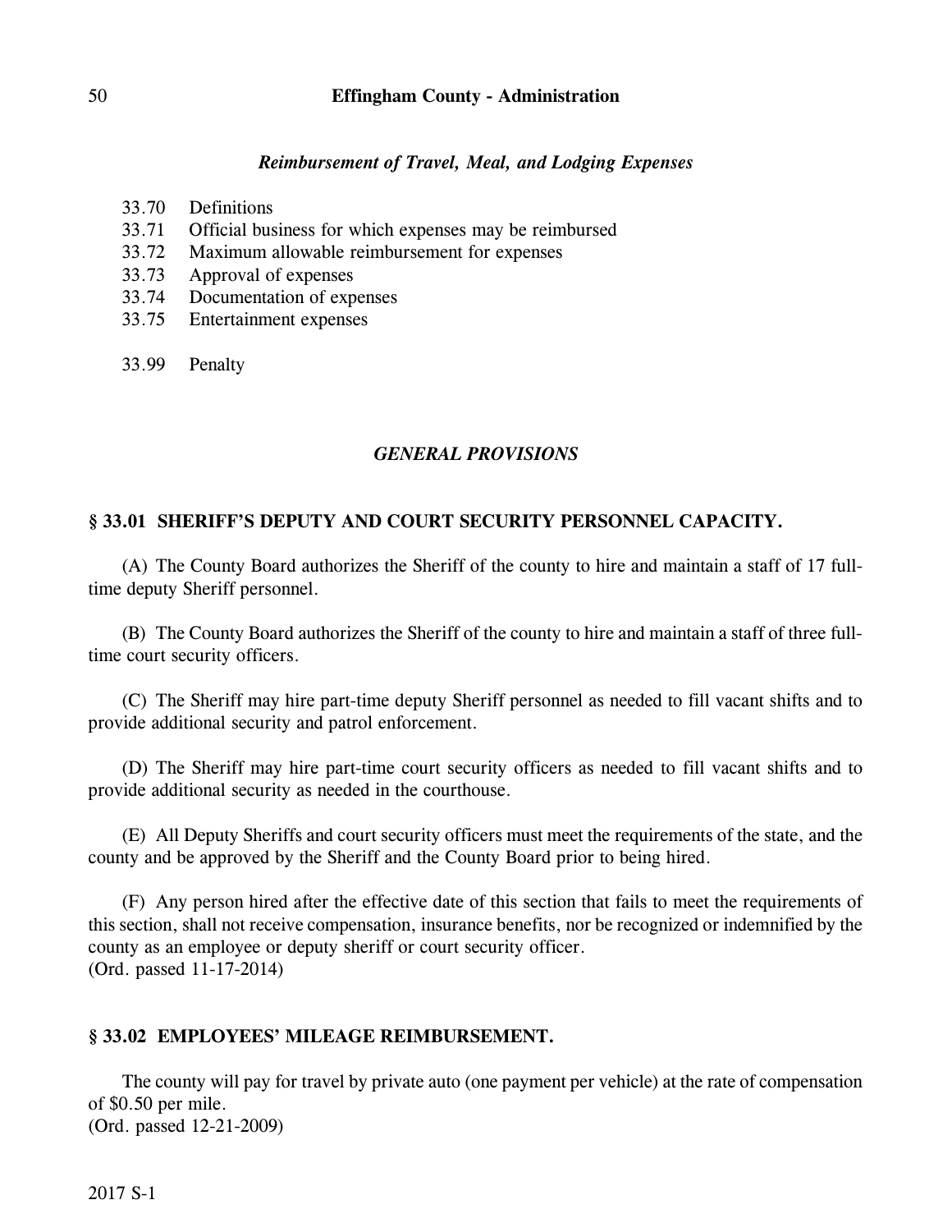*Reimbursement of Travel, Meal, and Lodging Expenses*

33.70 Definitions
33.71 Official business for which expenses may be reimbursed
33.72 Maximum allowable reimbursement for expenses
33.73 Approval of expenses
33.74 Documentation of expenses
33.75 Entertainment expenses

33.99 Penalty

## *GENERAL PROVISIONS*

### § 33.01 SHERIFF'S DEPUTY AND COURT SECURITY PERSONNEL CAPACITY.

(A) The County Board authorizes the Sheriff of the county to hire and maintain a staff of 17 full-time deputy Sheriff personnel.

(B) The County Board authorizes the Sheriff of the county to hire and maintain a staff of three full-time court security officers.

(C) The Sheriff may hire part-time deputy Sheriff personnel as needed to fill vacant shifts and to provide additional security and patrol enforcement.

(D) The Sheriff may hire part-time court security officers as needed to fill vacant shifts and to provide additional security as needed in the courthouse.

(E) All Deputy Sheriffs and court security officers must meet the requirements of the state, and the county and be approved by the Sheriff and the County Board prior to being hired.

(F) Any person hired after the effective date of this section that fails to meet the requirements of this section, shall not receive compensation, insurance benefits, nor be recognized or indemnified by the county as an employee or deputy sheriff or court security officer.
(Ord. passed 11-17-2014)

### § 33.02 EMPLOYEES' MILEAGE REIMBURSEMENT.

The county will pay for travel by private auto (one payment per vehicle) at the rate of compensation of $0.50 per mile.
(Ord. passed 12-21-2009)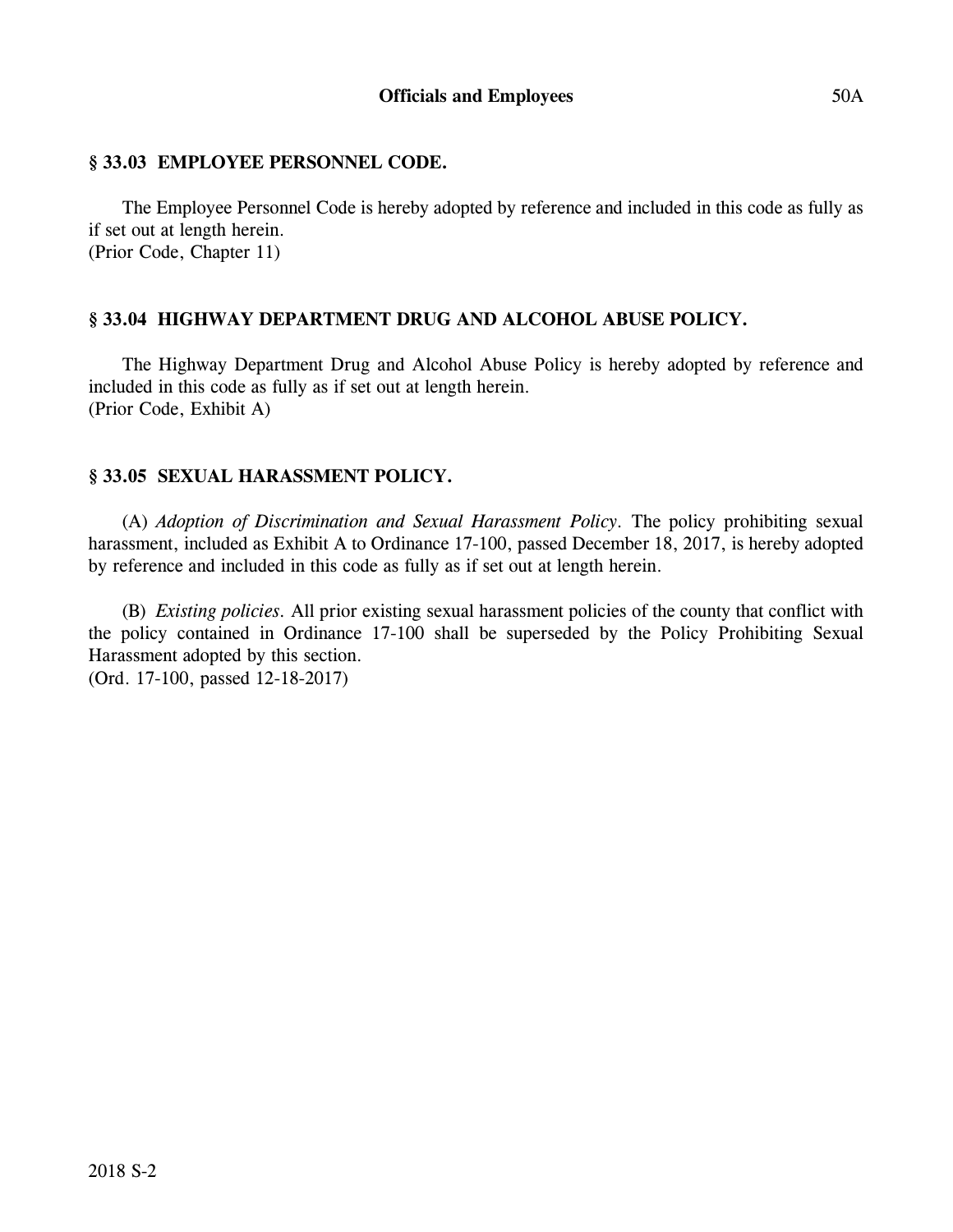## § 33.03 EMPLOYEE PERSONNEL CODE.

The Employee Personnel Code is hereby adopted by reference and included in this code as fully as if set out at length herein.
(Prior Code, Chapter 11)

## § 33.04 HIGHWAY DEPARTMENT DRUG AND ALCOHOL ABUSE POLICY.

The Highway Department Drug and Alcohol Abuse Policy is hereby adopted by reference and included in this code as fully as if set out at length herein.
(Prior Code, Exhibit A)

## § 33.05 SEXUAL HARASSMENT POLICY.

(A) *Adoption of Discrimination and Sexual Harassment Policy*. The policy prohibiting sexual harassment, included as Exhibit A to Ordinance 17-100, passed December 18, 2017, is hereby adopted by reference and included in this code as fully as if set out at length herein.

(B) *Existing policies*. All prior existing sexual harassment policies of the county that conflict with the policy contained in Ordinance 17-100 shall be superseded by the Policy Prohibiting Sexual Harassment adopted by this section.
(Ord. 17-100, passed 12-18-2017)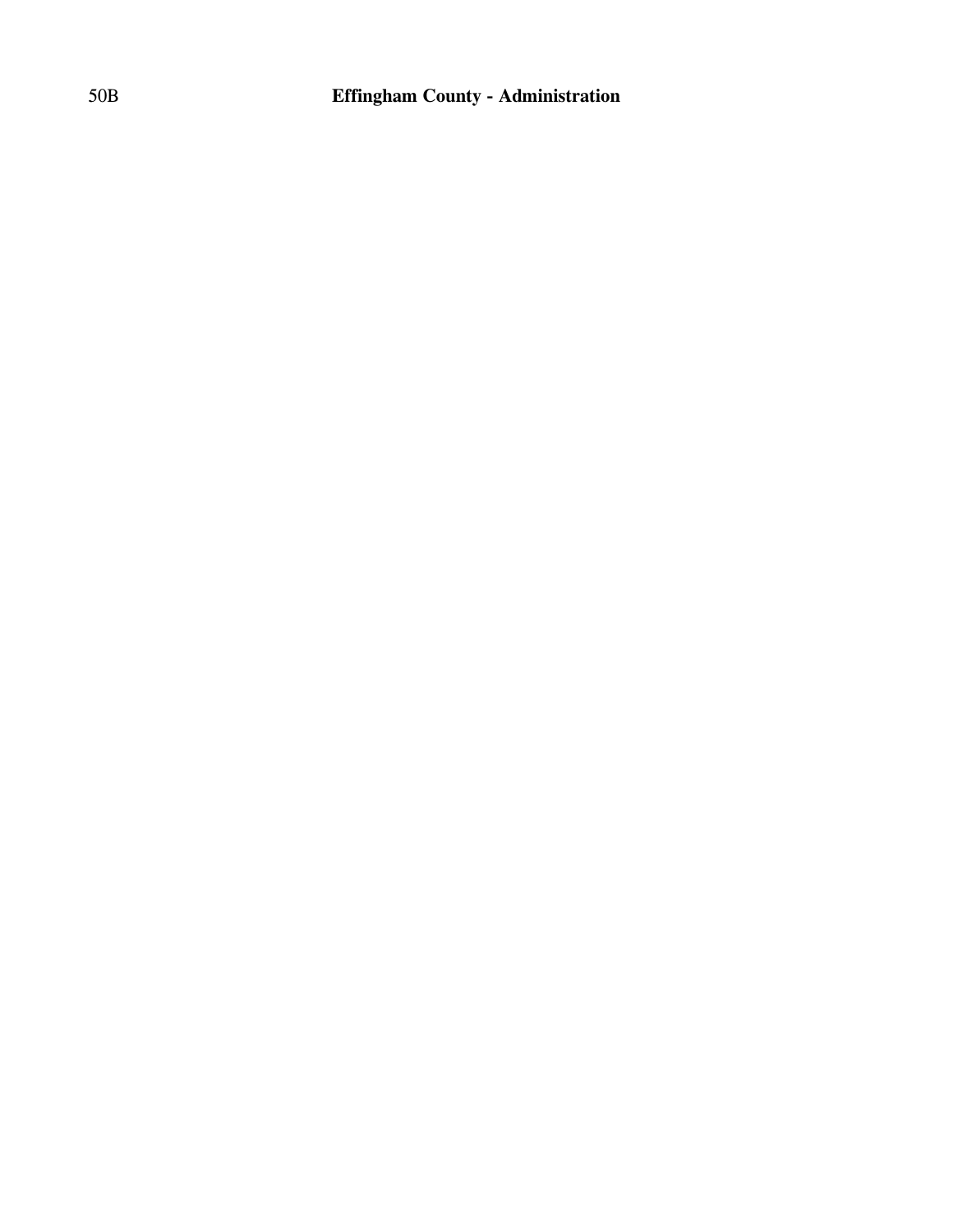# Effingham County - Administration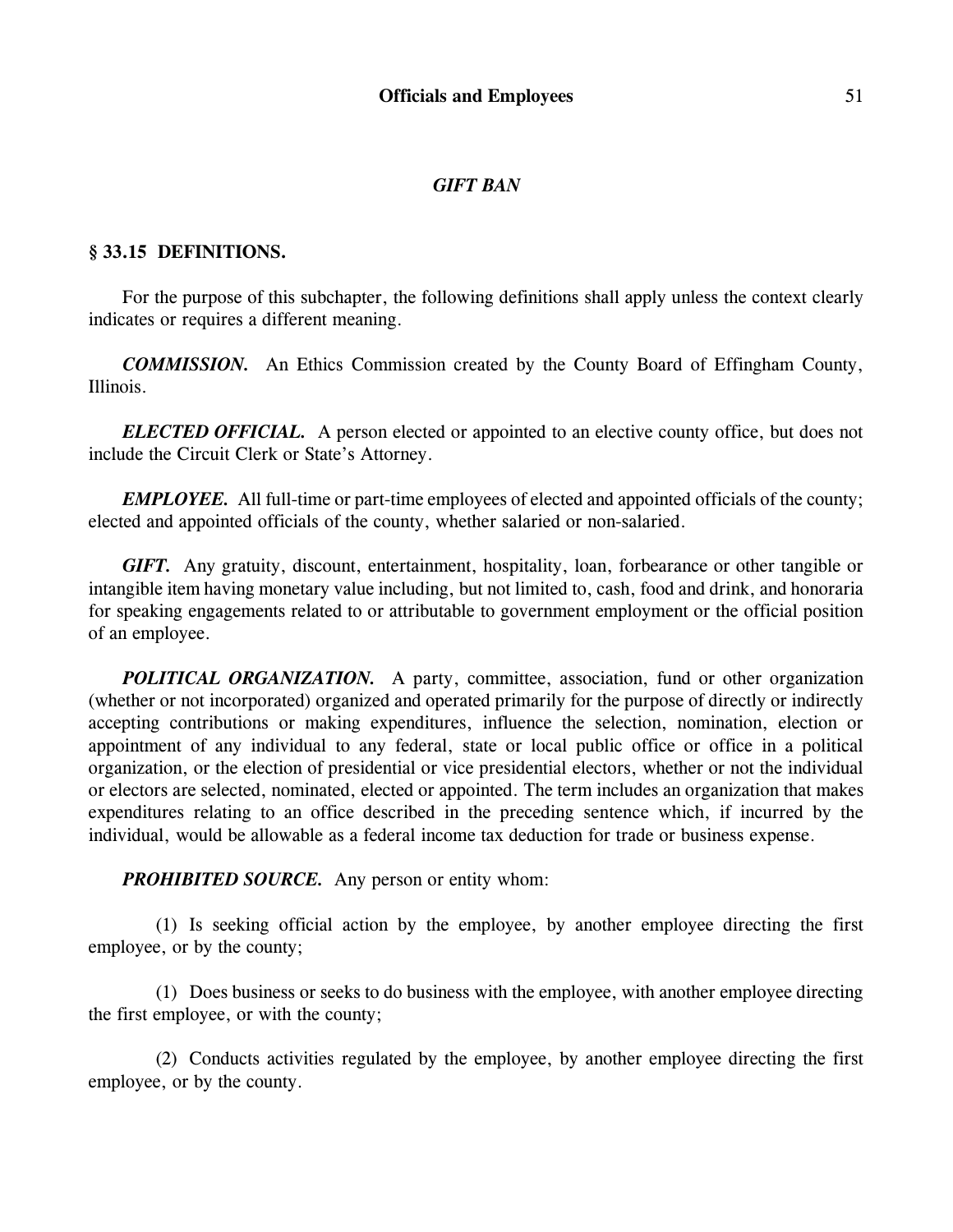## *GIFT BAN*

### § 33.15 DEFINITIONS.

For the purpose of this subchapter, the following definitions shall apply unless the context clearly indicates or requires a different meaning.

***COMMISSION.*** An Ethics Commission created by the County Board of Effingham County, Illinois.

***ELECTED OFFICIAL.*** A person elected or appointed to an elective county office, but does not include the Circuit Clerk or State's Attorney.

***EMPLOYEE.*** All full-time or part-time employees of elected and appointed officials of the county; elected and appointed officials of the county, whether salaried or non-salaried.

***GIFT.*** Any gratuity, discount, entertainment, hospitality, loan, forbearance or other tangible or intangible item having monetary value including, but not limited to, cash, food and drink, and honoraria for speaking engagements related to or attributable to government employment or the official position of an employee.

***POLITICAL ORGANIZATION.*** A party, committee, association, fund or other organization (whether or not incorporated) organized and operated primarily for the purpose of directly or indirectly accepting contributions or making expenditures, influence the selection, nomination, election or appointment of any individual to any federal, state or local public office or office in a political organization, or the election of presidential or vice presidential electors, whether or not the individual or electors are selected, nominated, elected or appointed. The term includes an organization that makes expenditures relating to an office described in the preceding sentence which, if incurred by the individual, would be allowable as a federal income tax deduction for trade or business expense.

***PROHIBITED SOURCE.*** Any person or entity whom:

(1) Is seeking official action by the employee, by another employee directing the first employee, or by the county;

(1) Does business or seeks to do business with the employee, with another employee directing the first employee, or with the county;

(2) Conducts activities regulated by the employee, by another employee directing the first employee, or by the county.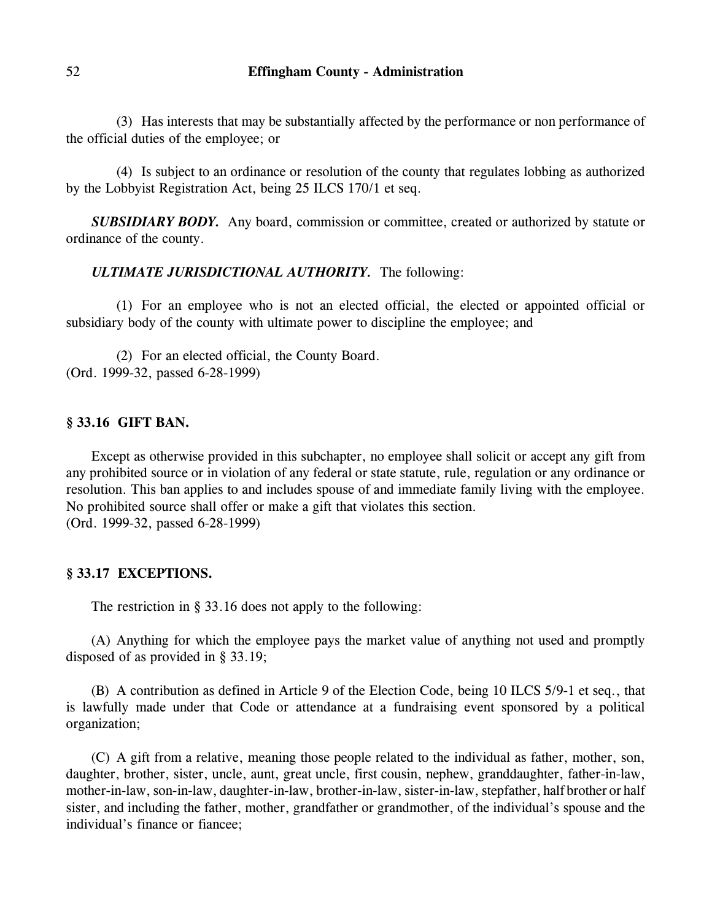(3) Has interests that may be substantially affected by the performance or non performance of the official duties of the employee; or

(4) Is subject to an ordinance or resolution of the county that regulates lobbing as authorized by the Lobbyist Registration Act, being 25 ILCS 170/1 et seq.

***SUBSIDIARY BODY.*** Any board, commission or committee, created or authorized by statute or ordinance of the county.

***ULTIMATE JURISDICTIONAL AUTHORITY.*** The following:

(1) For an employee who is not an elected official, the elected or appointed official or subsidiary body of the county with ultimate power to discipline the employee; and

(2) For an elected official, the County Board.
(Ord. 1999-32, passed 6-28-1999)

### § 33.16 GIFT BAN.

Except as otherwise provided in this subchapter, no employee shall solicit or accept any gift from any prohibited source or in violation of any federal or state statute, rule, regulation or any ordinance or resolution. This ban applies to and includes spouse of and immediate family living with the employee. No prohibited source shall offer or make a gift that violates this section.
(Ord. 1999-32, passed 6-28-1999)

### § 33.17 EXCEPTIONS.

The restriction in § 33.16 does not apply to the following:

(A) Anything for which the employee pays the market value of anything not used and promptly disposed of as provided in § 33.19;

(B) A contribution as defined in Article 9 of the Election Code, being 10 ILCS 5/9-1 et seq., that is lawfully made under that Code or attendance at a fundraising event sponsored by a political organization;

(C) A gift from a relative, meaning those people related to the individual as father, mother, son, daughter, brother, sister, uncle, aunt, great uncle, first cousin, nephew, granddaughter, father-in-law, mother-in-law, son-in-law, daughter-in-law, brother-in-law, sister-in-law, stepfather, half brother or half sister, and including the father, mother, grandfather or grandmother, of the individual's spouse and the individual's finance or fiancee;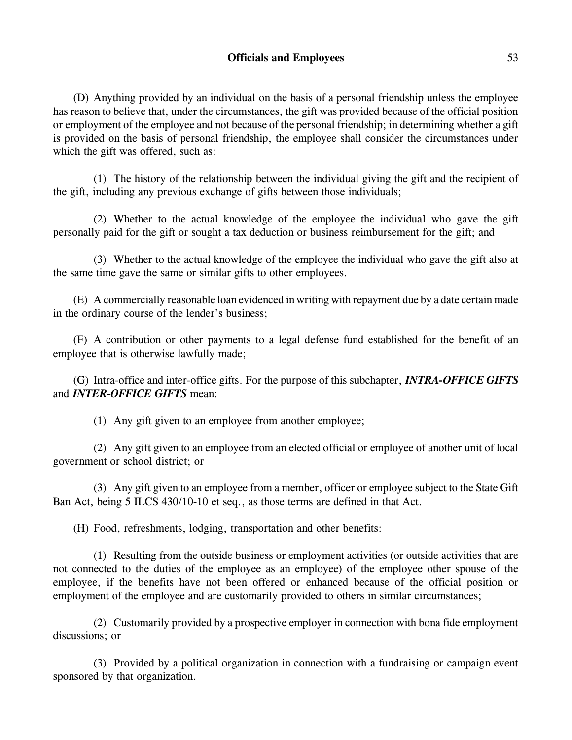(D) Anything provided by an individual on the basis of a personal friendship unless the employee has reason to believe that, under the circumstances, the gift was provided because of the official position or employment of the employee and not because of the personal friendship; in determining whether a gift is provided on the basis of personal friendship, the employee shall consider the circumstances under which the gift was offered, such as:

(1) The history of the relationship between the individual giving the gift and the recipient of the gift, including any previous exchange of gifts between those individuals;

(2) Whether to the actual knowledge of the employee the individual who gave the gift personally paid for the gift or sought a tax deduction or business reimbursement for the gift; and

(3) Whether to the actual knowledge of the employee the individual who gave the gift also at the same time gave the same or similar gifts to other employees.

(E) A commercially reasonable loan evidenced in writing with repayment due by a date certain made in the ordinary course of the lender's business;

(F) A contribution or other payments to a legal defense fund established for the benefit of an employee that is otherwise lawfully made;

(G) Intra-office and inter-office gifts. For the purpose of this subchapter, ***INTRA-OFFICE GIFTS*** and ***INTER-OFFICE GIFTS*** mean:

(1) Any gift given to an employee from another employee;

(2) Any gift given to an employee from an elected official or employee of another unit of local government or school district; or

(3) Any gift given to an employee from a member, officer or employee subject to the State Gift Ban Act, being 5 ILCS 430/10-10 et seq., as those terms are defined in that Act.

(H) Food, refreshments, lodging, transportation and other benefits:

(1) Resulting from the outside business or employment activities (or outside activities that are not connected to the duties of the employee as an employee) of the employee other spouse of the employee, if the benefits have not been offered or enhanced because of the official position or employment of the employee and are customarily provided to others in similar circumstances;

(2) Customarily provided by a prospective employer in connection with bona fide employment discussions; or

(3) Provided by a political organization in connection with a fundraising or campaign event sponsored by that organization.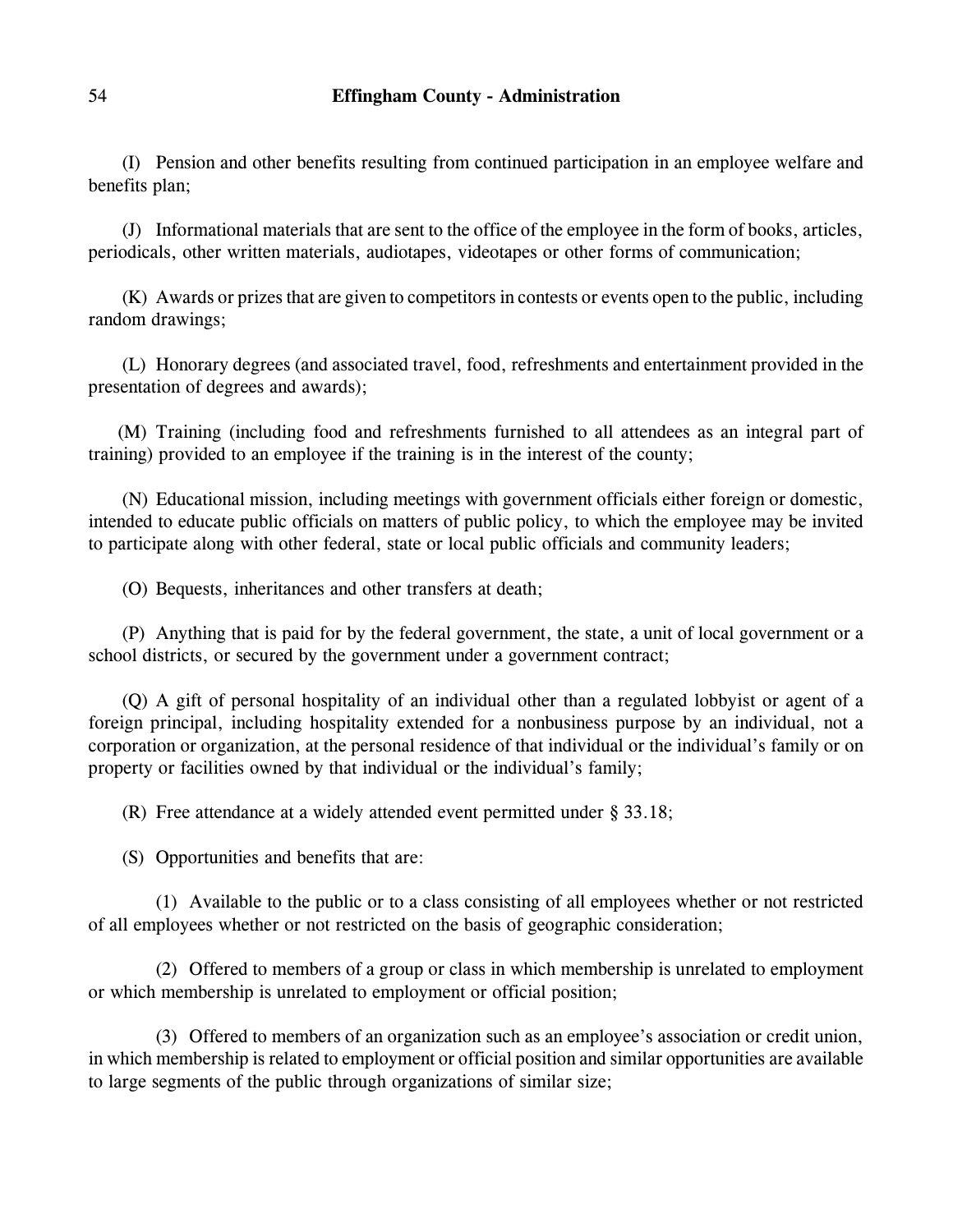(I) Pension and other benefits resulting from continued participation in an employee welfare and benefits plan;

(J) Informational materials that are sent to the office of the employee in the form of books, articles, periodicals, other written materials, audiotapes, videotapes or other forms of communication;

(K) Awards or prizes that are given to competitors in contests or events open to the public, including random drawings;

(L) Honorary degrees (and associated travel, food, refreshments and entertainment provided in the presentation of degrees and awards);

(M) Training (including food and refreshments furnished to all attendees as an integral part of training) provided to an employee if the training is in the interest of the county;

(N) Educational mission, including meetings with government officials either foreign or domestic, intended to educate public officials on matters of public policy, to which the employee may be invited to participate along with other federal, state or local public officials and community leaders;

(O) Bequests, inheritances and other transfers at death;

(P) Anything that is paid for by the federal government, the state, a unit of local government or a school districts, or secured by the government under a government contract;

(Q) A gift of personal hospitality of an individual other than a regulated lobbyist or agent of a foreign principal, including hospitality extended for a nonbusiness purpose by an individual, not a corporation or organization, at the personal residence of that individual or the individual's family or on property or facilities owned by that individual or the individual's family;

(R) Free attendance at a widely attended event permitted under § 33.18;

(S) Opportunities and benefits that are:

(1) Available to the public or to a class consisting of all employees whether or not restricted of all employees whether or not restricted on the basis of geographic consideration;

(2) Offered to members of a group or class in which membership is unrelated to employment or which membership is unrelated to employment or official position;

(3) Offered to members of an organization such as an employee's association or credit union, in which membership is related to employment or official position and similar opportunities are available to large segments of the public through organizations of similar size;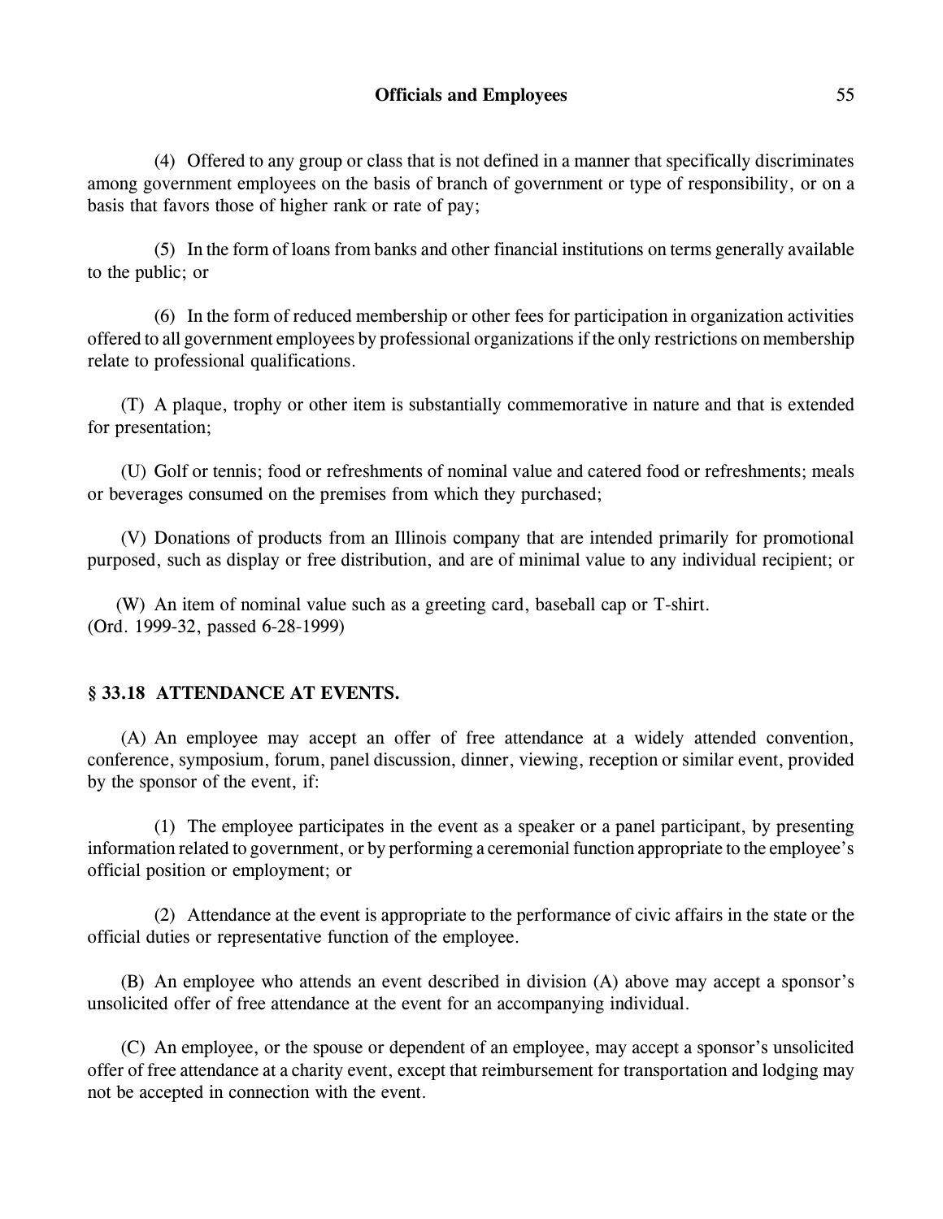(4) Offered to any group or class that is not defined in a manner that specifically discriminates among government employees on the basis of branch of government or type of responsibility, or on a basis that favors those of higher rank or rate of pay;

(5) In the form of loans from banks and other financial institutions on terms generally available to the public; or

(6) In the form of reduced membership or other fees for participation in organization activities offered to all government employees by professional organizations if the only restrictions on membership relate to professional qualifications.

(T) A plaque, trophy or other item is substantially commemorative in nature and that is extended for presentation;

(U) Golf or tennis; food or refreshments of nominal value and catered food or refreshments; meals or beverages consumed on the premises from which they purchased;

(V) Donations of products from an Illinois company that are intended primarily for promotional purposed, such as display or free distribution, and are of minimal value to any individual recipient; or

(W) An item of nominal value such as a greeting card, baseball cap or T-shirt.
(Ord. 1999-32, passed 6-28-1999)

## § 33.18 ATTENDANCE AT EVENTS.

(A) An employee may accept an offer of free attendance at a widely attended convention, conference, symposium, forum, panel discussion, dinner, viewing, reception or similar event, provided by the sponsor of the event, if:

(1) The employee participates in the event as a speaker or a panel participant, by presenting information related to government, or by performing a ceremonial function appropriate to the employee's official position or employment; or

(2) Attendance at the event is appropriate to the performance of civic affairs in the state or the official duties or representative function of the employee.

(B) An employee who attends an event described in division (A) above may accept a sponsor's unsolicited offer of free attendance at the event for an accompanying individual.

(C) An employee, or the spouse or dependent of an employee, may accept a sponsor's unsolicited offer of free attendance at a charity event, except that reimbursement for transportation and lodging may not be accepted in connection with the event.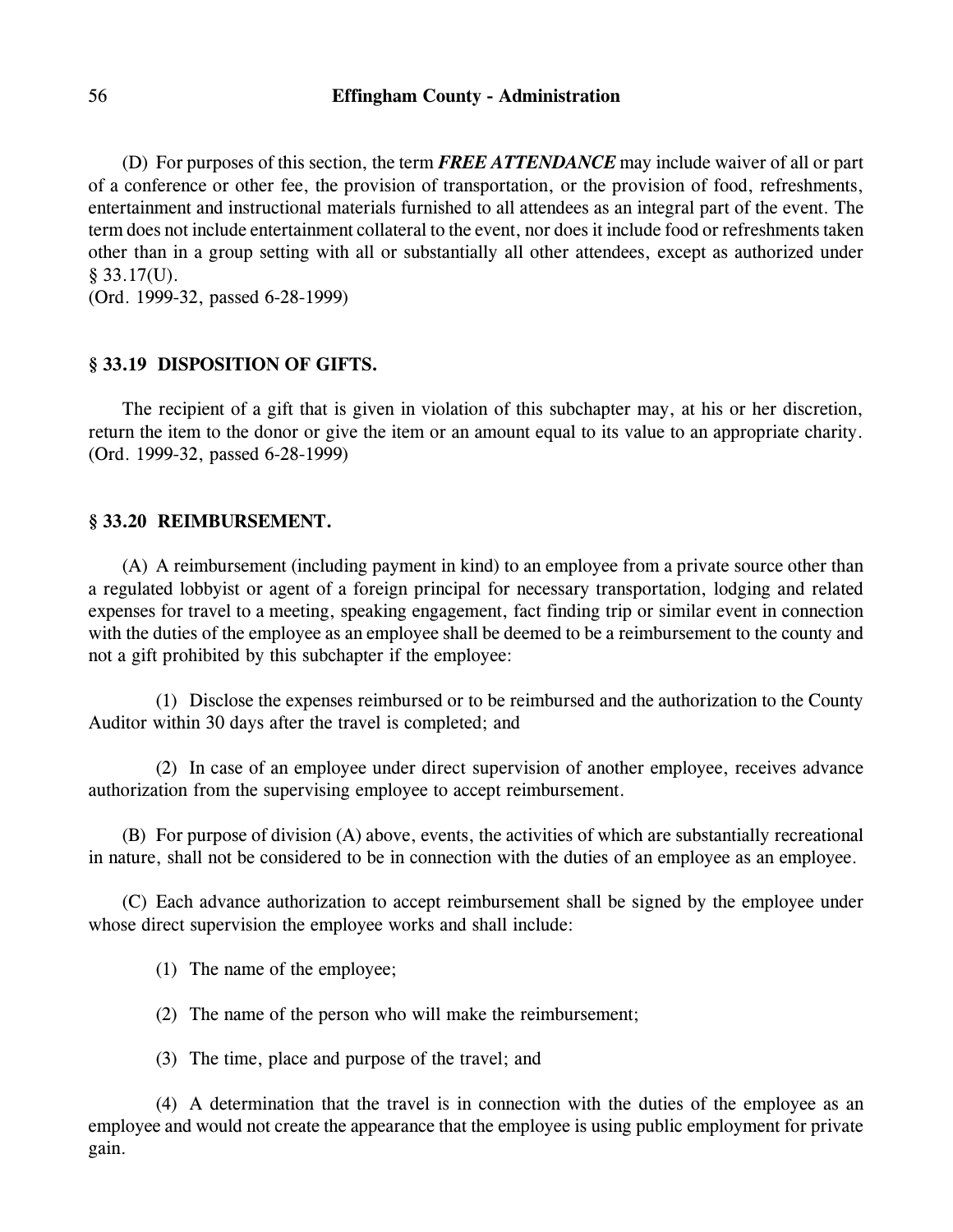(D) For purposes of this section, the term ***FREE ATTENDANCE*** may include waiver of all or part of a conference or other fee, the provision of transportation, or the provision of food, refreshments, entertainment and instructional materials furnished to all attendees as an integral part of the event. The term does not include entertainment collateral to the event, nor does it include food or refreshments taken other than in a group setting with all or substantially all other attendees, except as authorized under § 33.17(U).
(Ord. 1999-32, passed 6-28-1999)

### § 33.19 DISPOSITION OF GIFTS.

The recipient of a gift that is given in violation of this subchapter may, at his or her discretion, return the item to the donor or give the item or an amount equal to its value to an appropriate charity.
(Ord. 1999-32, passed 6-28-1999)

### § 33.20 REIMBURSEMENT.

(A) A reimbursement (including payment in kind) to an employee from a private source other than a regulated lobbyist or agent of a foreign principal for necessary transportation, lodging and related expenses for travel to a meeting, speaking engagement, fact finding trip or similar event in connection with the duties of the employee as an employee shall be deemed to be a reimbursement to the county and not a gift prohibited by this subchapter if the employee:

(1) Disclose the expenses reimbursed or to be reimbursed and the authorization to the County Auditor within 30 days after the travel is completed; and

(2) In case of an employee under direct supervision of another employee, receives advance authorization from the supervising employee to accept reimbursement.

(B) For purpose of division (A) above, events, the activities of which are substantially recreational in nature, shall not be considered to be in connection with the duties of an employee as an employee.

(C) Each advance authorization to accept reimbursement shall be signed by the employee under whose direct supervision the employee works and shall include:

(1) The name of the employee;

(2) The name of the person who will make the reimbursement;

(3) The time, place and purpose of the travel; and

(4) A determination that the travel is in connection with the duties of the employee as an employee and would not create the appearance that the employee is using public employment for private gain.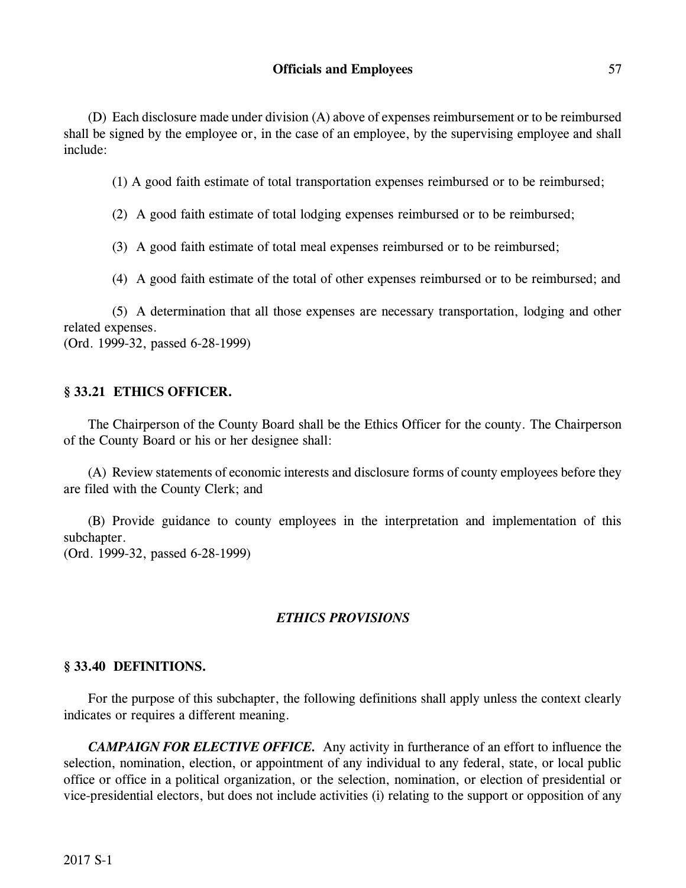(D) Each disclosure made under division (A) above of expenses reimbursement or to be reimbursed shall be signed by the employee or, in the case of an employee, by the supervising employee and shall include:

(1) A good faith estimate of total transportation expenses reimbursed or to be reimbursed;

(2) A good faith estimate of total lodging expenses reimbursed or to be reimbursed;

(3) A good faith estimate of total meal expenses reimbursed or to be reimbursed;

(4) A good faith estimate of the total of other expenses reimbursed or to be reimbursed; and

(5) A determination that all those expenses are necessary transportation, lodging and other related expenses.
(Ord. 1999-32, passed 6-28-1999)

## § 33.21 ETHICS OFFICER.

The Chairperson of the County Board shall be the Ethics Officer for the county. The Chairperson of the County Board or his or her designee shall:

(A) Review statements of economic interests and disclosure forms of county employees before they are filed with the County Clerk; and

(B) Provide guidance to county employees in the interpretation and implementation of this subchapter.
(Ord. 1999-32, passed 6-28-1999)

### *ETHICS PROVISIONS*

## § 33.40 DEFINITIONS.

For the purpose of this subchapter, the following definitions shall apply unless the context clearly indicates or requires a different meaning.

***CAMPAIGN FOR ELECTIVE OFFICE.*** Any activity in furtherance of an effort to influence the selection, nomination, election, or appointment of any individual to any federal, state, or local public office or office in a political organization, or the selection, nomination, or election of presidential or vice-presidential electors, but does not include activities (i) relating to the support or opposition of any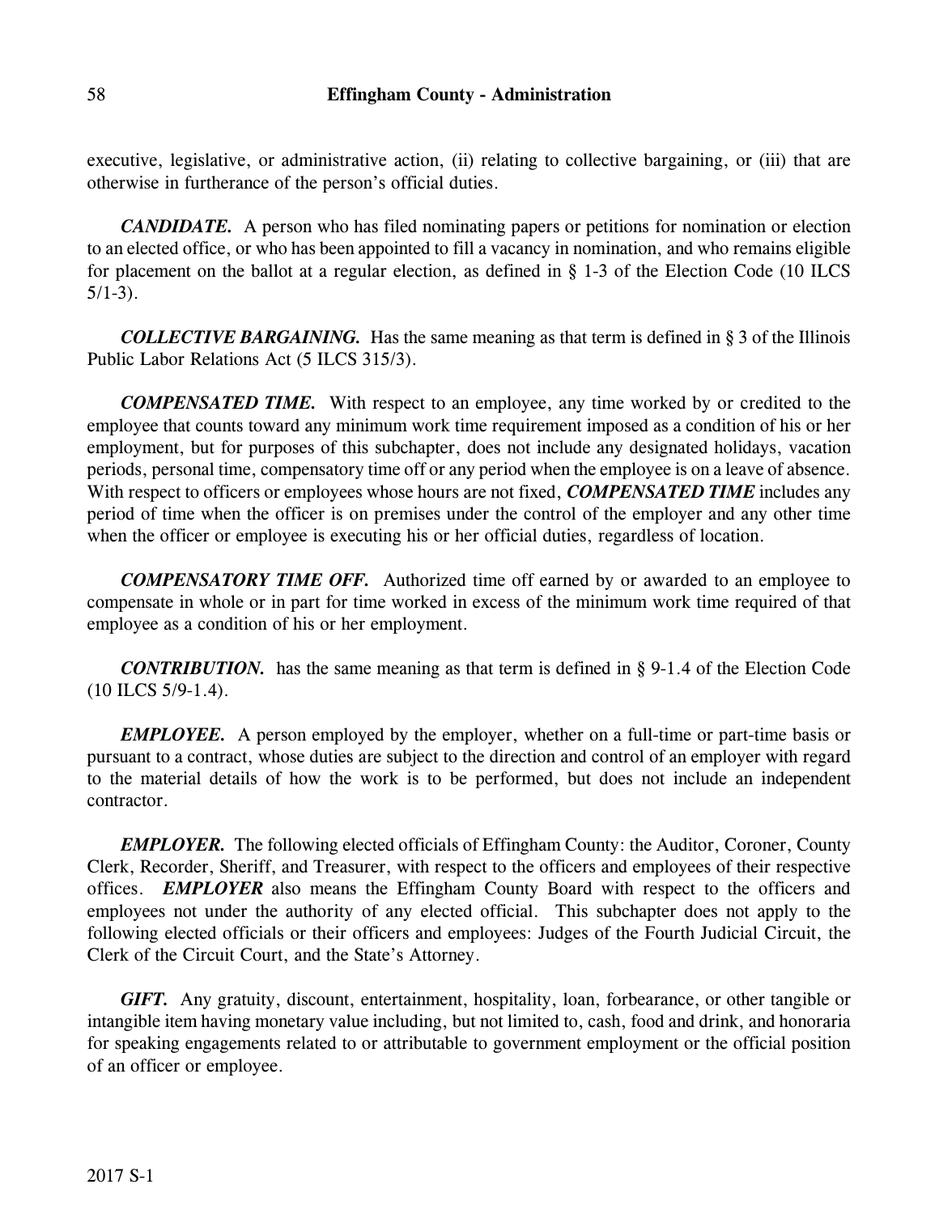executive, legislative, or administrative action, (ii) relating to collective bargaining, or (iii) that are otherwise in furtherance of the person's official duties.

***CANDIDATE.*** A person who has filed nominating papers or petitions for nomination or election to an elected office, or who has been appointed to fill a vacancy in nomination, and who remains eligible for placement on the ballot at a regular election, as defined in § 1-3 of the Election Code (10 ILCS 5/1-3).

***COLLECTIVE BARGAINING.*** Has the same meaning as that term is defined in § 3 of the Illinois Public Labor Relations Act (5 ILCS 315/3).

***COMPENSATED TIME.*** With respect to an employee, any time worked by or credited to the employee that counts toward any minimum work time requirement imposed as a condition of his or her employment, but for purposes of this subchapter, does not include any designated holidays, vacation periods, personal time, compensatory time off or any period when the employee is on a leave of absence. With respect to officers or employees whose hours are not fixed, ***COMPENSATED TIME*** includes any period of time when the officer is on premises under the control of the employer and any other time when the officer or employee is executing his or her official duties, regardless of location.

***COMPENSATORY TIME OFF.*** Authorized time off earned by or awarded to an employee to compensate in whole or in part for time worked in excess of the minimum work time required of that employee as a condition of his or her employment.

***CONTRIBUTION.*** has the same meaning as that term is defined in § 9-1.4 of the Election Code (10 ILCS 5/9-1.4).

***EMPLOYEE.*** A person employed by the employer, whether on a full-time or part-time basis or pursuant to a contract, whose duties are subject to the direction and control of an employer with regard to the material details of how the work is to be performed, but does not include an independent contractor.

***EMPLOYER.*** The following elected officials of Effingham County: the Auditor, Coroner, County Clerk, Recorder, Sheriff, and Treasurer, with respect to the officers and employees of their respective offices. ***EMPLOYER*** also means the Effingham County Board with respect to the officers and employees not under the authority of any elected official. This subchapter does not apply to the following elected officials or their officers and employees: Judges of the Fourth Judicial Circuit, the Clerk of the Circuit Court, and the State's Attorney.

***GIFT.*** Any gratuity, discount, entertainment, hospitality, loan, forbearance, or other tangible or intangible item having monetary value including, but not limited to, cash, food and drink, and honoraria for speaking engagements related to or attributable to government employment or the official position of an officer or employee.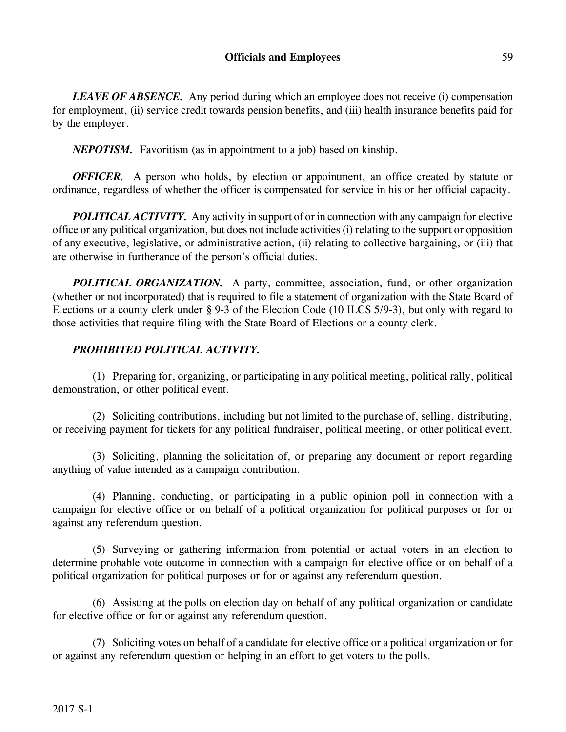***LEAVE OF ABSENCE.*** Any period during which an employee does not receive (i) compensation for employment, (ii) service credit towards pension benefits, and (iii) health insurance benefits paid for by the employer.

***NEPOTISM.*** Favoritism (as in appointment to a job) based on kinship.

***OFFICER.*** A person who holds, by election or appointment, an office created by statute or ordinance, regardless of whether the officer is compensated for service in his or her official capacity.

***POLITICAL ACTIVITY.*** Any activity in support of or in connection with any campaign for elective office or any political organization, but does not include activities (i) relating to the support or opposition of any executive, legislative, or administrative action, (ii) relating to collective bargaining, or (iii) that are otherwise in furtherance of the person's official duties.

***POLITICAL ORGANIZATION.*** A party, committee, association, fund, or other organization (whether or not incorporated) that is required to file a statement of organization with the State Board of Elections or a county clerk under § 9-3 of the Election Code (10 ILCS 5/9-3), but only with regard to those activities that require filing with the State Board of Elections or a county clerk.

***PROHIBITED POLITICAL ACTIVITY.***

(1) Preparing for, organizing, or participating in any political meeting, political rally, political demonstration, or other political event.

(2) Soliciting contributions, including but not limited to the purchase of, selling, distributing, or receiving payment for tickets for any political fundraiser, political meeting, or other political event.

(3) Soliciting, planning the solicitation of, or preparing any document or report regarding anything of value intended as a campaign contribution.

(4) Planning, conducting, or participating in a public opinion poll in connection with a campaign for elective office or on behalf of a political organization for political purposes or for or against any referendum question.

(5) Surveying or gathering information from potential or actual voters in an election to determine probable vote outcome in connection with a campaign for elective office or on behalf of a political organization for political purposes or for or against any referendum question.

(6) Assisting at the polls on election day on behalf of any political organization or candidate for elective office or for or against any referendum question.

(7) Soliciting votes on behalf of a candidate for elective office or a political organization or for or against any referendum question or helping in an effort to get voters to the polls.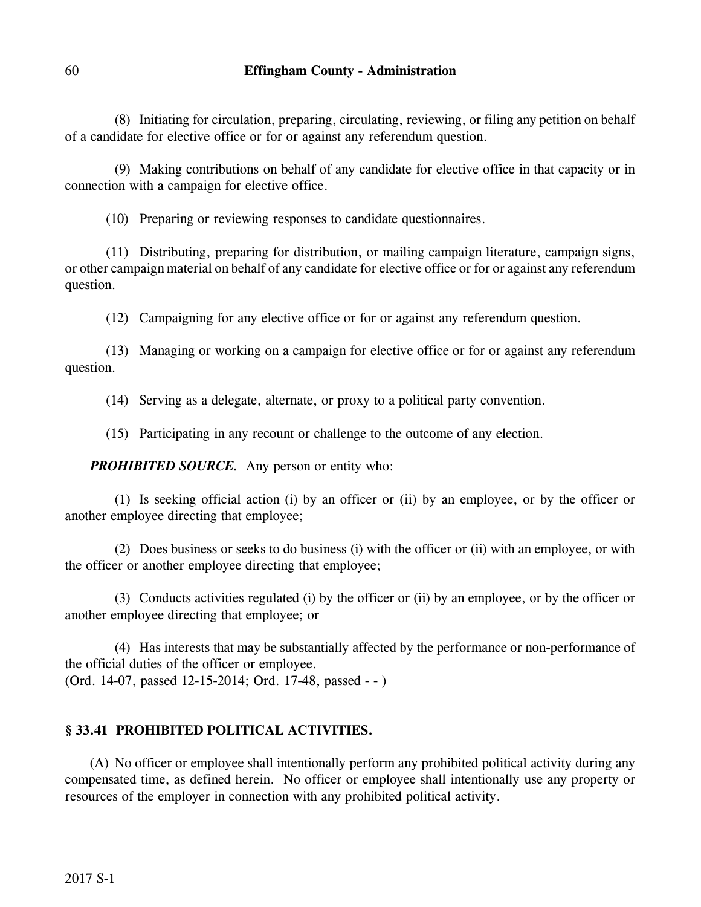(8) Initiating for circulation, preparing, circulating, reviewing, or filing any petition on behalf of a candidate for elective office or for or against any referendum question.

(9) Making contributions on behalf of any candidate for elective office in that capacity or in connection with a campaign for elective office.

(10) Preparing or reviewing responses to candidate questionnaires.

(11) Distributing, preparing for distribution, or mailing campaign literature, campaign signs, or other campaign material on behalf of any candidate for elective office or for or against any referendum question.

(12) Campaigning for any elective office or for or against any referendum question.

(13) Managing or working on a campaign for elective office or for or against any referendum question.

(14) Serving as a delegate, alternate, or proxy to a political party convention.

(15) Participating in any recount or challenge to the outcome of any election.

***PROHIBITED SOURCE.*** Any person or entity who:

(1) Is seeking official action (i) by an officer or (ii) by an employee, or by the officer or another employee directing that employee;

(2) Does business or seeks to do business (i) with the officer or (ii) with an employee, or with the officer or another employee directing that employee;

(3) Conducts activities regulated (i) by the officer or (ii) by an employee, or by the officer or another employee directing that employee; or

(4) Has interests that may be substantially affected by the performance or non-performance of the official duties of the officer or employee.
(Ord. 14-07, passed 12-15-2014; Ord. 17-48, passed - - )

## § 33.41 PROHIBITED POLITICAL ACTIVITIES.

(A) No officer or employee shall intentionally perform any prohibited political activity during any compensated time, as defined herein. No officer or employee shall intentionally use any property or resources of the employer in connection with any prohibited political activity.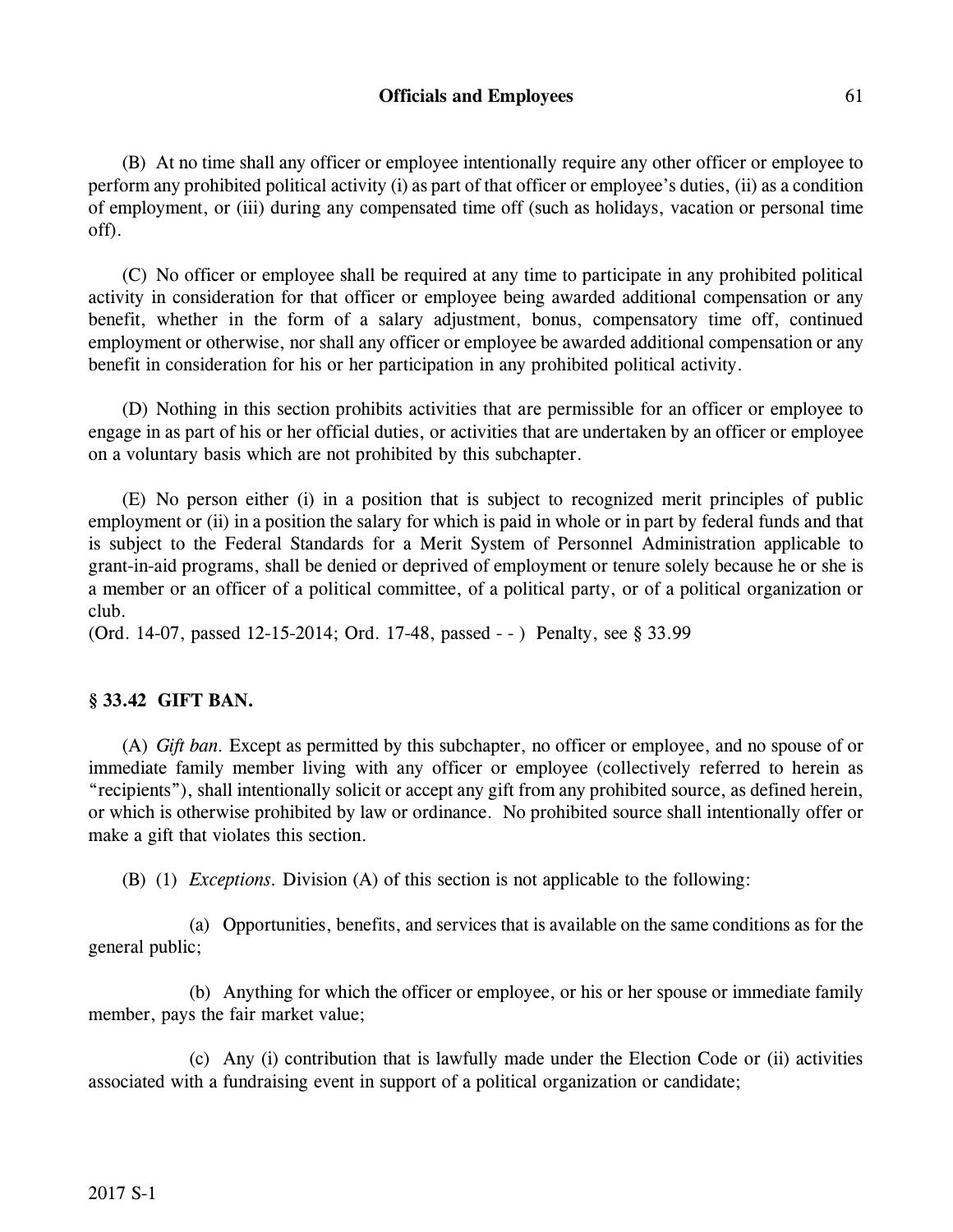(B) At no time shall any officer or employee intentionally require any other officer or employee to perform any prohibited political activity (i) as part of that officer or employee's duties, (ii) as a condition of employment, or (iii) during any compensated time off (such as holidays, vacation or personal time off).

(C) No officer or employee shall be required at any time to participate in any prohibited political activity in consideration for that officer or employee being awarded additional compensation or any benefit, whether in the form of a salary adjustment, bonus, compensatory time off, continued employment or otherwise, nor shall any officer or employee be awarded additional compensation or any benefit in consideration for his or her participation in any prohibited political activity.

(D) Nothing in this section prohibits activities that are permissible for an officer or employee to engage in as part of his or her official duties, or activities that are undertaken by an officer or employee on a voluntary basis which are not prohibited by this subchapter.

(E) No person either (i) in a position that is subject to recognized merit principles of public employment or (ii) in a position the salary for which is paid in whole or in part by federal funds and that is subject to the Federal Standards for a Merit System of Personnel Administration applicable to grant-in-aid programs, shall be denied or deprived of employment or tenure solely because he or she is a member or an officer of a political committee, of a political party, or of a political organization or club.
(Ord. 14-07, passed 12-15-2014; Ord. 17-48, passed - - ) Penalty, see § 33.99

## § 33.42 GIFT BAN.

(A) *Gift ban.* Except as permitted by this subchapter, no officer or employee, and no spouse of or immediate family member living with any officer or employee (collectively referred to herein as "recipients"), shall intentionally solicit or accept any gift from any prohibited source, as defined herein, or which is otherwise prohibited by law or ordinance. No prohibited source shall intentionally offer or make a gift that violates this section.

(B) (1) *Exceptions.* Division (A) of this section is not applicable to the following:

(a) Opportunities, benefits, and services that is available on the same conditions as for the general public;

(b) Anything for which the officer or employee, or his or her spouse or immediate family member, pays the fair market value;

(c) Any (i) contribution that is lawfully made under the Election Code or (ii) activities associated with a fundraising event in support of a political organization or candidate;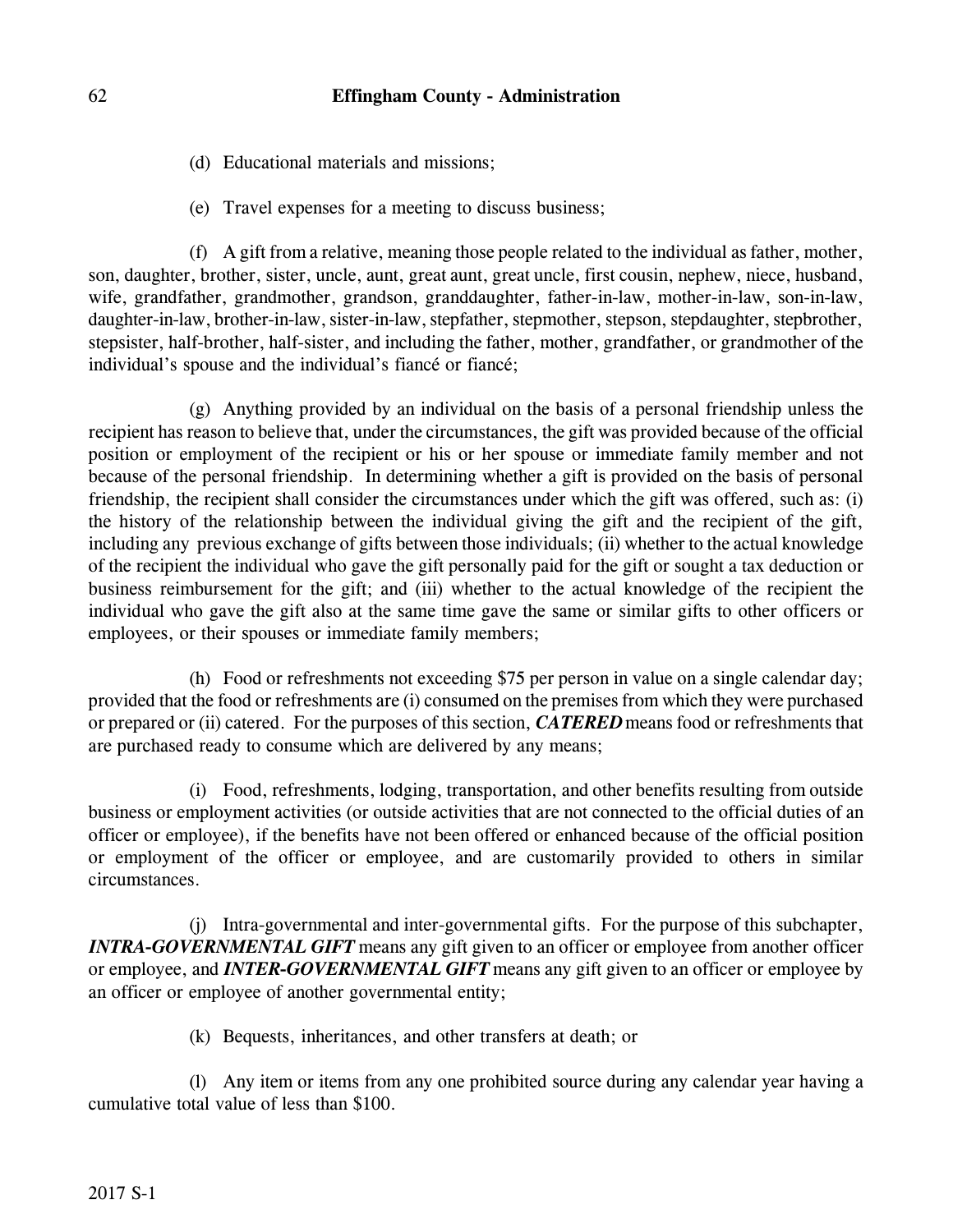(d) Educational materials and missions;

(e) Travel expenses for a meeting to discuss business;

(f) A gift from a relative, meaning those people related to the individual as father, mother, son, daughter, brother, sister, uncle, aunt, great aunt, great uncle, first cousin, nephew, niece, husband, wife, grandfather, grandmother, grandson, granddaughter, father-in-law, mother-in-law, son-in-law, daughter-in-law, brother-in-law, sister-in-law, stepfather, stepmother, stepson, stepdaughter, stepbrother, stepsister, half-brother, half-sister, and including the father, mother, grandfather, or grandmother of the individual's spouse and the individual's fiancé or fiancé;

(g) Anything provided by an individual on the basis of a personal friendship unless the recipient has reason to believe that, under the circumstances, the gift was provided because of the official position or employment of the recipient or his or her spouse or immediate family member and not because of the personal friendship. In determining whether a gift is provided on the basis of personal friendship, the recipient shall consider the circumstances under which the gift was offered, such as: (i) the history of the relationship between the individual giving the gift and the recipient of the gift, including any previous exchange of gifts between those individuals; (ii) whether to the actual knowledge of the recipient the individual who gave the gift personally paid for the gift or sought a tax deduction or business reimbursement for the gift; and (iii) whether to the actual knowledge of the recipient the individual who gave the gift also at the same time gave the same or similar gifts to other officers or employees, or their spouses or immediate family members;

(h) Food or refreshments not exceeding $75 per person in value on a single calendar day; provided that the food or refreshments are (i) consumed on the premises from which they were purchased or prepared or (ii) catered. For the purposes of this section, ***CATERED*** means food or refreshments that are purchased ready to consume which are delivered by any means;

(i) Food, refreshments, lodging, transportation, and other benefits resulting from outside business or employment activities (or outside activities that are not connected to the official duties of an officer or employee), if the benefits have not been offered or enhanced because of the official position or employment of the officer or employee, and are customarily provided to others in similar circumstances.

(j) Intra-governmental and inter-governmental gifts. For the purpose of this subchapter, ***INTRA-GOVERNMENTAL GIFT*** means any gift given to an officer or employee from another officer or employee, and ***INTER-GOVERNMENTAL GIFT*** means any gift given to an officer or employee by an officer or employee of another governmental entity;

(k) Bequests, inheritances, and other transfers at death; or

(l) Any item or items from any one prohibited source during any calendar year having a cumulative total value of less than $100.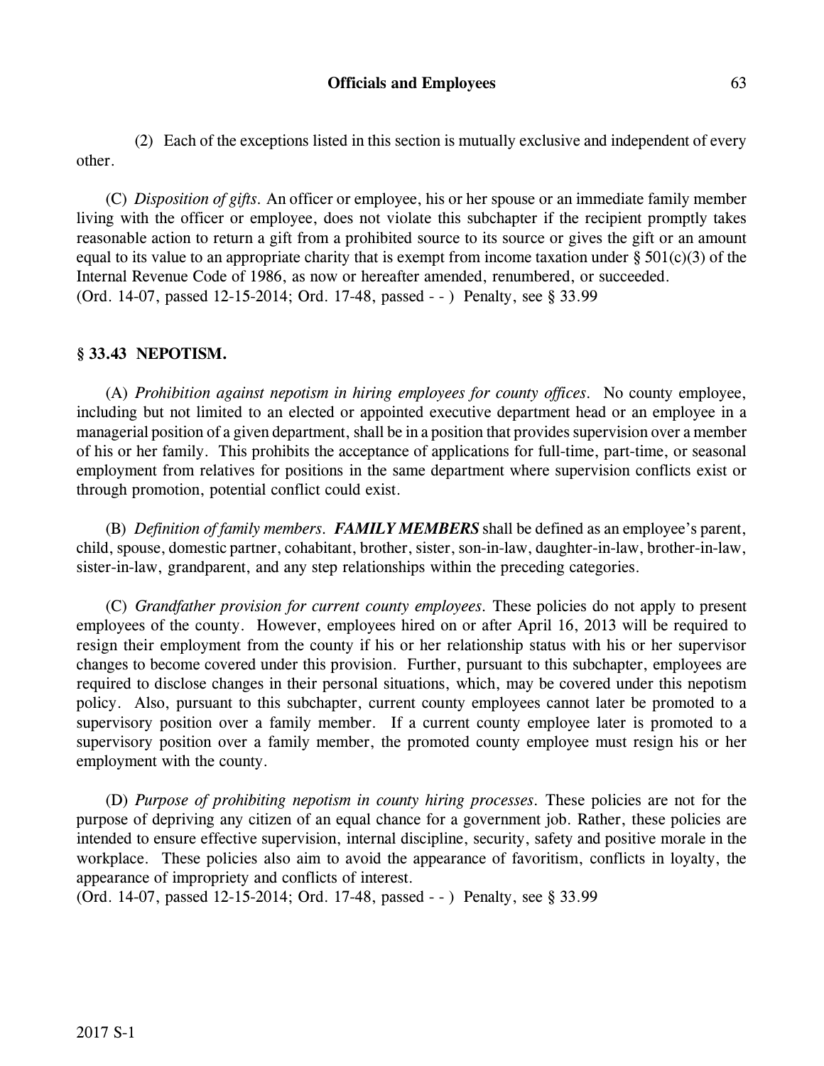(2) Each of the exceptions listed in this section is mutually exclusive and independent of every other.

(C) *Disposition of gifts.* An officer or employee, his or her spouse or an immediate family member living with the officer or employee, does not violate this subchapter if the recipient promptly takes reasonable action to return a gift from a prohibited source to its source or gives the gift or an amount equal to its value to an appropriate charity that is exempt from income taxation under § 501(c)(3) of the Internal Revenue Code of 1986, as now or hereafter amended, renumbered, or succeeded.
(Ord. 14-07, passed 12-15-2014; Ord. 17-48, passed - - ) Penalty, see § 33.99

### § 33.43 NEPOTISM.

(A) *Prohibition against nepotism in hiring employees for county offices.* No county employee, including but not limited to an elected or appointed executive department head or an employee in a managerial position of a given department, shall be in a position that provides supervision over a member of his or her family. This prohibits the acceptance of applications for full-time, part-time, or seasonal employment from relatives for positions in the same department where supervision conflicts exist or through promotion, potential conflict could exist.

(B) *Definition of family members.* ***FAMILY MEMBERS*** shall be defined as an employee's parent, child, spouse, domestic partner, cohabitant, brother, sister, son-in-law, daughter-in-law, brother-in-law, sister-in-law, grandparent, and any step relationships within the preceding categories.

(C) *Grandfather provision for current county employees.* These policies do not apply to present employees of the county. However, employees hired on or after April 16, 2013 will be required to resign their employment from the county if his or her relationship status with his or her supervisor changes to become covered under this provision. Further, pursuant to this subchapter, employees are required to disclose changes in their personal situations, which, may be covered under this nepotism policy. Also, pursuant to this subchapter, current county employees cannot later be promoted to a supervisory position over a family member. If a current county employee later is promoted to a supervisory position over a family member, the promoted county employee must resign his or her employment with the county.

(D) *Purpose of prohibiting nepotism in county hiring processes.* These policies are not for the purpose of depriving any citizen of an equal chance for a government job. Rather, these policies are intended to ensure effective supervision, internal discipline, security, safety and positive morale in the workplace. These policies also aim to avoid the appearance of favoritism, conflicts in loyalty, the appearance of impropriety and conflicts of interest.
(Ord. 14-07, passed 12-15-2014; Ord. 17-48, passed - - ) Penalty, see § 33.99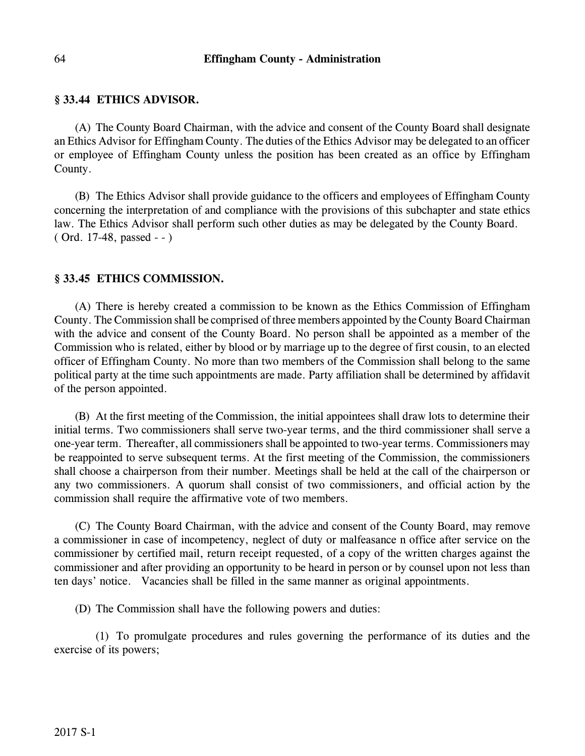## § 33.44 ETHICS ADVISOR.

(A) The County Board Chairman, with the advice and consent of the County Board shall designate an Ethics Advisor for Effingham County. The duties of the Ethics Advisor may be delegated to an officer or employee of Effingham County unless the position has been created as an office by Effingham County.

(B) The Ethics Advisor shall provide guidance to the officers and employees of Effingham County concerning the interpretation of and compliance with the provisions of this subchapter and state ethics law. The Ethics Advisor shall perform such other duties as may be delegated by the County Board.
( Ord. 17-48, passed - - )

## § 33.45 ETHICS COMMISSION.

(A) There is hereby created a commission to be known as the Ethics Commission of Effingham County. The Commission shall be comprised of three members appointed by the County Board Chairman with the advice and consent of the County Board. No person shall be appointed as a member of the Commission who is related, either by blood or by marriage up to the degree of first cousin, to an elected officer of Effingham County. No more than two members of the Commission shall belong to the same political party at the time such appointments are made. Party affiliation shall be determined by affidavit of the person appointed.

(B) At the first meeting of the Commission, the initial appointees shall draw lots to determine their initial terms. Two commissioners shall serve two-year terms, and the third commissioner shall serve a one-year term. Thereafter, all commissioners shall be appointed to two-year terms. Commissioners may be reappointed to serve subsequent terms. At the first meeting of the Commission, the commissioners shall choose a chairperson from their number. Meetings shall be held at the call of the chairperson or any two commissioners. A quorum shall consist of two commissioners, and official action by the commission shall require the affirmative vote of two members.

(C) The County Board Chairman, with the advice and consent of the County Board, may remove a commissioner in case of incompetency, neglect of duty or malfeasance n office after service on the commissioner by certified mail, return receipt requested, of a copy of the written charges against the commissioner and after providing an opportunity to be heard in person or by counsel upon not less than ten days' notice. Vacancies shall be filled in the same manner as original appointments.

(D) The Commission shall have the following powers and duties:

(1) To promulgate procedures and rules governing the performance of its duties and the exercise of its powers;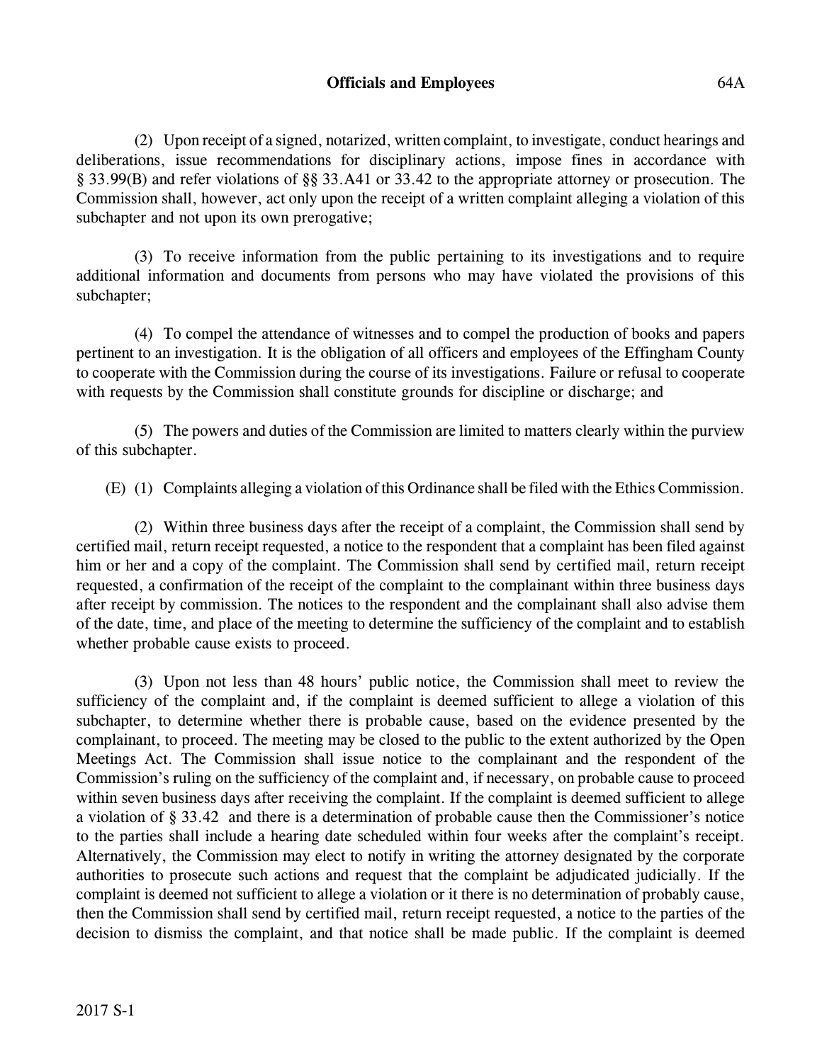(2) Upon receipt of a signed, notarized, written complaint, to investigate, conduct hearings and deliberations, issue recommendations for disciplinary actions, impose fines in accordance with § 33.99(B) and refer violations of §§ 33.A41 or 33.42 to the appropriate attorney or prosecution. The Commission shall, however, act only upon the receipt of a written complaint alleging a violation of this subchapter and not upon its own prerogative;

(3) To receive information from the public pertaining to its investigations and to require additional information and documents from persons who may have violated the provisions of this subchapter;

(4) To compel the attendance of witnesses and to compel the production of books and papers pertinent to an investigation. It is the obligation of all officers and employees of the Effingham County to cooperate with the Commission during the course of its investigations. Failure or refusal to cooperate with requests by the Commission shall constitute grounds for discipline or discharge; and

(5) The powers and duties of the Commission are limited to matters clearly within the purview of this subchapter.

(E) (1) Complaints alleging a violation of this Ordinance shall be filed with the Ethics Commission.

(2) Within three business days after the receipt of a complaint, the Commission shall send by certified mail, return receipt requested, a notice to the respondent that a complaint has been filed against him or her and a copy of the complaint. The Commission shall send by certified mail, return receipt requested, a confirmation of the receipt of the complaint to the complainant within three business days after receipt by commission. The notices to the respondent and the complainant shall also advise them of the date, time, and place of the meeting to determine the sufficiency of the complaint and to establish whether probable cause exists to proceed.

(3) Upon not less than 48 hours' public notice, the Commission shall meet to review the sufficiency of the complaint and, if the complaint is deemed sufficient to allege a violation of this subchapter, to determine whether there is probable cause, based on the evidence presented by the complainant, to proceed. The meeting may be closed to the public to the extent authorized by the Open Meetings Act. The Commission shall issue notice to the complainant and the respondent of the Commission's ruling on the sufficiency of the complaint and, if necessary, on probable cause to proceed within seven business days after receiving the complaint. If the complaint is deemed sufficient to allege a violation of § 33.42 and there is a determination of probable cause then the Commissioner's notice to the parties shall include a hearing date scheduled within four weeks after the complaint's receipt. Alternatively, the Commission may elect to notify in writing the attorney designated by the corporate authorities to prosecute such actions and request that the complaint be adjudicated judicially. If the complaint is deemed not sufficient to allege a violation or it there is no determination of probably cause, then the Commission shall send by certified mail, return receipt requested, a notice to the parties of the decision to dismiss the complaint, and that notice shall be made public. If the complaint is deemed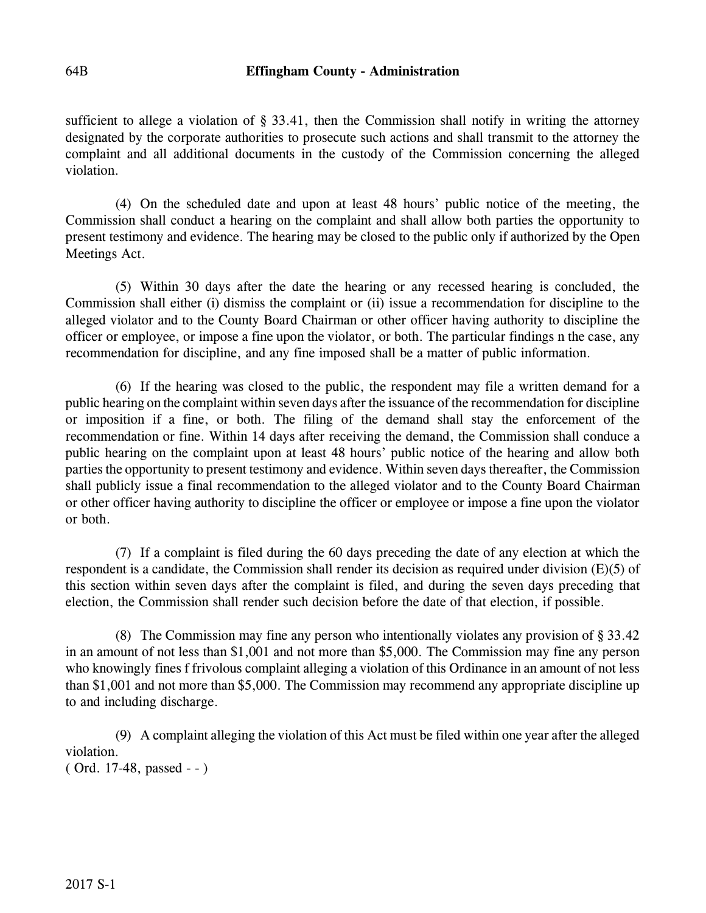sufficient to allege a violation of § 33.41, then the Commission shall notify in writing the attorney designated by the corporate authorities to prosecute such actions and shall transmit to the attorney the complaint and all additional documents in the custody of the Commission concerning the alleged violation.

(4) On the scheduled date and upon at least 48 hours' public notice of the meeting, the Commission shall conduct a hearing on the complaint and shall allow both parties the opportunity to present testimony and evidence. The hearing may be closed to the public only if authorized by the Open Meetings Act.

(5) Within 30 days after the date the hearing or any recessed hearing is concluded, the Commission shall either (i) dismiss the complaint or (ii) issue a recommendation for discipline to the alleged violator and to the County Board Chairman or other officer having authority to discipline the officer or employee, or impose a fine upon the violator, or both. The particular findings n the case, any recommendation for discipline, and any fine imposed shall be a matter of public information.

(6) If the hearing was closed to the public, the respondent may file a written demand for a public hearing on the complaint within seven days after the issuance of the recommendation for discipline or imposition if a fine, or both. The filing of the demand shall stay the enforcement of the recommendation or fine. Within 14 days after receiving the demand, the Commission shall conduce a public hearing on the complaint upon at least 48 hours' public notice of the hearing and allow both parties the opportunity to present testimony and evidence. Within seven days thereafter, the Commission shall publicly issue a final recommendation to the alleged violator and to the County Board Chairman or other officer having authority to discipline the officer or employee or impose a fine upon the violator or both.

(7) If a complaint is filed during the 60 days preceding the date of any election at which the respondent is a candidate, the Commission shall render its decision as required under division (E)(5) of this section within seven days after the complaint is filed, and during the seven days preceding that election, the Commission shall render such decision before the date of that election, if possible.

(8) The Commission may fine any person who intentionally violates any provision of § 33.42 in an amount of not less than $1,001 and not more than $5,000. The Commission may fine any person who knowingly fines f frivolous complaint alleging a violation of this Ordinance in an amount of not less than $1,001 and not more than $5,000. The Commission may recommend any appropriate discipline up to and including discharge.

(9) A complaint alleging the violation of this Act must be filed within one year after the alleged violation.
( Ord. 17-48, passed - - )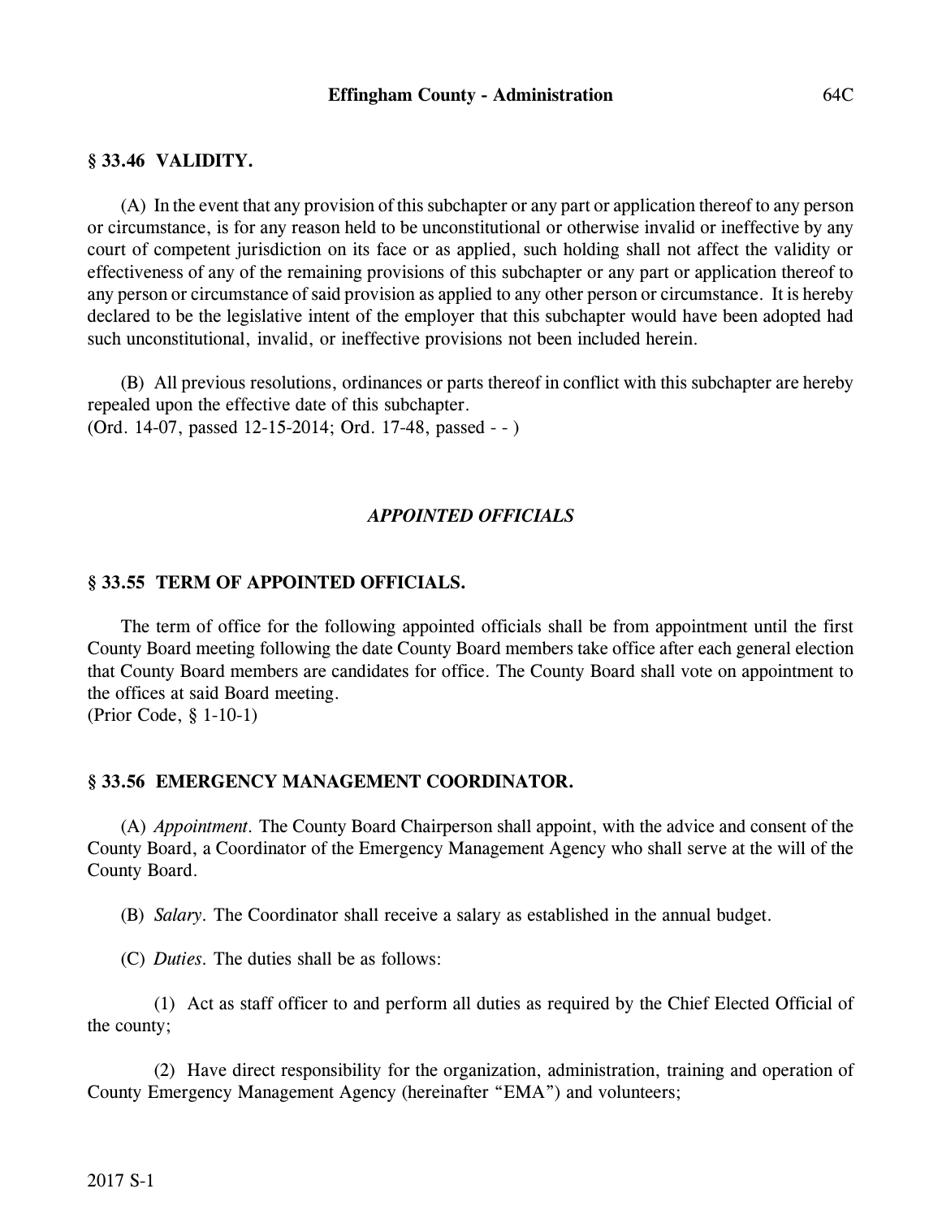## § 33.46 VALIDITY.

(A) In the event that any provision of this subchapter or any part or application thereof to any person or circumstance, is for any reason held to be unconstitutional or otherwise invalid or ineffective by any court of competent jurisdiction on its face or as applied, such holding shall not affect the validity or effectiveness of any of the remaining provisions of this subchapter or any part or application thereof to any person or circumstance of said provision as applied to any other person or circumstance. It is hereby declared to be the legislative intent of the employer that this subchapter would have been adopted had such unconstitutional, invalid, or ineffective provisions not been included herein.

(B) All previous resolutions, ordinances or parts thereof in conflict with this subchapter are hereby repealed upon the effective date of this subchapter.
(Ord. 14-07, passed 12-15-2014; Ord. 17-48, passed - - )

### *APPOINTED OFFICIALS*

## § 33.55 TERM OF APPOINTED OFFICIALS.

The term of office for the following appointed officials shall be from appointment until the first County Board meeting following the date County Board members take office after each general election that County Board members are candidates for office. The County Board shall vote on appointment to the offices at said Board meeting.
(Prior Code, § 1-10-1)

## § 33.56 EMERGENCY MANAGEMENT COORDINATOR.

(A) *Appointment.* The County Board Chairperson shall appoint, with the advice and consent of the County Board, a Coordinator of the Emergency Management Agency who shall serve at the will of the County Board.

(B) *Salary.* The Coordinator shall receive a salary as established in the annual budget.

(C) *Duties.* The duties shall be as follows:

(1) Act as staff officer to and perform all duties as required by the Chief Elected Official of the county;

(2) Have direct responsibility for the organization, administration, training and operation of County Emergency Management Agency (hereinafter "EMA") and volunteers;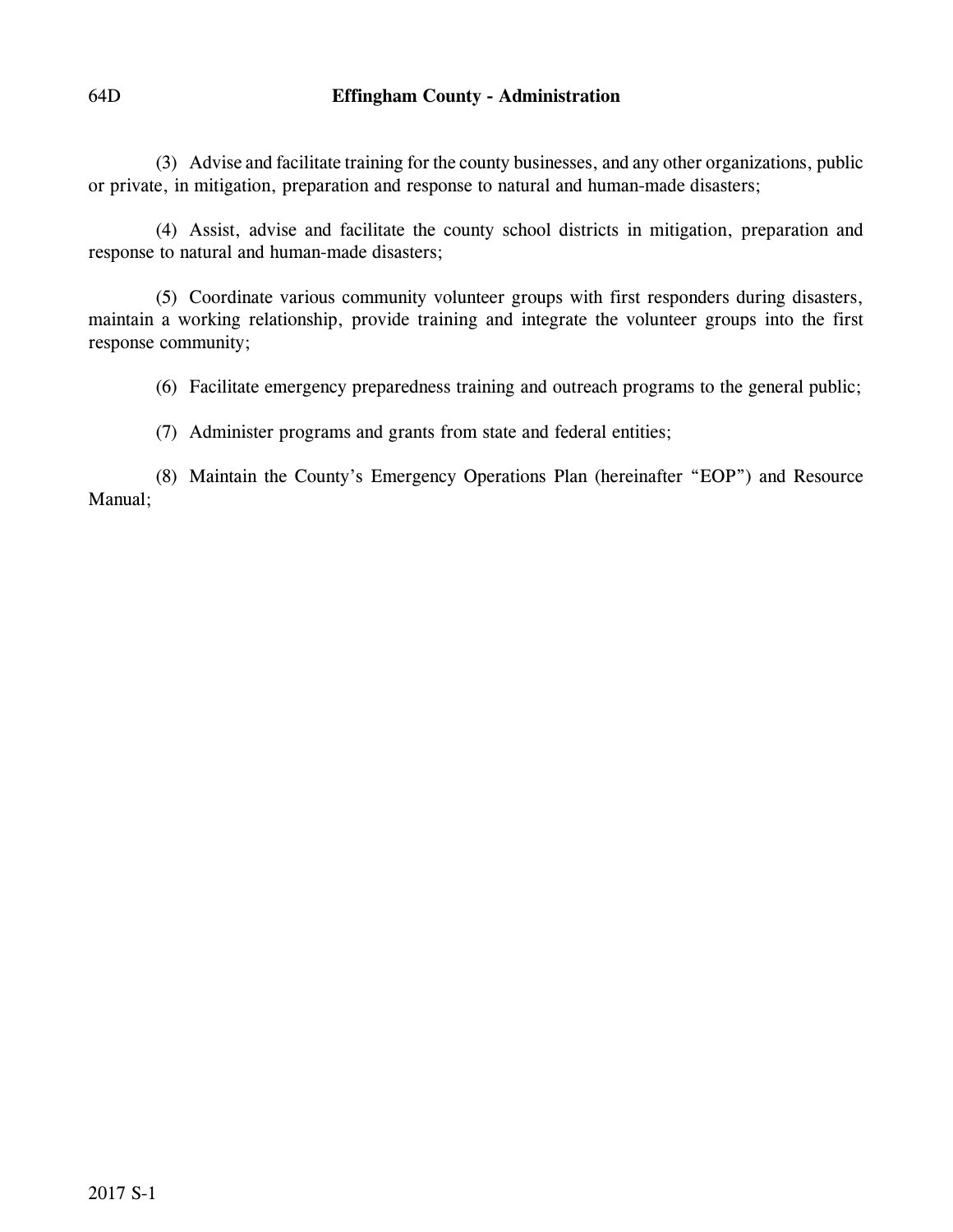(3) Advise and facilitate training for the county businesses, and any other organizations, public or private, in mitigation, preparation and response to natural and human-made disasters;

(4) Assist, advise and facilitate the county school districts in mitigation, preparation and response to natural and human-made disasters;

(5) Coordinate various community volunteer groups with first responders during disasters, maintain a working relationship, provide training and integrate the volunteer groups into the first response community;

(6) Facilitate emergency preparedness training and outreach programs to the general public;

(7) Administer programs and grants from state and federal entities;

(8) Maintain the County's Emergency Operations Plan (hereinafter "EOP") and Resource Manual;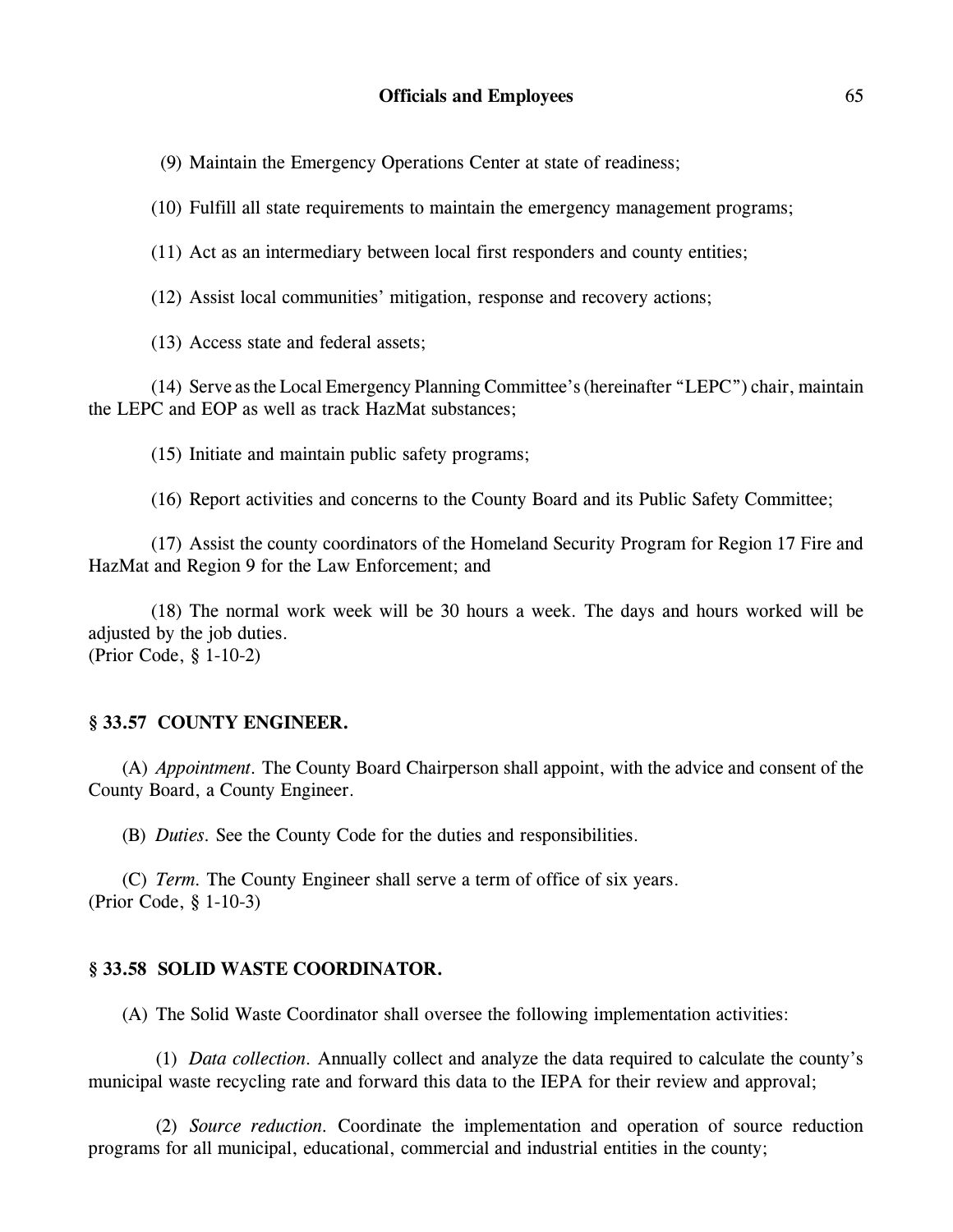(9) Maintain the Emergency Operations Center at state of readiness;

(10) Fulfill all state requirements to maintain the emergency management programs;

(11) Act as an intermediary between local first responders and county entities;

(12) Assist local communities' mitigation, response and recovery actions;

(13) Access state and federal assets;

(14) Serve as the Local Emergency Planning Committee's (hereinafter "LEPC") chair, maintain the LEPC and EOP as well as track HazMat substances;

(15) Initiate and maintain public safety programs;

(16) Report activities and concerns to the County Board and its Public Safety Committee;

(17) Assist the county coordinators of the Homeland Security Program for Region 17 Fire and HazMat and Region 9 for the Law Enforcement; and

(18) The normal work week will be 30 hours a week. The days and hours worked will be adjusted by the job duties.
(Prior Code, § 1-10-2)

### § 33.57 COUNTY ENGINEER.

(A) *Appointment*. The County Board Chairperson shall appoint, with the advice and consent of the County Board, a County Engineer.

(B) *Duties*. See the County Code for the duties and responsibilities.

(C) *Term*. The County Engineer shall serve a term of office of six years.
(Prior Code, § 1-10-3)

### § 33.58 SOLID WASTE COORDINATOR.

(A) The Solid Waste Coordinator shall oversee the following implementation activities:

(1) *Data collection*. Annually collect and analyze the data required to calculate the county's municipal waste recycling rate and forward this data to the IEPA for their review and approval;

(2) *Source reduction*. Coordinate the implementation and operation of source reduction programs for all municipal, educational, commercial and industrial entities in the county;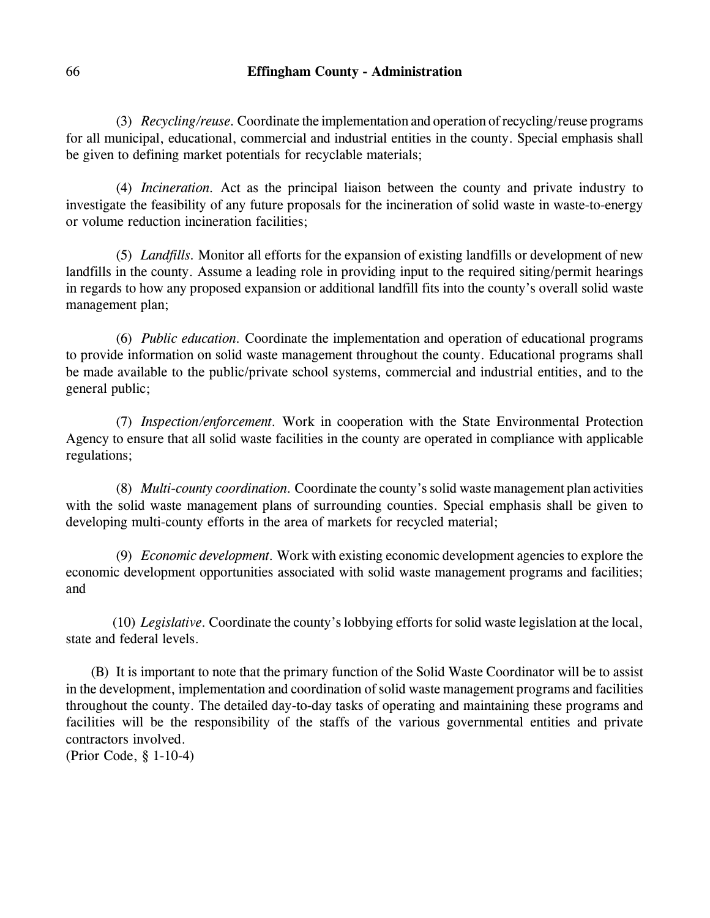(3) *Recycling/reuse.* Coordinate the implementation and operation of recycling/reuse programs for all municipal, educational, commercial and industrial entities in the county. Special emphasis shall be given to defining market potentials for recyclable materials;

(4) *Incineration.* Act as the principal liaison between the county and private industry to investigate the feasibility of any future proposals for the incineration of solid waste in waste-to-energy or volume reduction incineration facilities;

(5) *Landfills.* Monitor all efforts for the expansion of existing landfills or development of new landfills in the county. Assume a leading role in providing input to the required siting/permit hearings in regards to how any proposed expansion or additional landfill fits into the county's overall solid waste management plan;

(6) *Public education.* Coordinate the implementation and operation of educational programs to provide information on solid waste management throughout the county. Educational programs shall be made available to the public/private school systems, commercial and industrial entities, and to the general public;

(7) *Inspection/enforcement.* Work in cooperation with the State Environmental Protection Agency to ensure that all solid waste facilities in the county are operated in compliance with applicable regulations;

(8) *Multi-county coordination.* Coordinate the county's solid waste management plan activities with the solid waste management plans of surrounding counties. Special emphasis shall be given to developing multi-county efforts in the area of markets for recycled material;

(9) *Economic development.* Work with existing economic development agencies to explore the economic development opportunities associated with solid waste management programs and facilities; and

(10) *Legislative.* Coordinate the county's lobbying efforts for solid waste legislation at the local, state and federal levels.

(B) It is important to note that the primary function of the Solid Waste Coordinator will be to assist in the development, implementation and coordination of solid waste management programs and facilities throughout the county. The detailed day-to-day tasks of operating and maintaining these programs and facilities will be the responsibility of the staffs of the various governmental entities and private contractors involved.
(Prior Code, § 1-10-4)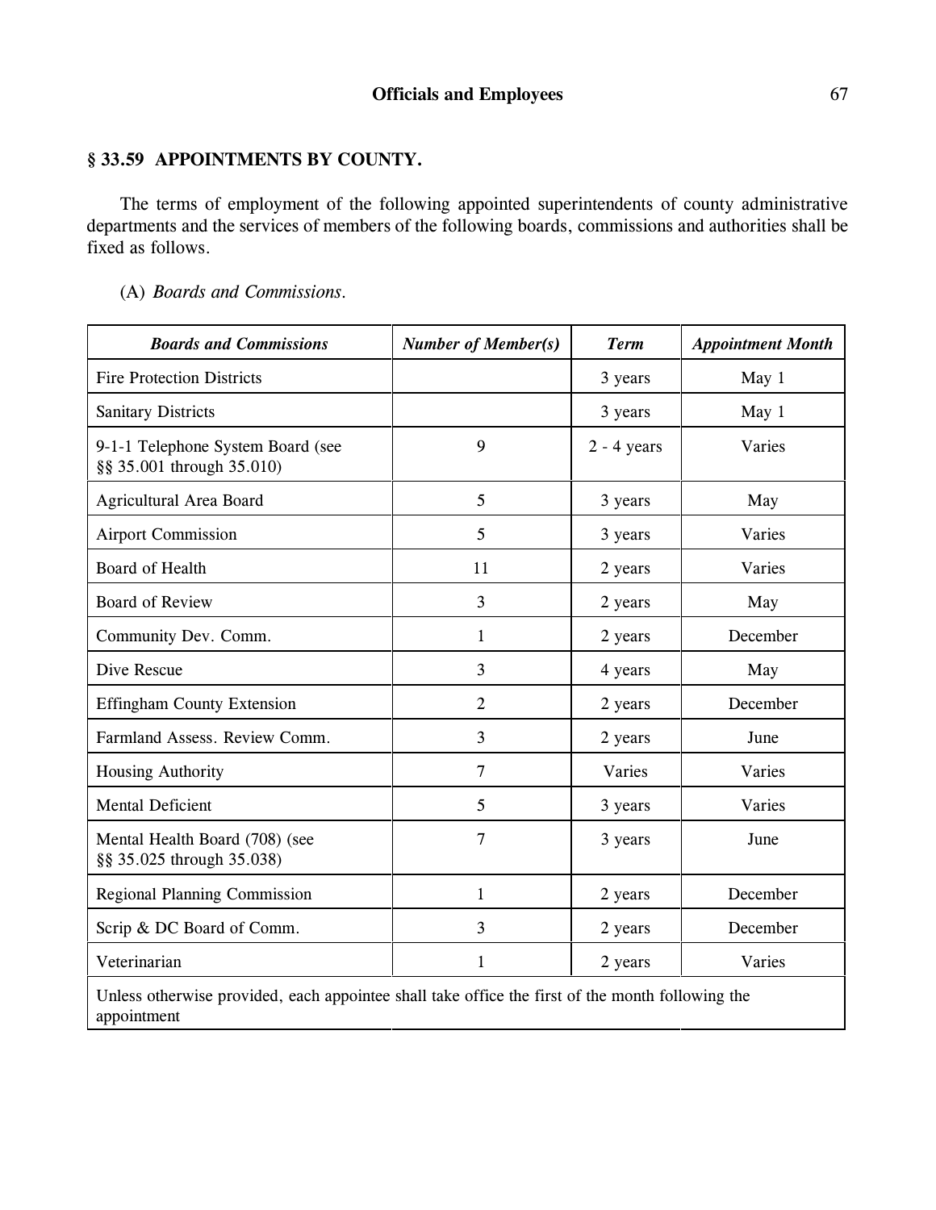## § 33.59 APPOINTMENTS BY COUNTY.

The terms of employment of the following appointed superintendents of county administrative departments and the services of members of the following boards, commissions and authorities shall be fixed as follows.

(A) *Boards and Commissions.*

| ***Boards and Commissions*** | ***Number of Member(s)*** | ***Term*** | ***Appointment Month*** |
|---|---|---|---|
| Fire Protection Districts | | 3 years | May 1 |
| Sanitary Districts | | 3 years | May 1 |
| 9-1-1 Telephone System Board (see §§ 35.001 through 35.010) | 9 | 2 - 4 years | Varies |
| Agricultural Area Board | 5 | 3 years | May |
| Airport Commission | 5 | 3 years | Varies |
| Board of Health | 11 | 2 years | Varies |
| Board of Review | 3 | 2 years | May |
| Community Dev. Comm. | 1 | 2 years | December |
| Dive Rescue | 3 | 4 years | May |
| Effingham County Extension | 2 | 2 years | December |
| Farmland Assess. Review Comm. | 3 | 2 years | June |
| Housing Authority | 7 | Varies | Varies |
| Mental Deficient | 5 | 3 years | Varies |
| Mental Health Board (708) (see §§ 35.025 through 35.038) | 7 | 3 years | June |
| Regional Planning Commission | 1 | 2 years | December |
| Scrip & DC Board of Comm. | 3 | 2 years | December |
| Veterinarian | 1 | 2 years | Varies |
| Unless otherwise provided, each appointee shall take office the first of the month following the appointment | | | |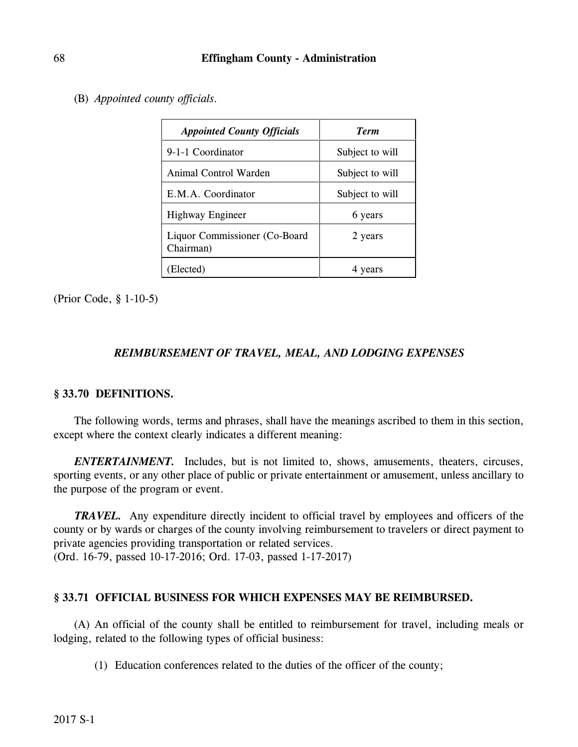(B) *Appointed county officials.*

| ***Appointed County Officials*** | ***Term*** |
|---|---|
| 9-1-1 Coordinator | Subject to will |
| Animal Control Warden | Subject to will |
| E.M.A. Coordinator | Subject to will |
| Highway Engineer | 6 years |
| Liquor Commissioner (Co-Board Chairman) | 2 years |
| (Elected) | 4 years |

(Prior Code, § 1-10-5)

### *REIMBURSEMENT OF TRAVEL, MEAL, AND LODGING EXPENSES*

### § 33.70 DEFINITIONS.

The following words, terms and phrases, shall have the meanings ascribed to them in this section, except where the context clearly indicates a different meaning:

***ENTERTAINMENT.*** Includes, but is not limited to, shows, amusements, theaters, circuses, sporting events, or any other place of public or private entertainment or amusement, unless ancillary to the purpose of the program or event.

***TRAVEL.*** Any expenditure directly incident to official travel by employees and officers of the county or by wards or charges of the county involving reimbursement to travelers or direct payment to private agencies providing transportation or related services.
(Ord. 16-79, passed 10-17-2016; Ord. 17-03, passed 1-17-2017)

### § 33.71 OFFICIAL BUSINESS FOR WHICH EXPENSES MAY BE REIMBURSED.

(A) An official of the county shall be entitled to reimbursement for travel, including meals or lodging, related to the following types of official business:

(1) Education conferences related to the duties of the officer of the county;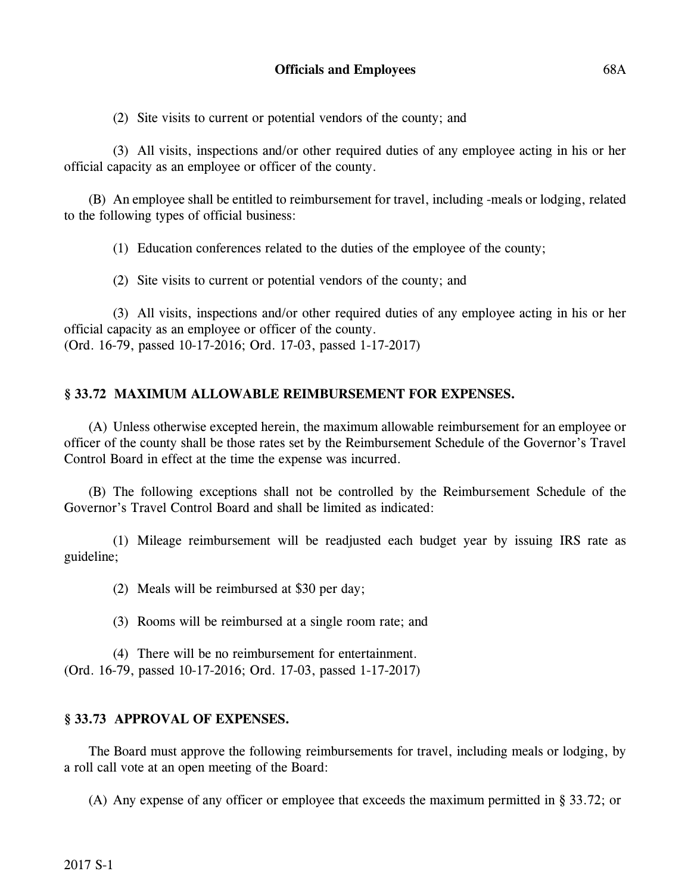(2) Site visits to current or potential vendors of the county; and

(3) All visits, inspections and/or other required duties of any employee acting in his or her official capacity as an employee or officer of the county.

(B) An employee shall be entitled to reimbursement for travel, including -meals or lodging, related to the following types of official business:

(1) Education conferences related to the duties of the employee of the county;

(2) Site visits to current or potential vendors of the county; and

(3) All visits, inspections and/or other required duties of any employee acting in his or her official capacity as an employee or officer of the county.
(Ord. 16-79, passed 10-17-2016; Ord. 17-03, passed 1-17-2017)

## § 33.72 MAXIMUM ALLOWABLE REIMBURSEMENT FOR EXPENSES.

(A) Unless otherwise excepted herein, the maximum allowable reimbursement for an employee or officer of the county shall be those rates set by the Reimbursement Schedule of the Governor's Travel Control Board in effect at the time the expense was incurred.

(B) The following exceptions shall not be controlled by the Reimbursement Schedule of the Governor's Travel Control Board and shall be limited as indicated:

(1) Mileage reimbursement will be readjusted each budget year by issuing IRS rate as guideline;

(2) Meals will be reimbursed at $30 per day;

(3) Rooms will be reimbursed at a single room rate; and

(4) There will be no reimbursement for entertainment.
(Ord. 16-79, passed 10-17-2016; Ord. 17-03, passed 1-17-2017)

## § 33.73 APPROVAL OF EXPENSES.

The Board must approve the following reimbursements for travel, including meals or lodging, by a roll call vote at an open meeting of the Board:

(A) Any expense of any officer or employee that exceeds the maximum permitted in § 33.72; or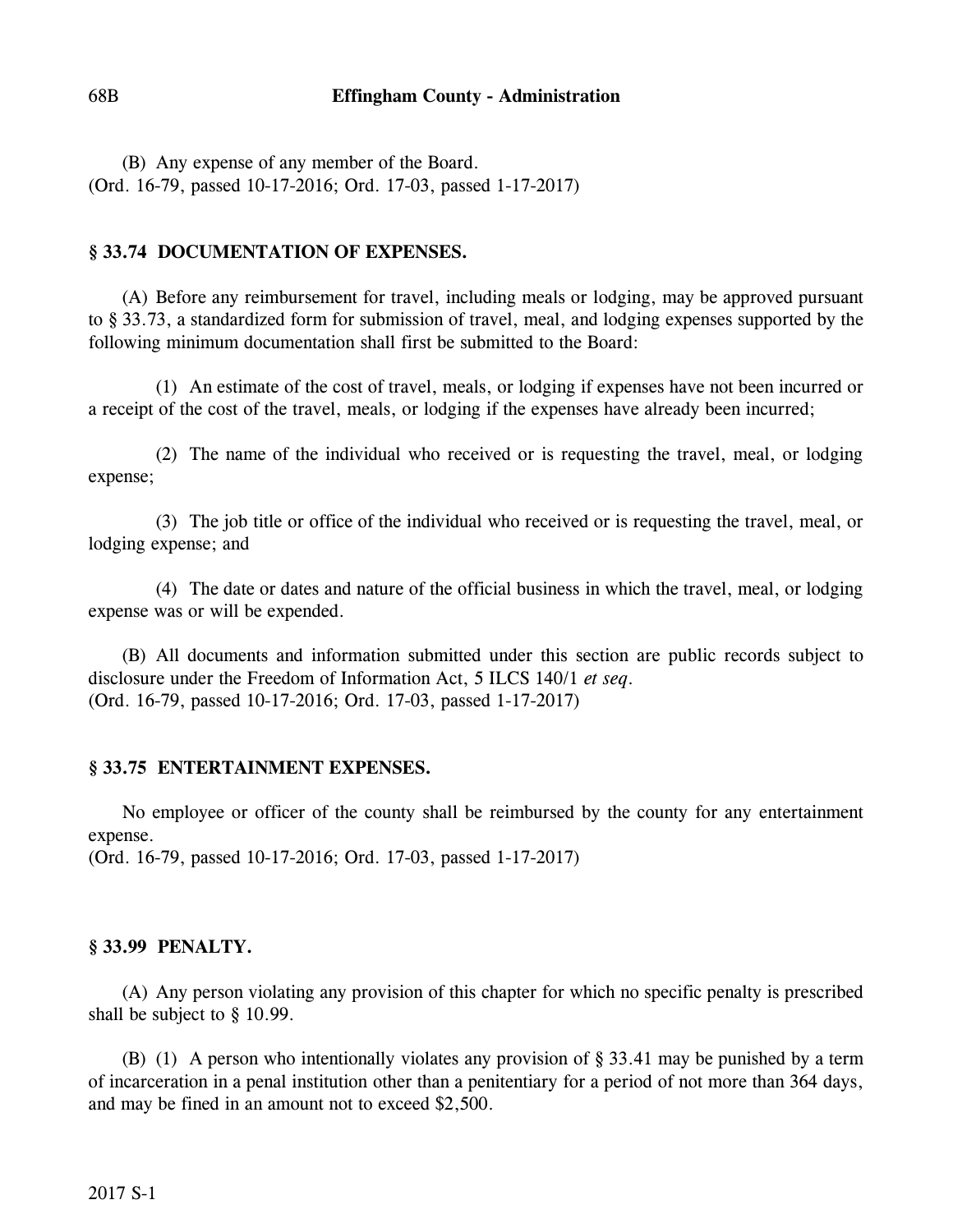(B) Any expense of any member of the Board.
(Ord. 16-79, passed 10-17-2016; Ord. 17-03, passed 1-17-2017)

### § 33.74 DOCUMENTATION OF EXPENSES.

(A) Before any reimbursement for travel, including meals or lodging, may be approved pursuant to § 33.73, a standardized form for submission of travel, meal, and lodging expenses supported by the following minimum documentation shall first be submitted to the Board:

(1) An estimate of the cost of travel, meals, or lodging if expenses have not been incurred or a receipt of the cost of the travel, meals, or lodging if the expenses have already been incurred;

(2) The name of the individual who received or is requesting the travel, meal, or lodging expense;

(3) The job title or office of the individual who received or is requesting the travel, meal, or lodging expense; and

(4) The date or dates and nature of the official business in which the travel, meal, or lodging expense was or will be expended.

(B) All documents and information submitted under this section are public records subject to disclosure under the Freedom of Information Act, 5 ILCS 140/1 *et seq*.
(Ord. 16-79, passed 10-17-2016; Ord. 17-03, passed 1-17-2017)

### § 33.75 ENTERTAINMENT EXPENSES.

No employee or officer of the county shall be reimbursed by the county for any entertainment expense.
(Ord. 16-79, passed 10-17-2016; Ord. 17-03, passed 1-17-2017)

### § 33.99 PENALTY.

(A) Any person violating any provision of this chapter for which no specific penalty is prescribed shall be subject to § 10.99.

(B) (1) A person who intentionally violates any provision of § 33.41 may be punished by a term of incarceration in a penal institution other than a penitentiary for a period of not more than 364 days, and may be fined in an amount not to exceed $2,500.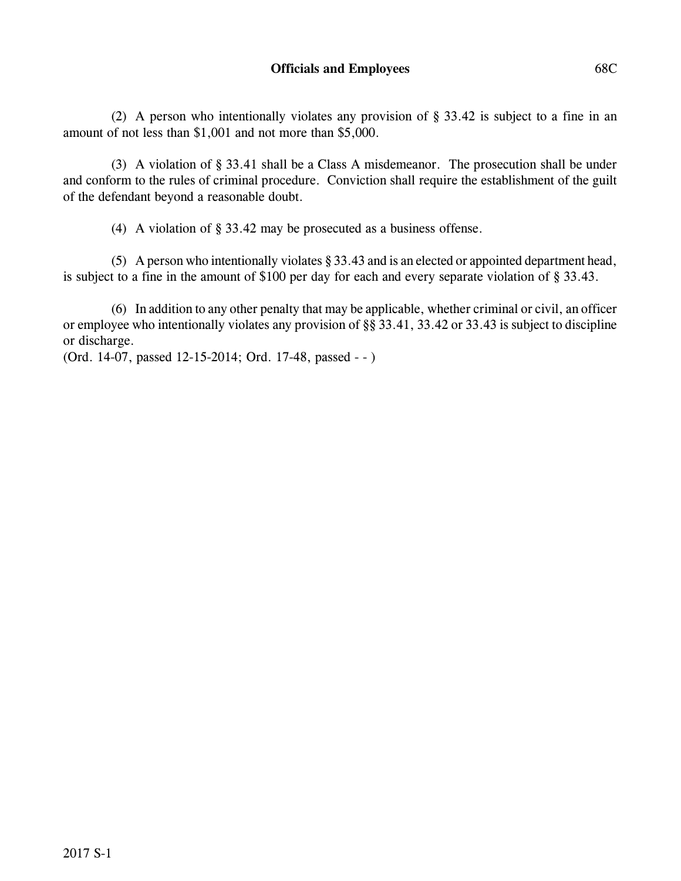(2) A person who intentionally violates any provision of § 33.42 is subject to a fine in an amount of not less than $1,001 and not more than $5,000.

(3) A violation of § 33.41 shall be a Class A misdemeanor. The prosecution shall be under and conform to the rules of criminal procedure. Conviction shall require the establishment of the guilt of the defendant beyond a reasonable doubt.

(4) A violation of § 33.42 may be prosecuted as a business offense.

(5) A person who intentionally violates § 33.43 and is an elected or appointed department head, is subject to a fine in the amount of $100 per day for each and every separate violation of § 33.43.

(6) In addition to any other penalty that may be applicable, whether criminal or civil, an officer or employee who intentionally violates any provision of §§ 33.41, 33.42 or 33.43 is subject to discipline or discharge.

(Ord. 14-07, passed 12-15-2014; Ord. 17-48, passed - - )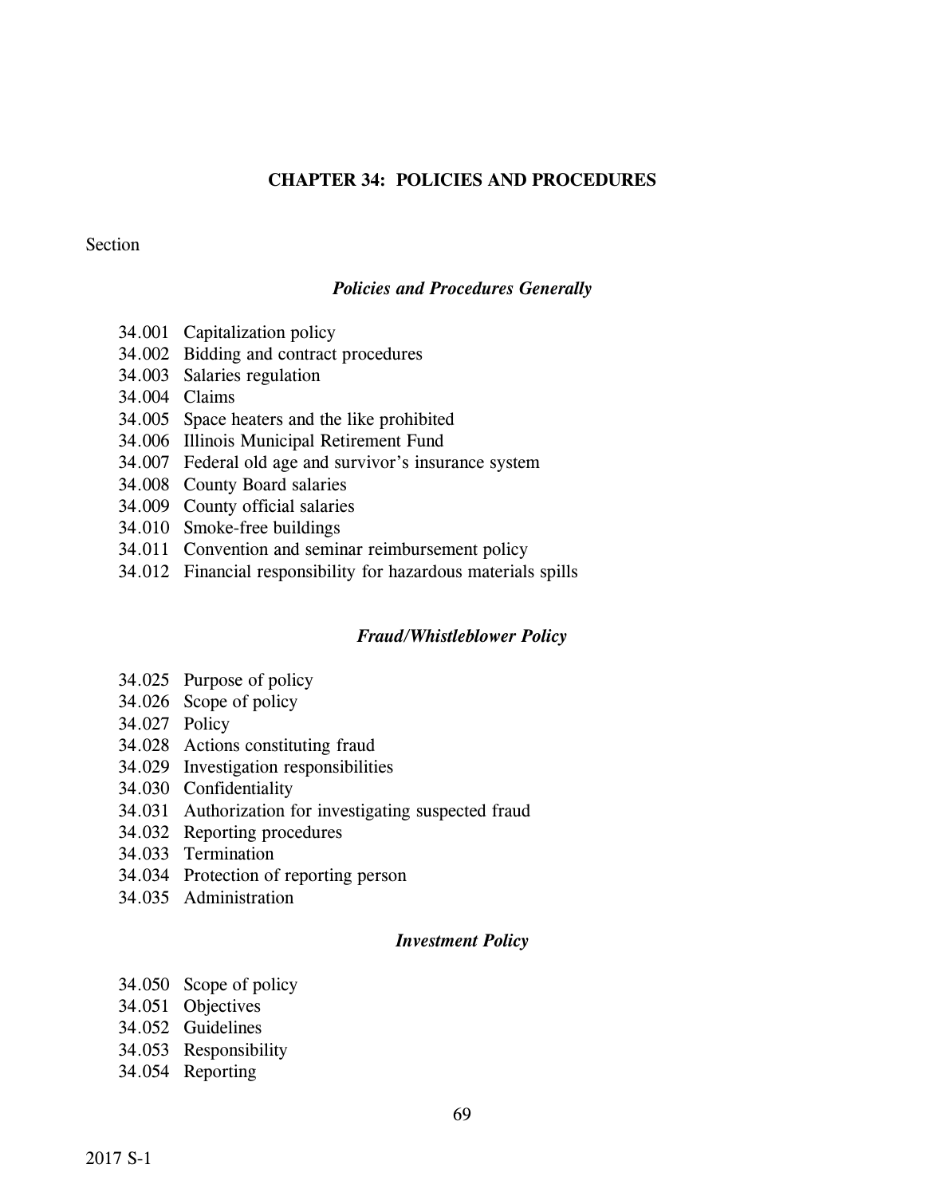# CHAPTER 34: POLICIES AND PROCEDURES

Section

### *Policies and Procedures Generally*

34.001 Capitalization policy
34.002 Bidding and contract procedures
34.003 Salaries regulation
34.004 Claims
34.005 Space heaters and the like prohibited
34.006 Illinois Municipal Retirement Fund
34.007 Federal old age and survivor's insurance system
34.008 County Board salaries
34.009 County official salaries
34.010 Smoke-free buildings
34.011 Convention and seminar reimbursement policy
34.012 Financial responsibility for hazardous materials spills

### *Fraud/Whistleblower Policy*

34.025 Purpose of policy
34.026 Scope of policy
34.027 Policy
34.028 Actions constituting fraud
34.029 Investigation responsibilities
34.030 Confidentiality
34.031 Authorization for investigating suspected fraud
34.032 Reporting procedures
34.033 Termination
34.034 Protection of reporting person
34.035 Administration

### *Investment Policy*

34.050 Scope of policy
34.051 Objectives
34.052 Guidelines
34.053 Responsibility
34.054 Reporting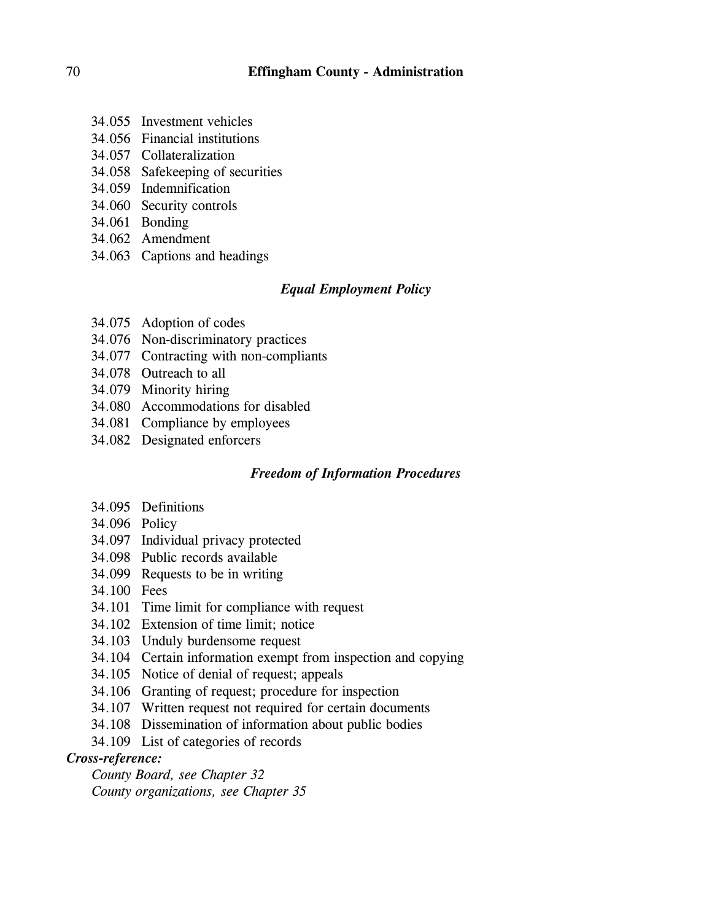34.055 Investment vehicles
34.056 Financial institutions
34.057 Collateralization
34.058 Safekeeping of securities
34.059 Indemnification
34.060 Security controls
34.061 Bonding
34.062 Amendment
34.063 Captions and headings

### *Equal Employment Policy*

34.075 Adoption of codes
34.076 Non-discriminatory practices
34.077 Contracting with non-compliants
34.078 Outreach to all
34.079 Minority hiring
34.080 Accommodations for disabled
34.081 Compliance by employees
34.082 Designated enforcers

### *Freedom of Information Procedures*

34.095 Definitions
34.096 Policy
34.097 Individual privacy protected
34.098 Public records available
34.099 Requests to be in writing
34.100 Fees
34.101 Time limit for compliance with request
34.102 Extension of time limit; notice
34.103 Unduly burdensome request
34.104 Certain information exempt from inspection and copying
34.105 Notice of denial of request; appeals
34.106 Granting of request; procedure for inspection
34.107 Written request not required for certain documents
34.108 Dissemination of information about public bodies
34.109 List of categories of records

***Cross-reference:***

*County Board, see Chapter 32*
*County organizations, see Chapter 35*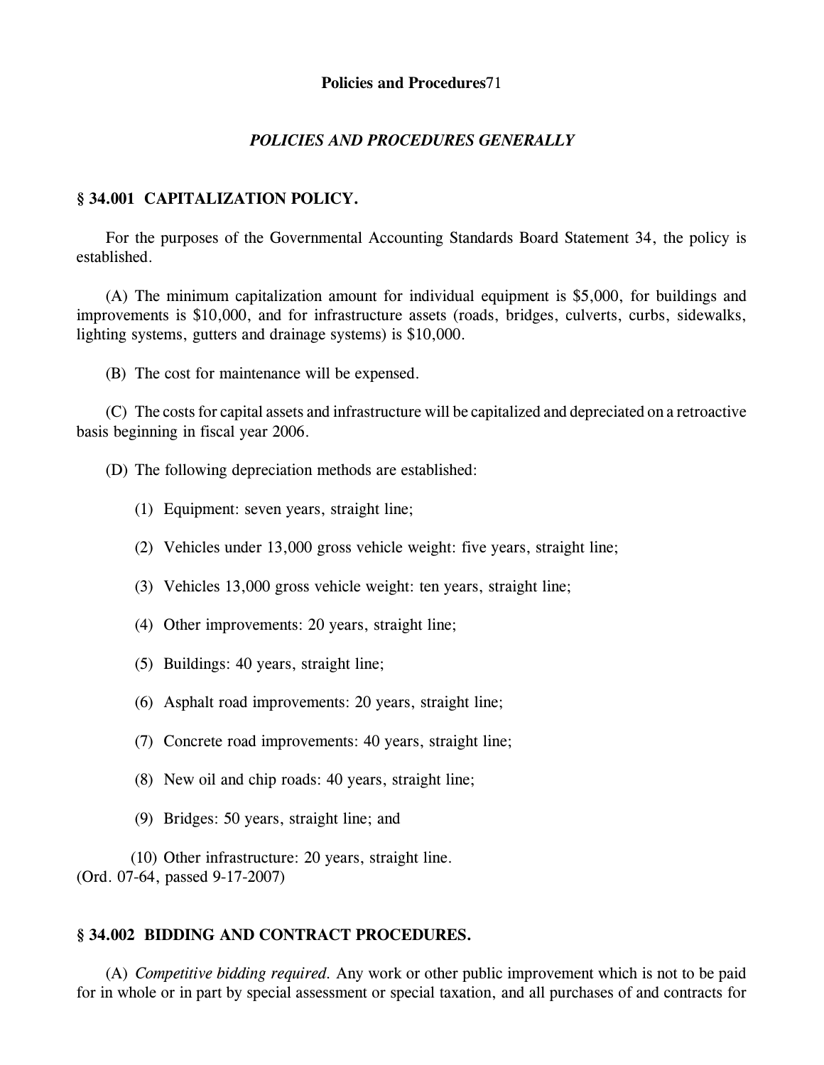# POLICIES AND PROCEDURES GENERALLY

## § 34.001 CAPITALIZATION POLICY.

For the purposes of the Governmental Accounting Standards Board Statement 34, the policy is established.

(A) The minimum capitalization amount for individual equipment is $5,000, for buildings and improvements is $10,000, and for infrastructure assets (roads, bridges, culverts, curbs, sidewalks, lighting systems, gutters and drainage systems) is $10,000.

(B) The cost for maintenance will be expensed.

(C) The costs for capital assets and infrastructure will be capitalized and depreciated on a retroactive basis beginning in fiscal year 2006.

(D) The following depreciation methods are established:

(1) Equipment: seven years, straight line;

(2) Vehicles under 13,000 gross vehicle weight: five years, straight line;

(3) Vehicles 13,000 gross vehicle weight: ten years, straight line;

(4) Other improvements: 20 years, straight line;

(5) Buildings: 40 years, straight line;

(6) Asphalt road improvements: 20 years, straight line;

(7) Concrete road improvements: 40 years, straight line;

(8) New oil and chip roads: 40 years, straight line;

(9) Bridges: 50 years, straight line; and

(10) Other infrastructure: 20 years, straight line.
(Ord. 07-64, passed 9-17-2007)

## § 34.002 BIDDING AND CONTRACT PROCEDURES.

(A) *Competitive bidding required.* Any work or other public improvement which is not to be paid for in whole or in part by special assessment or special taxation, and all purchases of and contracts for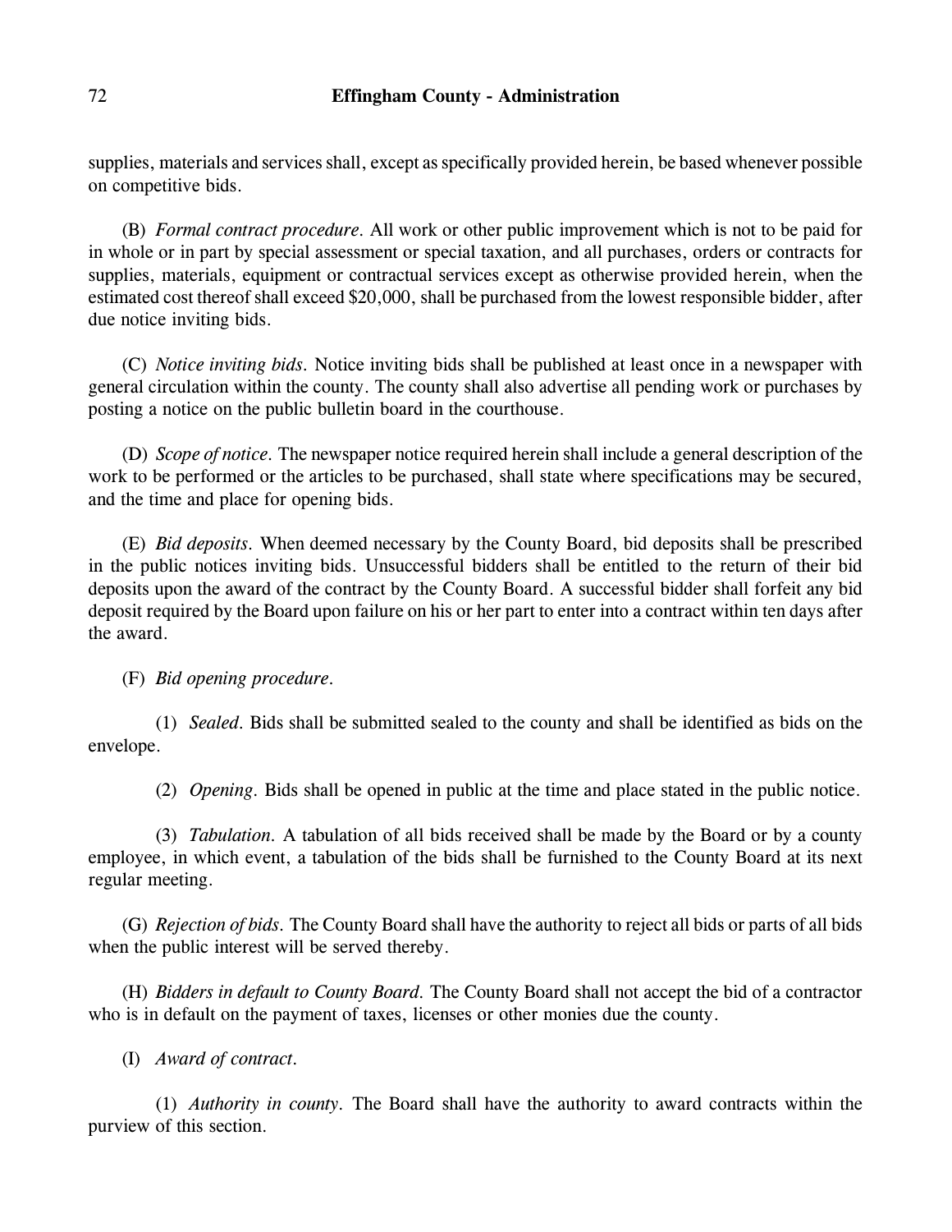supplies, materials and services shall, except as specifically provided herein, be based whenever possible on competitive bids.

(B) *Formal contract procedure.* All work or other public improvement which is not to be paid for in whole or in part by special assessment or special taxation, and all purchases, orders or contracts for supplies, materials, equipment or contractual services except as otherwise provided herein, when the estimated cost thereof shall exceed $20,000, shall be purchased from the lowest responsible bidder, after due notice inviting bids.

(C) *Notice inviting bids.* Notice inviting bids shall be published at least once in a newspaper with general circulation within the county. The county shall also advertise all pending work or purchases by posting a notice on the public bulletin board in the courthouse.

(D) *Scope of notice.* The newspaper notice required herein shall include a general description of the work to be performed or the articles to be purchased, shall state where specifications may be secured, and the time and place for opening bids.

(E) *Bid deposits.* When deemed necessary by the County Board, bid deposits shall be prescribed in the public notices inviting bids. Unsuccessful bidders shall be entitled to the return of their bid deposits upon the award of the contract by the County Board. A successful bidder shall forfeit any bid deposit required by the Board upon failure on his or her part to enter into a contract within ten days after the award.

(F) *Bid opening procedure.*

(1) *Sealed.* Bids shall be submitted sealed to the county and shall be identified as bids on the envelope.

(2) *Opening.* Bids shall be opened in public at the time and place stated in the public notice.

(3) *Tabulation.* A tabulation of all bids received shall be made by the Board or by a county employee, in which event, a tabulation of the bids shall be furnished to the County Board at its next regular meeting.

(G) *Rejection of bids.* The County Board shall have the authority to reject all bids or parts of all bids when the public interest will be served thereby.

(H) *Bidders in default to County Board.* The County Board shall not accept the bid of a contractor who is in default on the payment of taxes, licenses or other monies due the county.

(I) *Award of contract.*

(1) *Authority in county.* The Board shall have the authority to award contracts within the purview of this section.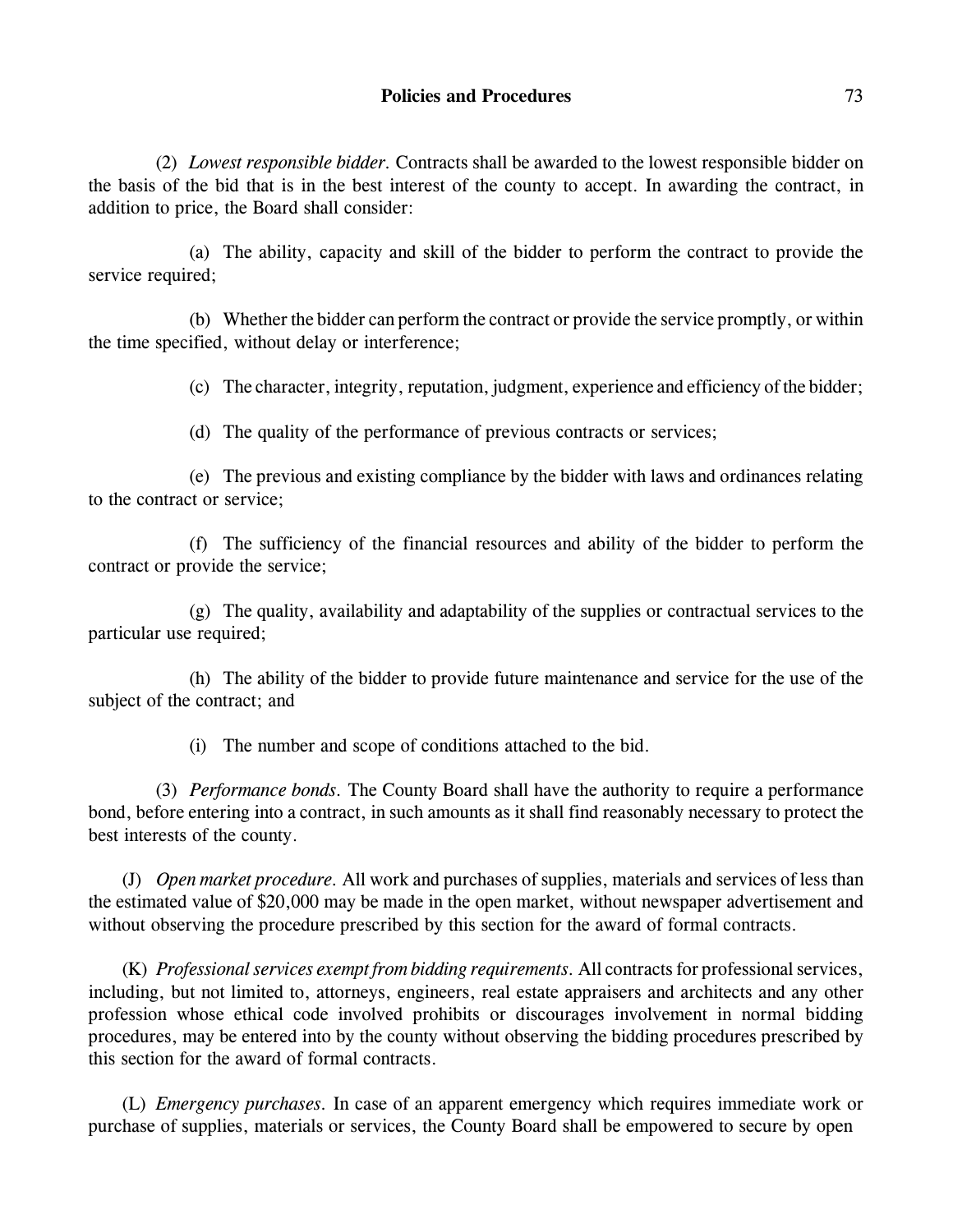(2) *Lowest responsible bidder.* Contracts shall be awarded to the lowest responsible bidder on the basis of the bid that is in the best interest of the county to accept. In awarding the contract, in addition to price, the Board shall consider:

(a) The ability, capacity and skill of the bidder to perform the contract to provide the service required;

(b) Whether the bidder can perform the contract or provide the service promptly, or within the time specified, without delay or interference;

(c) The character, integrity, reputation, judgment, experience and efficiency of the bidder;

(d) The quality of the performance of previous contracts or services;

(e) The previous and existing compliance by the bidder with laws and ordinances relating to the contract or service;

(f) The sufficiency of the financial resources and ability of the bidder to perform the contract or provide the service;

(g) The quality, availability and adaptability of the supplies or contractual services to the particular use required;

(h) The ability of the bidder to provide future maintenance and service for the use of the subject of the contract; and

(i) The number and scope of conditions attached to the bid.

(3) *Performance bonds.* The County Board shall have the authority to require a performance bond, before entering into a contract, in such amounts as it shall find reasonably necessary to protect the best interests of the county.

(J) *Open market procedure.* All work and purchases of supplies, materials and services of less than the estimated value of $20,000 may be made in the open market, without newspaper advertisement and without observing the procedure prescribed by this section for the award of formal contracts.

(K) *Professional services exempt from bidding requirements.* All contracts for professional services, including, but not limited to, attorneys, engineers, real estate appraisers and architects and any other profession whose ethical code involved prohibits or discourages involvement in normal bidding procedures, may be entered into by the county without observing the bidding procedures prescribed by this section for the award of formal contracts.

(L) *Emergency purchases.* In case of an apparent emergency which requires immediate work or purchase of supplies, materials or services, the County Board shall be empowered to secure by open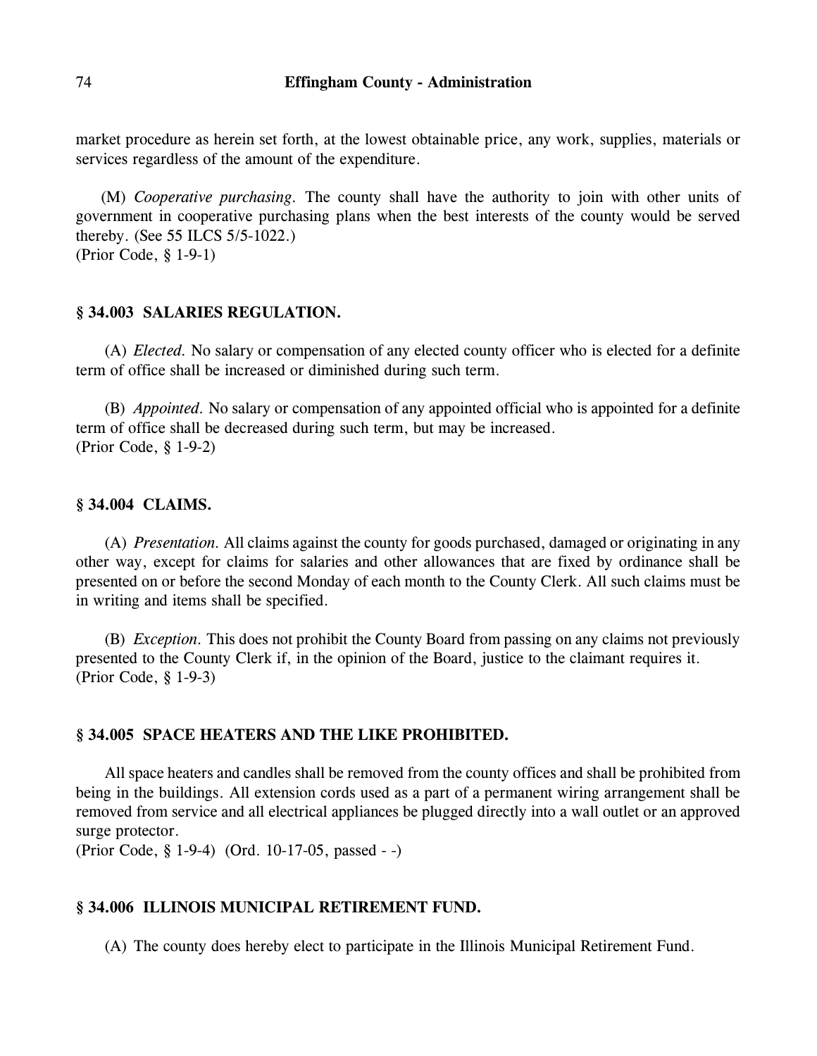market procedure as herein set forth, at the lowest obtainable price, any work, supplies, materials or services regardless of the amount of the expenditure.

(M) *Cooperative purchasing.* The county shall have the authority to join with other units of government in cooperative purchasing plans when the best interests of the county would be served thereby. (See 55 ILCS 5/5-1022.)
(Prior Code, § 1-9-1)

### § 34.003 SALARIES REGULATION.

(A) *Elected.* No salary or compensation of any elected county officer who is elected for a definite term of office shall be increased or diminished during such term.

(B) *Appointed.* No salary or compensation of any appointed official who is appointed for a definite term of office shall be decreased during such term, but may be increased.
(Prior Code, § 1-9-2)

### § 34.004 CLAIMS.

(A) *Presentation.* All claims against the county for goods purchased, damaged or originating in any other way, except for claims for salaries and other allowances that are fixed by ordinance shall be presented on or before the second Monday of each month to the County Clerk. All such claims must be in writing and items shall be specified.

(B) *Exception.* This does not prohibit the County Board from passing on any claims not previously presented to the County Clerk if, in the opinion of the Board, justice to the claimant requires it.
(Prior Code, § 1-9-3)

### § 34.005 SPACE HEATERS AND THE LIKE PROHIBITED.

All space heaters and candles shall be removed from the county offices and shall be prohibited from being in the buildings. All extension cords used as a part of a permanent wiring arrangement shall be removed from service and all electrical appliances be plugged directly into a wall outlet or an approved surge protector.
(Prior Code, § 1-9-4) (Ord. 10-17-05, passed - -)

### § 34.006 ILLINOIS MUNICIPAL RETIREMENT FUND.

(A) The county does hereby elect to participate in the Illinois Municipal Retirement Fund.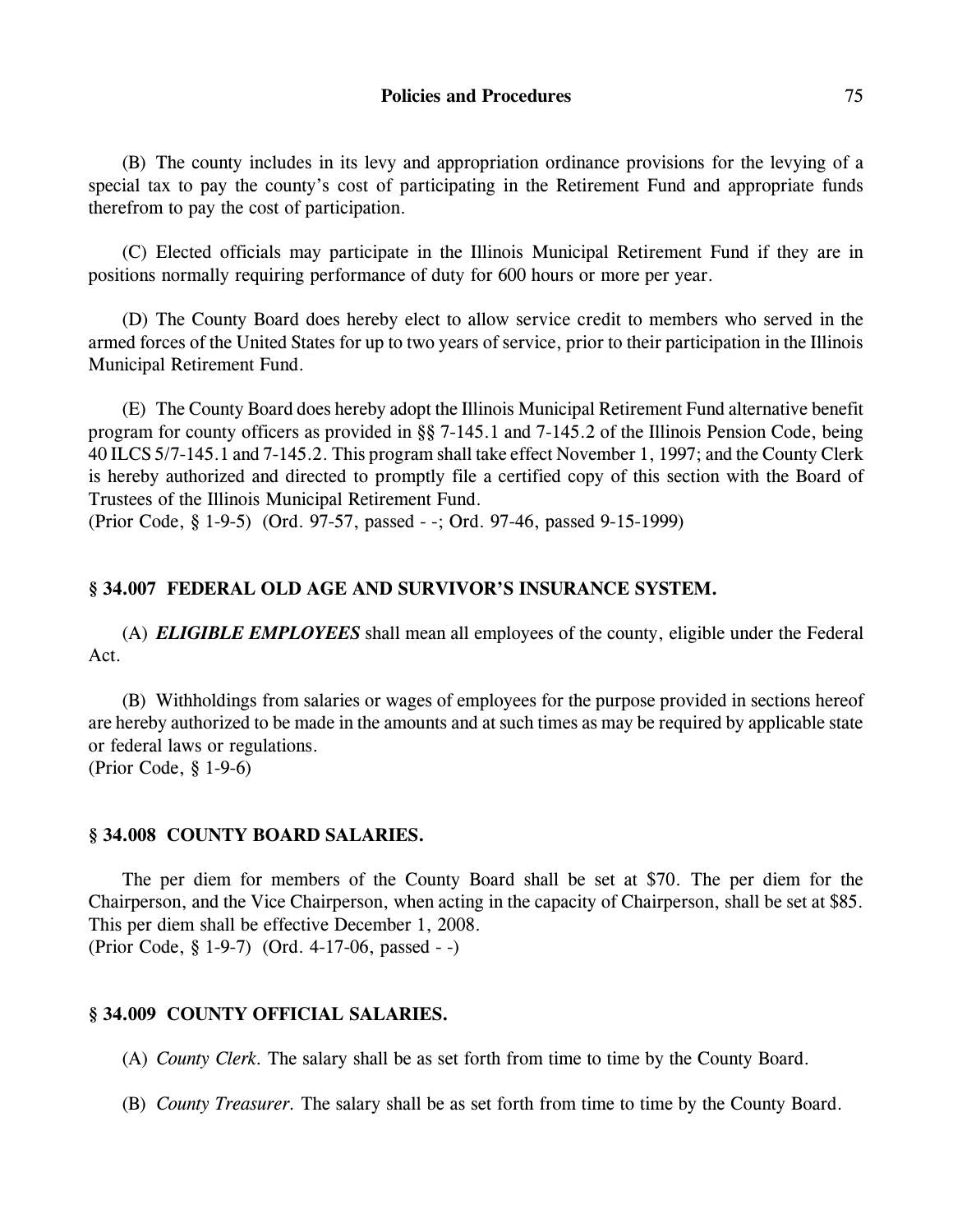(B) The county includes in its levy and appropriation ordinance provisions for the levying of a special tax to pay the county's cost of participating in the Retirement Fund and appropriate funds therefrom to pay the cost of participation.

(C) Elected officials may participate in the Illinois Municipal Retirement Fund if they are in positions normally requiring performance of duty for 600 hours or more per year.

(D) The County Board does hereby elect to allow service credit to members who served in the armed forces of the United States for up to two years of service, prior to their participation in the Illinois Municipal Retirement Fund.

(E) The County Board does hereby adopt the Illinois Municipal Retirement Fund alternative benefit program for county officers as provided in §§ 7-145.1 and 7-145.2 of the Illinois Pension Code, being 40 ILCS 5/7-145.1 and 7-145.2. This program shall take effect November 1, 1997; and the County Clerk is hereby authorized and directed to promptly file a certified copy of this section with the Board of Trustees of the Illinois Municipal Retirement Fund.
(Prior Code, § 1-9-5) (Ord. 97-57, passed - -; Ord. 97-46, passed 9-15-1999)

### § 34.007 FEDERAL OLD AGE AND SURVIVOR'S INSURANCE SYSTEM.

(A) ***ELIGIBLE EMPLOYEES*** shall mean all employees of the county, eligible under the Federal Act.

(B) Withholdings from salaries or wages of employees for the purpose provided in sections hereof are hereby authorized to be made in the amounts and at such times as may be required by applicable state or federal laws or regulations.
(Prior Code, § 1-9-6)

### § 34.008 COUNTY BOARD SALARIES.

The per diem for members of the County Board shall be set at $70. The per diem for the Chairperson, and the Vice Chairperson, when acting in the capacity of Chairperson, shall be set at $85. This per diem shall be effective December 1, 2008.
(Prior Code, § 1-9-7) (Ord. 4-17-06, passed - -)

### § 34.009 COUNTY OFFICIAL SALARIES.

(A) *County Clerk.* The salary shall be as set forth from time to time by the County Board.

(B) *County Treasurer.* The salary shall be as set forth from time to time by the County Board.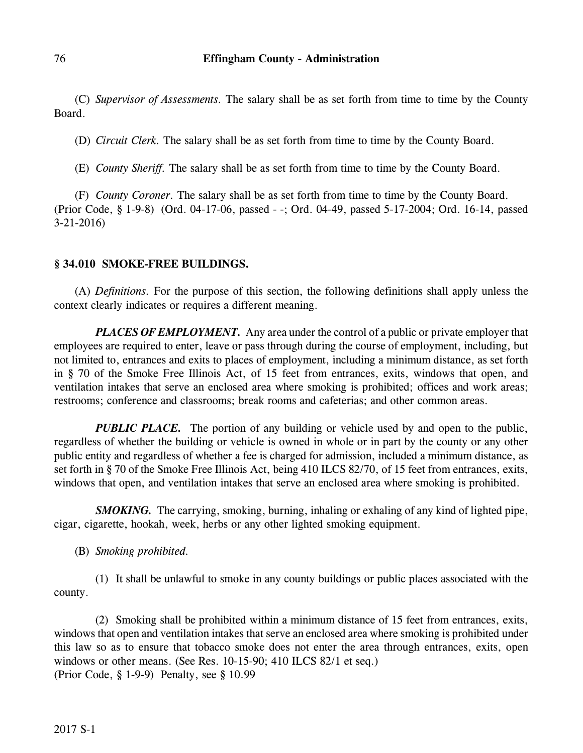(C) *Supervisor of Assessments.* The salary shall be as set forth from time to time by the County Board.

(D) *Circuit Clerk.* The salary shall be as set forth from time to time by the County Board.

(E) *County Sheriff.* The salary shall be as set forth from time to time by the County Board.

(F) *County Coroner.* The salary shall be as set forth from time to time by the County Board.
(Prior Code, § 1-9-8) (Ord. 04-17-06, passed - -; Ord. 04-49, passed 5-17-2004; Ord. 16-14, passed 3-21-2016)

## § 34.010 SMOKE-FREE BUILDINGS.

(A) *Definitions.* For the purpose of this section, the following definitions shall apply unless the context clearly indicates or requires a different meaning.

***PLACES OF EMPLOYMENT.*** Any area under the control of a public or private employer that employees are required to enter, leave or pass through during the course of employment, including, but not limited to, entrances and exits to places of employment, including a minimum distance, as set forth in § 70 of the Smoke Free Illinois Act, of 15 feet from entrances, exits, windows that open, and ventilation intakes that serve an enclosed area where smoking is prohibited; offices and work areas; restrooms; conference and classrooms; break rooms and cafeterias; and other common areas.

***PUBLIC PLACE.*** The portion of any building or vehicle used by and open to the public, regardless of whether the building or vehicle is owned in whole or in part by the county or any other public entity and regardless of whether a fee is charged for admission, included a minimum distance, as set forth in § 70 of the Smoke Free Illinois Act, being 410 ILCS 82/70, of 15 feet from entrances, exits, windows that open, and ventilation intakes that serve an enclosed area where smoking is prohibited.

***SMOKING.*** The carrying, smoking, burning, inhaling or exhaling of any kind of lighted pipe, cigar, cigarette, hookah, week, herbs or any other lighted smoking equipment.

(B) *Smoking prohibited.*

(1) It shall be unlawful to smoke in any county buildings or public places associated with the county.

(2) Smoking shall be prohibited within a minimum distance of 15 feet from entrances, exits, windows that open and ventilation intakes that serve an enclosed area where smoking is prohibited under this law so as to ensure that tobacco smoke does not enter the area through entrances, exits, open windows or other means. (See Res. 10-15-90; 410 ILCS 82/1 et seq.)
(Prior Code, § 1-9-9) Penalty, see § 10.99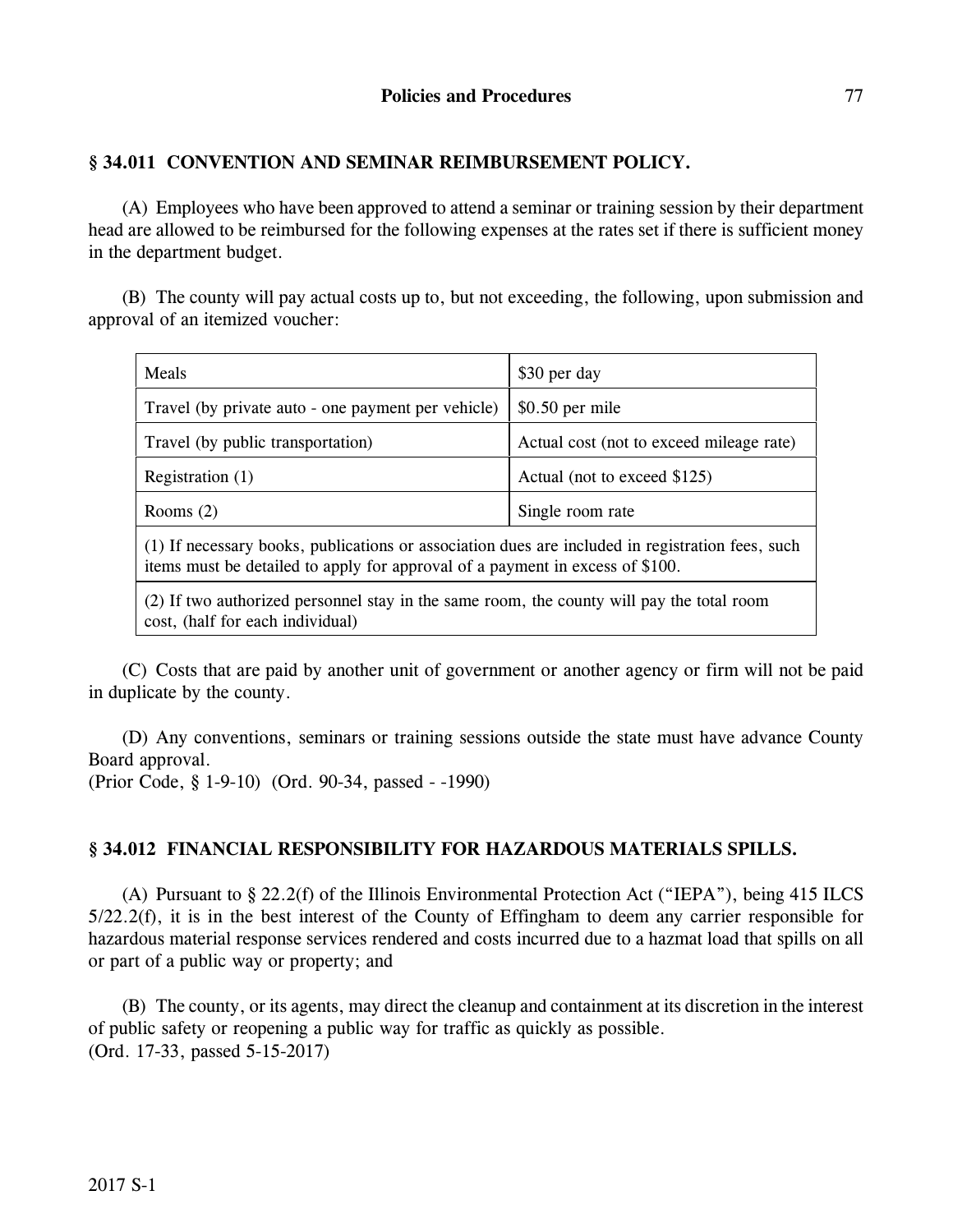## § 34.011 CONVENTION AND SEMINAR REIMBURSEMENT POLICY.

(A) Employees who have been approved to attend a seminar or training session by their department head are allowed to be reimbursed for the following expenses at the rates set if there is sufficient money in the department budget.

(B) The county will pay actual costs up to, but not exceeding, the following, upon submission and approval of an itemized voucher:

| Meals | $30 per day |
| --- | --- |
| Travel (by private auto - one payment per vehicle) | $0.50 per mile |
| Travel (by public transportation) | Actual cost (not to exceed mileage rate) |
| Registration (1) | Actual (not to exceed $125) |
| Rooms (2) | Single room rate |
| (1) If necessary books, publications or association dues are included in registration fees, such items must be detailed to apply for approval of a payment in excess of $100. | |
| (2) If two authorized personnel stay in the same room, the county will pay the total room cost, (half for each individual) | |

(C) Costs that are paid by another unit of government or another agency or firm will not be paid in duplicate by the county.

(D) Any conventions, seminars or training sessions outside the state must have advance County Board approval.
(Prior Code, § 1-9-10) (Ord. 90-34, passed - -1990)

## § 34.012 FINANCIAL RESPONSIBILITY FOR HAZARDOUS MATERIALS SPILLS.

(A) Pursuant to § 22.2(f) of the Illinois Environmental Protection Act ("IEPA"), being 415 ILCS 5/22.2(f), it is in the best interest of the County of Effingham to deem any carrier responsible for hazardous material response services rendered and costs incurred due to a hazmat load that spills on all or part of a public way or property; and

(B) The county, or its agents, may direct the cleanup and containment at its discretion in the interest of public safety or reopening a public way for traffic as quickly as possible.
(Ord. 17-33, passed 5-15-2017)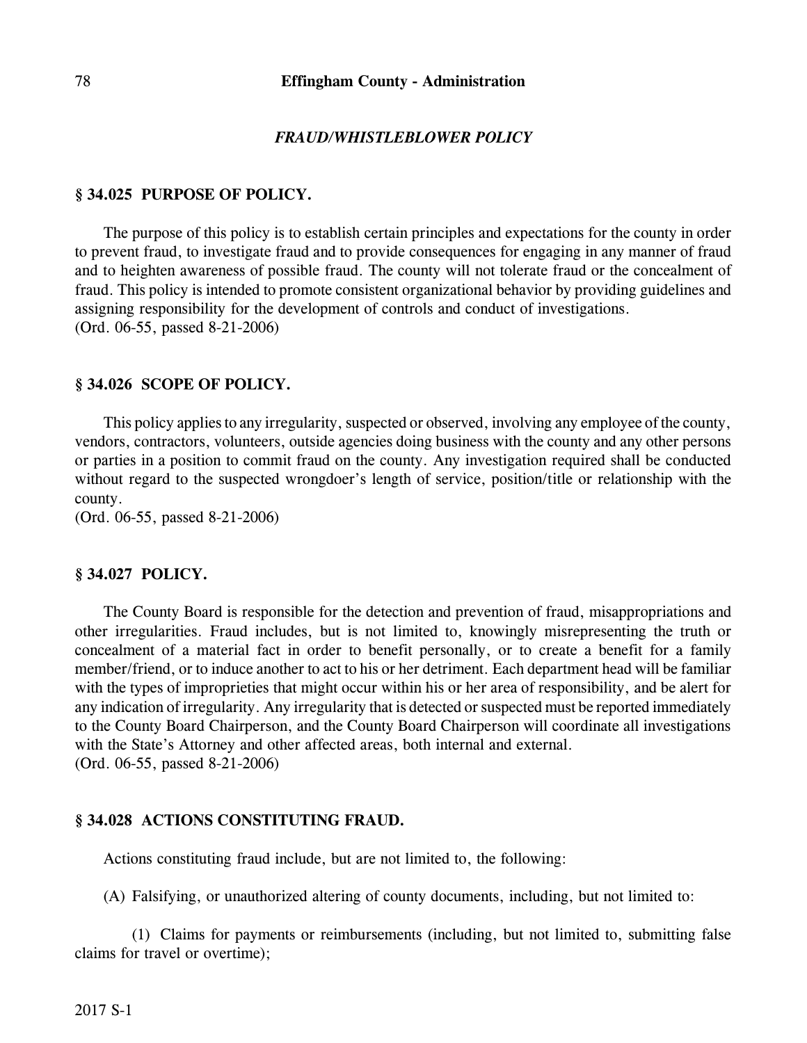## *FRAUD/WHISTLEBLOWER POLICY*

### § 34.025 PURPOSE OF POLICY.

The purpose of this policy is to establish certain principles and expectations for the county in order to prevent fraud, to investigate fraud and to provide consequences for engaging in any manner of fraud and to heighten awareness of possible fraud. The county will not tolerate fraud or the concealment of fraud. This policy is intended to promote consistent organizational behavior by providing guidelines and assigning responsibility for the development of controls and conduct of investigations.
(Ord. 06-55, passed 8-21-2006)

### § 34.026 SCOPE OF POLICY.

This policy applies to any irregularity, suspected or observed, involving any employee of the county, vendors, contractors, volunteers, outside agencies doing business with the county and any other persons or parties in a position to commit fraud on the county. Any investigation required shall be conducted without regard to the suspected wrongdoer's length of service, position/title or relationship with the county.
(Ord. 06-55, passed 8-21-2006)

### § 34.027 POLICY.

The County Board is responsible for the detection and prevention of fraud, misappropriations and other irregularities. Fraud includes, but is not limited to, knowingly misrepresenting the truth or concealment of a material fact in order to benefit personally, or to create a benefit for a family member/friend, or to induce another to act to his or her detriment. Each department head will be familiar with the types of improprieties that might occur within his or her area of responsibility, and be alert for any indication of irregularity. Any irregularity that is detected or suspected must be reported immediately to the County Board Chairperson, and the County Board Chairperson will coordinate all investigations with the State's Attorney and other affected areas, both internal and external.
(Ord. 06-55, passed 8-21-2006)

### § 34.028 ACTIONS CONSTITUTING FRAUD.

Actions constituting fraud include, but are not limited to, the following:

(A) Falsifying, or unauthorized altering of county documents, including, but not limited to:

(1) Claims for payments or reimbursements (including, but not limited to, submitting false claims for travel or overtime);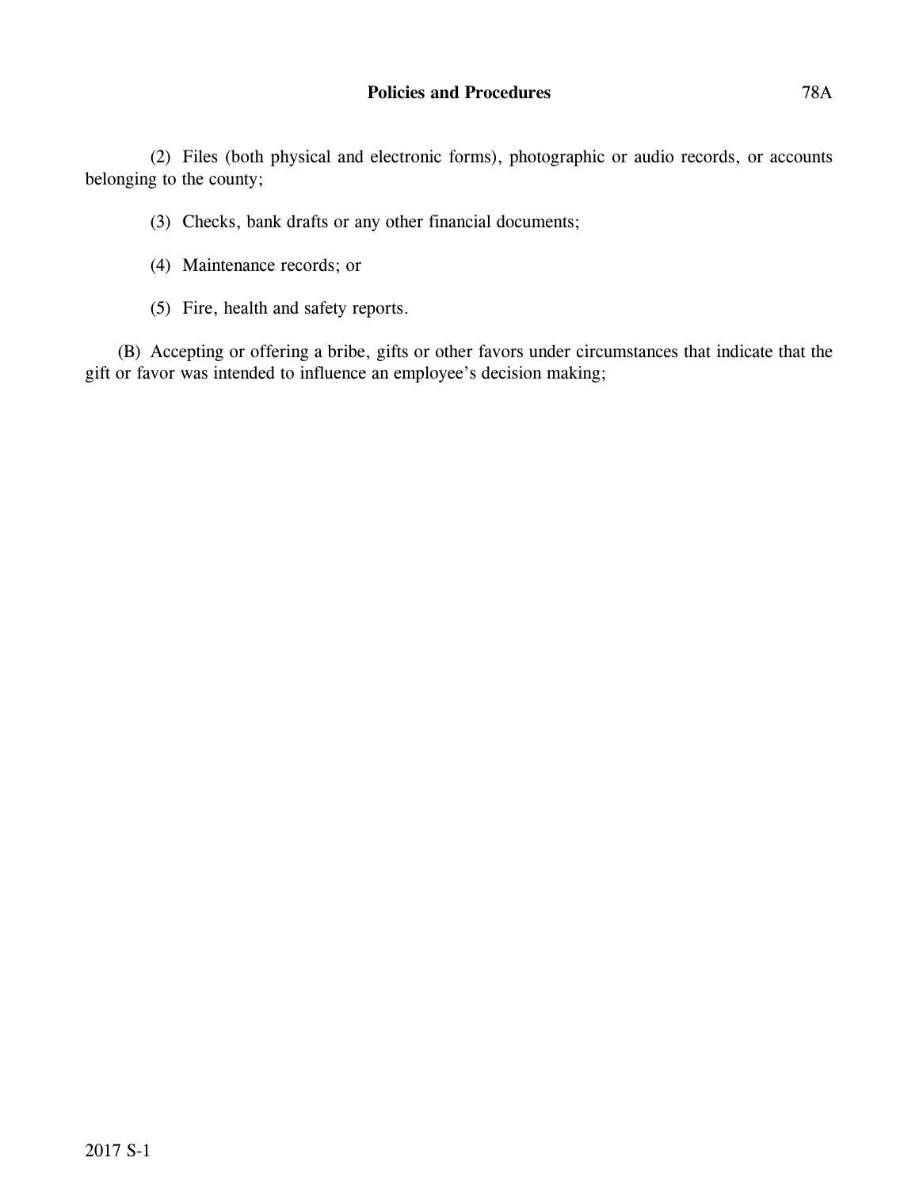(2) Files (both physical and electronic forms), photographic or audio records, or accounts belonging to the county;

(3) Checks, bank drafts or any other financial documents;

(4) Maintenance records; or

(5) Fire, health and safety reports.

(B) Accepting or offering a bribe, gifts or other favors under circumstances that indicate that the gift or favor was intended to influence an employee's decision making;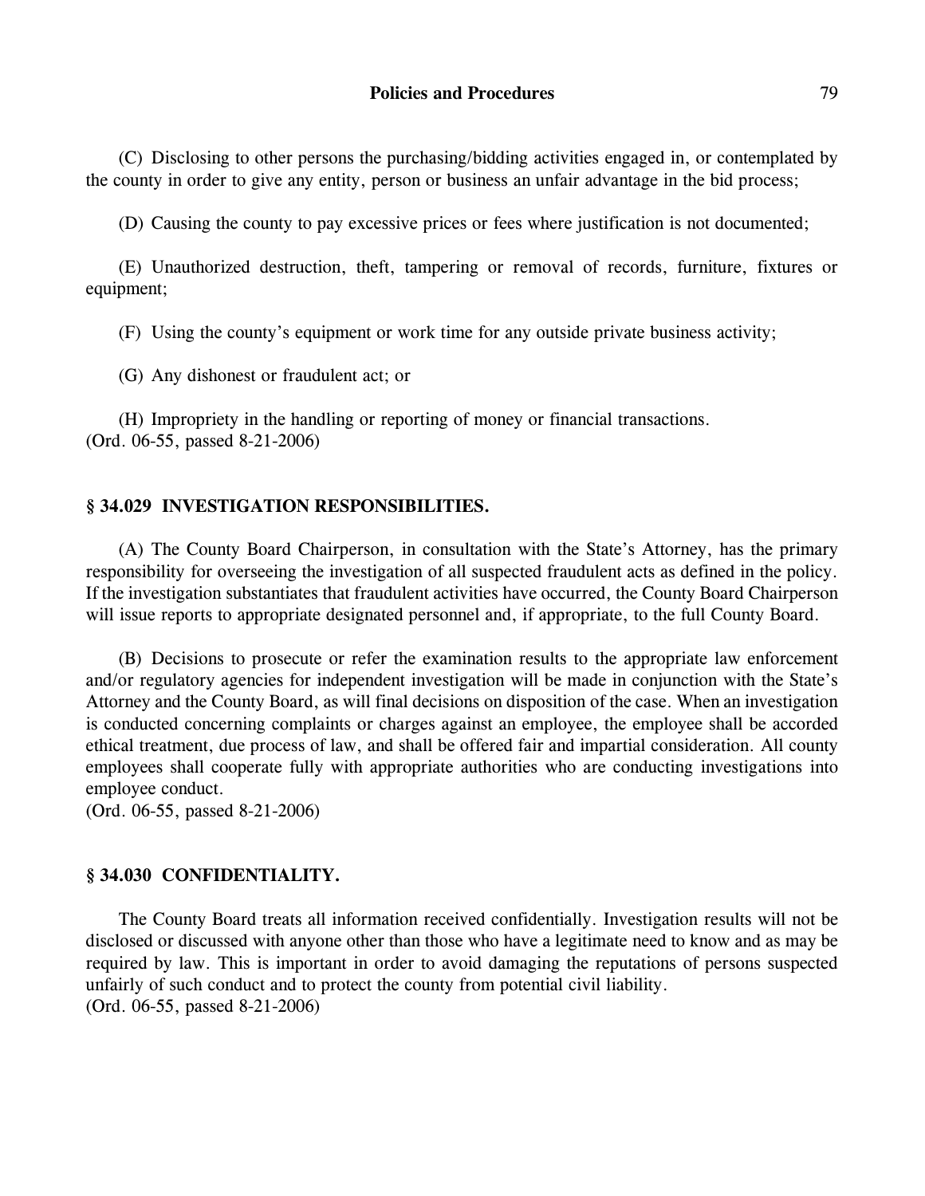(C) Disclosing to other persons the purchasing/bidding activities engaged in, or contemplated by the county in order to give any entity, person or business an unfair advantage in the bid process;

(D) Causing the county to pay excessive prices or fees where justification is not documented;

(E) Unauthorized destruction, theft, tampering or removal of records, furniture, fixtures or equipment;

(F) Using the county's equipment or work time for any outside private business activity;

(G) Any dishonest or fraudulent act; or

(H) Impropriety in the handling or reporting of money or financial transactions.
(Ord. 06-55, passed 8-21-2006)

### § 34.029 INVESTIGATION RESPONSIBILITIES.

(A) The County Board Chairperson, in consultation with the State's Attorney, has the primary responsibility for overseeing the investigation of all suspected fraudulent acts as defined in the policy. If the investigation substantiates that fraudulent activities have occurred, the County Board Chairperson will issue reports to appropriate designated personnel and, if appropriate, to the full County Board.

(B) Decisions to prosecute or refer the examination results to the appropriate law enforcement and/or regulatory agencies for independent investigation will be made in conjunction with the State's Attorney and the County Board, as will final decisions on disposition of the case. When an investigation is conducted concerning complaints or charges against an employee, the employee shall be accorded ethical treatment, due process of law, and shall be offered fair and impartial consideration. All county employees shall cooperate fully with appropriate authorities who are conducting investigations into employee conduct.
(Ord. 06-55, passed 8-21-2006)

### § 34.030 CONFIDENTIALITY.

The County Board treats all information received confidentially. Investigation results will not be disclosed or discussed with anyone other than those who have a legitimate need to know and as may be required by law. This is important in order to avoid damaging the reputations of persons suspected unfairly of such conduct and to protect the county from potential civil liability.
(Ord. 06-55, passed 8-21-2006)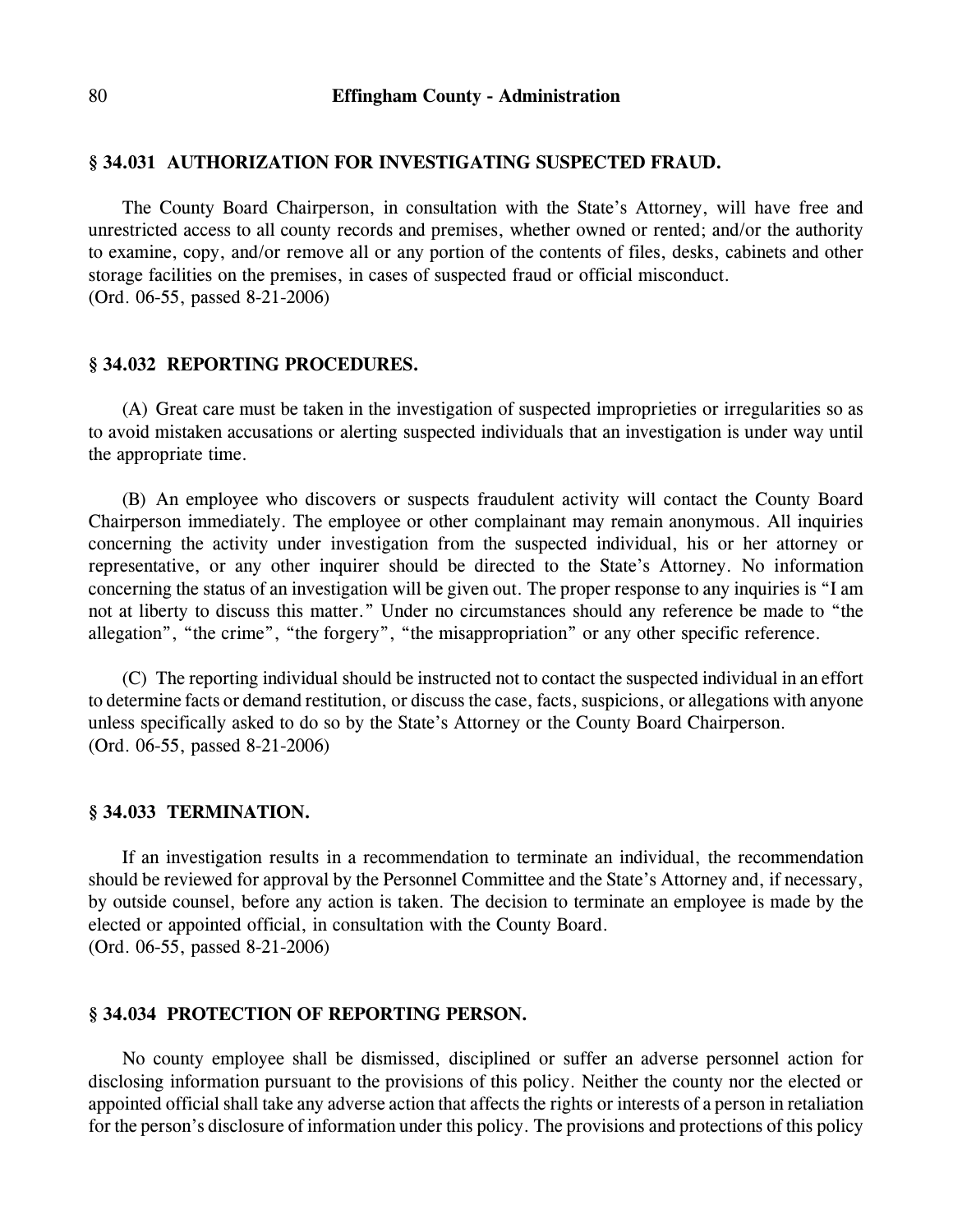### § 34.031 AUTHORIZATION FOR INVESTIGATING SUSPECTED FRAUD.

The County Board Chairperson, in consultation with the State's Attorney, will have free and unrestricted access to all county records and premises, whether owned or rented; and/or the authority to examine, copy, and/or remove all or any portion of the contents of files, desks, cabinets and other storage facilities on the premises, in cases of suspected fraud or official misconduct.
(Ord. 06-55, passed 8-21-2006)

### § 34.032 REPORTING PROCEDURES.

(A) Great care must be taken in the investigation of suspected improprieties or irregularities so as to avoid mistaken accusations or alerting suspected individuals that an investigation is under way until the appropriate time.

(B) An employee who discovers or suspects fraudulent activity will contact the County Board Chairperson immediately. The employee or other complainant may remain anonymous. All inquiries concerning the activity under investigation from the suspected individual, his or her attorney or representative, or any other inquirer should be directed to the State's Attorney. No information concerning the status of an investigation will be given out. The proper response to any inquiries is "I am not at liberty to discuss this matter." Under no circumstances should any reference be made to "the allegation", "the crime", "the forgery", "the misappropriation" or any other specific reference.

(C) The reporting individual should be instructed not to contact the suspected individual in an effort to determine facts or demand restitution, or discuss the case, facts, suspicions, or allegations with anyone unless specifically asked to do so by the State's Attorney or the County Board Chairperson.
(Ord. 06-55, passed 8-21-2006)

### § 34.033 TERMINATION.

If an investigation results in a recommendation to terminate an individual, the recommendation should be reviewed for approval by the Personnel Committee and the State's Attorney and, if necessary, by outside counsel, before any action is taken. The decision to terminate an employee is made by the elected or appointed official, in consultation with the County Board.
(Ord. 06-55, passed 8-21-2006)

### § 34.034 PROTECTION OF REPORTING PERSON.

No county employee shall be dismissed, disciplined or suffer an adverse personnel action for disclosing information pursuant to the provisions of this policy. Neither the county nor the elected or appointed official shall take any adverse action that affects the rights or interests of a person in retaliation for the person's disclosure of information under this policy. The provisions and protections of this policy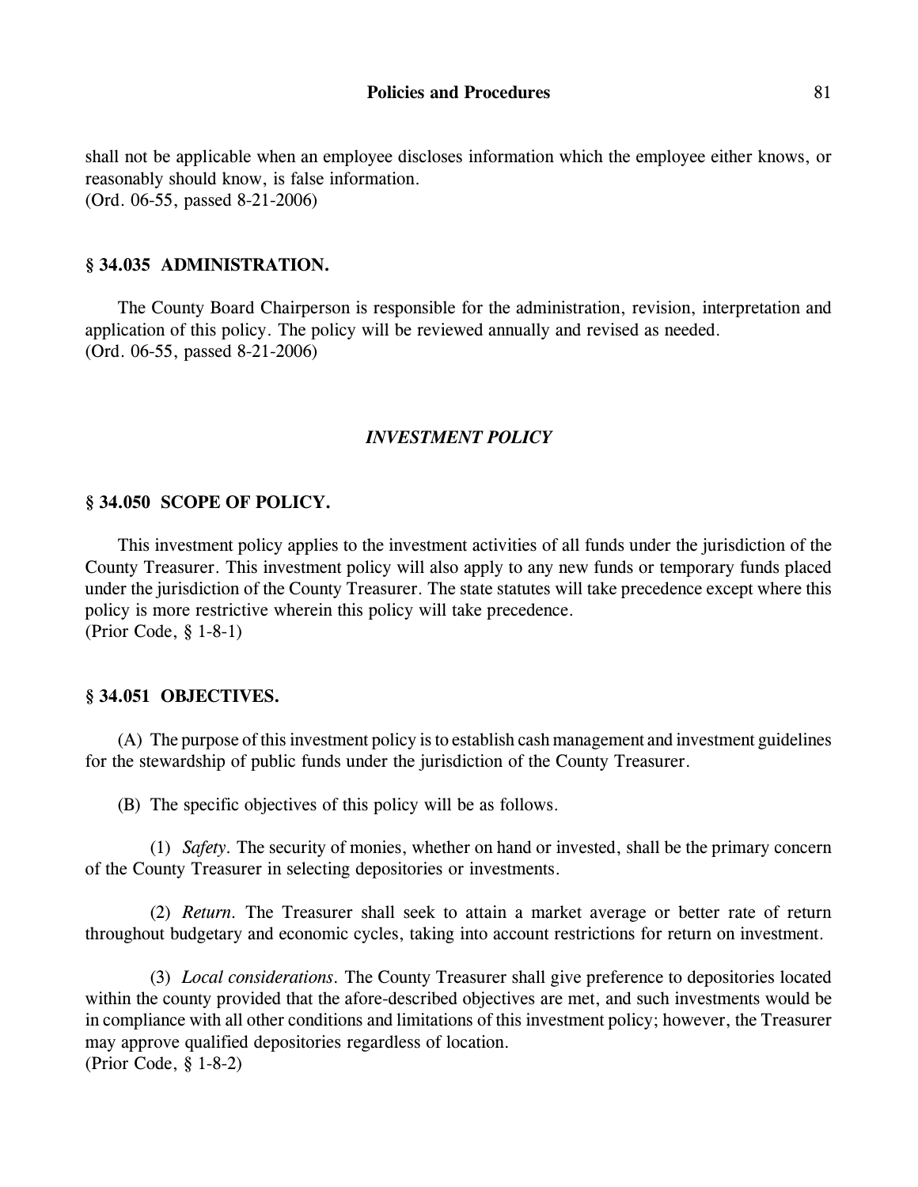shall not be applicable when an employee discloses information which the employee either knows, or reasonably should know, is false information.
(Ord. 06-55, passed 8-21-2006)

### § 34.035 ADMINISTRATION.

The County Board Chairperson is responsible for the administration, revision, interpretation and application of this policy. The policy will be reviewed annually and revised as needed.
(Ord. 06-55, passed 8-21-2006)

## *INVESTMENT POLICY*

### § 34.050 SCOPE OF POLICY.

This investment policy applies to the investment activities of all funds under the jurisdiction of the County Treasurer. This investment policy will also apply to any new funds or temporary funds placed under the jurisdiction of the County Treasurer. The state statutes will take precedence except where this policy is more restrictive wherein this policy will take precedence.
(Prior Code, § 1-8-1)

### § 34.051 OBJECTIVES.

(A) The purpose of this investment policy is to establish cash management and investment guidelines for the stewardship of public funds under the jurisdiction of the County Treasurer.

(B) The specific objectives of this policy will be as follows.

(1) *Safety*. The security of monies, whether on hand or invested, shall be the primary concern of the County Treasurer in selecting depositories or investments.

(2) *Return*. The Treasurer shall seek to attain a market average or better rate of return throughout budgetary and economic cycles, taking into account restrictions for return on investment.

(3) *Local considerations*. The County Treasurer shall give preference to depositories located within the county provided that the afore-described objectives are met, and such investments would be in compliance with all other conditions and limitations of this investment policy; however, the Treasurer may approve qualified depositories regardless of location.
(Prior Code, § 1-8-2)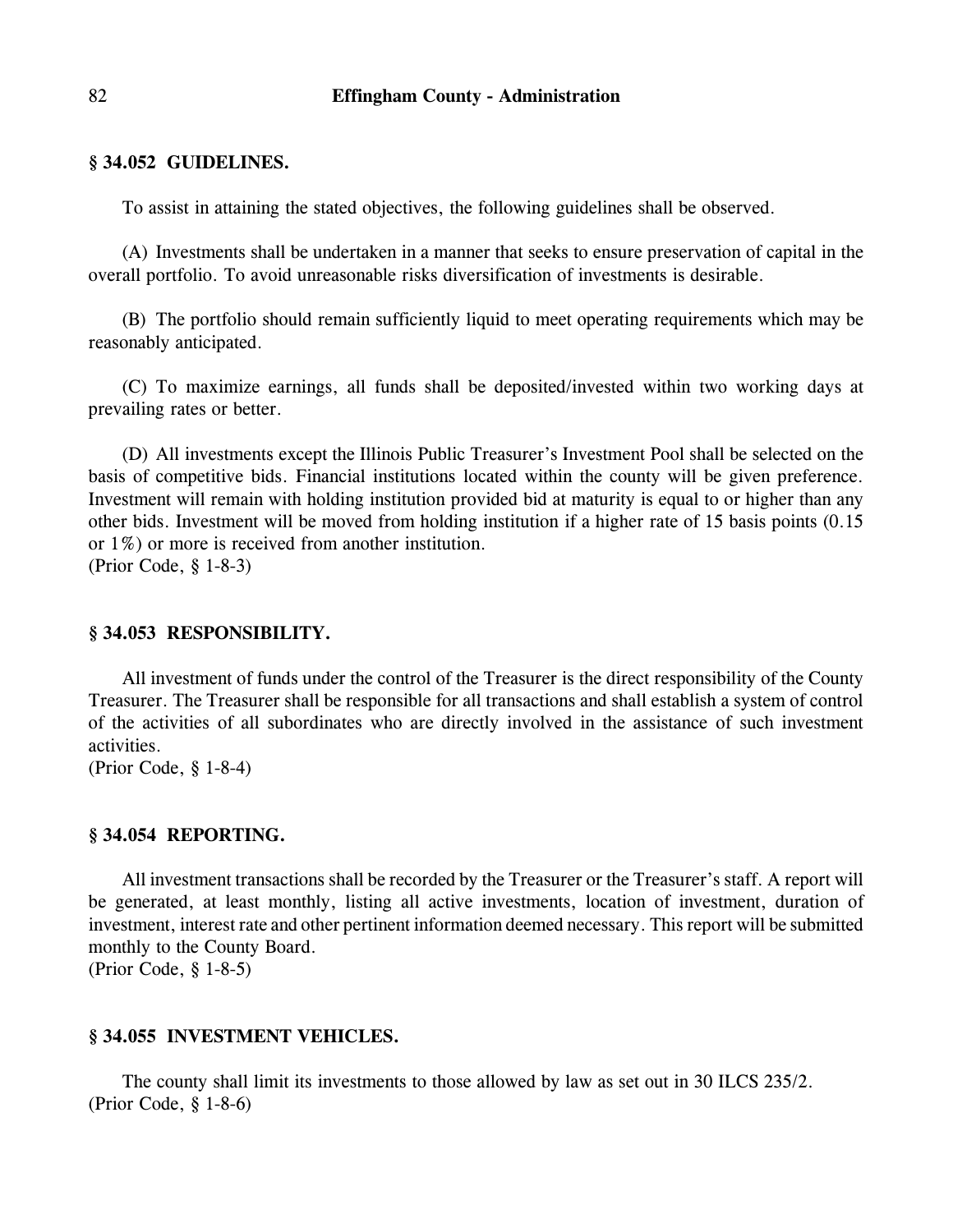### § 34.052 GUIDELINES.

To assist in attaining the stated objectives, the following guidelines shall be observed.

(A) Investments shall be undertaken in a manner that seeks to ensure preservation of capital in the overall portfolio. To avoid unreasonable risks diversification of investments is desirable.

(B) The portfolio should remain sufficiently liquid to meet operating requirements which may be reasonably anticipated.

(C) To maximize earnings, all funds shall be deposited/invested within two working days at prevailing rates or better.

(D) All investments except the Illinois Public Treasurer's Investment Pool shall be selected on the basis of competitive bids. Financial institutions located within the county will be given preference. Investment will remain with holding institution provided bid at maturity is equal to or higher than any other bids. Investment will be moved from holding institution if a higher rate of 15 basis points (0.15 or 1%) or more is received from another institution.
(Prior Code, § 1-8-3)

### § 34.053 RESPONSIBILITY.

All investment of funds under the control of the Treasurer is the direct responsibility of the County Treasurer. The Treasurer shall be responsible for all transactions and shall establish a system of control of the activities of all subordinates who are directly involved in the assistance of such investment activities.
(Prior Code, § 1-8-4)

### § 34.054 REPORTING.

All investment transactions shall be recorded by the Treasurer or the Treasurer's staff. A report will be generated, at least monthly, listing all active investments, location of investment, duration of investment, interest rate and other pertinent information deemed necessary. This report will be submitted monthly to the County Board.
(Prior Code, § 1-8-5)

### § 34.055 INVESTMENT VEHICLES.

The county shall limit its investments to those allowed by law as set out in 30 ILCS 235/2.
(Prior Code, § 1-8-6)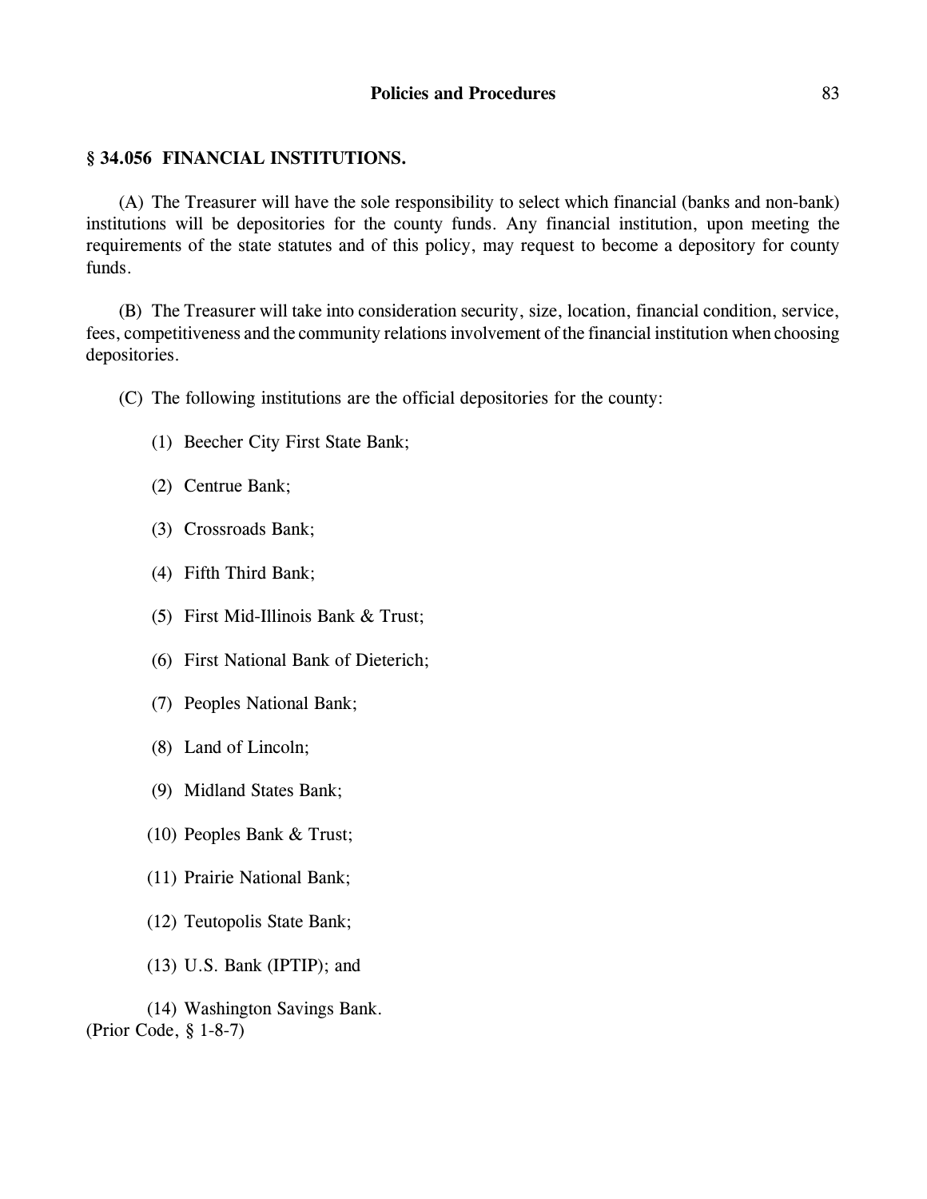## § 34.056 FINANCIAL INSTITUTIONS.

(A) The Treasurer will have the sole responsibility to select which financial (banks and non-bank) institutions will be depositories for the county funds. Any financial institution, upon meeting the requirements of the state statutes and of this policy, may request to become a depository for county funds.

(B) The Treasurer will take into consideration security, size, location, financial condition, service, fees, competitiveness and the community relations involvement of the financial institution when choosing depositories.

(C) The following institutions are the official depositories for the county:

(1) Beecher City First State Bank;

(2) Centrue Bank;

(3) Crossroads Bank;

(4) Fifth Third Bank;

(5) First Mid-Illinois Bank & Trust;

(6) First National Bank of Dieterich;

(7) Peoples National Bank;

(8) Land of Lincoln;

(9) Midland States Bank;

(10) Peoples Bank & Trust;

(11) Prairie National Bank;

(12) Teutopolis State Bank;

(13) U.S. Bank (IPTIP); and

(14) Washington Savings Bank.

(Prior Code, § 1-8-7)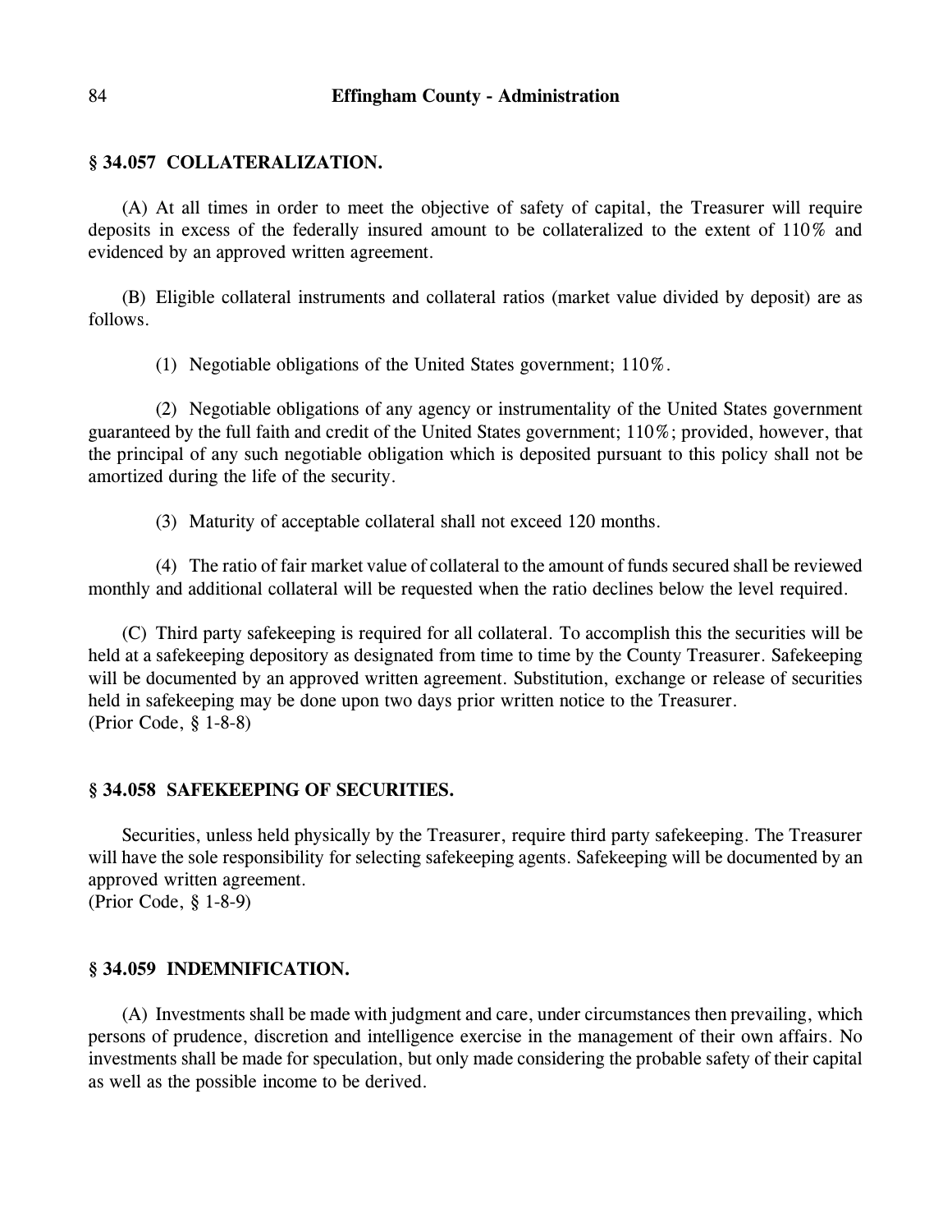### § 34.057 COLLATERALIZATION.

(A) At all times in order to meet the objective of safety of capital, the Treasurer will require deposits in excess of the federally insured amount to be collateralized to the extent of 110% and evidenced by an approved written agreement.

(B) Eligible collateral instruments and collateral ratios (market value divided by deposit) are as follows.

(1) Negotiable obligations of the United States government; 110%.

(2) Negotiable obligations of any agency or instrumentality of the United States government guaranteed by the full faith and credit of the United States government; 110%; provided, however, that the principal of any such negotiable obligation which is deposited pursuant to this policy shall not be amortized during the life of the security.

(3) Maturity of acceptable collateral shall not exceed 120 months.

(4) The ratio of fair market value of collateral to the amount of funds secured shall be reviewed monthly and additional collateral will be requested when the ratio declines below the level required.

(C) Third party safekeeping is required for all collateral. To accomplish this the securities will be held at a safekeeping depository as designated from time to time by the County Treasurer. Safekeeping will be documented by an approved written agreement. Substitution, exchange or release of securities held in safekeeping may be done upon two days prior written notice to the Treasurer.
(Prior Code, § 1-8-8)

### § 34.058 SAFEKEEPING OF SECURITIES.

Securities, unless held physically by the Treasurer, require third party safekeeping. The Treasurer will have the sole responsibility for selecting safekeeping agents. Safekeeping will be documented by an approved written agreement.
(Prior Code, § 1-8-9)

### § 34.059 INDEMNIFICATION.

(A) Investments shall be made with judgment and care, under circumstances then prevailing, which persons of prudence, discretion and intelligence exercise in the management of their own affairs. No investments shall be made for speculation, but only made considering the probable safety of their capital as well as the possible income to be derived.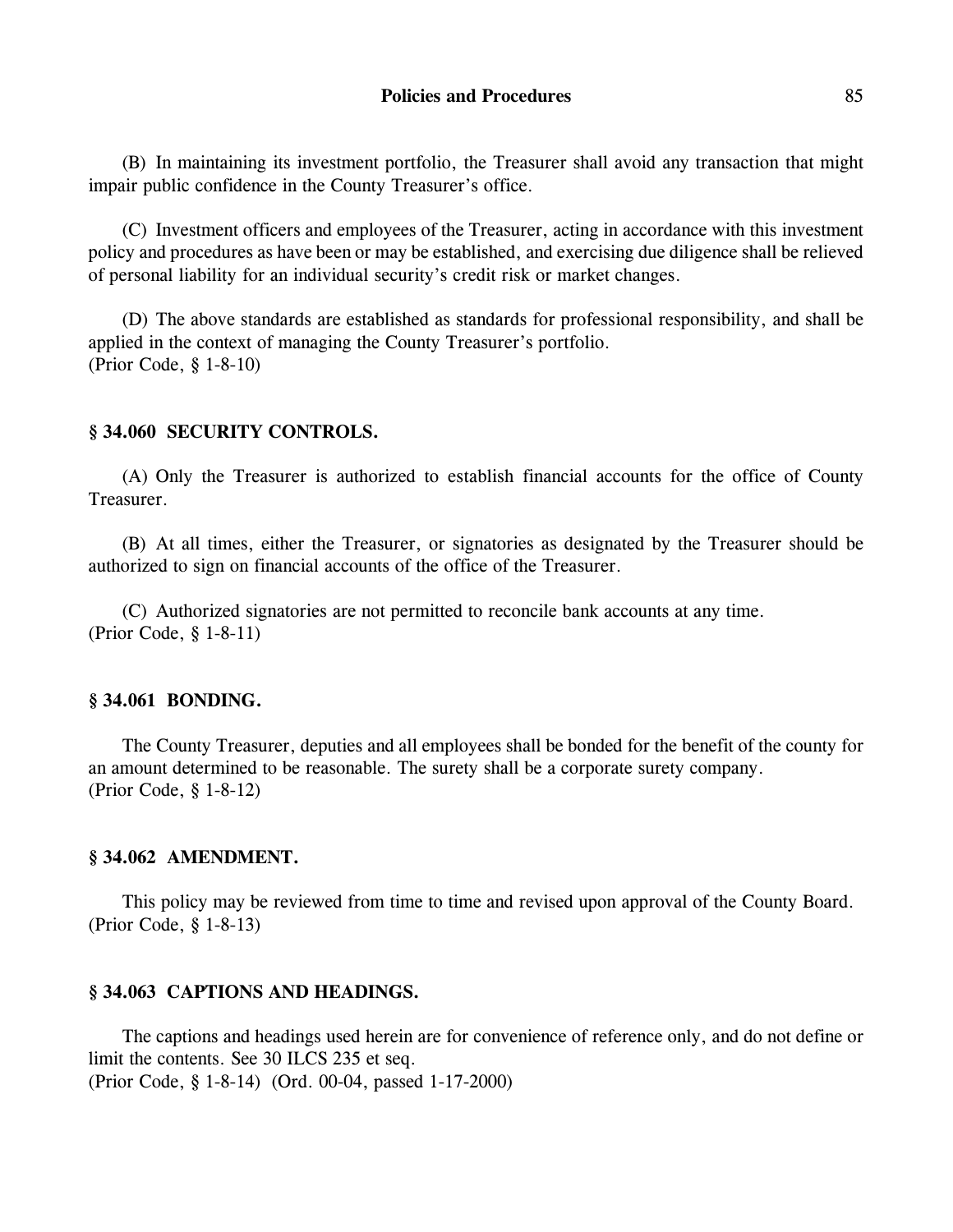(B) In maintaining its investment portfolio, the Treasurer shall avoid any transaction that might impair public confidence in the County Treasurer's office.

(C) Investment officers and employees of the Treasurer, acting in accordance with this investment policy and procedures as have been or may be established, and exercising due diligence shall be relieved of personal liability for an individual security's credit risk or market changes.

(D) The above standards are established as standards for professional responsibility, and shall be applied in the context of managing the County Treasurer's portfolio.
(Prior Code, § 1-8-10)

### § 34.060 SECURITY CONTROLS.

(A) Only the Treasurer is authorized to establish financial accounts for the office of County Treasurer.

(B) At all times, either the Treasurer, or signatories as designated by the Treasurer should be authorized to sign on financial accounts of the office of the Treasurer.

(C) Authorized signatories are not permitted to reconcile bank accounts at any time.
(Prior Code, § 1-8-11)

### § 34.061 BONDING.

The County Treasurer, deputies and all employees shall be bonded for the benefit of the county for an amount determined to be reasonable. The surety shall be a corporate surety company.
(Prior Code, § 1-8-12)

### § 34.062 AMENDMENT.

This policy may be reviewed from time to time and revised upon approval of the County Board.
(Prior Code, § 1-8-13)

### § 34.063 CAPTIONS AND HEADINGS.

The captions and headings used herein are for convenience of reference only, and do not define or limit the contents. See 30 ILCS 235 et seq.
(Prior Code, § 1-8-14) (Ord. 00-04, passed 1-17-2000)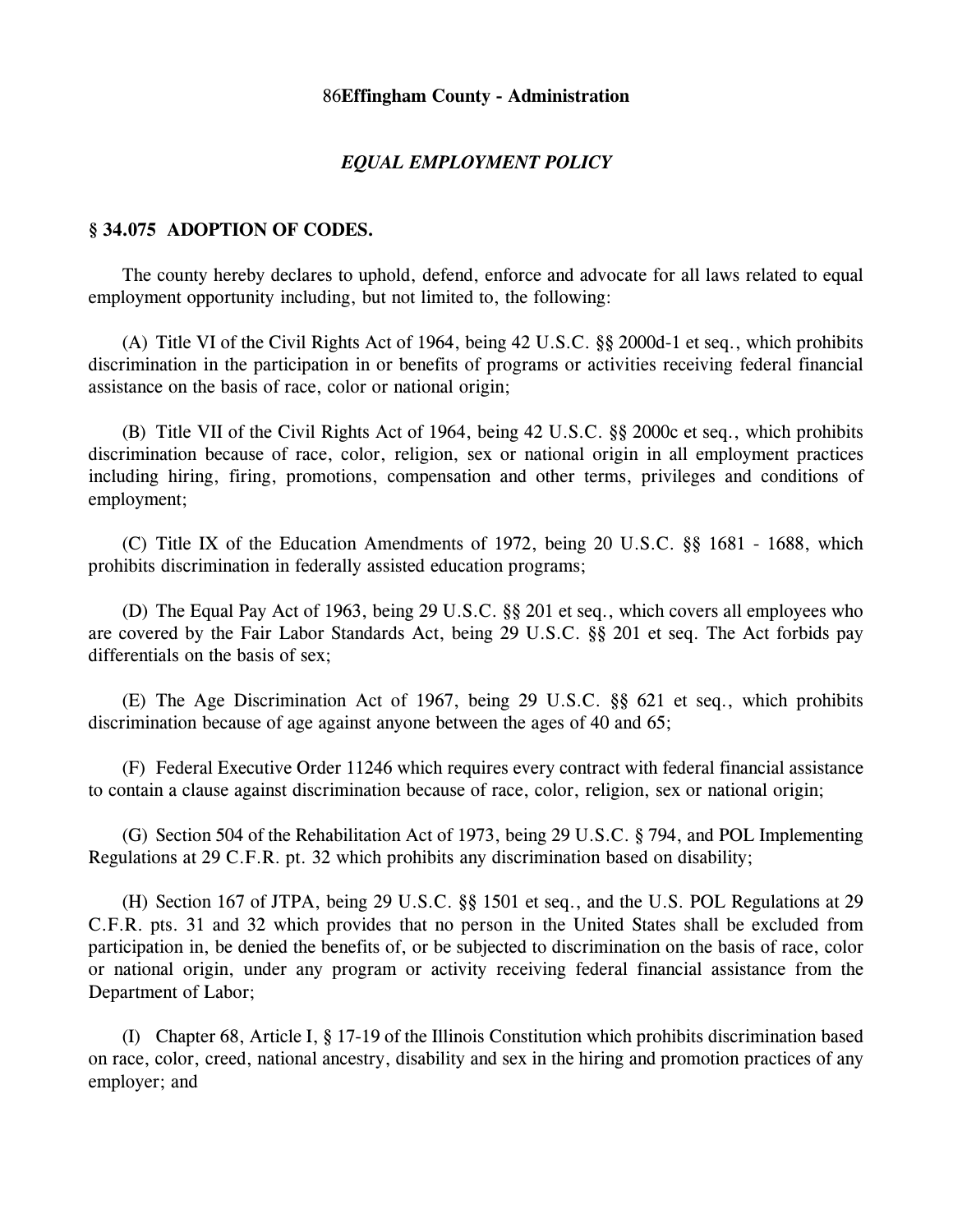## EQUAL EMPLOYMENT POLICY

### § 34.075 ADOPTION OF CODES.

The county hereby declares to uphold, defend, enforce and advocate for all laws related to equal employment opportunity including, but not limited to, the following:

(A) Title VI of the Civil Rights Act of 1964, being 42 U.S.C. §§ 2000d-1 et seq., which prohibits discrimination in the participation in or benefits of programs or activities receiving federal financial assistance on the basis of race, color or national origin;

(B) Title VII of the Civil Rights Act of 1964, being 42 U.S.C. §§ 2000c et seq., which prohibits discrimination because of race, color, religion, sex or national origin in all employment practices including hiring, firing, promotions, compensation and other terms, privileges and conditions of employment;

(C) Title IX of the Education Amendments of 1972, being 20 U.S.C. §§ 1681 - 1688, which prohibits discrimination in federally assisted education programs;

(D) The Equal Pay Act of 1963, being 29 U.S.C. §§ 201 et seq., which covers all employees who are covered by the Fair Labor Standards Act, being 29 U.S.C. §§ 201 et seq. The Act forbids pay differentials on the basis of sex;

(E) The Age Discrimination Act of 1967, being 29 U.S.C. §§ 621 et seq., which prohibits discrimination because of age against anyone between the ages of 40 and 65;

(F) Federal Executive Order 11246 which requires every contract with federal financial assistance to contain a clause against discrimination because of race, color, religion, sex or national origin;

(G) Section 504 of the Rehabilitation Act of 1973, being 29 U.S.C. § 794, and POL Implementing Regulations at 29 C.F.R. pt. 32 which prohibits any discrimination based on disability;

(H) Section 167 of JTPA, being 29 U.S.C. §§ 1501 et seq., and the U.S. POL Regulations at 29 C.F.R. pts. 31 and 32 which provides that no person in the United States shall be excluded from participation in, be denied the benefits of, or be subjected to discrimination on the basis of race, color or national origin, under any program or activity receiving federal financial assistance from the Department of Labor;

(I) Chapter 68, Article I, § 17-19 of the Illinois Constitution which prohibits discrimination based on race, color, creed, national ancestry, disability and sex in the hiring and promotion practices of any employer; and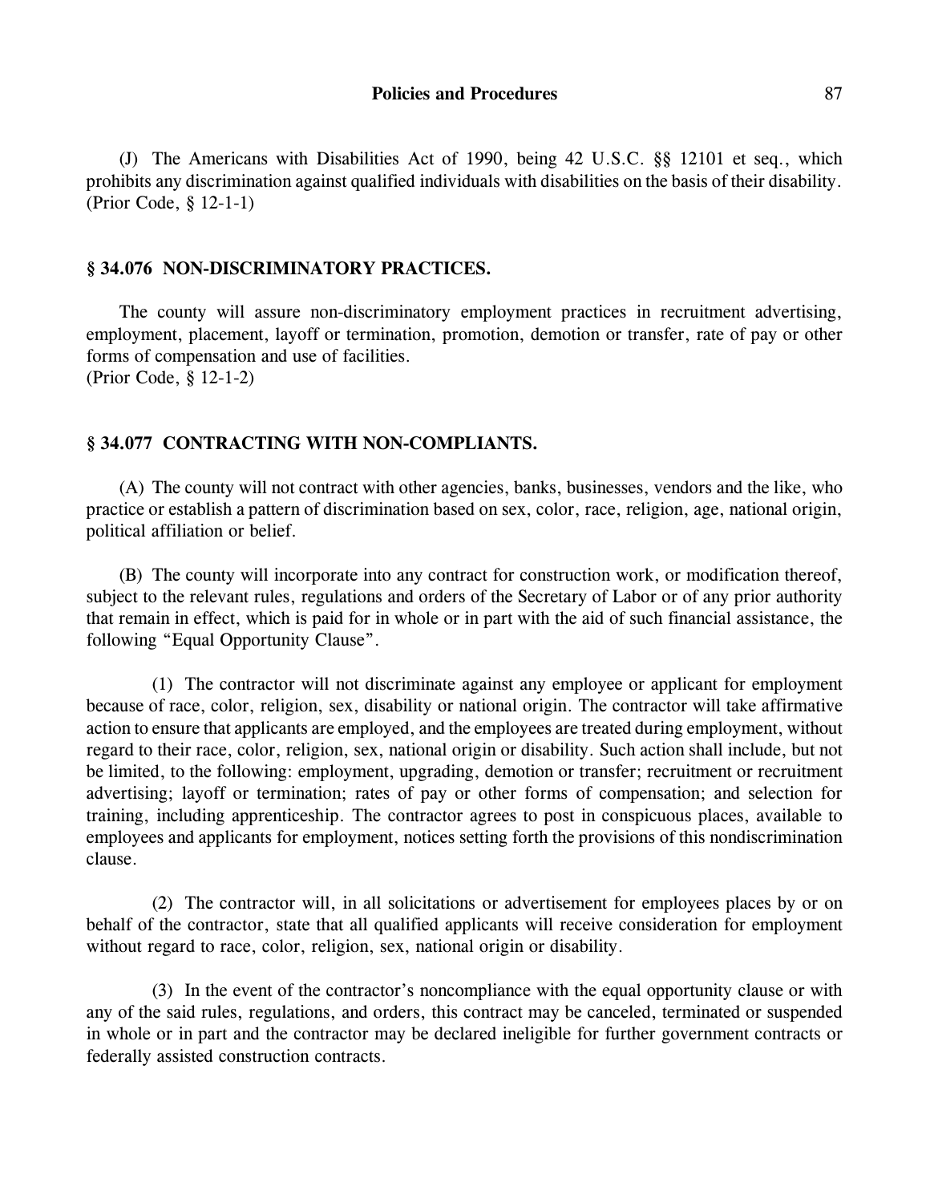(J) The Americans with Disabilities Act of 1990, being 42 U.S.C. §§ 12101 et seq., which prohibits any discrimination against qualified individuals with disabilities on the basis of their disability.
(Prior Code, § 12-1-1)

### § 34.076 NON-DISCRIMINATORY PRACTICES.

The county will assure non-discriminatory employment practices in recruitment advertising, employment, placement, layoff or termination, promotion, demotion or transfer, rate of pay or other forms of compensation and use of facilities.
(Prior Code, § 12-1-2)

### § 34.077 CONTRACTING WITH NON-COMPLIANTS.

(A) The county will not contract with other agencies, banks, businesses, vendors and the like, who practice or establish a pattern of discrimination based on sex, color, race, religion, age, national origin, political affiliation or belief.

(B) The county will incorporate into any contract for construction work, or modification thereof, subject to the relevant rules, regulations and orders of the Secretary of Labor or of any prior authority that remain in effect, which is paid for in whole or in part with the aid of such financial assistance, the following "Equal Opportunity Clause".

(1) The contractor will not discriminate against any employee or applicant for employment because of race, color, religion, sex, disability or national origin. The contractor will take affirmative action to ensure that applicants are employed, and the employees are treated during employment, without regard to their race, color, religion, sex, national origin or disability. Such action shall include, but not be limited, to the following: employment, upgrading, demotion or transfer; recruitment or recruitment advertising; layoff or termination; rates of pay or other forms of compensation; and selection for training, including apprenticeship. The contractor agrees to post in conspicuous places, available to employees and applicants for employment, notices setting forth the provisions of this nondiscrimination clause.

(2) The contractor will, in all solicitations or advertisement for employees places by or on behalf of the contractor, state that all qualified applicants will receive consideration for employment without regard to race, color, religion, sex, national origin or disability.

(3) In the event of the contractor's noncompliance with the equal opportunity clause or with any of the said rules, regulations, and orders, this contract may be canceled, terminated or suspended in whole or in part and the contractor may be declared ineligible for further government contracts or federally assisted construction contracts.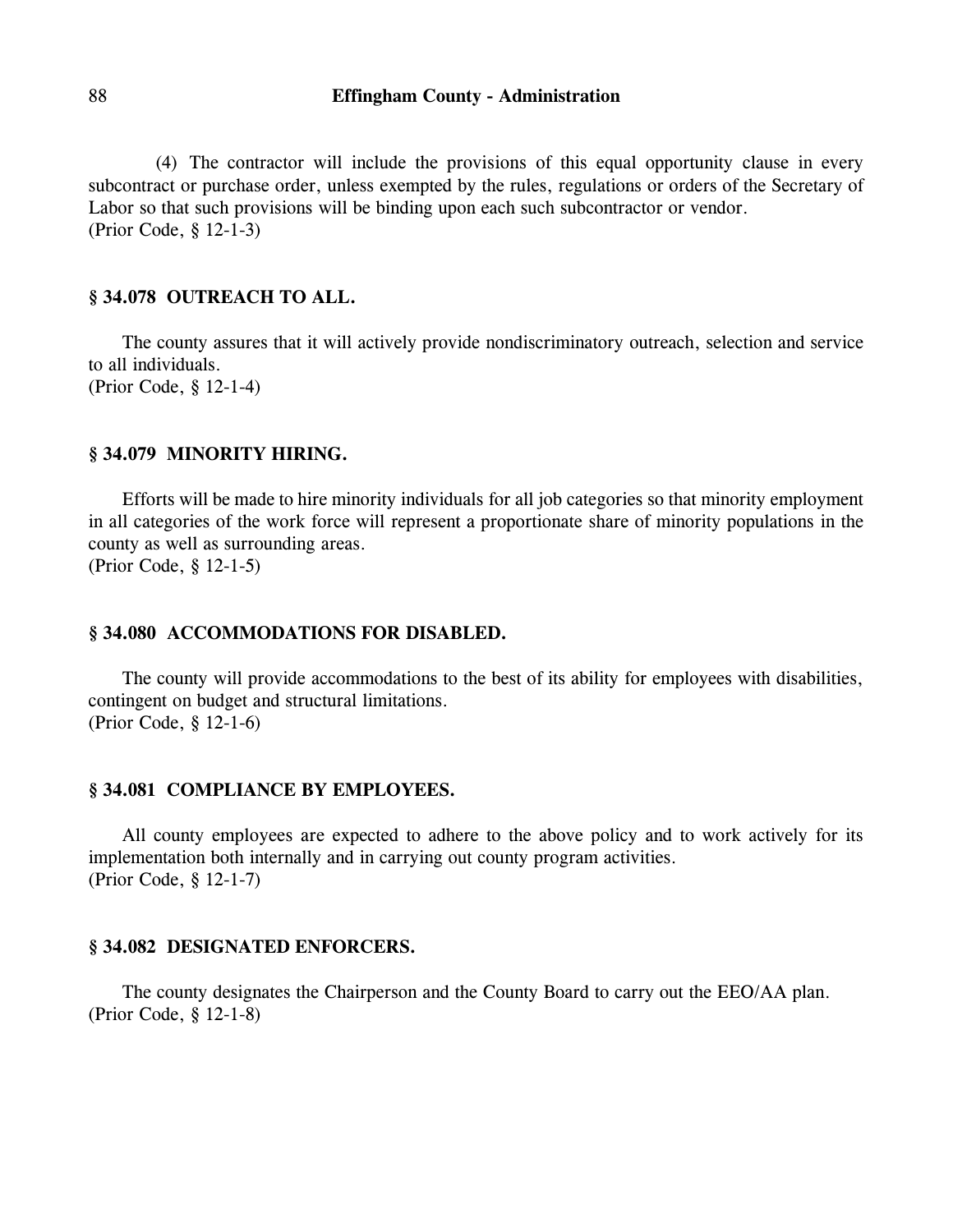(4) The contractor will include the provisions of this equal opportunity clause in every subcontract or purchase order, unless exempted by the rules, regulations or orders of the Secretary of Labor so that such provisions will be binding upon each such subcontractor or vendor.
(Prior Code, § 12-1-3)

### § 34.078 OUTREACH TO ALL.

The county assures that it will actively provide nondiscriminatory outreach, selection and service to all individuals.
(Prior Code, § 12-1-4)

### § 34.079 MINORITY HIRING.

Efforts will be made to hire minority individuals for all job categories so that minority employment in all categories of the work force will represent a proportionate share of minority populations in the county as well as surrounding areas.
(Prior Code, § 12-1-5)

### § 34.080 ACCOMMODATIONS FOR DISABLED.

The county will provide accommodations to the best of its ability for employees with disabilities, contingent on budget and structural limitations.
(Prior Code, § 12-1-6)

### § 34.081 COMPLIANCE BY EMPLOYEES.

All county employees are expected to adhere to the above policy and to work actively for its implementation both internally and in carrying out county program activities.
(Prior Code, § 12-1-7)

### § 34.082 DESIGNATED ENFORCERS.

The county designates the Chairperson and the County Board to carry out the EEO/AA plan.
(Prior Code, § 12-1-8)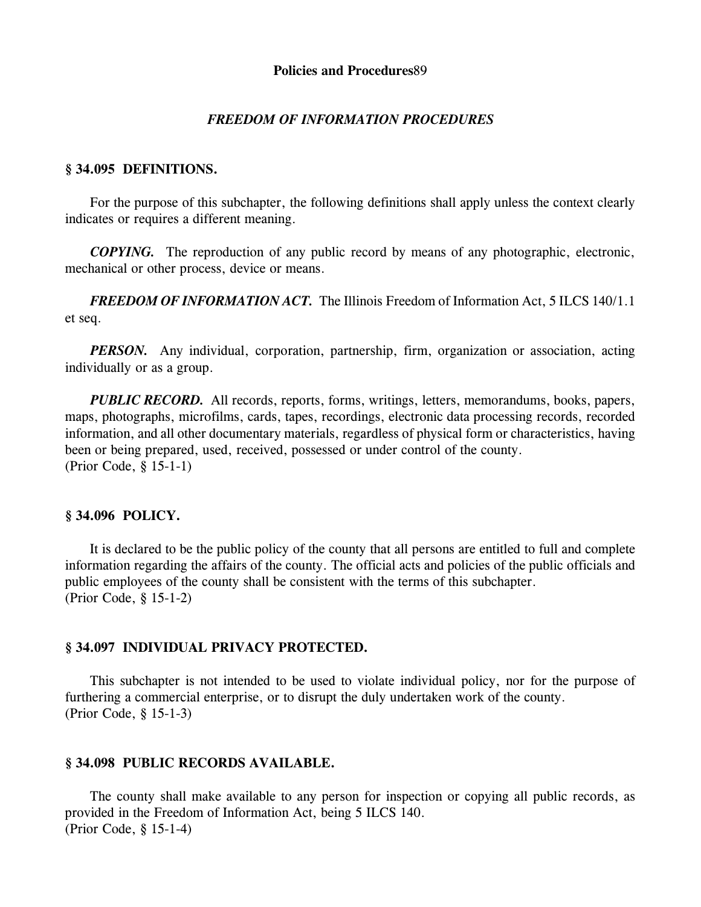**Policies and Procedures**89

### *FREEDOM OF INFORMATION PROCEDURES*

### § 34.095 DEFINITIONS.

For the purpose of this subchapter, the following definitions shall apply unless the context clearly indicates or requires a different meaning.

***COPYING.*** The reproduction of any public record by means of any photographic, electronic, mechanical or other process, device or means.

***FREEDOM OF INFORMATION ACT.*** The Illinois Freedom of Information Act, 5 ILCS 140/1.1 et seq.

***PERSON.*** Any individual, corporation, partnership, firm, organization or association, acting individually or as a group.

***PUBLIC RECORD.*** All records, reports, forms, writings, letters, memorandums, books, papers, maps, photographs, microfilms, cards, tapes, recordings, electronic data processing records, recorded information, and all other documentary materials, regardless of physical form or characteristics, having been or being prepared, used, received, possessed or under control of the county.
(Prior Code, § 15-1-1)

### § 34.096 POLICY.

It is declared to be the public policy of the county that all persons are entitled to full and complete information regarding the affairs of the county. The official acts and policies of the public officials and public employees of the county shall be consistent with the terms of this subchapter.
(Prior Code, § 15-1-2)

### § 34.097 INDIVIDUAL PRIVACY PROTECTED.

This subchapter is not intended to be used to violate individual policy, nor for the purpose of furthering a commercial enterprise, or to disrupt the duly undertaken work of the county.
(Prior Code, § 15-1-3)

### § 34.098 PUBLIC RECORDS AVAILABLE.

The county shall make available to any person for inspection or copying all public records, as provided in the Freedom of Information Act, being 5 ILCS 140.
(Prior Code, § 15-1-4)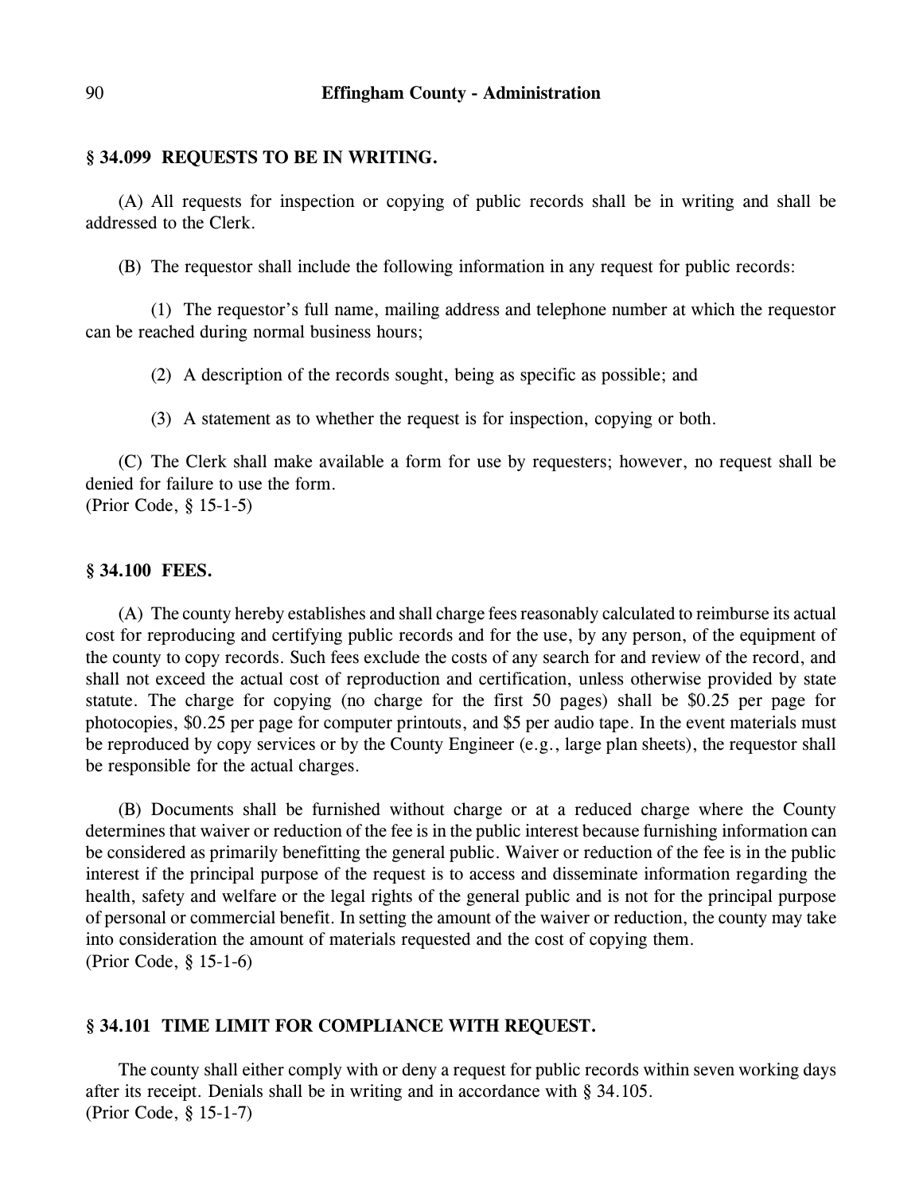### § 34.099 REQUESTS TO BE IN WRITING.

(A) All requests for inspection or copying of public records shall be in writing and shall be addressed to the Clerk.

(B) The requestor shall include the following information in any request for public records:

(1) The requestor's full name, mailing address and telephone number at which the requestor can be reached during normal business hours;

(2) A description of the records sought, being as specific as possible; and

(3) A statement as to whether the request is for inspection, copying or both.

(C) The Clerk shall make available a form for use by requesters; however, no request shall be denied for failure to use the form.
(Prior Code, § 15-1-5)

### § 34.100 FEES.

(A) The county hereby establishes and shall charge fees reasonably calculated to reimburse its actual cost for reproducing and certifying public records and for the use, by any person, of the equipment of the county to copy records. Such fees exclude the costs of any search for and review of the record, and shall not exceed the actual cost of reproduction and certification, unless otherwise provided by state statute. The charge for copying (no charge for the first 50 pages) shall be $0.25 per page for photocopies, $0.25 per page for computer printouts, and $5 per audio tape. In the event materials must be reproduced by copy services or by the County Engineer (e.g., large plan sheets), the requestor shall be responsible for the actual charges.

(B) Documents shall be furnished without charge or at a reduced charge where the County determines that waiver or reduction of the fee is in the public interest because furnishing information can be considered as primarily benefitting the general public. Waiver or reduction of the fee is in the public interest if the principal purpose of the request is to access and disseminate information regarding the health, safety and welfare or the legal rights of the general public and is not for the principal purpose of personal or commercial benefit. In setting the amount of the waiver or reduction, the county may take into consideration the amount of materials requested and the cost of copying them.
(Prior Code, § 15-1-6)

### § 34.101 TIME LIMIT FOR COMPLIANCE WITH REQUEST.

The county shall either comply with or deny a request for public records within seven working days after its receipt. Denials shall be in writing and in accordance with § 34.105.
(Prior Code, § 15-1-7)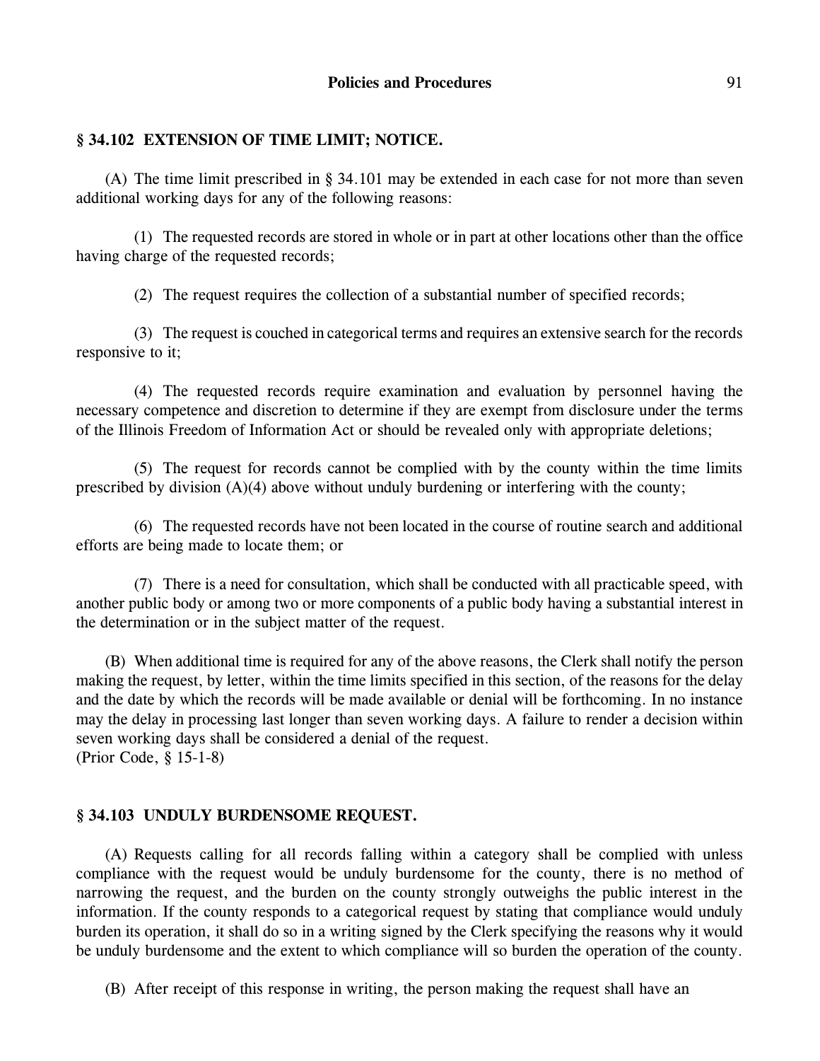### § 34.102 EXTENSION OF TIME LIMIT; NOTICE.

(A) The time limit prescribed in § 34.101 may be extended in each case for not more than seven additional working days for any of the following reasons:

(1) The requested records are stored in whole or in part at other locations other than the office having charge of the requested records;

(2) The request requires the collection of a substantial number of specified records;

(3) The request is couched in categorical terms and requires an extensive search for the records responsive to it;

(4) The requested records require examination and evaluation by personnel having the necessary competence and discretion to determine if they are exempt from disclosure under the terms of the Illinois Freedom of Information Act or should be revealed only with appropriate deletions;

(5) The request for records cannot be complied with by the county within the time limits prescribed by division (A)(4) above without unduly burdening or interfering with the county;

(6) The requested records have not been located in the course of routine search and additional efforts are being made to locate them; or

(7) There is a need for consultation, which shall be conducted with all practicable speed, with another public body or among two or more components of a public body having a substantial interest in the determination or in the subject matter of the request.

(B) When additional time is required for any of the above reasons, the Clerk shall notify the person making the request, by letter, within the time limits specified in this section, of the reasons for the delay and the date by which the records will be made available or denial will be forthcoming. In no instance may the delay in processing last longer than seven working days. A failure to render a decision within seven working days shall be considered a denial of the request.
(Prior Code, § 15-1-8)

### § 34.103 UNDULY BURDENSOME REQUEST.

(A) Requests calling for all records falling within a category shall be complied with unless compliance with the request would be unduly burdensome for the county, there is no method of narrowing the request, and the burden on the county strongly outweighs the public interest in the information. If the county responds to a categorical request by stating that compliance would unduly burden its operation, it shall do so in a writing signed by the Clerk specifying the reasons why it would be unduly burdensome and the extent to which compliance will so burden the operation of the county.

(B) After receipt of this response in writing, the person making the request shall have an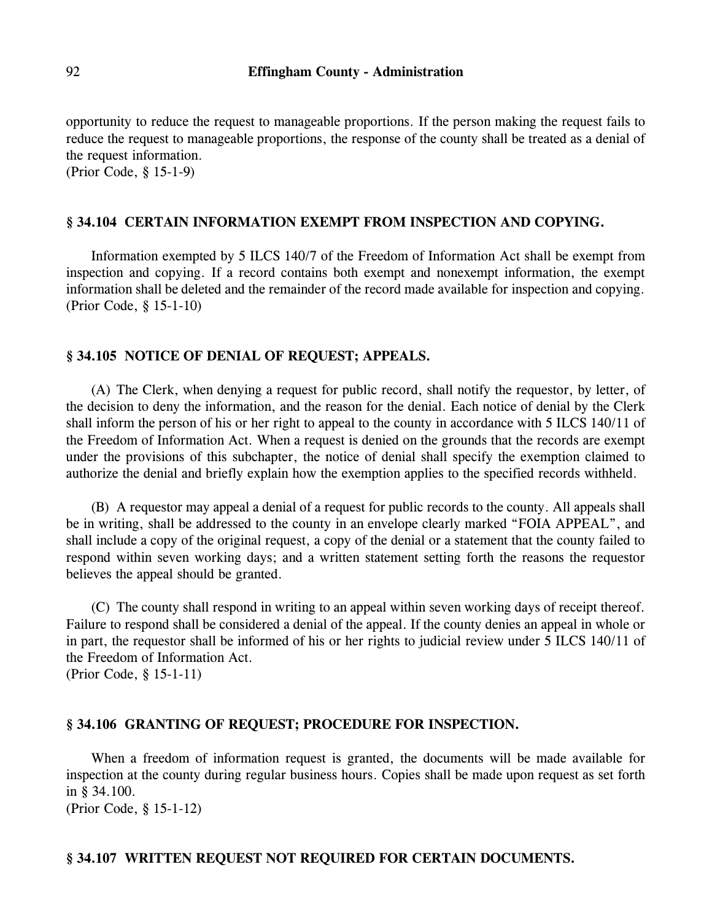opportunity to reduce the request to manageable proportions. If the person making the request fails to reduce the request to manageable proportions, the response of the county shall be treated as a denial of the request information.
(Prior Code, § 15-1-9)

## § 34.104 CERTAIN INFORMATION EXEMPT FROM INSPECTION AND COPYING.

Information exempted by 5 ILCS 140/7 of the Freedom of Information Act shall be exempt from inspection and copying. If a record contains both exempt and nonexempt information, the exempt information shall be deleted and the remainder of the record made available for inspection and copying.
(Prior Code, § 15-1-10)

## § 34.105 NOTICE OF DENIAL OF REQUEST; APPEALS.

(A) The Clerk, when denying a request for public record, shall notify the requestor, by letter, of the decision to deny the information, and the reason for the denial. Each notice of denial by the Clerk shall inform the person of his or her right to appeal to the county in accordance with 5 ILCS 140/11 of the Freedom of Information Act. When a request is denied on the grounds that the records are exempt under the provisions of this subchapter, the notice of denial shall specify the exemption claimed to authorize the denial and briefly explain how the exemption applies to the specified records withheld.

(B) A requestor may appeal a denial of a request for public records to the county. All appeals shall be in writing, shall be addressed to the county in an envelope clearly marked "FOIA APPEAL", and shall include a copy of the original request, a copy of the denial or a statement that the county failed to respond within seven working days; and a written statement setting forth the reasons the requestor believes the appeal should be granted.

(C) The county shall respond in writing to an appeal within seven working days of receipt thereof. Failure to respond shall be considered a denial of the appeal. If the county denies an appeal in whole or in part, the requestor shall be informed of his or her rights to judicial review under 5 ILCS 140/11 of the Freedom of Information Act.
(Prior Code, § 15-1-11)

## § 34.106 GRANTING OF REQUEST; PROCEDURE FOR INSPECTION.

When a freedom of information request is granted, the documents will be made available for inspection at the county during regular business hours. Copies shall be made upon request as set forth in § 34.100.
(Prior Code, § 15-1-12)

## § 34.107 WRITTEN REQUEST NOT REQUIRED FOR CERTAIN DOCUMENTS.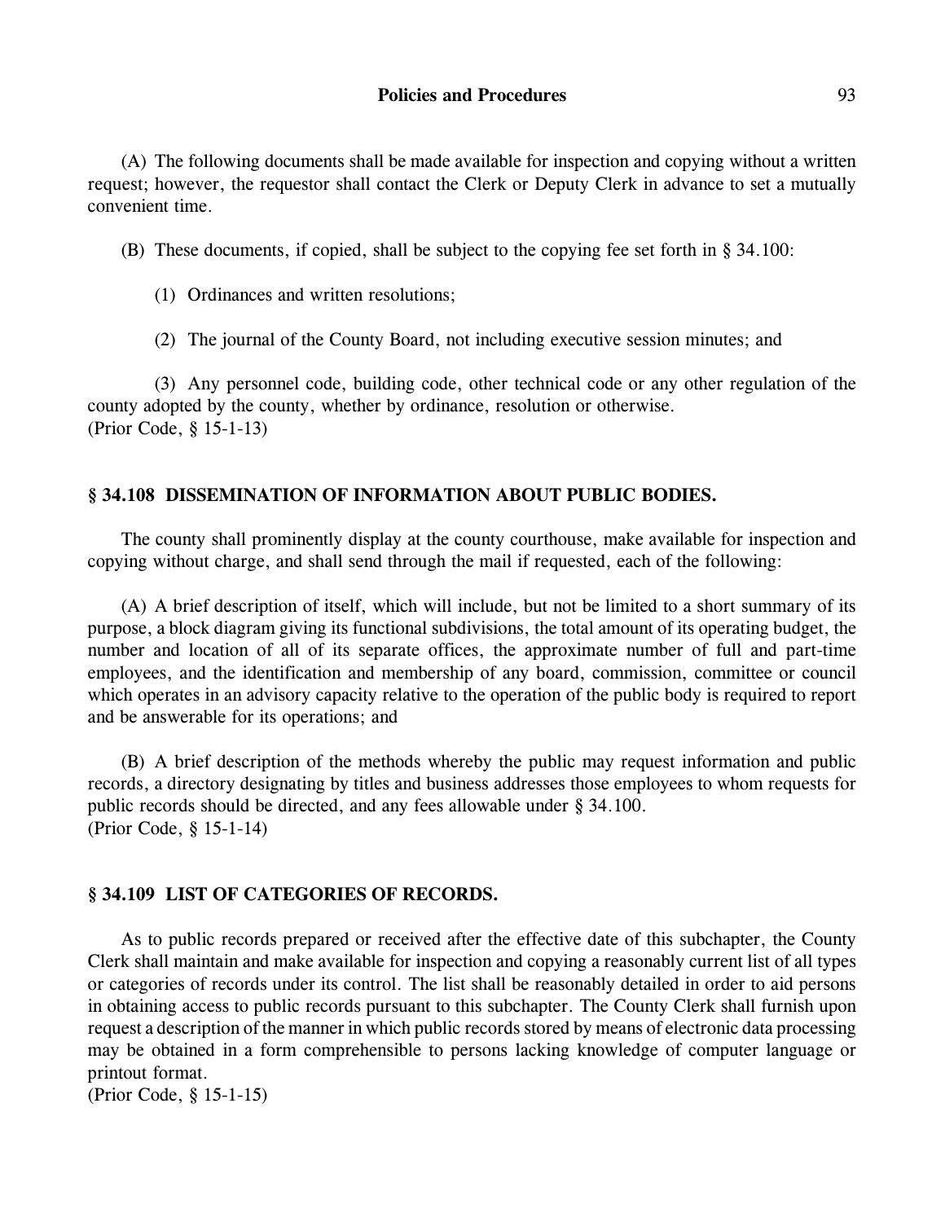(A) The following documents shall be made available for inspection and copying without a written request; however, the requestor shall contact the Clerk or Deputy Clerk in advance to set a mutually convenient time.

(B) These documents, if copied, shall be subject to the copying fee set forth in § 34.100:

(1) Ordinances and written resolutions;

(2) The journal of the County Board, not including executive session minutes; and

(3) Any personnel code, building code, other technical code or any other regulation of the county adopted by the county, whether by ordinance, resolution or otherwise.
(Prior Code, § 15-1-13)

## § 34.108 DISSEMINATION OF INFORMATION ABOUT PUBLIC BODIES.

The county shall prominently display at the county courthouse, make available for inspection and copying without charge, and shall send through the mail if requested, each of the following:

(A) A brief description of itself, which will include, but not be limited to a short summary of its purpose, a block diagram giving its functional subdivisions, the total amount of its operating budget, the number and location of all of its separate offices, the approximate number of full and part-time employees, and the identification and membership of any board, commission, committee or council which operates in an advisory capacity relative to the operation of the public body is required to report and be answerable for its operations; and

(B) A brief description of the methods whereby the public may request information and public records, a directory designating by titles and business addresses those employees to whom requests for public records should be directed, and any fees allowable under § 34.100.
(Prior Code, § 15-1-14)

## § 34.109 LIST OF CATEGORIES OF RECORDS.

As to public records prepared or received after the effective date of this subchapter, the County Clerk shall maintain and make available for inspection and copying a reasonably current list of all types or categories of records under its control. The list shall be reasonably detailed in order to aid persons in obtaining access to public records pursuant to this subchapter. The County Clerk shall furnish upon request a description of the manner in which public records stored by means of electronic data processing may be obtained in a form comprehensible to persons lacking knowledge of computer language or printout format.
(Prior Code, § 15-1-15)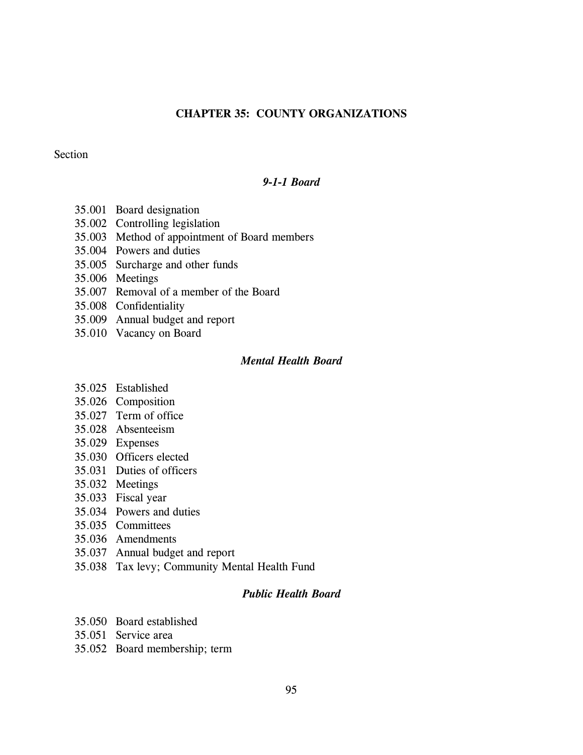# CHAPTER 35: COUNTY ORGANIZATIONS

Section

***9-1-1 Board***

35.001 Board designation
35.002 Controlling legislation
35.003 Method of appointment of Board members
35.004 Powers and duties
35.005 Surcharge and other funds
35.006 Meetings
35.007 Removal of a member of the Board
35.008 Confidentiality
35.009 Annual budget and report
35.010 Vacancy on Board

***Mental Health Board***

35.025 Established
35.026 Composition
35.027 Term of office
35.028 Absenteeism
35.029 Expenses
35.030 Officers elected
35.031 Duties of officers
35.032 Meetings
35.033 Fiscal year
35.034 Powers and duties
35.035 Committees
35.036 Amendments
35.037 Annual budget and report
35.038 Tax levy; Community Mental Health Fund

***Public Health Board***

35.050 Board established
35.051 Service area
35.052 Board membership; term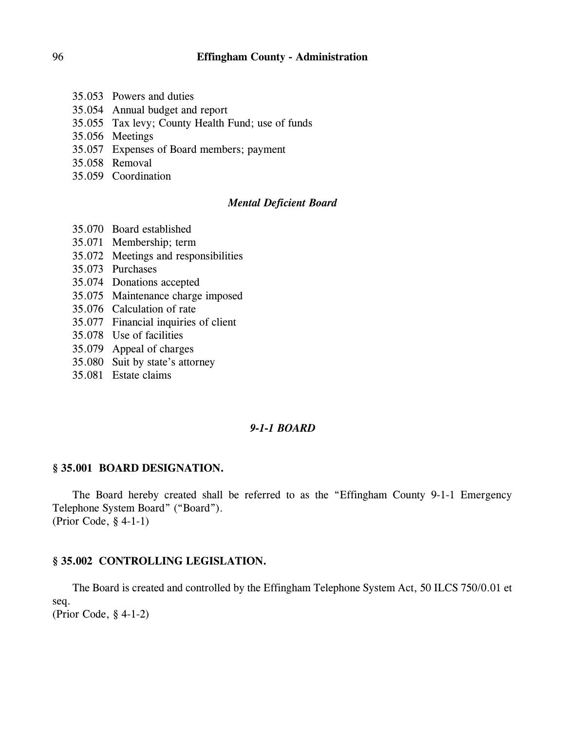35.053 Powers and duties
35.054 Annual budget and report
35.055 Tax levy; County Health Fund; use of funds
35.056 Meetings
35.057 Expenses of Board members; payment
35.058 Removal
35.059 Coordination

### *Mental Deficient Board*

35.070 Board established
35.071 Membership; term
35.072 Meetings and responsibilities
35.073 Purchases
35.074 Donations accepted
35.075 Maintenance charge imposed
35.076 Calculation of rate
35.077 Financial inquiries of client
35.078 Use of facilities
35.079 Appeal of charges
35.080 Suit by state's attorney
35.081 Estate claims

## *9-1-1 BOARD*

### § 35.001 BOARD DESIGNATION.

The Board hereby created shall be referred to as the "Effingham County 9-1-1 Emergency Telephone System Board" ("Board").
(Prior Code, § 4-1-1)

### § 35.002 CONTROLLING LEGISLATION.

The Board is created and controlled by the Effingham Telephone System Act, 50 ILCS 750/0.01 et seq.
(Prior Code, § 4-1-2)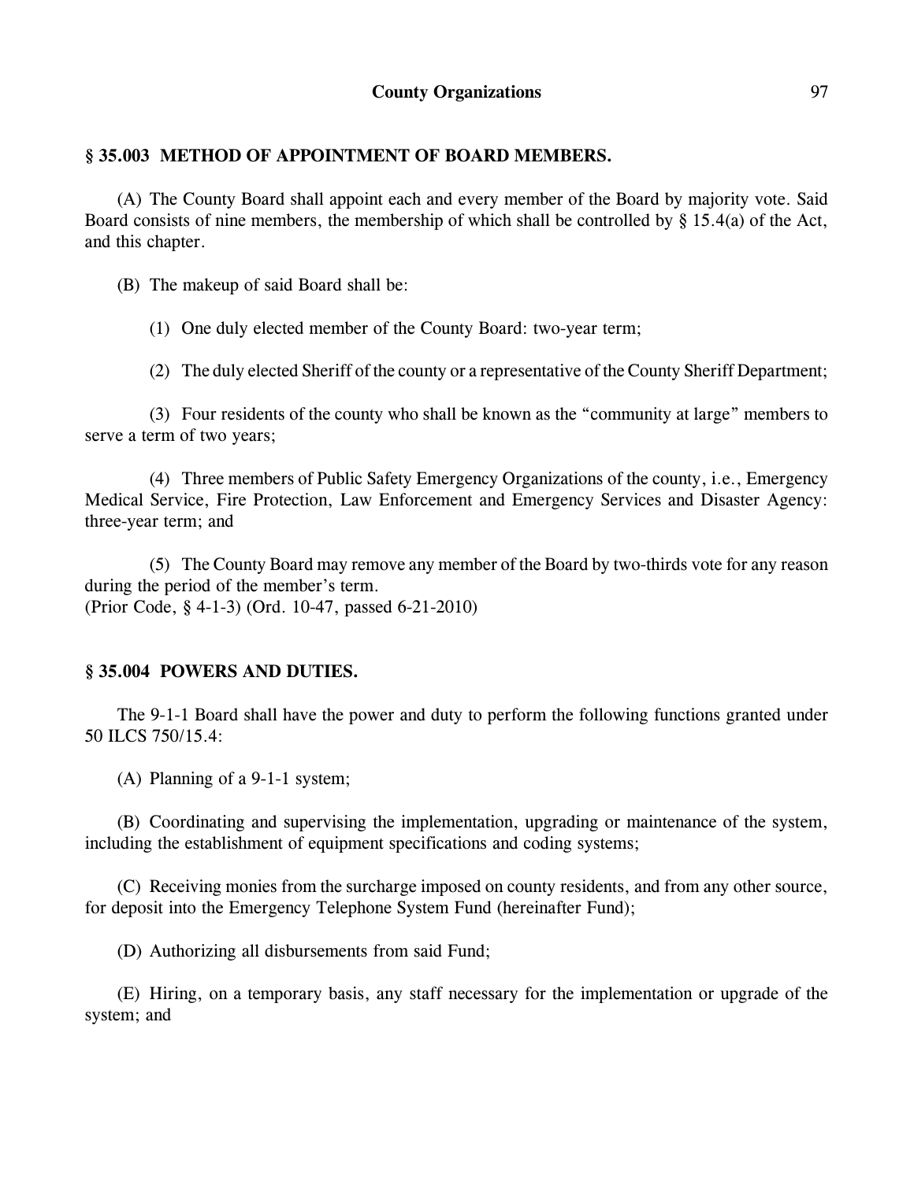### § 35.003 METHOD OF APPOINTMENT OF BOARD MEMBERS.

(A) The County Board shall appoint each and every member of the Board by majority vote. Said Board consists of nine members, the membership of which shall be controlled by § 15.4(a) of the Act, and this chapter.

(B) The makeup of said Board shall be:

(1) One duly elected member of the County Board: two-year term;

(2) The duly elected Sheriff of the county or a representative of the County Sheriff Department;

(3) Four residents of the county who shall be known as the "community at large" members to serve a term of two years;

(4) Three members of Public Safety Emergency Organizations of the county, i.e., Emergency Medical Service, Fire Protection, Law Enforcement and Emergency Services and Disaster Agency: three-year term; and

(5) The County Board may remove any member of the Board by two-thirds vote for any reason during the period of the member's term.

(Prior Code, § 4-1-3) (Ord. 10-47, passed 6-21-2010)

### § 35.004 POWERS AND DUTIES.

The 9-1-1 Board shall have the power and duty to perform the following functions granted under 50 ILCS 750/15.4:

(A) Planning of a 9-1-1 system;

(B) Coordinating and supervising the implementation, upgrading or maintenance of the system, including the establishment of equipment specifications and coding systems;

(C) Receiving monies from the surcharge imposed on county residents, and from any other source, for deposit into the Emergency Telephone System Fund (hereinafter Fund);

(D) Authorizing all disbursements from said Fund;

(E) Hiring, on a temporary basis, any staff necessary for the implementation or upgrade of the system; and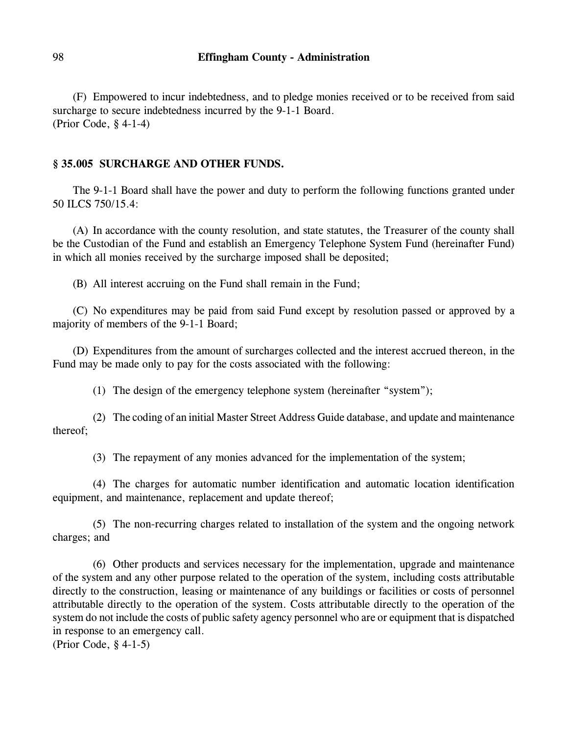(F) Empowered to incur indebtedness, and to pledge monies received or to be received from said surcharge to secure indebtedness incurred by the 9-1-1 Board.
(Prior Code, § 4-1-4)

### § 35.005 SURCHARGE AND OTHER FUNDS.

The 9-1-1 Board shall have the power and duty to perform the following functions granted under 50 ILCS 750/15.4:

(A) In accordance with the county resolution, and state statutes, the Treasurer of the county shall be the Custodian of the Fund and establish an Emergency Telephone System Fund (hereinafter Fund) in which all monies received by the surcharge imposed shall be deposited;

(B) All interest accruing on the Fund shall remain in the Fund;

(C) No expenditures may be paid from said Fund except by resolution passed or approved by a majority of members of the 9-1-1 Board;

(D) Expenditures from the amount of surcharges collected and the interest accrued thereon, in the Fund may be made only to pay for the costs associated with the following:

(1) The design of the emergency telephone system (hereinafter "system");

(2) The coding of an initial Master Street Address Guide database, and update and maintenance thereof;

(3) The repayment of any monies advanced for the implementation of the system;

(4) The charges for automatic number identification and automatic location identification equipment, and maintenance, replacement and update thereof;

(5) The non-recurring charges related to installation of the system and the ongoing network charges; and

(6) Other products and services necessary for the implementation, upgrade and maintenance of the system and any other purpose related to the operation of the system, including costs attributable directly to the construction, leasing or maintenance of any buildings or facilities or costs of personnel attributable directly to the operation of the system. Costs attributable directly to the operation of the system do not include the costs of public safety agency personnel who are or equipment that is dispatched in response to an emergency call.
(Prior Code, § 4-1-5)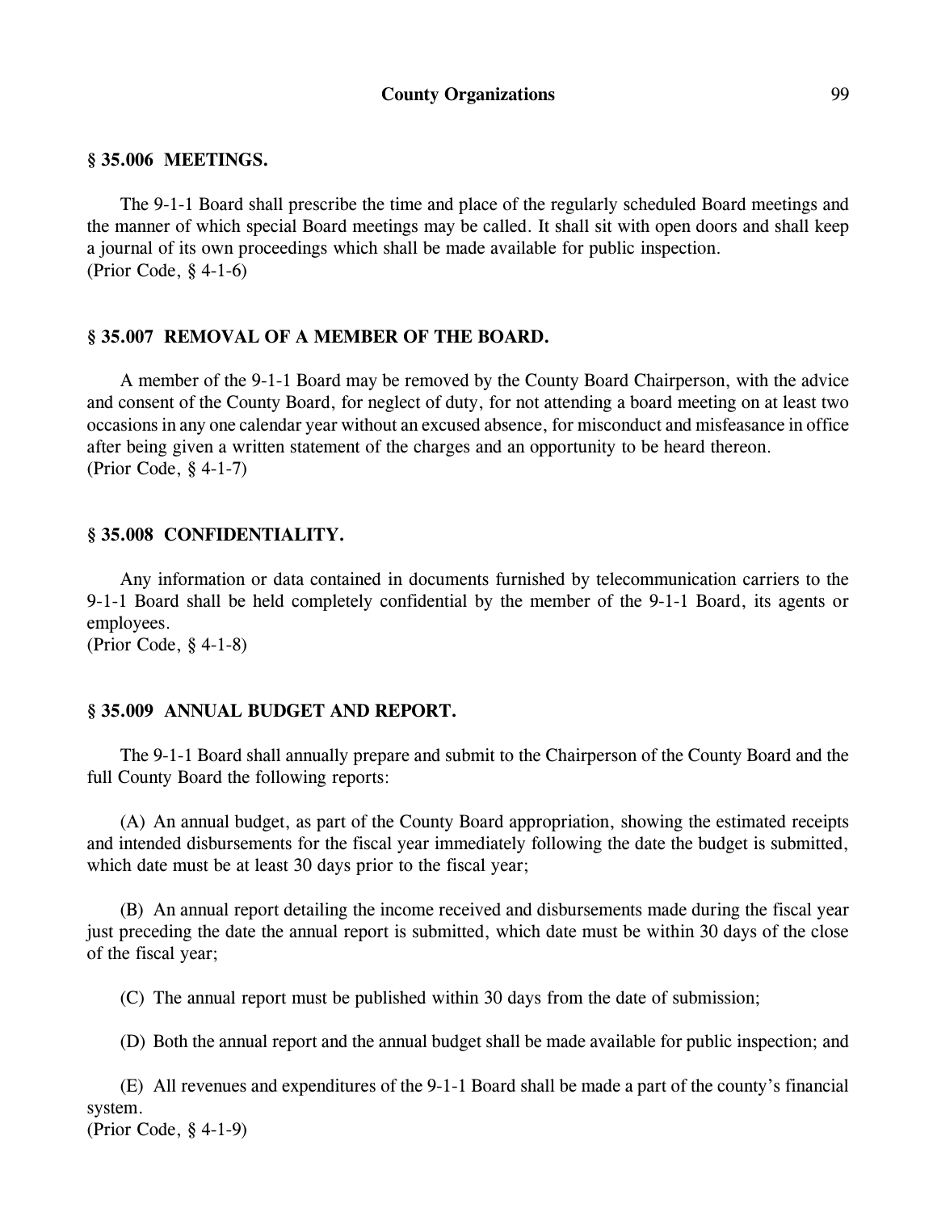### § 35.006 MEETINGS.

The 9-1-1 Board shall prescribe the time and place of the regularly scheduled Board meetings and the manner of which special Board meetings may be called. It shall sit with open doors and shall keep a journal of its own proceedings which shall be made available for public inspection.
(Prior Code, § 4-1-6)

### § 35.007 REMOVAL OF A MEMBER OF THE BOARD.

A member of the 9-1-1 Board may be removed by the County Board Chairperson, with the advice and consent of the County Board, for neglect of duty, for not attending a board meeting on at least two occasions in any one calendar year without an excused absence, for misconduct and misfeasance in office after being given a written statement of the charges and an opportunity to be heard thereon.
(Prior Code, § 4-1-7)

### § 35.008 CONFIDENTIALITY.

Any information or data contained in documents furnished by telecommunication carriers to the 9-1-1 Board shall be held completely confidential by the member of the 9-1-1 Board, its agents or employees.
(Prior Code, § 4-1-8)

### § 35.009 ANNUAL BUDGET AND REPORT.

The 9-1-1 Board shall annually prepare and submit to the Chairperson of the County Board and the full County Board the following reports:

(A) An annual budget, as part of the County Board appropriation, showing the estimated receipts and intended disbursements for the fiscal year immediately following the date the budget is submitted, which date must be at least 30 days prior to the fiscal year;

(B) An annual report detailing the income received and disbursements made during the fiscal year just preceding the date the annual report is submitted, which date must be within 30 days of the close of the fiscal year;

(C) The annual report must be published within 30 days from the date of submission;

(D) Both the annual report and the annual budget shall be made available for public inspection; and

(E) All revenues and expenditures of the 9-1-1 Board shall be made a part of the county's financial system.
(Prior Code, § 4-1-9)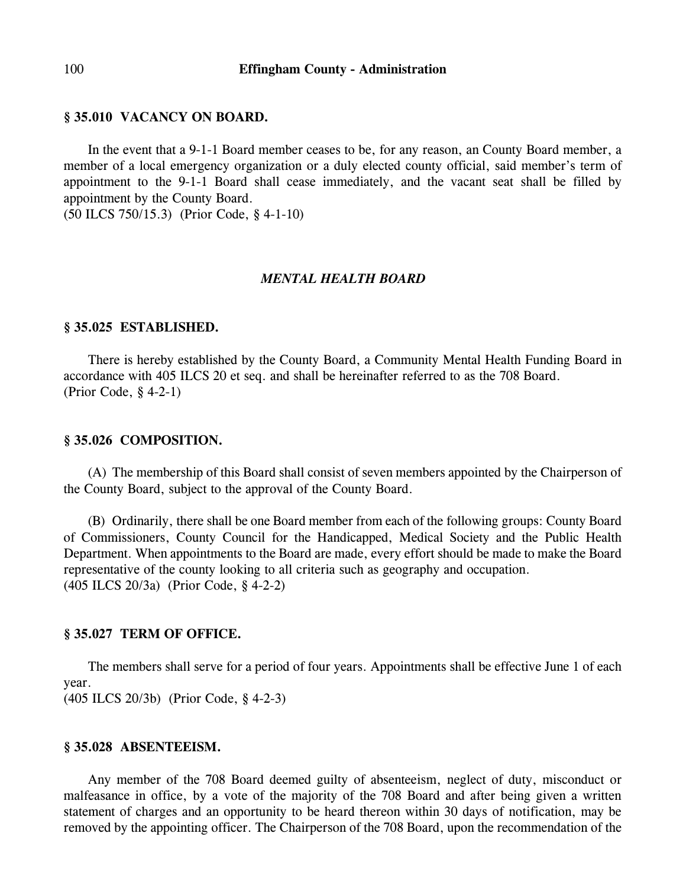### § 35.010 VACANCY ON BOARD.

In the event that a 9-1-1 Board member ceases to be, for any reason, an County Board member, a member of a local emergency organization or a duly elected county official, said member's term of appointment to the 9-1-1 Board shall cease immediately, and the vacant seat shall be filled by appointment by the County Board.
(50 ILCS 750/15.3) (Prior Code, § 4-1-10)

## *MENTAL HEALTH BOARD*

### § 35.025 ESTABLISHED.

There is hereby established by the County Board, a Community Mental Health Funding Board in accordance with 405 ILCS 20 et seq. and shall be hereinafter referred to as the 708 Board.
(Prior Code, § 4-2-1)

### § 35.026 COMPOSITION.

(A) The membership of this Board shall consist of seven members appointed by the Chairperson of the County Board, subject to the approval of the County Board.

(B) Ordinarily, there shall be one Board member from each of the following groups: County Board of Commissioners, County Council for the Handicapped, Medical Society and the Public Health Department. When appointments to the Board are made, every effort should be made to make the Board representative of the county looking to all criteria such as geography and occupation.
(405 ILCS 20/3a) (Prior Code, § 4-2-2)

### § 35.027 TERM OF OFFICE.

The members shall serve for a period of four years. Appointments shall be effective June 1 of each year.
(405 ILCS 20/3b) (Prior Code, § 4-2-3)

### § 35.028 ABSENTEEISM.

Any member of the 708 Board deemed guilty of absenteeism, neglect of duty, misconduct or malfeasance in office, by a vote of the majority of the 708 Board and after being given a written statement of charges and an opportunity to be heard thereon within 30 days of notification, may be removed by the appointing officer. The Chairperson of the 708 Board, upon the recommendation of the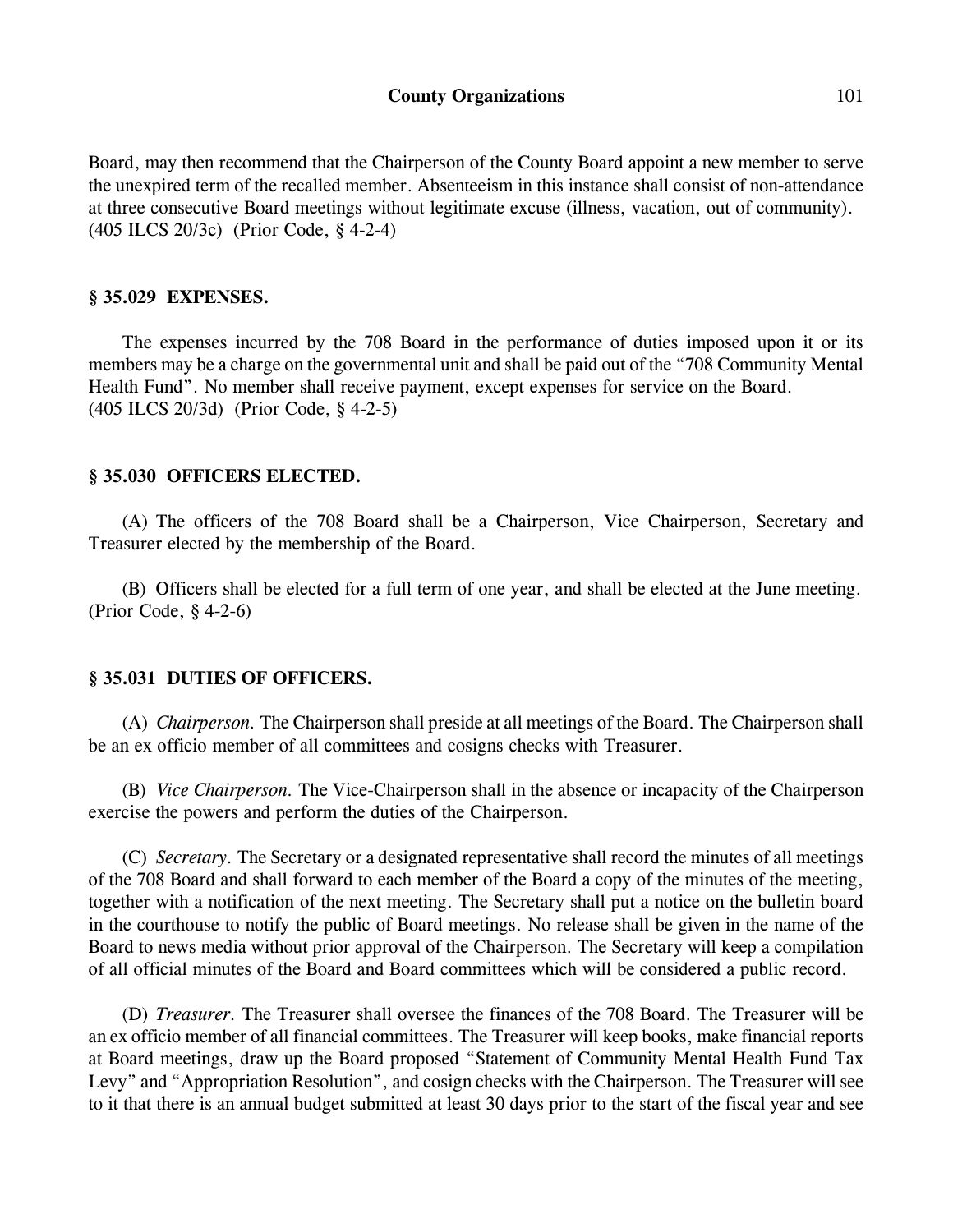Board, may then recommend that the Chairperson of the County Board appoint a new member to serve the unexpired term of the recalled member. Absenteeism in this instance shall consist of non-attendance at three consecutive Board meetings without legitimate excuse (illness, vacation, out of community).
(405 ILCS 20/3c) (Prior Code, § 4-2-4)

### § 35.029 EXPENSES.

The expenses incurred by the 708 Board in the performance of duties imposed upon it or its members may be a charge on the governmental unit and shall be paid out of the "708 Community Mental Health Fund". No member shall receive payment, except expenses for service on the Board.
(405 ILCS 20/3d) (Prior Code, § 4-2-5)

### § 35.030 OFFICERS ELECTED.

(A) The officers of the 708 Board shall be a Chairperson, Vice Chairperson, Secretary and Treasurer elected by the membership of the Board.

(B) Officers shall be elected for a full term of one year, and shall be elected at the June meeting.
(Prior Code, § 4-2-6)

### § 35.031 DUTIES OF OFFICERS.

(A) *Chairperson.* The Chairperson shall preside at all meetings of the Board. The Chairperson shall be an ex officio member of all committees and cosigns checks with Treasurer.

(B) *Vice Chairperson.* The Vice-Chairperson shall in the absence or incapacity of the Chairperson exercise the powers and perform the duties of the Chairperson.

(C) *Secretary.* The Secretary or a designated representative shall record the minutes of all meetings of the 708 Board and shall forward to each member of the Board a copy of the minutes of the meeting, together with a notification of the next meeting. The Secretary shall put a notice on the bulletin board in the courthouse to notify the public of Board meetings. No release shall be given in the name of the Board to news media without prior approval of the Chairperson. The Secretary will keep a compilation of all official minutes of the Board and Board committees which will be considered a public record.

(D) *Treasurer.* The Treasurer shall oversee the finances of the 708 Board. The Treasurer will be an ex officio member of all financial committees. The Treasurer will keep books, make financial reports at Board meetings, draw up the Board proposed "Statement of Community Mental Health Fund Tax Levy" and "Appropriation Resolution", and cosign checks with the Chairperson. The Treasurer will see to it that there is an annual budget submitted at least 30 days prior to the start of the fiscal year and see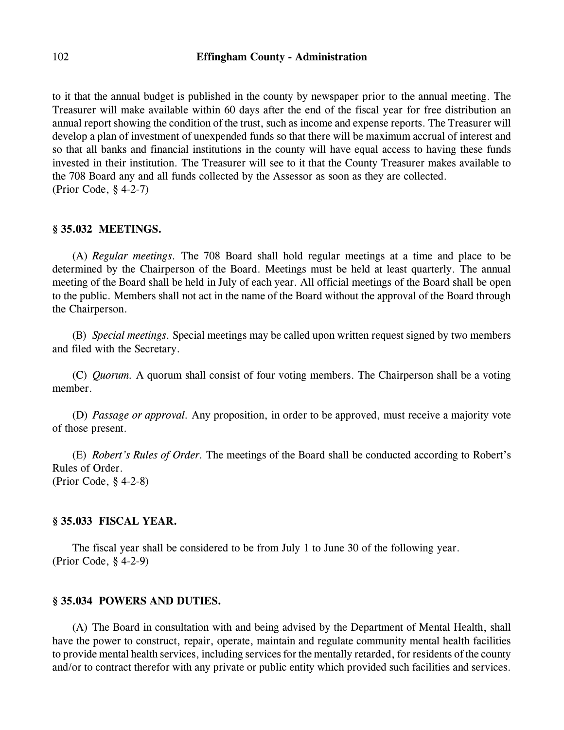to it that the annual budget is published in the county by newspaper prior to the annual meeting. The Treasurer will make available within 60 days after the end of the fiscal year for free distribution an annual report showing the condition of the trust, such as income and expense reports. The Treasurer will develop a plan of investment of unexpended funds so that there will be maximum accrual of interest and so that all banks and financial institutions in the county will have equal access to having these funds invested in their institution. The Treasurer will see to it that the County Treasurer makes available to the 708 Board any and all funds collected by the Assessor as soon as they are collected.
(Prior Code, § 4-2-7)

### § 35.032 MEETINGS.

(A) *Regular meetings.* The 708 Board shall hold regular meetings at a time and place to be determined by the Chairperson of the Board. Meetings must be held at least quarterly. The annual meeting of the Board shall be held in July of each year. All official meetings of the Board shall be open to the public. Members shall not act in the name of the Board without the approval of the Board through the Chairperson.

(B) *Special meetings.* Special meetings may be called upon written request signed by two members and filed with the Secretary.

(C) *Quorum.* A quorum shall consist of four voting members. The Chairperson shall be a voting member.

(D) *Passage or approval.* Any proposition, in order to be approved, must receive a majority vote of those present.

(E) *Robert's Rules of Order.* The meetings of the Board shall be conducted according to Robert's Rules of Order.
(Prior Code, § 4-2-8)

### § 35.033 FISCAL YEAR.

The fiscal year shall be considered to be from July 1 to June 30 of the following year.
(Prior Code, § 4-2-9)

### § 35.034 POWERS AND DUTIES.

(A) The Board in consultation with and being advised by the Department of Mental Health, shall have the power to construct, repair, operate, maintain and regulate community mental health facilities to provide mental health services, including services for the mentally retarded, for residents of the county and/or to contract therefor with any private or public entity which provided such facilities and services.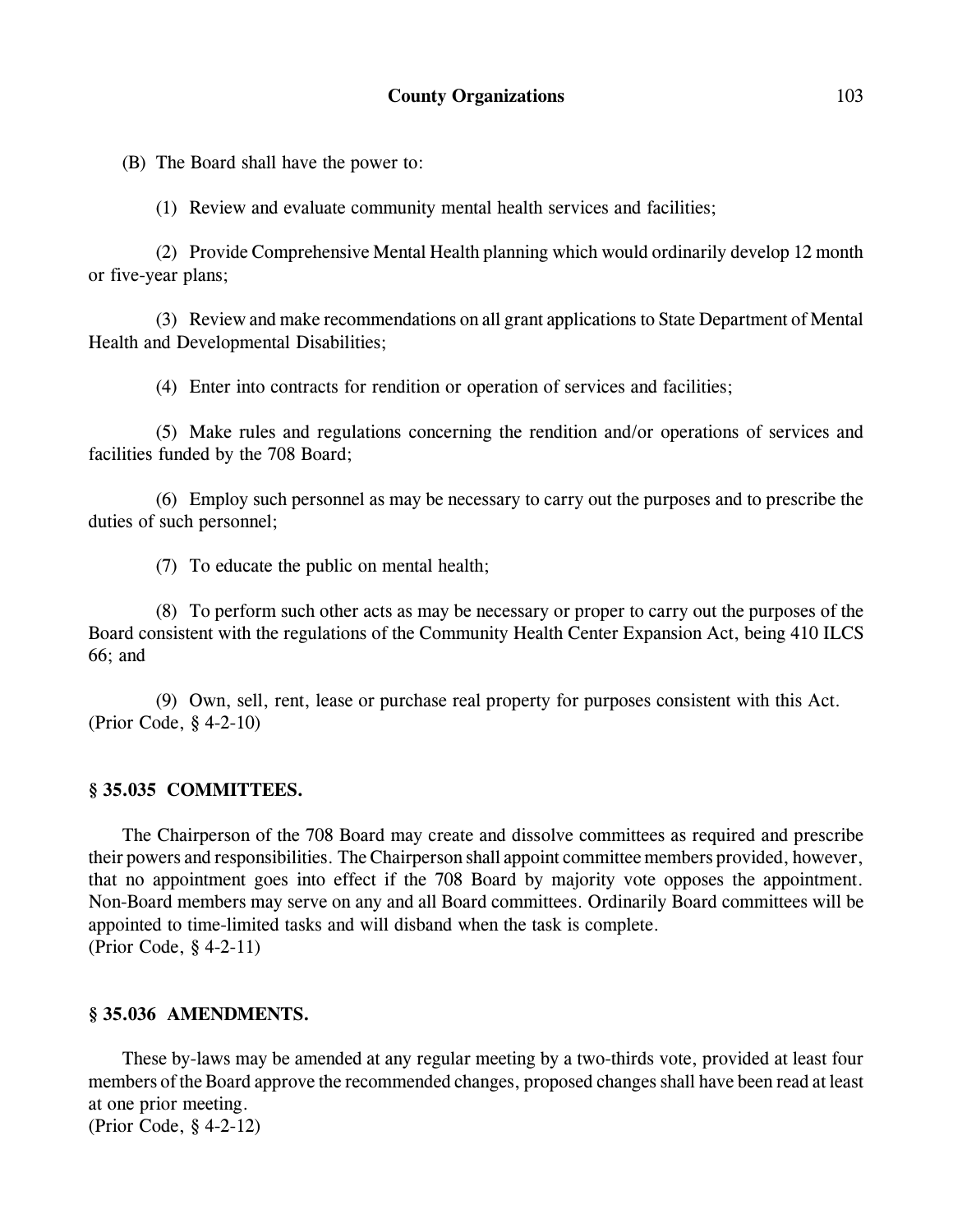(B) The Board shall have the power to:

(1) Review and evaluate community mental health services and facilities;

(2) Provide Comprehensive Mental Health planning which would ordinarily develop 12 month or five-year plans;

(3) Review and make recommendations on all grant applications to State Department of Mental Health and Developmental Disabilities;

(4) Enter into contracts for rendition or operation of services and facilities;

(5) Make rules and regulations concerning the rendition and/or operations of services and facilities funded by the 708 Board;

(6) Employ such personnel as may be necessary to carry out the purposes and to prescribe the duties of such personnel;

(7) To educate the public on mental health;

(8) To perform such other acts as may be necessary or proper to carry out the purposes of the Board consistent with the regulations of the Community Health Center Expansion Act, being 410 ILCS 66; and

(9) Own, sell, rent, lease or purchase real property for purposes consistent with this Act.
(Prior Code, § 4-2-10)

### § 35.035 COMMITTEES.

The Chairperson of the 708 Board may create and dissolve committees as required and prescribe their powers and responsibilities. The Chairperson shall appoint committee members provided, however, that no appointment goes into effect if the 708 Board by majority vote opposes the appointment. Non-Board members may serve on any and all Board committees. Ordinarily Board committees will be appointed to time-limited tasks and will disband when the task is complete.
(Prior Code, § 4-2-11)

### § 35.036 AMENDMENTS.

These by-laws may be amended at any regular meeting by a two-thirds vote, provided at least four members of the Board approve the recommended changes, proposed changes shall have been read at least at one prior meeting.
(Prior Code, § 4-2-12)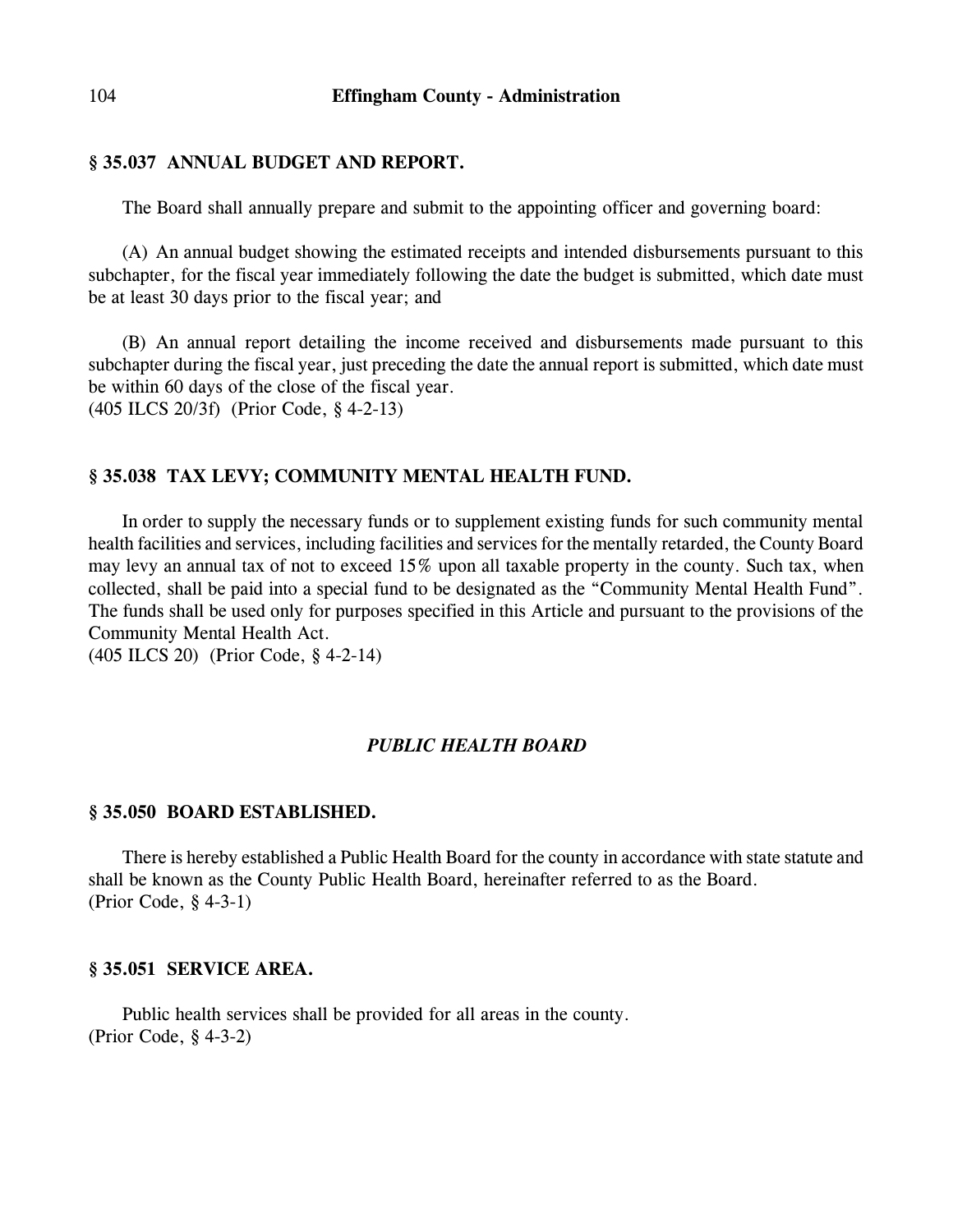### § 35.037 ANNUAL BUDGET AND REPORT.

The Board shall annually prepare and submit to the appointing officer and governing board:

(A) An annual budget showing the estimated receipts and intended disbursements pursuant to this subchapter, for the fiscal year immediately following the date the budget is submitted, which date must be at least 30 days prior to the fiscal year; and

(B) An annual report detailing the income received and disbursements made pursuant to this subchapter during the fiscal year, just preceding the date the annual report is submitted, which date must be within 60 days of the close of the fiscal year.
(405 ILCS 20/3f) (Prior Code, § 4-2-13)

### § 35.038 TAX LEVY; COMMUNITY MENTAL HEALTH FUND.

In order to supply the necessary funds or to supplement existing funds for such community mental health facilities and services, including facilities and services for the mentally retarded, the County Board may levy an annual tax of not to exceed 15% upon all taxable property in the county. Such tax, when collected, shall be paid into a special fund to be designated as the "Community Mental Health Fund". The funds shall be used only for purposes specified in this Article and pursuant to the provisions of the Community Mental Health Act.
(405 ILCS 20) (Prior Code, § 4-2-14)

## *PUBLIC HEALTH BOARD*

### § 35.050 BOARD ESTABLISHED.

There is hereby established a Public Health Board for the county in accordance with state statute and shall be known as the County Public Health Board, hereinafter referred to as the Board.
(Prior Code, § 4-3-1)

### § 35.051 SERVICE AREA.

Public health services shall be provided for all areas in the county.
(Prior Code, § 4-3-2)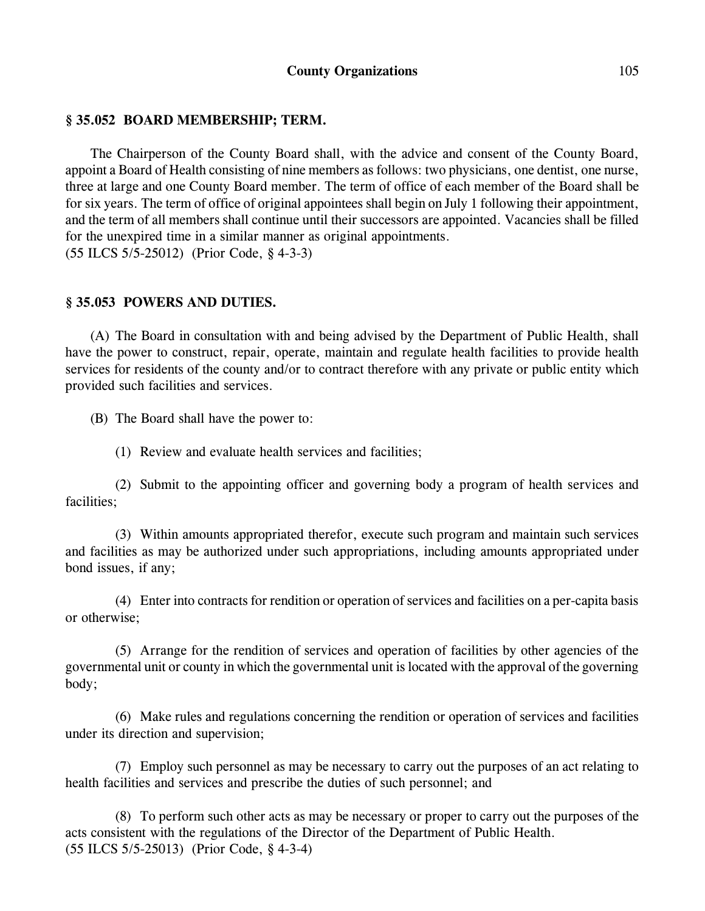### § 35.052 BOARD MEMBERSHIP; TERM.

The Chairperson of the County Board shall, with the advice and consent of the County Board, appoint a Board of Health consisting of nine members as follows: two physicians, one dentist, one nurse, three at large and one County Board member. The term of office of each member of the Board shall be for six years. The term of office of original appointees shall begin on July 1 following their appointment, and the term of all members shall continue until their successors are appointed. Vacancies shall be filled for the unexpired time in a similar manner as original appointments.
(55 ILCS 5/5-25012) (Prior Code, § 4-3-3)

### § 35.053 POWERS AND DUTIES.

(A) The Board in consultation with and being advised by the Department of Public Health, shall have the power to construct, repair, operate, maintain and regulate health facilities to provide health services for residents of the county and/or to contract therefore with any private or public entity which provided such facilities and services.

(B) The Board shall have the power to:

(1) Review and evaluate health services and facilities;

(2) Submit to the appointing officer and governing body a program of health services and facilities;

(3) Within amounts appropriated therefor, execute such program and maintain such services and facilities as may be authorized under such appropriations, including amounts appropriated under bond issues, if any;

(4) Enter into contracts for rendition or operation of services and facilities on a per-capita basis or otherwise;

(5) Arrange for the rendition of services and operation of facilities by other agencies of the governmental unit or county in which the governmental unit is located with the approval of the governing body;

(6) Make rules and regulations concerning the rendition or operation of services and facilities under its direction and supervision;

(7) Employ such personnel as may be necessary to carry out the purposes of an act relating to health facilities and services and prescribe the duties of such personnel; and

(8) To perform such other acts as may be necessary or proper to carry out the purposes of the acts consistent with the regulations of the Director of the Department of Public Health.
(55 ILCS 5/5-25013) (Prior Code, § 4-3-4)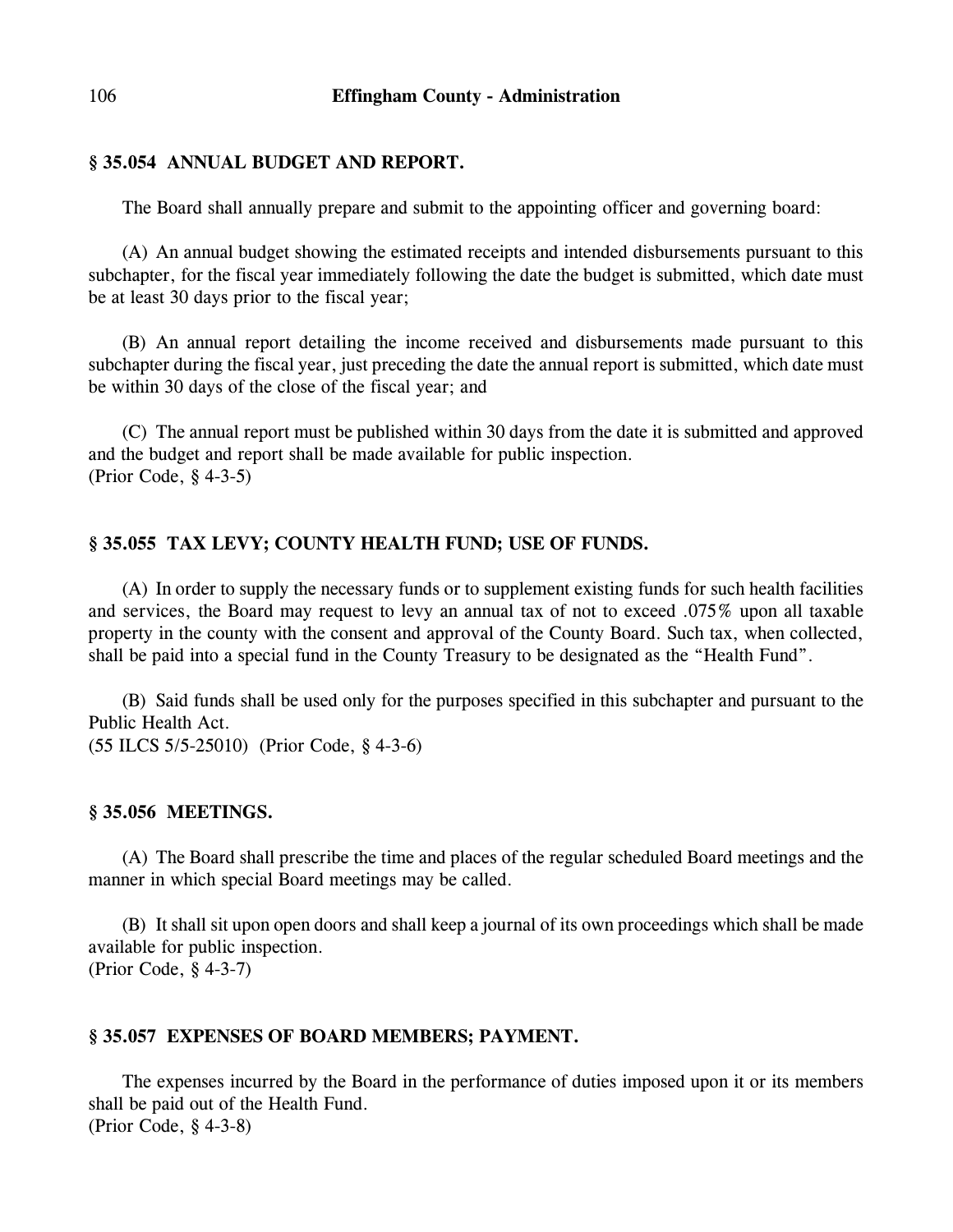### § 35.054 ANNUAL BUDGET AND REPORT.

The Board shall annually prepare and submit to the appointing officer and governing board:

(A) An annual budget showing the estimated receipts and intended disbursements pursuant to this subchapter, for the fiscal year immediately following the date the budget is submitted, which date must be at least 30 days prior to the fiscal year;

(B) An annual report detailing the income received and disbursements made pursuant to this subchapter during the fiscal year, just preceding the date the annual report is submitted, which date must be within 30 days of the close of the fiscal year; and

(C) The annual report must be published within 30 days from the date it is submitted and approved and the budget and report shall be made available for public inspection.
(Prior Code, § 4-3-5)

### § 35.055 TAX LEVY; COUNTY HEALTH FUND; USE OF FUNDS.

(A) In order to supply the necessary funds or to supplement existing funds for such health facilities and services, the Board may request to levy an annual tax of not to exceed .075% upon all taxable property in the county with the consent and approval of the County Board. Such tax, when collected, shall be paid into a special fund in the County Treasury to be designated as the "Health Fund".

(B) Said funds shall be used only for the purposes specified in this subchapter and pursuant to the Public Health Act.
(55 ILCS 5/5-25010) (Prior Code, § 4-3-6)

### § 35.056 MEETINGS.

(A) The Board shall prescribe the time and places of the regular scheduled Board meetings and the manner in which special Board meetings may be called.

(B) It shall sit upon open doors and shall keep a journal of its own proceedings which shall be made available for public inspection.
(Prior Code, § 4-3-7)

### § 35.057 EXPENSES OF BOARD MEMBERS; PAYMENT.

The expenses incurred by the Board in the performance of duties imposed upon it or its members shall be paid out of the Health Fund.
(Prior Code, § 4-3-8)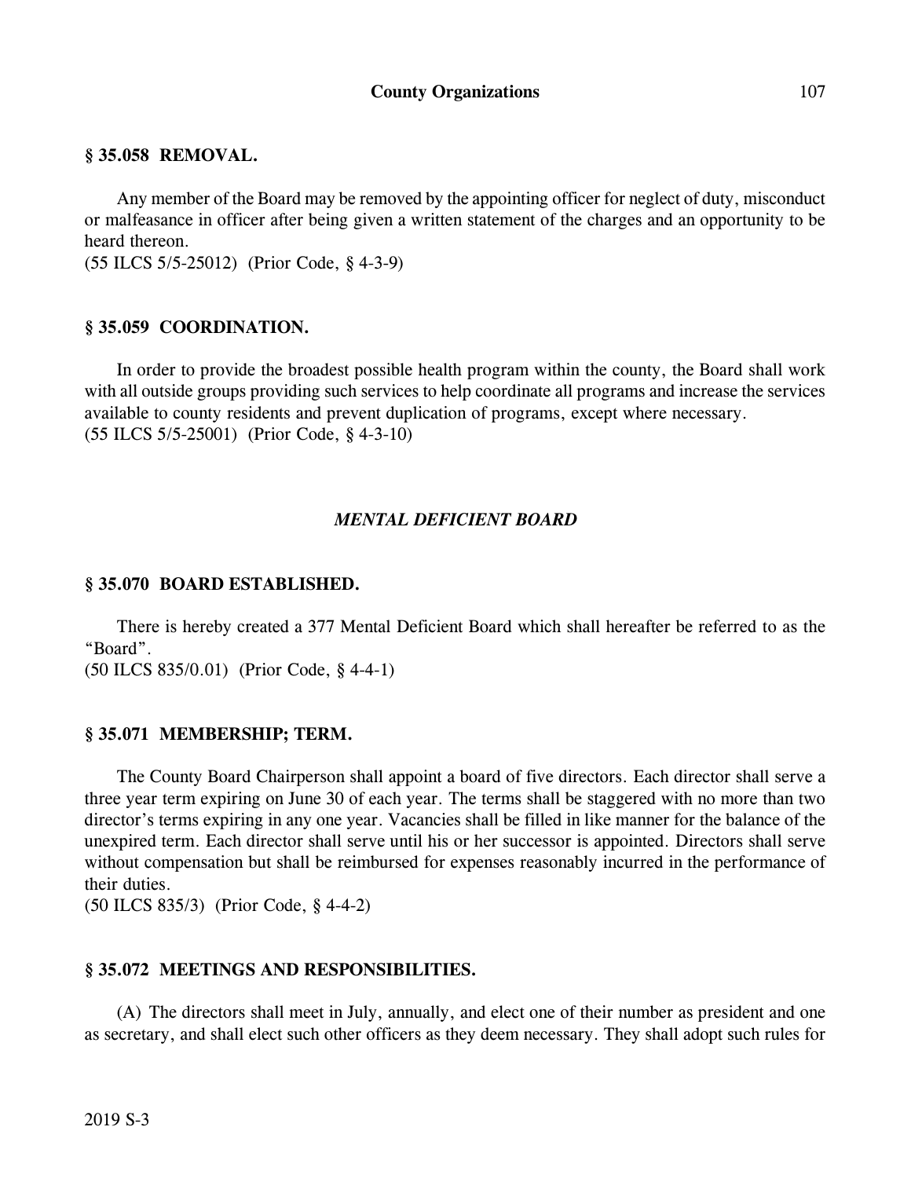### § 35.058 REMOVAL.

Any member of the Board may be removed by the appointing officer for neglect of duty, misconduct or malfeasance in officer after being given a written statement of the charges and an opportunity to be heard thereon.
(55 ILCS 5/5-25012) (Prior Code, § 4-3-9)

### § 35.059 COORDINATION.

In order to provide the broadest possible health program within the county, the Board shall work with all outside groups providing such services to help coordinate all programs and increase the services available to county residents and prevent duplication of programs, except where necessary.
(55 ILCS 5/5-25001) (Prior Code, § 4-3-10)

## *MENTAL DEFICIENT BOARD*

### § 35.070 BOARD ESTABLISHED.

There is hereby created a 377 Mental Deficient Board which shall hereafter be referred to as the "Board".
(50 ILCS 835/0.01) (Prior Code, § 4-4-1)

### § 35.071 MEMBERSHIP; TERM.

The County Board Chairperson shall appoint a board of five directors. Each director shall serve a three year term expiring on June 30 of each year. The terms shall be staggered with no more than two director's terms expiring in any one year. Vacancies shall be filled in like manner for the balance of the unexpired term. Each director shall serve until his or her successor is appointed. Directors shall serve without compensation but shall be reimbursed for expenses reasonably incurred in the performance of their duties.
(50 ILCS 835/3) (Prior Code, § 4-4-2)

### § 35.072 MEETINGS AND RESPONSIBILITIES.

(A) The directors shall meet in July, annually, and elect one of their number as president and one as secretary, and shall elect such other officers as they deem necessary. They shall adopt such rules for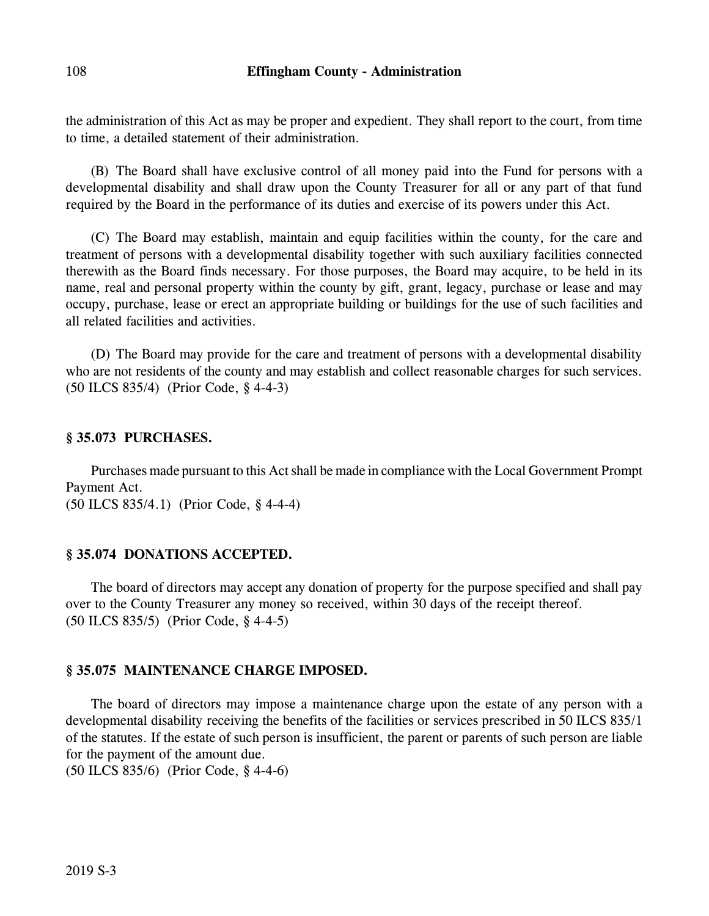the administration of this Act as may be proper and expedient. They shall report to the court, from time to time, a detailed statement of their administration.

(B) The Board shall have exclusive control of all money paid into the Fund for persons with a developmental disability and shall draw upon the County Treasurer for all or any part of that fund required by the Board in the performance of its duties and exercise of its powers under this Act.

(C) The Board may establish, maintain and equip facilities within the county, for the care and treatment of persons with a developmental disability together with such auxiliary facilities connected therewith as the Board finds necessary. For those purposes, the Board may acquire, to be held in its name, real and personal property within the county by gift, grant, legacy, purchase or lease and may occupy, purchase, lease or erect an appropriate building or buildings for the use of such facilities and all related facilities and activities.

(D) The Board may provide for the care and treatment of persons with a developmental disability who are not residents of the county and may establish and collect reasonable charges for such services.
(50 ILCS 835/4) (Prior Code, § 4-4-3)

### § 35.073 PURCHASES.

Purchases made pursuant to this Act shall be made in compliance with the Local Government Prompt Payment Act.
(50 ILCS 835/4.1) (Prior Code, § 4-4-4)

### § 35.074 DONATIONS ACCEPTED.

The board of directors may accept any donation of property for the purpose specified and shall pay over to the County Treasurer any money so received, within 30 days of the receipt thereof.
(50 ILCS 835/5) (Prior Code, § 4-4-5)

### § 35.075 MAINTENANCE CHARGE IMPOSED.

The board of directors may impose a maintenance charge upon the estate of any person with a developmental disability receiving the benefits of the facilities or services prescribed in 50 ILCS 835/1 of the statutes. If the estate of such person is insufficient, the parent or parents of such person are liable for the payment of the amount due.
(50 ILCS 835/6) (Prior Code, § 4-4-6)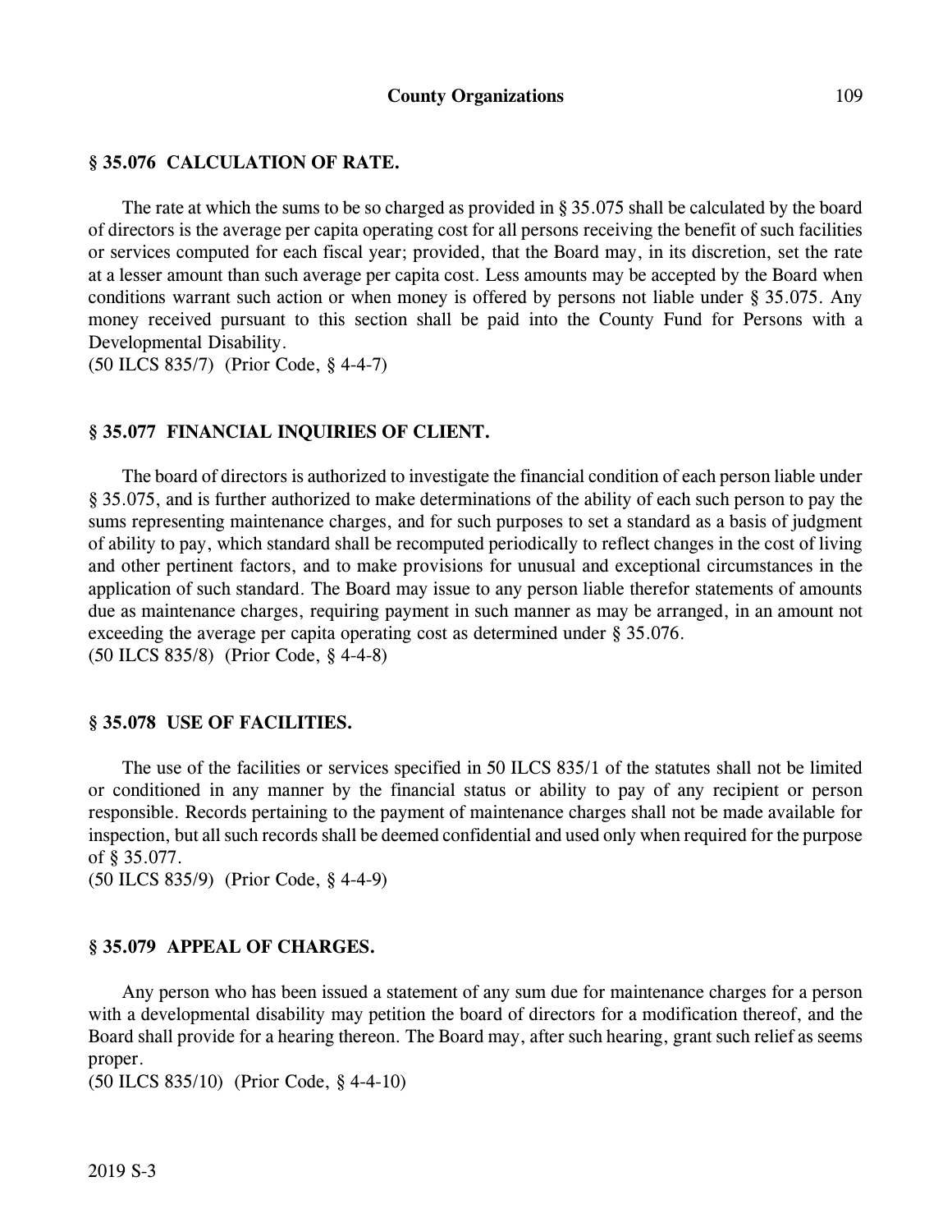### § 35.076 CALCULATION OF RATE.

The rate at which the sums to be so charged as provided in § 35.075 shall be calculated by the board of directors is the average per capita operating cost for all persons receiving the benefit of such facilities or services computed for each fiscal year; provided, that the Board may, in its discretion, set the rate at a lesser amount than such average per capita cost. Less amounts may be accepted by the Board when conditions warrant such action or when money is offered by persons not liable under § 35.075. Any money received pursuant to this section shall be paid into the County Fund for Persons with a Developmental Disability.
(50 ILCS 835/7) (Prior Code, § 4-4-7)

### § 35.077 FINANCIAL INQUIRIES OF CLIENT.

The board of directors is authorized to investigate the financial condition of each person liable under § 35.075, and is further authorized to make determinations of the ability of each such person to pay the sums representing maintenance charges, and for such purposes to set a standard as a basis of judgment of ability to pay, which standard shall be recomputed periodically to reflect changes in the cost of living and other pertinent factors, and to make provisions for unusual and exceptional circumstances in the application of such standard. The Board may issue to any person liable therefor statements of amounts due as maintenance charges, requiring payment in such manner as may be arranged, in an amount not exceeding the average per capita operating cost as determined under § 35.076.
(50 ILCS 835/8) (Prior Code, § 4-4-8)

### § 35.078 USE OF FACILITIES.

The use of the facilities or services specified in 50 ILCS 835/1 of the statutes shall not be limited or conditioned in any manner by the financial status or ability to pay of any recipient or person responsible. Records pertaining to the payment of maintenance charges shall not be made available for inspection, but all such records shall be deemed confidential and used only when required for the purpose of § 35.077.
(50 ILCS 835/9) (Prior Code, § 4-4-9)

### § 35.079 APPEAL OF CHARGES.

Any person who has been issued a statement of any sum due for maintenance charges for a person with a developmental disability may petition the board of directors for a modification thereof, and the Board shall provide for a hearing thereon. The Board may, after such hearing, grant such relief as seems proper.
(50 ILCS 835/10) (Prior Code, § 4-4-10)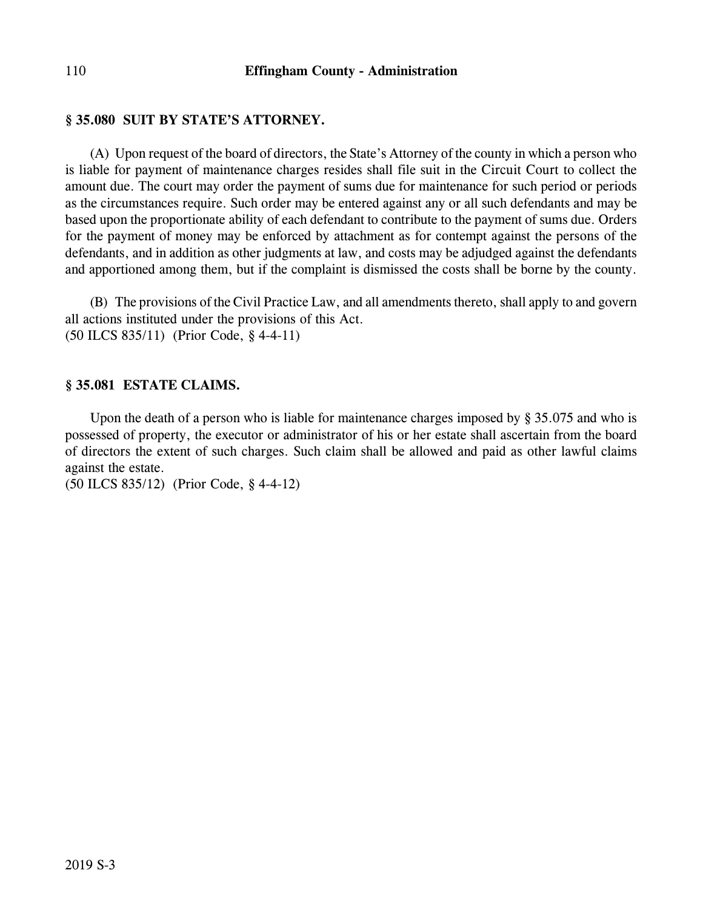### § 35.080 SUIT BY STATE'S ATTORNEY.

(A) Upon request of the board of directors, the State's Attorney of the county in which a person who is liable for payment of maintenance charges resides shall file suit in the Circuit Court to collect the amount due. The court may order the payment of sums due for maintenance for such period or periods as the circumstances require. Such order may be entered against any or all such defendants and may be based upon the proportionate ability of each defendant to contribute to the payment of sums due. Orders for the payment of money may be enforced by attachment as for contempt against the persons of the defendants, and in addition as other judgments at law, and costs may be adjudged against the defendants and apportioned among them, but if the complaint is dismissed the costs shall be borne by the county.

(B) The provisions of the Civil Practice Law, and all amendments thereto, shall apply to and govern all actions instituted under the provisions of this Act.
(50 ILCS 835/11) (Prior Code, § 4-4-11)

### § 35.081 ESTATE CLAIMS.

Upon the death of a person who is liable for maintenance charges imposed by § 35.075 and who is possessed of property, the executor or administrator of his or her estate shall ascertain from the board of directors the extent of such charges. Such claim shall be allowed and paid as other lawful claims against the estate.
(50 ILCS 835/12) (Prior Code, § 4-4-12)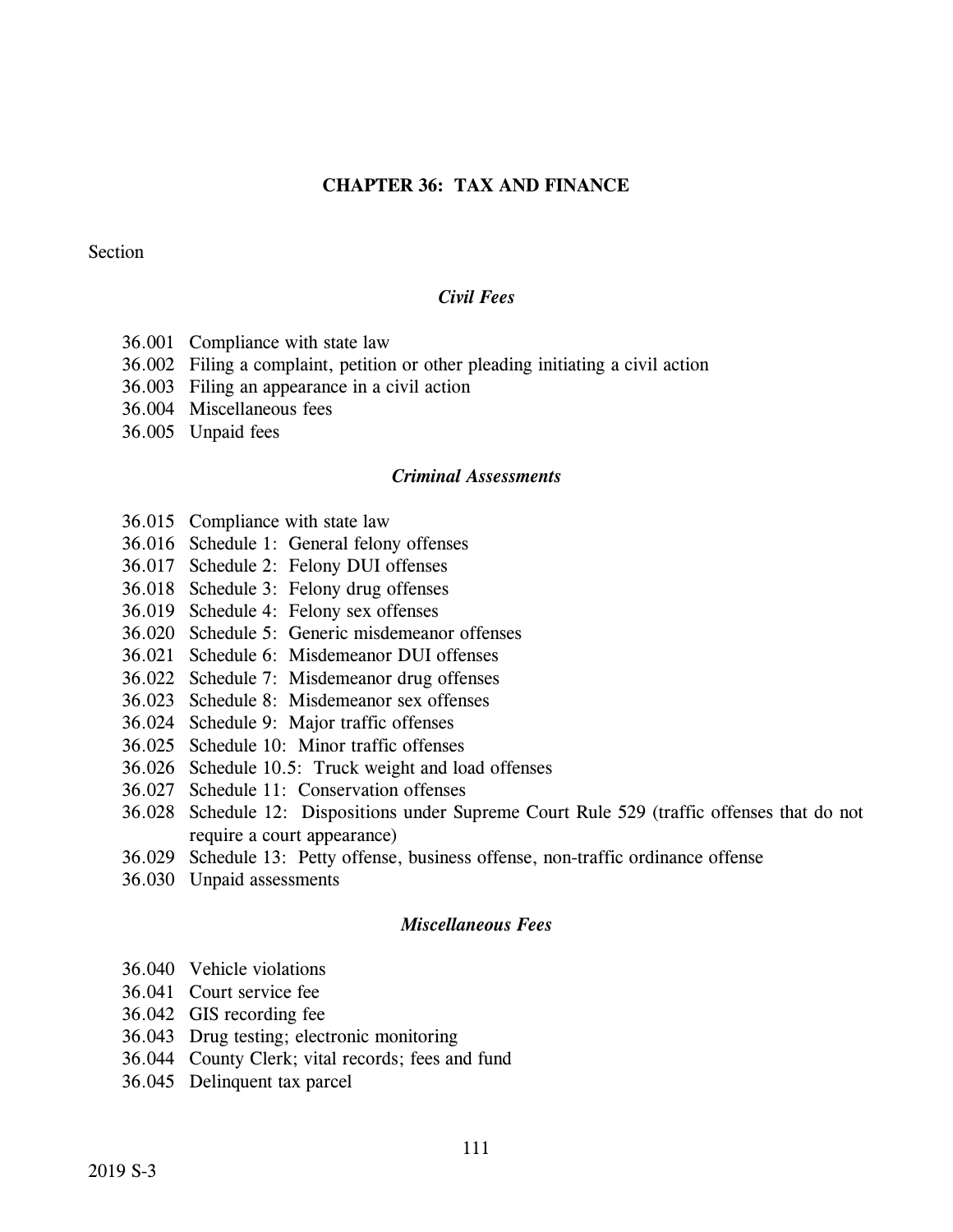# CHAPTER 36: TAX AND FINANCE

Section

### *Civil Fees*

36.001 Compliance with state law
36.002 Filing a complaint, petition or other pleading initiating a civil action
36.003 Filing an appearance in a civil action
36.004 Miscellaneous fees
36.005 Unpaid fees

### *Criminal Assessments*

36.015 Compliance with state law
36.016 Schedule 1: General felony offenses
36.017 Schedule 2: Felony DUI offenses
36.018 Schedule 3: Felony drug offenses
36.019 Schedule 4: Felony sex offenses
36.020 Schedule 5: Generic misdemeanor offenses
36.021 Schedule 6: Misdemeanor DUI offenses
36.022 Schedule 7: Misdemeanor drug offenses
36.023 Schedule 8: Misdemeanor sex offenses
36.024 Schedule 9: Major traffic offenses
36.025 Schedule 10: Minor traffic offenses
36.026 Schedule 10.5: Truck weight and load offenses
36.027 Schedule 11: Conservation offenses
36.028 Schedule 12: Dispositions under Supreme Court Rule 529 (traffic offenses that do not require a court appearance)
36.029 Schedule 13: Petty offense, business offense, non-traffic ordinance offense
36.030 Unpaid assessments

### *Miscellaneous Fees*

36.040 Vehicle violations
36.041 Court service fee
36.042 GIS recording fee
36.043 Drug testing; electronic monitoring
36.044 County Clerk; vital records; fees and fund
36.045 Delinquent tax parcel

2019 S-3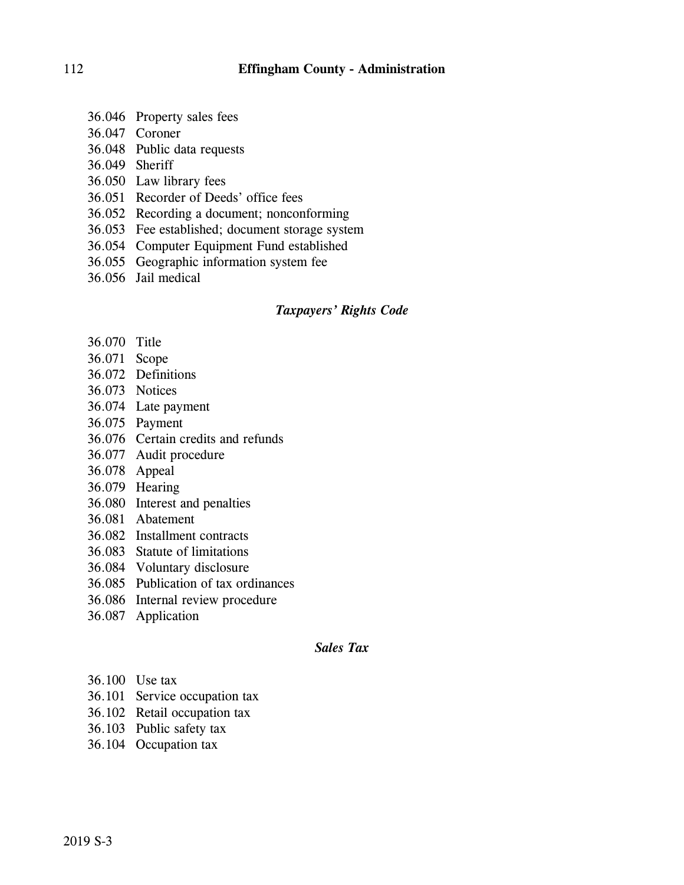36.046 Property sales fees
36.047 Coroner
36.048 Public data requests
36.049 Sheriff
36.050 Law library fees
36.051 Recorder of Deeds' office fees
36.052 Recording a document; nonconforming
36.053 Fee established; document storage system
36.054 Computer Equipment Fund established
36.055 Geographic information system fee
36.056 Jail medical

### *Taxpayers' Rights Code*

36.070 Title
36.071 Scope
36.072 Definitions
36.073 Notices
36.074 Late payment
36.075 Payment
36.076 Certain credits and refunds
36.077 Audit procedure
36.078 Appeal
36.079 Hearing
36.080 Interest and penalties
36.081 Abatement
36.082 Installment contracts
36.083 Statute of limitations
36.084 Voluntary disclosure
36.085 Publication of tax ordinances
36.086 Internal review procedure
36.087 Application

### *Sales Tax*

36.100 Use tax
36.101 Service occupation tax
36.102 Retail occupation tax
36.103 Public safety tax
36.104 Occupation tax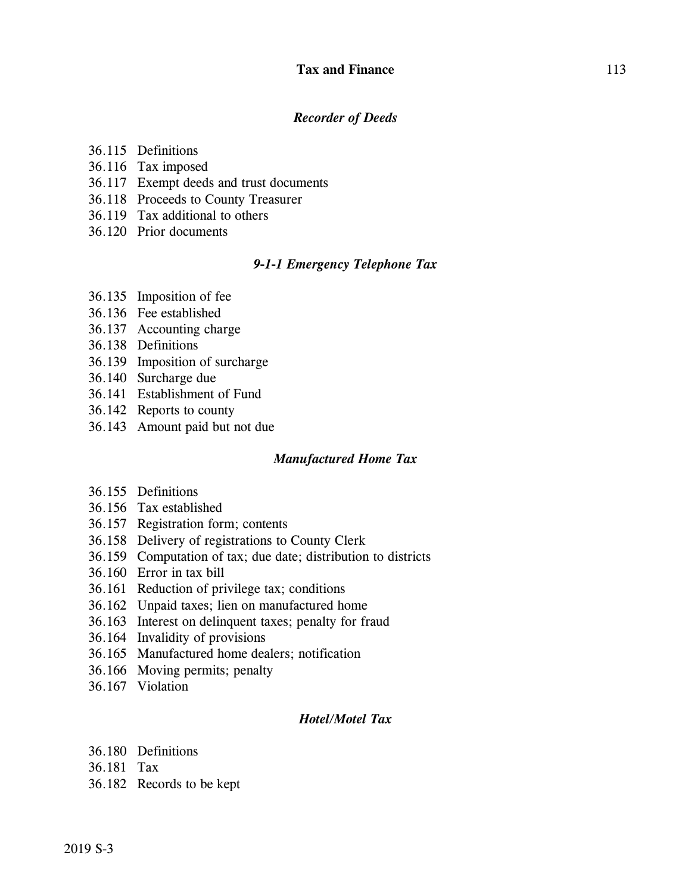### *Recorder of Deeds*

36.115 Definitions
36.116 Tax imposed
36.117 Exempt deeds and trust documents
36.118 Proceeds to County Treasurer
36.119 Tax additional to others
36.120 Prior documents

### *9-1-1 Emergency Telephone Tax*

36.135 Imposition of fee
36.136 Fee established
36.137 Accounting charge
36.138 Definitions
36.139 Imposition of surcharge
36.140 Surcharge due
36.141 Establishment of Fund
36.142 Reports to county
36.143 Amount paid but not due

### *Manufactured Home Tax*

36.155 Definitions
36.156 Tax established
36.157 Registration form; contents
36.158 Delivery of registrations to County Clerk
36.159 Computation of tax; due date; distribution to districts
36.160 Error in tax bill
36.161 Reduction of privilege tax; conditions
36.162 Unpaid taxes; lien on manufactured home
36.163 Interest on delinquent taxes; penalty for fraud
36.164 Invalidity of provisions
36.165 Manufactured home dealers; notification
36.166 Moving permits; penalty
36.167 Violation

### *Hotel/Motel Tax*

36.180 Definitions
36.181 Tax
36.182 Records to be kept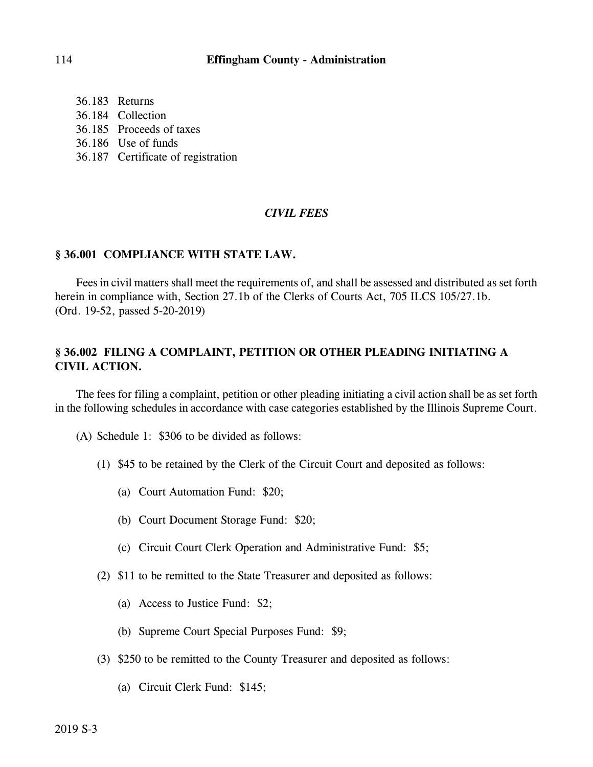36.183 Returns
36.184 Collection
36.185 Proceeds of taxes
36.186 Use of funds
36.187 Certificate of registration

## *CIVIL FEES*

### § 36.001 COMPLIANCE WITH STATE LAW.

Fees in civil matters shall meet the requirements of, and shall be assessed and distributed as set forth herein in compliance with, Section 27.1b of the Clerks of Courts Act, 705 ILCS 105/27.1b.
(Ord. 19-52, passed 5-20-2019)

### § 36.002 FILING A COMPLAINT, PETITION OR OTHER PLEADING INITIATING A CIVIL ACTION.

The fees for filing a complaint, petition or other pleading initiating a civil action shall be as set forth in the following schedules in accordance with case categories established by the Illinois Supreme Court.

(A) Schedule 1: $306 to be divided as follows:

(1) $45 to be retained by the Clerk of the Circuit Court and deposited as follows:

(a) Court Automation Fund: $20;

(b) Court Document Storage Fund: $20;

(c) Circuit Court Clerk Operation and Administrative Fund: $5;

(2) $11 to be remitted to the State Treasurer and deposited as follows:

(a) Access to Justice Fund: $2;

(b) Supreme Court Special Purposes Fund: $9;

(3) $250 to be remitted to the County Treasurer and deposited as follows:

(a) Circuit Clerk Fund: $145;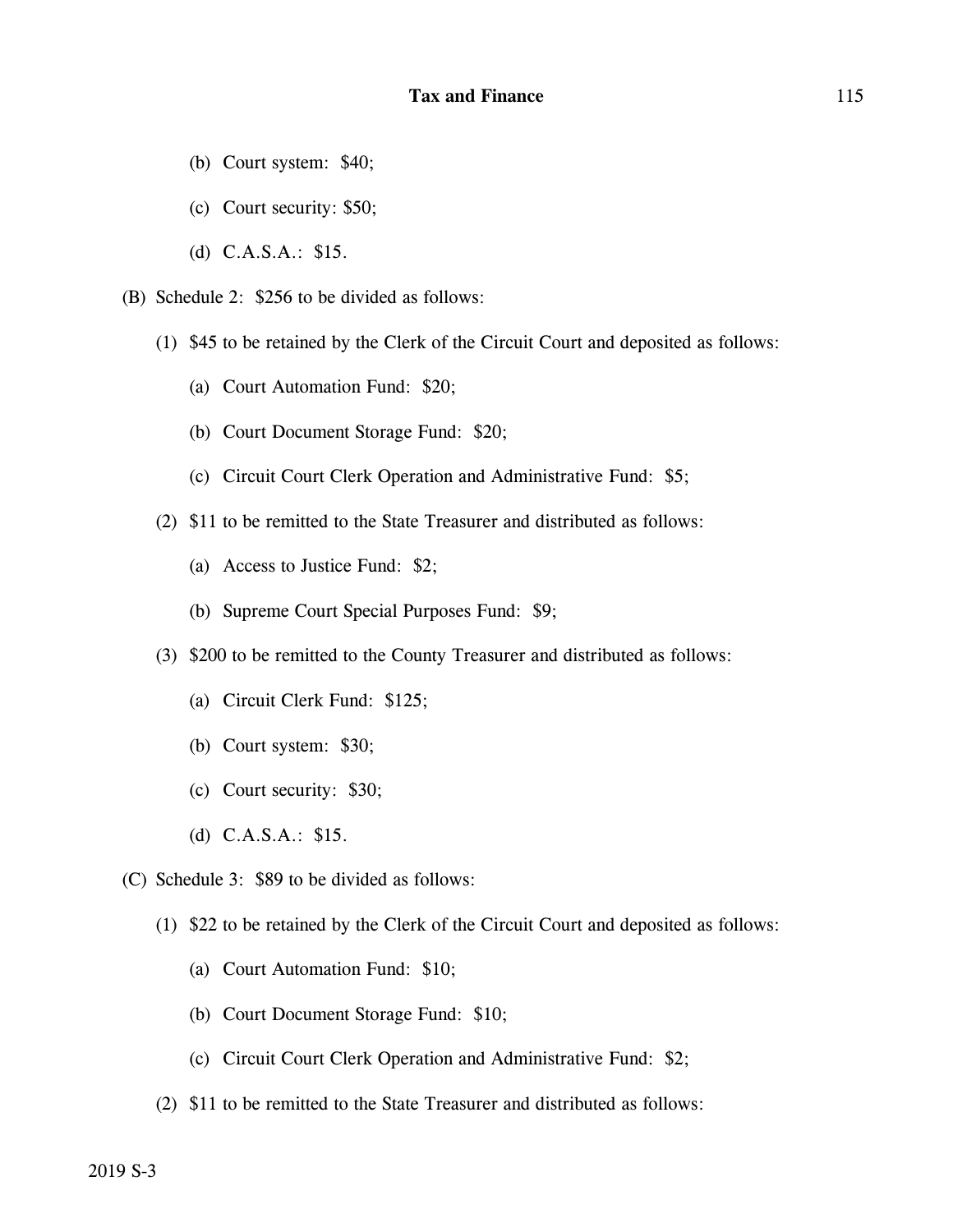(b) Court system: $40;

(c) Court security: $50;

(d) C.A.S.A.: $15.

(B) Schedule 2: $256 to be divided as follows:

(1) $45 to be retained by the Clerk of the Circuit Court and deposited as follows:

(a) Court Automation Fund: $20;

(b) Court Document Storage Fund: $20;

(c) Circuit Court Clerk Operation and Administrative Fund: $5;

(2) $11 to be remitted to the State Treasurer and distributed as follows:

(a) Access to Justice Fund: $2;

(b) Supreme Court Special Purposes Fund: $9;

(3) $200 to be remitted to the County Treasurer and distributed as follows:

(a) Circuit Clerk Fund: $125;

(b) Court system: $30;

(c) Court security: $30;

(d) C.A.S.A.: $15.

(C) Schedule 3: $89 to be divided as follows:

(1) $22 to be retained by the Clerk of the Circuit Court and deposited as follows:

(a) Court Automation Fund: $10;

(b) Court Document Storage Fund: $10;

(c) Circuit Court Clerk Operation and Administrative Fund: $2;

(2) $11 to be remitted to the State Treasurer and distributed as follows: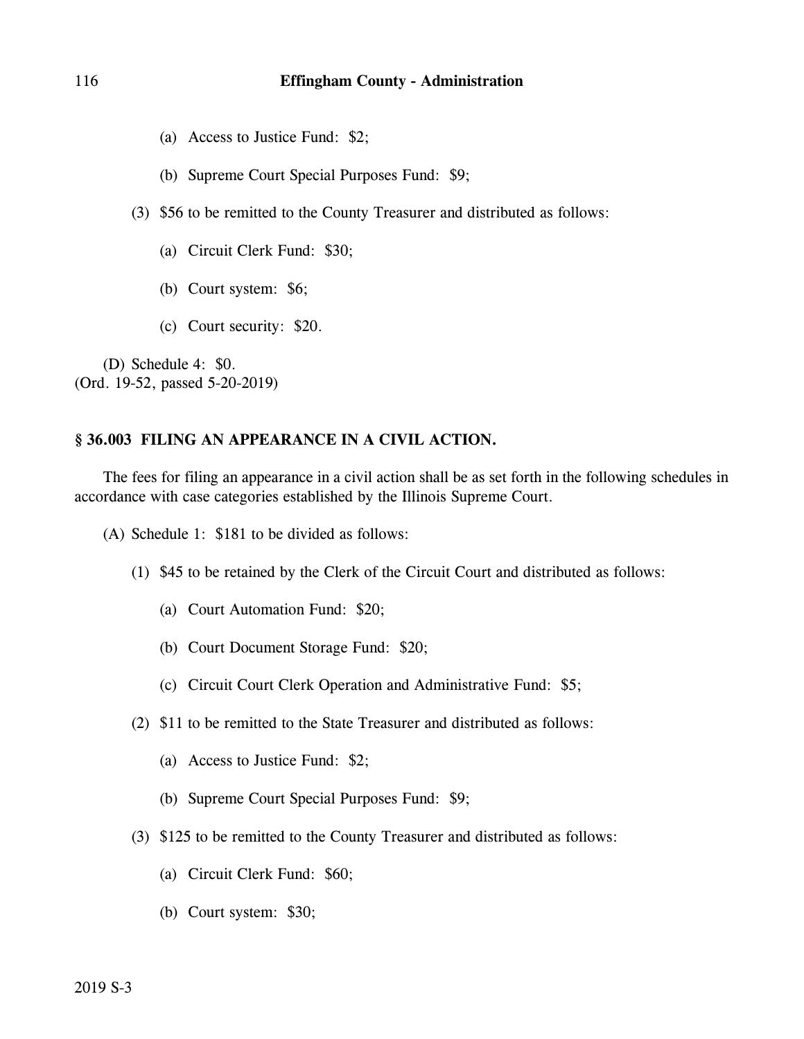(a) Access to Justice Fund: $2;

(b) Supreme Court Special Purposes Fund: $9;

(3) $56 to be remitted to the County Treasurer and distributed as follows:

(a) Circuit Clerk Fund: $30;

(b) Court system: $6;

(c) Court security: $20.

(D) Schedule 4: $0.
(Ord. 19-52, passed 5-20-2019)

## § 36.003 FILING AN APPEARANCE IN A CIVIL ACTION.

The fees for filing an appearance in a civil action shall be as set forth in the following schedules in accordance with case categories established by the Illinois Supreme Court.

(A) Schedule 1: $181 to be divided as follows:

(1) $45 to be retained by the Clerk of the Circuit Court and distributed as follows:

(a) Court Automation Fund: $20;

(b) Court Document Storage Fund: $20;

(c) Circuit Court Clerk Operation and Administrative Fund: $5;

(2) $11 to be remitted to the State Treasurer and distributed as follows:

(a) Access to Justice Fund: $2;

(b) Supreme Court Special Purposes Fund: $9;

(3) $125 to be remitted to the County Treasurer and distributed as follows:

(a) Circuit Clerk Fund: $60;

(b) Court system: $30;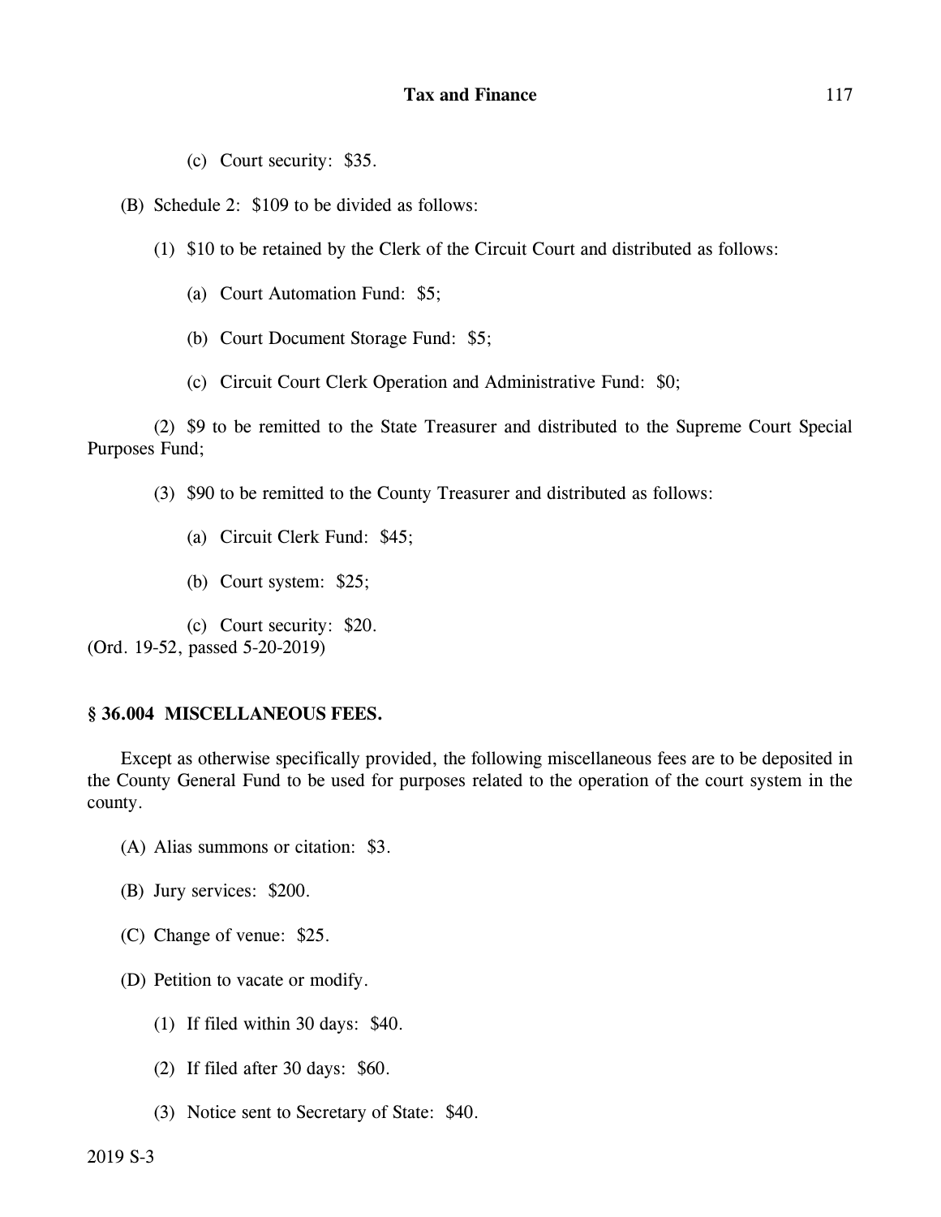(c) Court security: $35.

(B) Schedule 2: $109 to be divided as follows:

(1) $10 to be retained by the Clerk of the Circuit Court and distributed as follows:

(a) Court Automation Fund: $5;

(b) Court Document Storage Fund: $5;

(c) Circuit Court Clerk Operation and Administrative Fund: $0;

(2) $9 to be remitted to the State Treasurer and distributed to the Supreme Court Special Purposes Fund;

(3) $90 to be remitted to the County Treasurer and distributed as follows:

(a) Circuit Clerk Fund: $45;

(b) Court system: $25;

(c) Court security: $20.

(Ord. 19-52, passed 5-20-2019)

### § 36.004 MISCELLANEOUS FEES.

Except as otherwise specifically provided, the following miscellaneous fees are to be deposited in the County General Fund to be used for purposes related to the operation of the court system in the county.

(A) Alias summons or citation: $3.

(B) Jury services: $200.

(C) Change of venue: $25.

(D) Petition to vacate or modify.

(1) If filed within 30 days: $40.

(2) If filed after 30 days: $60.

(3) Notice sent to Secretary of State: $40.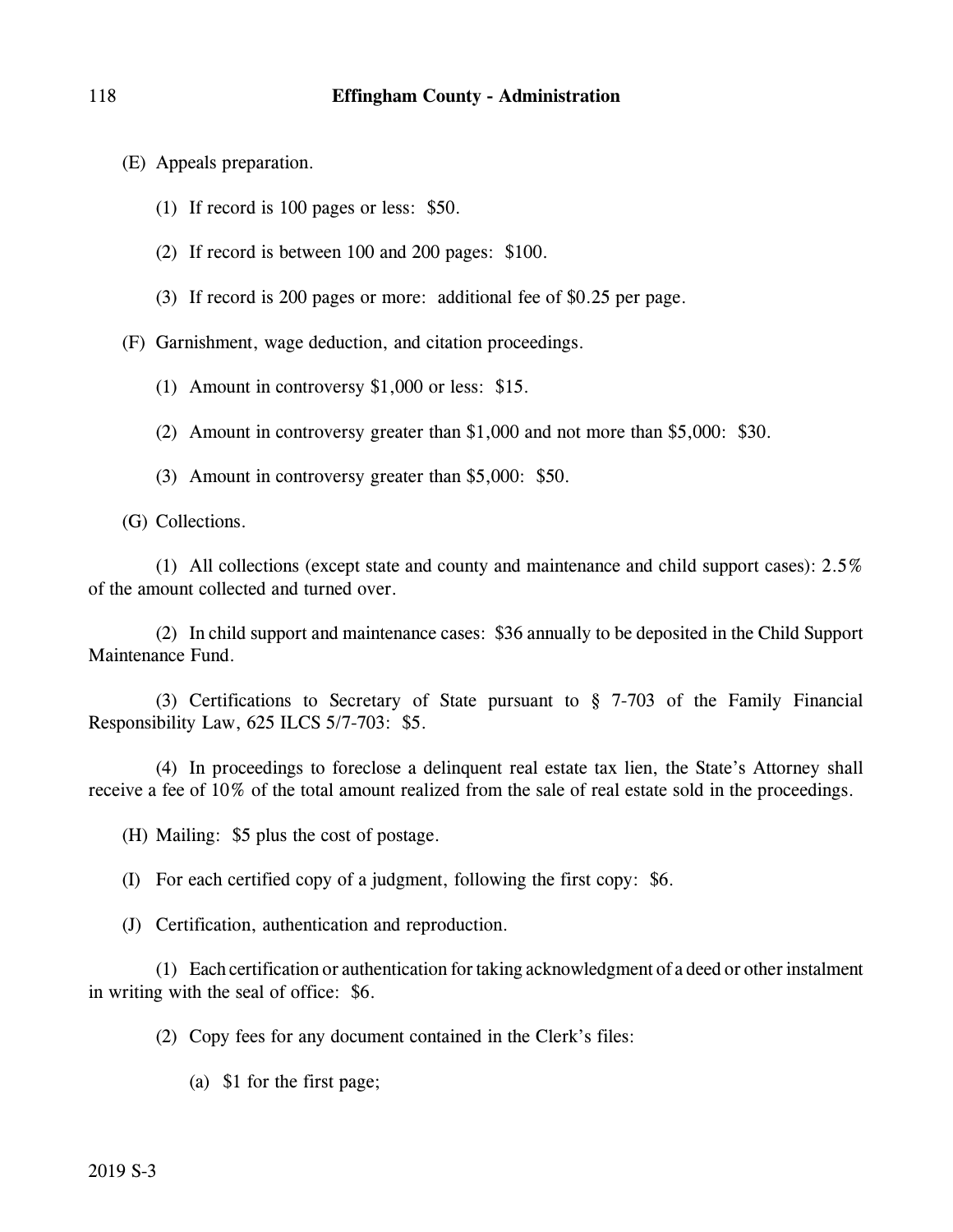(E) Appeals preparation.

(1) If record is 100 pages or less: $50.

(2) If record is between 100 and 200 pages: $100.

(3) If record is 200 pages or more: additional fee of $0.25 per page.

(F) Garnishment, wage deduction, and citation proceedings.

(1) Amount in controversy $1,000 or less: $15.

(2) Amount in controversy greater than $1,000 and not more than $5,000: $30.

(3) Amount in controversy greater than $5,000: $50.

(G) Collections.

(1) All collections (except state and county and maintenance and child support cases): 2.5% of the amount collected and turned over.

(2) In child support and maintenance cases: $36 annually to be deposited in the Child Support Maintenance Fund.

(3) Certifications to Secretary of State pursuant to § 7-703 of the Family Financial Responsibility Law, 625 ILCS 5/7-703: $5.

(4) In proceedings to foreclose a delinquent real estate tax lien, the State's Attorney shall receive a fee of 10% of the total amount realized from the sale of real estate sold in the proceedings.

(H) Mailing: $5 plus the cost of postage.

(I) For each certified copy of a judgment, following the first copy: $6.

(J) Certification, authentication and reproduction.

(1) Each certification or authentication for taking acknowledgment of a deed or other instalment in writing with the seal of office: $6.

(2) Copy fees for any document contained in the Clerk's files:

(a) $1 for the first page;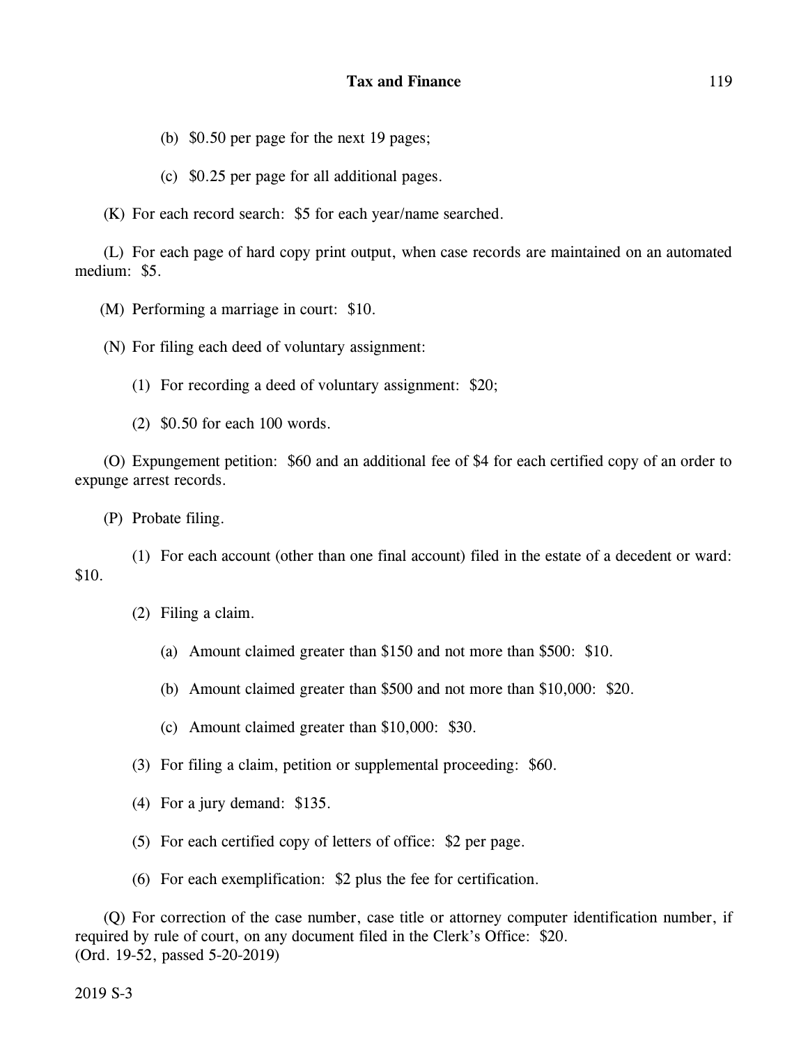(b) $0.50 per page for the next 19 pages;

(c) $0.25 per page for all additional pages.

(K) For each record search: $5 for each year/name searched.

(L) For each page of hard copy print output, when case records are maintained on an automated medium: $5.

(M) Performing a marriage in court: $10.

(N) For filing each deed of voluntary assignment:

(1) For recording a deed of voluntary assignment: $20;

(2) $0.50 for each 100 words.

(O) Expungement petition: $60 and an additional fee of $4 for each certified copy of an order to expunge arrest records.

(P) Probate filing.

(1) For each account (other than one final account) filed in the estate of a decedent or ward: $10.

(2) Filing a claim.

(a) Amount claimed greater than $150 and not more than $500: $10.

(b) Amount claimed greater than $500 and not more than $10,000: $20.

(c) Amount claimed greater than $10,000: $30.

(3) For filing a claim, petition or supplemental proceeding: $60.

(4) For a jury demand: $135.

(5) For each certified copy of letters of office: $2 per page.

(6) For each exemplification: $2 plus the fee for certification.

(Q) For correction of the case number, case title or attorney computer identification number, if required by rule of court, on any document filed in the Clerk's Office: $20.
(Ord. 19-52, passed 5-20-2019)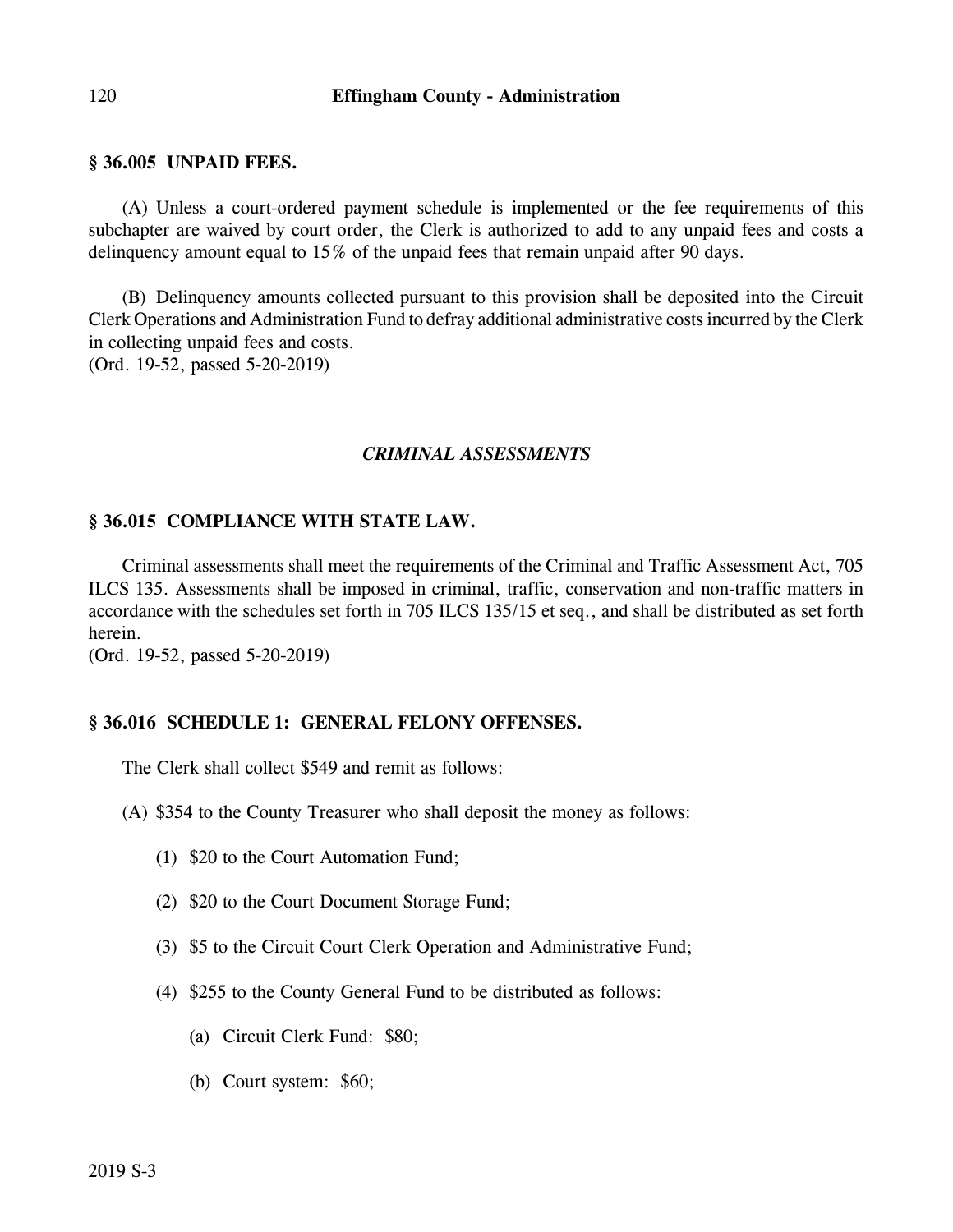### § 36.005 UNPAID FEES.

(A) Unless a court-ordered payment schedule is implemented or the fee requirements of this subchapter are waived by court order, the Clerk is authorized to add to any unpaid fees and costs a delinquency amount equal to 15% of the unpaid fees that remain unpaid after 90 days.

(B) Delinquency amounts collected pursuant to this provision shall be deposited into the Circuit Clerk Operations and Administration Fund to defray additional administrative costs incurred by the Clerk in collecting unpaid fees and costs.
(Ord. 19-52, passed 5-20-2019)

## *CRIMINAL ASSESSMENTS*

### § 36.015 COMPLIANCE WITH STATE LAW.

Criminal assessments shall meet the requirements of the Criminal and Traffic Assessment Act, 705 ILCS 135. Assessments shall be imposed in criminal, traffic, conservation and non-traffic matters in accordance with the schedules set forth in 705 ILCS 135/15 et seq., and shall be distributed as set forth herein.
(Ord. 19-52, passed 5-20-2019)

### § 36.016 SCHEDULE 1: GENERAL FELONY OFFENSES.

The Clerk shall collect $549 and remit as follows:

(A) $354 to the County Treasurer who shall deposit the money as follows:

(1) $20 to the Court Automation Fund;

(2) $20 to the Court Document Storage Fund;

(3) $5 to the Circuit Court Clerk Operation and Administrative Fund;

(4) $255 to the County General Fund to be distributed as follows:

(a) Circuit Clerk Fund: $80;

(b) Court system: $60;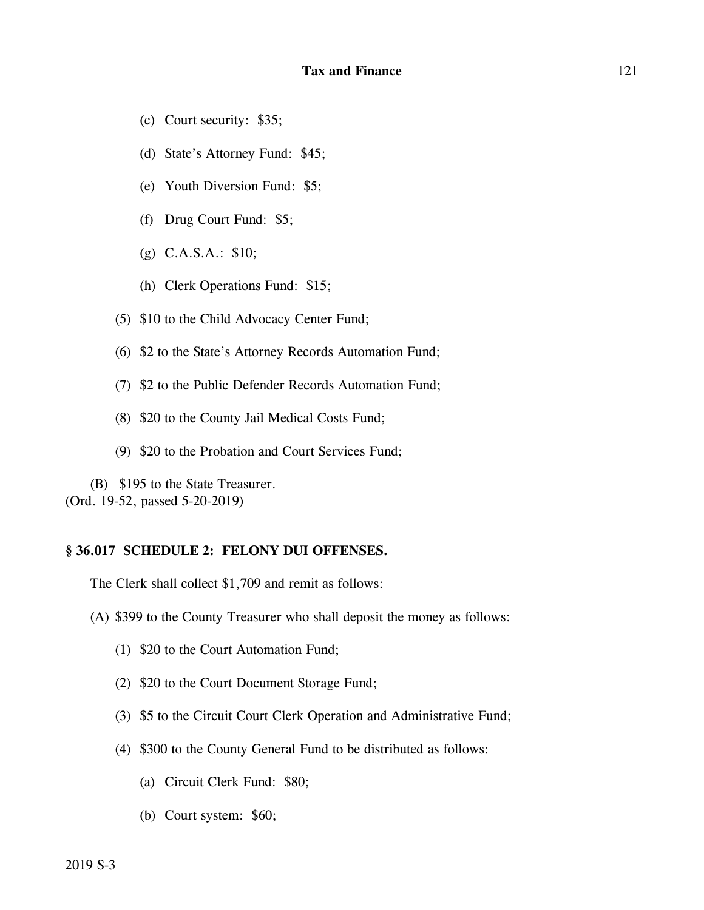(c) Court security: $35;

(d) State's Attorney Fund: $45;

(e) Youth Diversion Fund: $5;

(f) Drug Court Fund: $5;

(g) C.A.S.A.: $10;

(h) Clerk Operations Fund: $15;

(5) $10 to the Child Advocacy Center Fund;

(6) $2 to the State's Attorney Records Automation Fund;

(7) $2 to the Public Defender Records Automation Fund;

(8) $20 to the County Jail Medical Costs Fund;

(9) $20 to the Probation and Court Services Fund;

(B) $195 to the State Treasurer.
(Ord. 19-52, passed 5-20-2019)

### § 36.017 SCHEDULE 2: FELONY DUI OFFENSES.

The Clerk shall collect $1,709 and remit as follows:

(A) $399 to the County Treasurer who shall deposit the money as follows:

(1) $20 to the Court Automation Fund;

(2) $20 to the Court Document Storage Fund;

(3) $5 to the Circuit Court Clerk Operation and Administrative Fund;

(4) $300 to the County General Fund to be distributed as follows:

(a) Circuit Clerk Fund: $80;

(b) Court system: $60;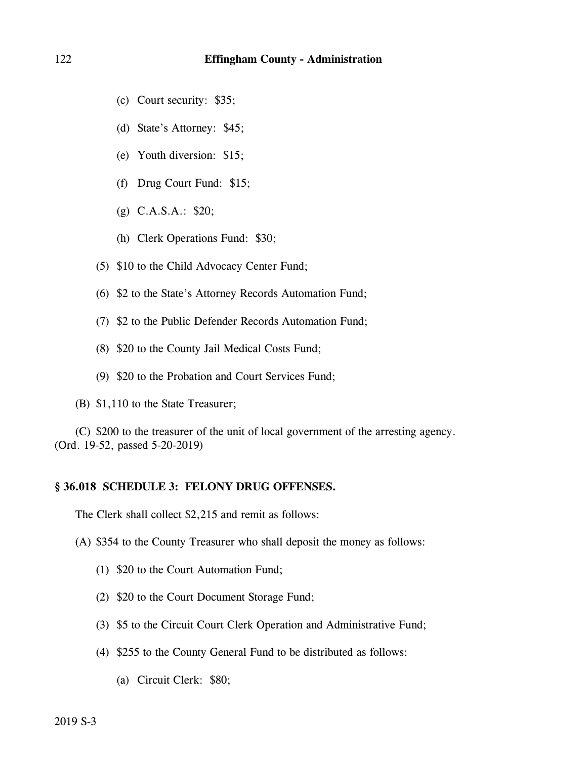(c) Court security: $35;

(d) State's Attorney: $45;

(e) Youth diversion: $15;

(f) Drug Court Fund: $15;

(g) C.A.S.A.: $20;

(h) Clerk Operations Fund: $30;

(5) $10 to the Child Advocacy Center Fund;

(6) $2 to the State's Attorney Records Automation Fund;

(7) $2 to the Public Defender Records Automation Fund;

(8) $20 to the County Jail Medical Costs Fund;

(9) $20 to the Probation and Court Services Fund;

(B) $1,110 to the State Treasurer;

(C) $200 to the treasurer of the unit of local government of the arresting agency.
(Ord. 19-52, passed 5-20-2019)

**§ 36.018 SCHEDULE 3: FELONY DRUG OFFENSES.**

The Clerk shall collect $2,215 and remit as follows:

(A) $354 to the County Treasurer who shall deposit the money as follows:

(1) $20 to the Court Automation Fund;

(2) $20 to the Court Document Storage Fund;

(3) $5 to the Circuit Court Clerk Operation and Administrative Fund;

(4) $255 to the County General Fund to be distributed as follows:

(a) Circuit Clerk: $80;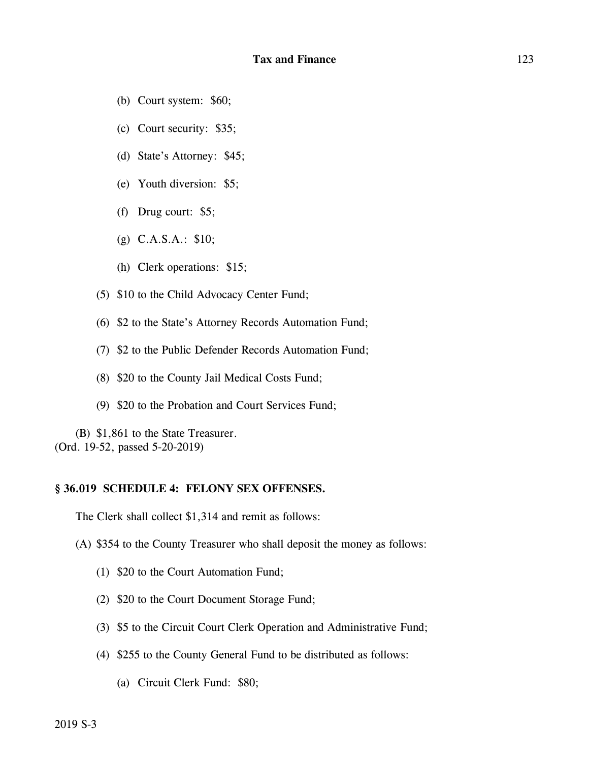(b) Court system: $60;

(c) Court security: $35;

(d) State's Attorney: $45;

(e) Youth diversion: $5;

(f) Drug court: $5;

(g) C.A.S.A.: $10;

(h) Clerk operations: $15;

(5) $10 to the Child Advocacy Center Fund;

(6) $2 to the State's Attorney Records Automation Fund;

(7) $2 to the Public Defender Records Automation Fund;

(8) $20 to the County Jail Medical Costs Fund;

(9) $20 to the Probation and Court Services Fund;

(B) $1,861 to the State Treasurer.
(Ord. 19-52, passed 5-20-2019)

### § 36.019 SCHEDULE 4: FELONY SEX OFFENSES.

The Clerk shall collect $1,314 and remit as follows:

(A) $354 to the County Treasurer who shall deposit the money as follows:

(1) $20 to the Court Automation Fund;

(2) $20 to the Court Document Storage Fund;

(3) $5 to the Circuit Court Clerk Operation and Administrative Fund;

(4) $255 to the County General Fund to be distributed as follows:

(a) Circuit Clerk Fund: $80;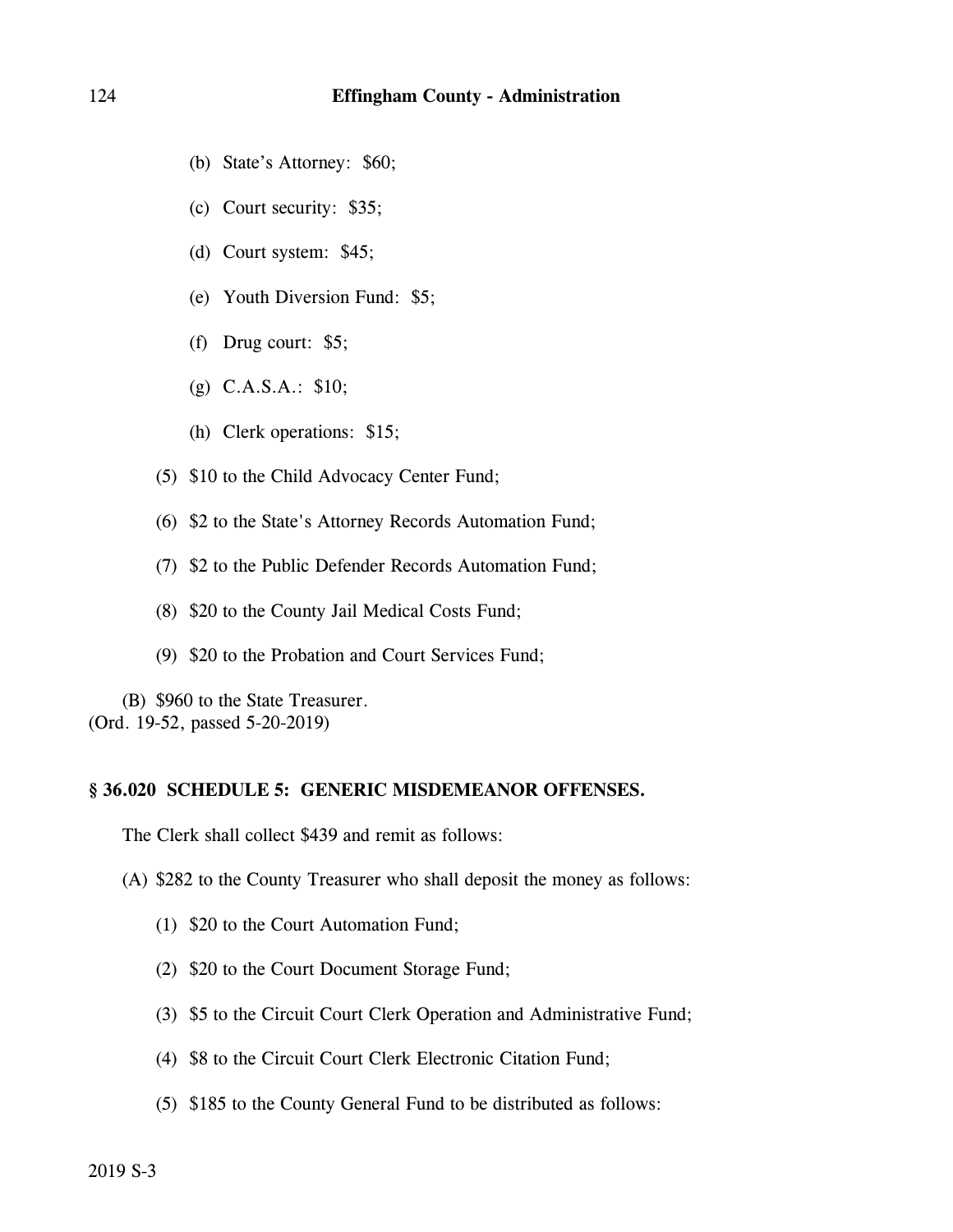(b) State's Attorney: $60;

(c) Court security: $35;

(d) Court system: $45;

(e) Youth Diversion Fund: $5;

(f) Drug court: $5;

(g) C.A.S.A.: $10;

(h) Clerk operations: $15;

(5) $10 to the Child Advocacy Center Fund;

(6) $2 to the State's Attorney Records Automation Fund;

(7) $2 to the Public Defender Records Automation Fund;

(8) $20 to the County Jail Medical Costs Fund;

(9) $20 to the Probation and Court Services Fund;

(B) $960 to the State Treasurer.
(Ord. 19-52, passed 5-20-2019)

**§ 36.020 SCHEDULE 5: GENERIC MISDEMEANOR OFFENSES.**

The Clerk shall collect $439 and remit as follows:

(A) $282 to the County Treasurer who shall deposit the money as follows:

(1) $20 to the Court Automation Fund;

(2) $20 to the Court Document Storage Fund;

(3) $5 to the Circuit Court Clerk Operation and Administrative Fund;

(4) $8 to the Circuit Court Clerk Electronic Citation Fund;

(5) $185 to the County General Fund to be distributed as follows: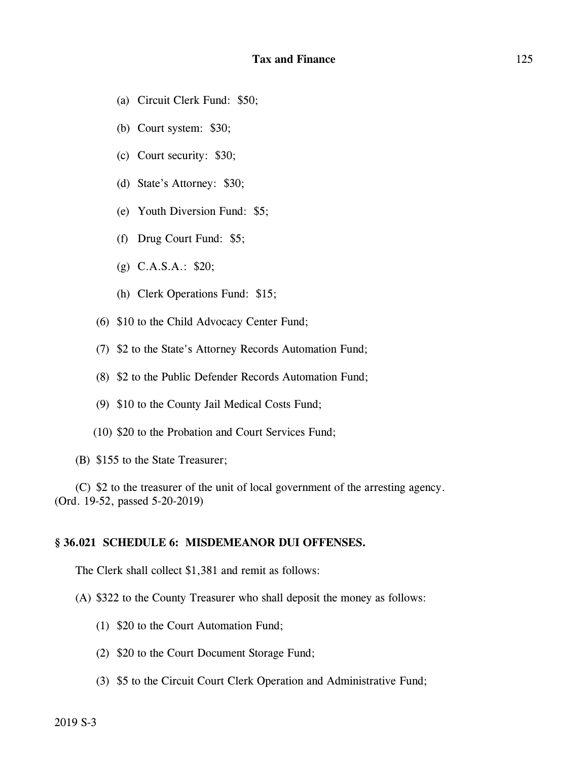(a) Circuit Clerk Fund: $50;

(b) Court system: $30;

(c) Court security: $30;

(d) State's Attorney: $30;

(e) Youth Diversion Fund: $5;

(f) Drug Court Fund: $5;

(g) C.A.S.A.: $20;

(h) Clerk Operations Fund: $15;

(6) $10 to the Child Advocacy Center Fund;

(7) $2 to the State's Attorney Records Automation Fund;

(8) $2 to the Public Defender Records Automation Fund;

(9) $10 to the County Jail Medical Costs Fund;

(10) $20 to the Probation and Court Services Fund;

(B) $155 to the State Treasurer;

(C) $2 to the treasurer of the unit of local government of the arresting agency.
(Ord. 19-52, passed 5-20-2019)

**§ 36.021 SCHEDULE 6: MISDEMEANOR DUI OFFENSES.**

The Clerk shall collect $1,381 and remit as follows:

(A) $322 to the County Treasurer who shall deposit the money as follows:

(1) $20 to the Court Automation Fund;

(2) $20 to the Court Document Storage Fund;

(3) $5 to the Circuit Court Clerk Operation and Administrative Fund;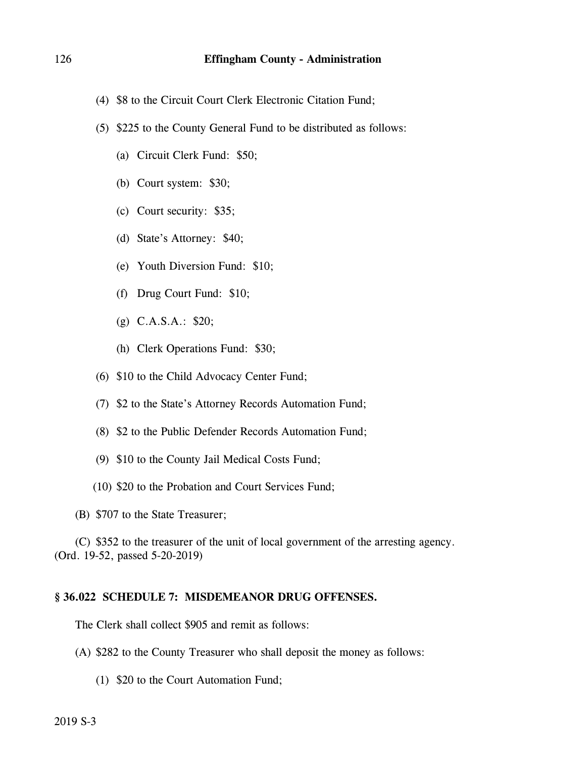(4) $8 to the Circuit Court Clerk Electronic Citation Fund;

(5) $225 to the County General Fund to be distributed as follows:

(a) Circuit Clerk Fund: $50;

(b) Court system: $30;

(c) Court security: $35;

(d) State's Attorney: $40;

(e) Youth Diversion Fund: $10;

(f) Drug Court Fund: $10;

(g) C.A.S.A.: $20;

(h) Clerk Operations Fund: $30;

(6) $10 to the Child Advocacy Center Fund;

(7) $2 to the State's Attorney Records Automation Fund;

(8) $2 to the Public Defender Records Automation Fund;

(9) $10 to the County Jail Medical Costs Fund;

(10) $20 to the Probation and Court Services Fund;

(B) $707 to the State Treasurer;

(C) $352 to the treasurer of the unit of local government of the arresting agency.
(Ord. 19-52, passed 5-20-2019)

### § 36.022 SCHEDULE 7: MISDEMEANOR DRUG OFFENSES.

The Clerk shall collect $905 and remit as follows:

(A) $282 to the County Treasurer who shall deposit the money as follows:

(1) $20 to the Court Automation Fund;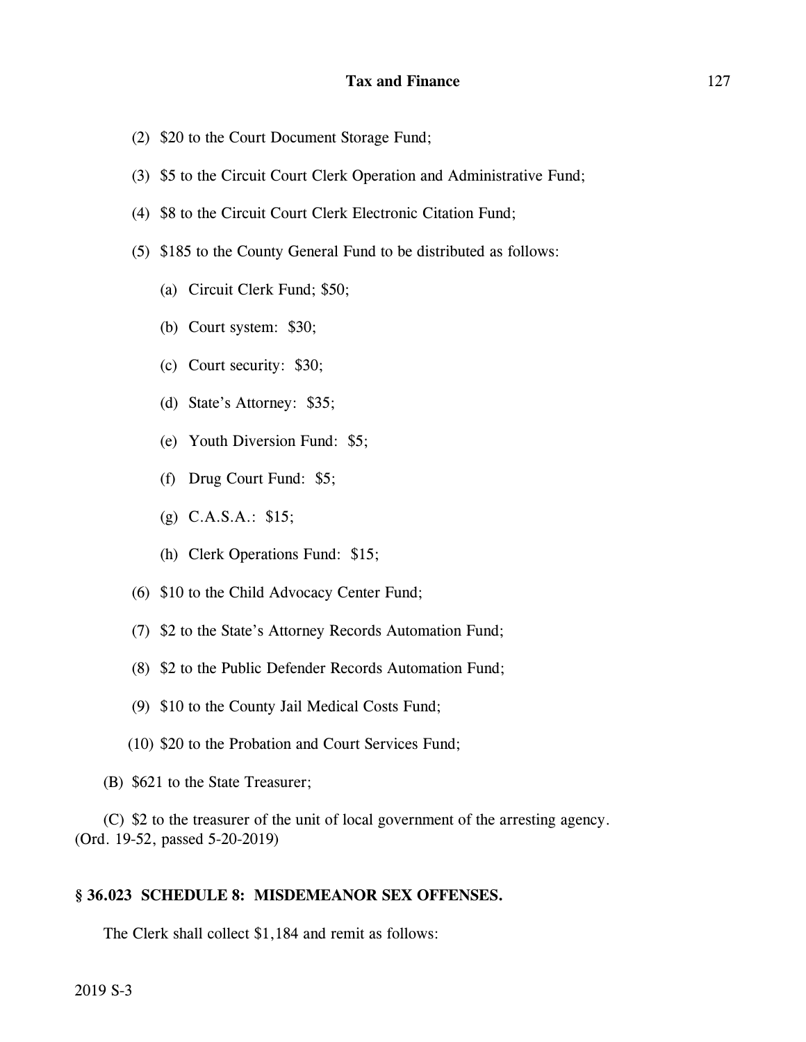(2) $20 to the Court Document Storage Fund;

(3) $5 to the Circuit Court Clerk Operation and Administrative Fund;

(4) $8 to the Circuit Court Clerk Electronic Citation Fund;

(5) $185 to the County General Fund to be distributed as follows:

(a) Circuit Clerk Fund; $50;

(b) Court system: $30;

(c) Court security: $30;

(d) State's Attorney: $35;

(e) Youth Diversion Fund: $5;

(f) Drug Court Fund: $5;

(g) C.A.S.A.: $15;

(h) Clerk Operations Fund: $15;

(6) $10 to the Child Advocacy Center Fund;

(7) $2 to the State's Attorney Records Automation Fund;

(8) $2 to the Public Defender Records Automation Fund;

(9) $10 to the County Jail Medical Costs Fund;

(10) $20 to the Probation and Court Services Fund;

(B) $621 to the State Treasurer;

(C) $2 to the treasurer of the unit of local government of the arresting agency.
(Ord. 19-52, passed 5-20-2019)

## § 36.023 SCHEDULE 8: MISDEMEANOR SEX OFFENSES.

The Clerk shall collect $1,184 and remit as follows: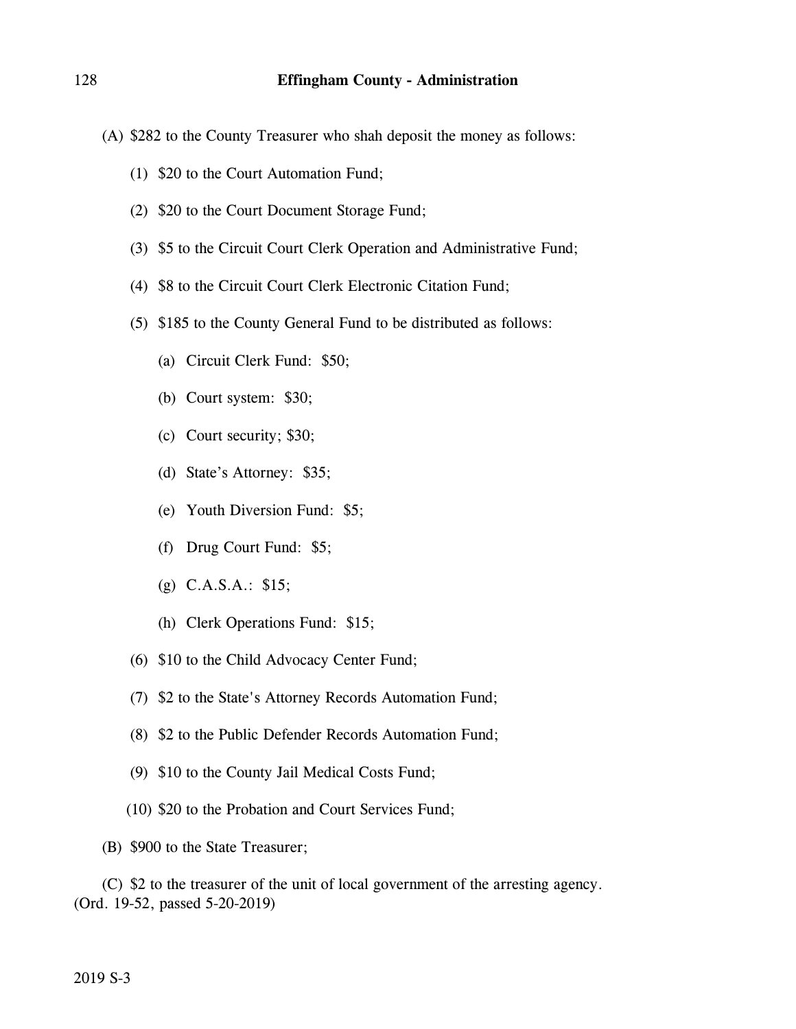(A) $282 to the County Treasurer who shah deposit the money as follows:

(1) $20 to the Court Automation Fund;

(2) $20 to the Court Document Storage Fund;

(3) $5 to the Circuit Court Clerk Operation and Administrative Fund;

(4) $8 to the Circuit Court Clerk Electronic Citation Fund;

(5) $185 to the County General Fund to be distributed as follows:

(a) Circuit Clerk Fund: $50;

(b) Court system: $30;

(c) Court security; $30;

(d) State's Attorney: $35;

(e) Youth Diversion Fund: $5;

(f) Drug Court Fund: $5;

(g) C.A.S.A.: $15;

(h) Clerk Operations Fund: $15;

(6) $10 to the Child Advocacy Center Fund;

(7) $2 to the State's Attorney Records Automation Fund;

(8) $2 to the Public Defender Records Automation Fund;

(9) $10 to the County Jail Medical Costs Fund;

(10) $20 to the Probation and Court Services Fund;

(B) $900 to the State Treasurer;

(C) $2 to the treasurer of the unit of local government of the arresting agency.
(Ord. 19-52, passed 5-20-2019)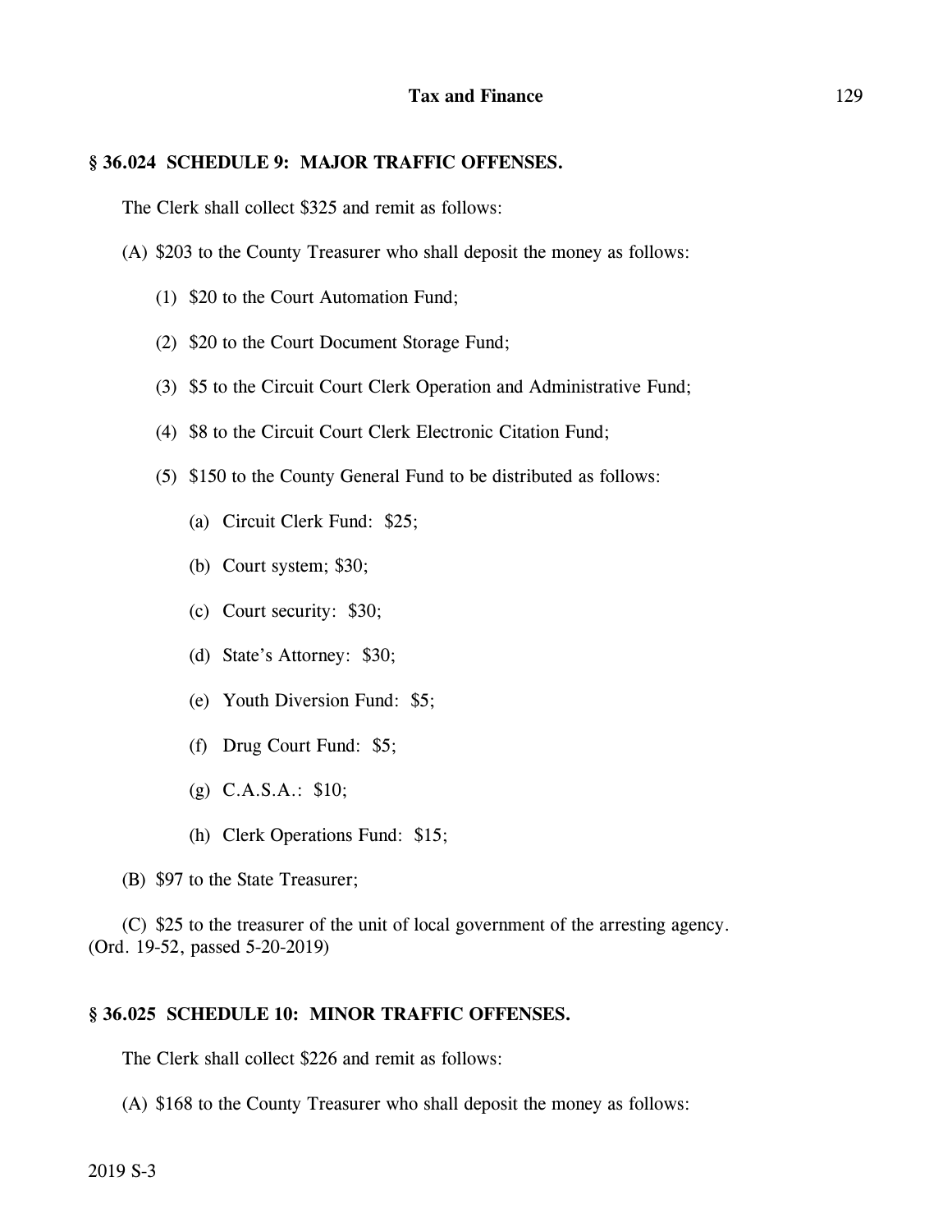### § 36.024 SCHEDULE 9: MAJOR TRAFFIC OFFENSES.

The Clerk shall collect $325 and remit as follows:

(A) $203 to the County Treasurer who shall deposit the money as follows:

(1) $20 to the Court Automation Fund;

(2) $20 to the Court Document Storage Fund;

(3) $5 to the Circuit Court Clerk Operation and Administrative Fund;

(4) $8 to the Circuit Court Clerk Electronic Citation Fund;

(5) $150 to the County General Fund to be distributed as follows:

(a) Circuit Clerk Fund: $25;

(b) Court system; $30;

(c) Court security: $30;

(d) State's Attorney: $30;

(e) Youth Diversion Fund: $5;

(f) Drug Court Fund: $5;

(g) C.A.S.A.: $10;

(h) Clerk Operations Fund: $15;

(B) $97 to the State Treasurer;

(C) $25 to the treasurer of the unit of local government of the arresting agency.
(Ord. 19-52, passed 5-20-2019)

### § 36.025 SCHEDULE 10: MINOR TRAFFIC OFFENSES.

The Clerk shall collect $226 and remit as follows:

(A) $168 to the County Treasurer who shall deposit the money as follows: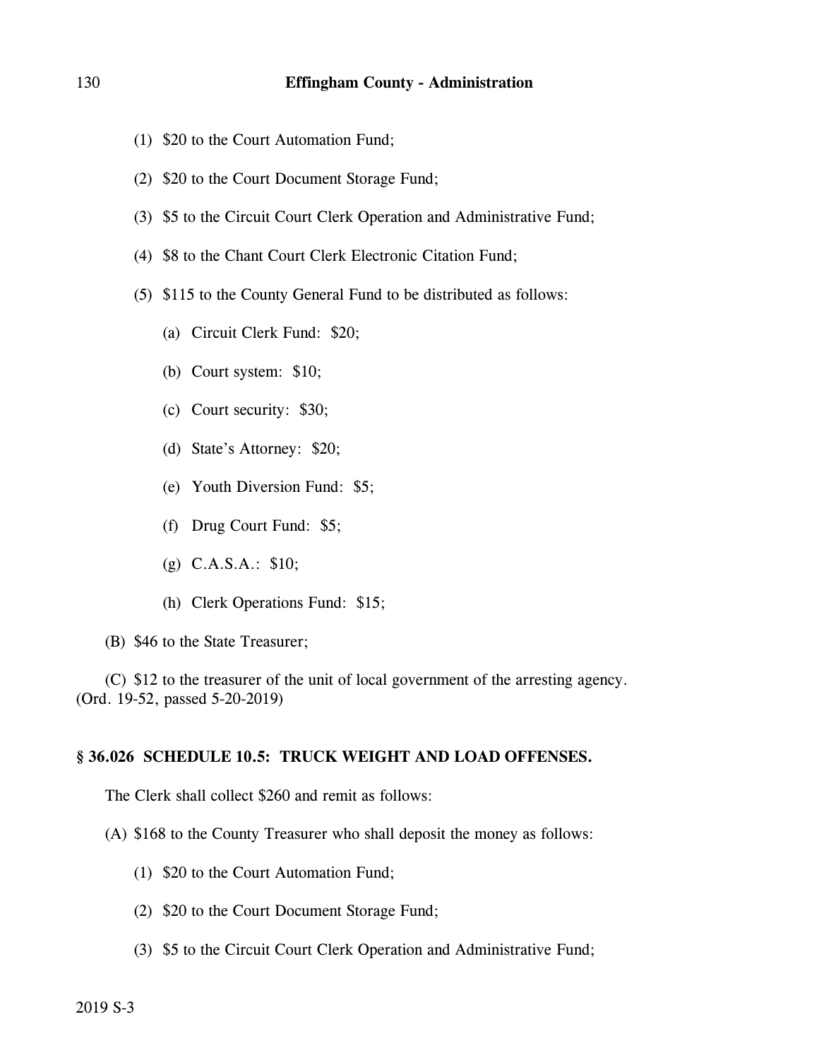(1) $20 to the Court Automation Fund;

(2) $20 to the Court Document Storage Fund;

(3) $5 to the Circuit Court Clerk Operation and Administrative Fund;

(4) $8 to the Chant Court Clerk Electronic Citation Fund;

(5) $115 to the County General Fund to be distributed as follows:

(a) Circuit Clerk Fund: $20;

(b) Court system: $10;

(c) Court security: $30;

(d) State's Attorney: $20;

(e) Youth Diversion Fund: $5;

(f) Drug Court Fund: $5;

(g) C.A.S.A.: $10;

(h) Clerk Operations Fund: $15;

(B) $46 to the State Treasurer;

(C) $12 to the treasurer of the unit of local government of the arresting agency.
(Ord. 19-52, passed 5-20-2019)

## § 36.026 SCHEDULE 10.5: TRUCK WEIGHT AND LOAD OFFENSES.

The Clerk shall collect $260 and remit as follows:

(A) $168 to the County Treasurer who shall deposit the money as follows:

(1) $20 to the Court Automation Fund;

(2) $20 to the Court Document Storage Fund;

(3) $5 to the Circuit Court Clerk Operation and Administrative Fund;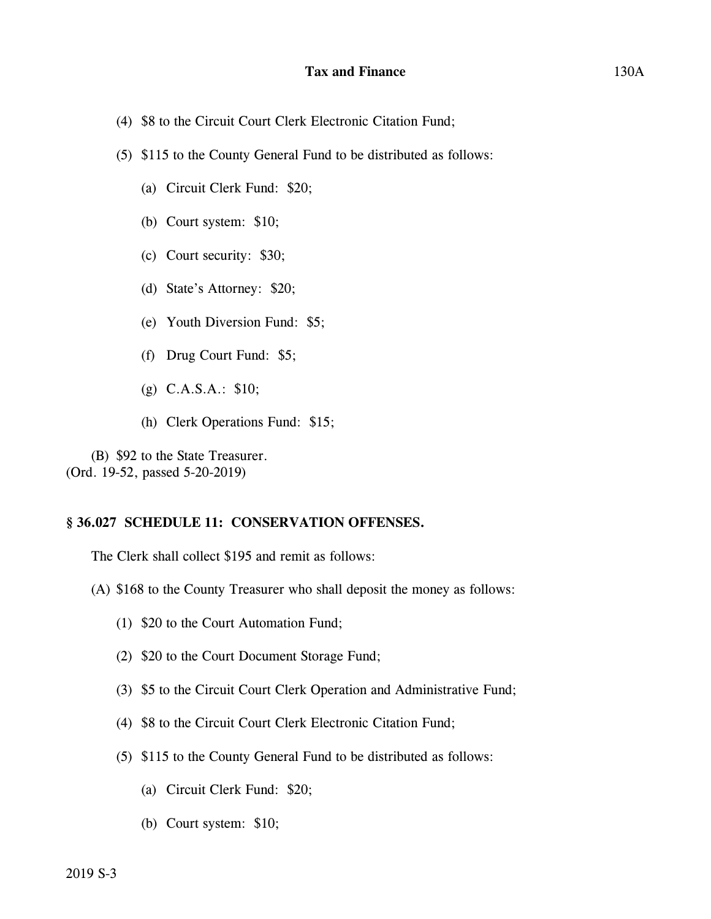(4) $8 to the Circuit Court Clerk Electronic Citation Fund;

(5) $115 to the County General Fund to be distributed as follows:

(a) Circuit Clerk Fund: $20;

(b) Court system: $10;

(c) Court security: $30;

(d) State's Attorney: $20;

(e) Youth Diversion Fund: $5;

(f) Drug Court Fund: $5;

(g) C.A.S.A.: $10;

(h) Clerk Operations Fund: $15;

(B) $92 to the State Treasurer.
(Ord. 19-52, passed 5-20-2019)

### § 36.027 SCHEDULE 11: CONSERVATION OFFENSES.

The Clerk shall collect $195 and remit as follows:

(A) $168 to the County Treasurer who shall deposit the money as follows:

(1) $20 to the Court Automation Fund;

(2) $20 to the Court Document Storage Fund;

(3) $5 to the Circuit Court Clerk Operation and Administrative Fund;

(4) $8 to the Circuit Court Clerk Electronic Citation Fund;

(5) $115 to the County General Fund to be distributed as follows:

(a) Circuit Clerk Fund: $20;

(b) Court system: $10;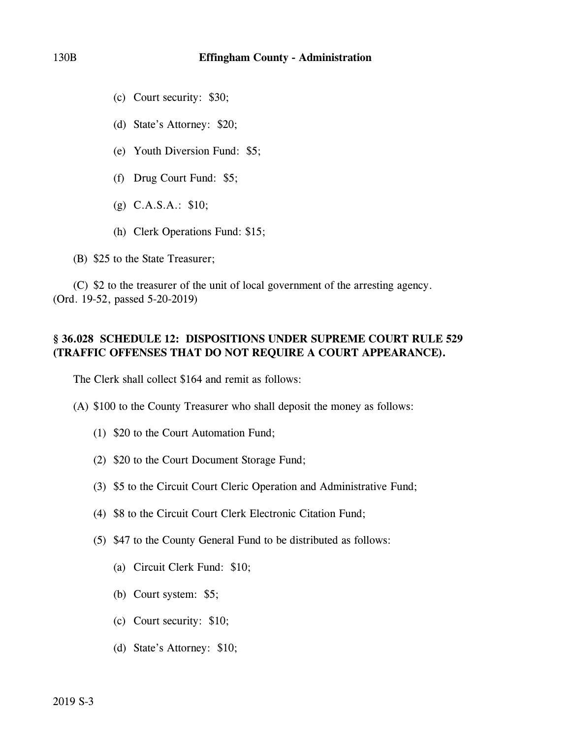(c) Court security: $30;

(d) State's Attorney: $20;

(e) Youth Diversion Fund: $5;

(f) Drug Court Fund: $5;

(g) C.A.S.A.: $10;

(h) Clerk Operations Fund: $15;

(B) $25 to the State Treasurer;

(C) $2 to the treasurer of the unit of local government of the arresting agency.
(Ord. 19-52, passed 5-20-2019)

### § 36.028 SCHEDULE 12: DISPOSITIONS UNDER SUPREME COURT RULE 529 (TRAFFIC OFFENSES THAT DO NOT REQUIRE A COURT APPEARANCE).

The Clerk shall collect $164 and remit as follows:

(A) $100 to the County Treasurer who shall deposit the money as follows:

(1) $20 to the Court Automation Fund;

(2) $20 to the Court Document Storage Fund;

(3) $5 to the Circuit Court Cleric Operation and Administrative Fund;

(4) $8 to the Circuit Court Clerk Electronic Citation Fund;

(5) $47 to the County General Fund to be distributed as follows:

(a) Circuit Clerk Fund: $10;

(b) Court system: $5;

(c) Court security: $10;

(d) State's Attorney: $10;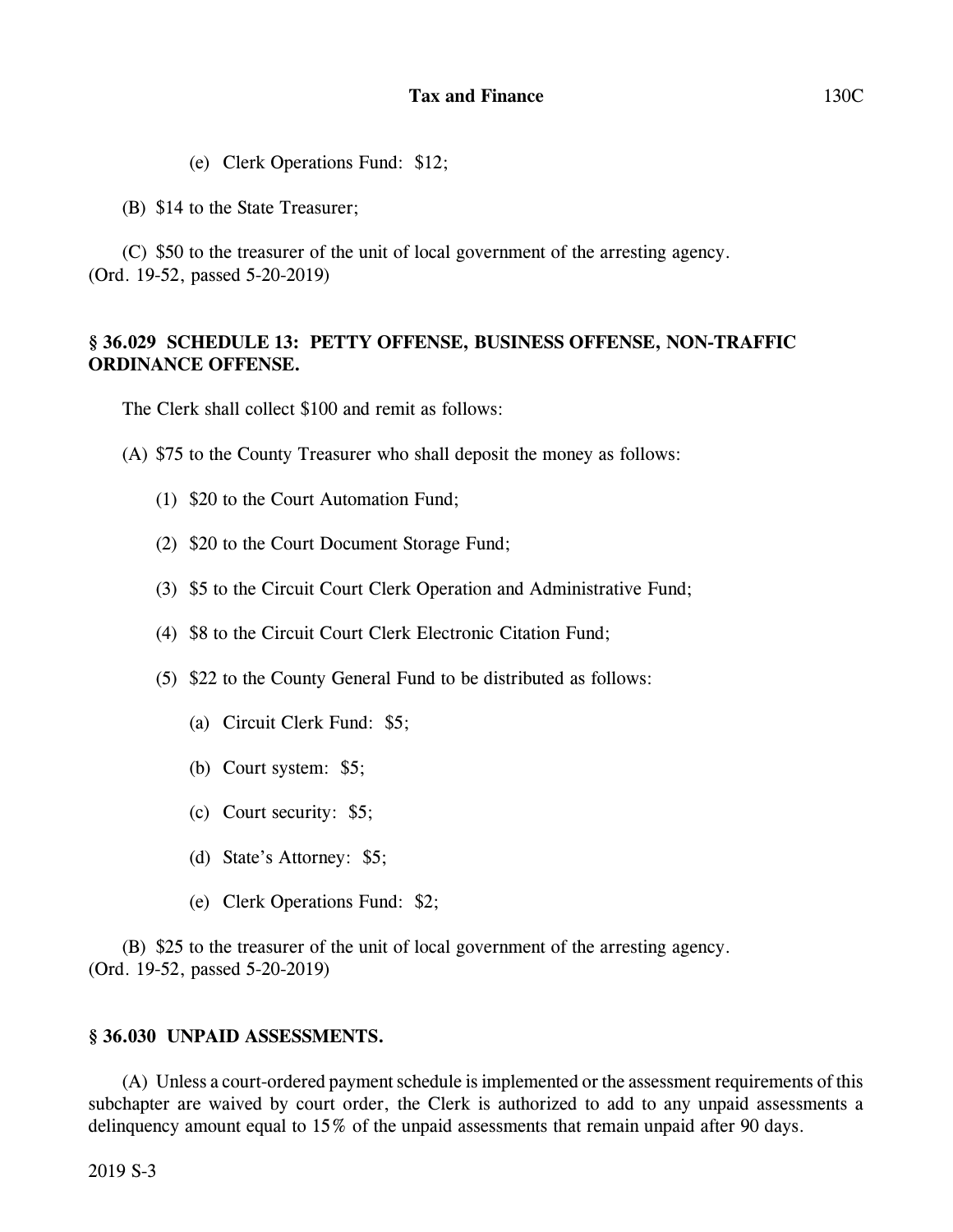(e) Clerk Operations Fund: $12;

(B) $14 to the State Treasurer;

(C) $50 to the treasurer of the unit of local government of the arresting agency.
(Ord. 19-52, passed 5-20-2019)

### § 36.029 SCHEDULE 13: PETTY OFFENSE, BUSINESS OFFENSE, NON-TRAFFIC ORDINANCE OFFENSE.

The Clerk shall collect $100 and remit as follows:

(A) $75 to the County Treasurer who shall deposit the money as follows:

(1) $20 to the Court Automation Fund;

(2) $20 to the Court Document Storage Fund;

(3) $5 to the Circuit Court Clerk Operation and Administrative Fund;

(4) $8 to the Circuit Court Clerk Electronic Citation Fund;

(5) $22 to the County General Fund to be distributed as follows:

(a) Circuit Clerk Fund: $5;

(b) Court system: $5;

(c) Court security: $5;

(d) State's Attorney: $5;

(e) Clerk Operations Fund: $2;

(B) $25 to the treasurer of the unit of local government of the arresting agency.
(Ord. 19-52, passed 5-20-2019)

### § 36.030 UNPAID ASSESSMENTS.

(A) Unless a court-ordered payment schedule is implemented or the assessment requirements of this subchapter are waived by court order, the Clerk is authorized to add to any unpaid assessments a delinquency amount equal to 15% of the unpaid assessments that remain unpaid after 90 days.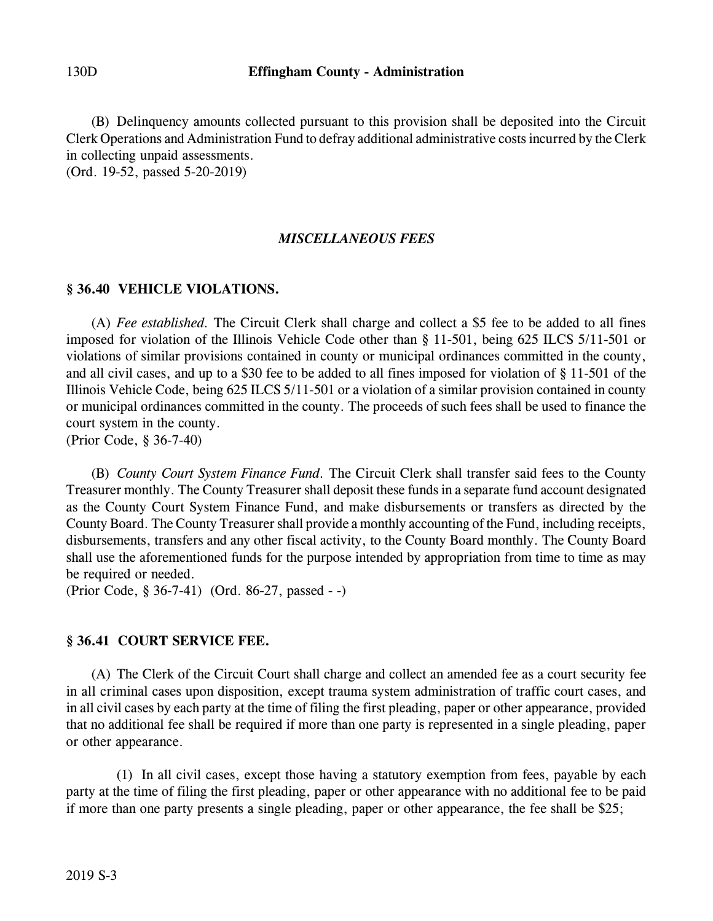(B) Delinquency amounts collected pursuant to this provision shall be deposited into the Circuit Clerk Operations and Administration Fund to defray additional administrative costs incurred by the Clerk in collecting unpaid assessments.
(Ord. 19-52, passed 5-20-2019)

## *MISCELLANEOUS FEES*

### § 36.40 VEHICLE VIOLATIONS.

(A) *Fee established.* The Circuit Clerk shall charge and collect a $5 fee to be added to all fines imposed for violation of the Illinois Vehicle Code other than § 11-501, being 625 ILCS 5/11-501 or violations of similar provisions contained in county or municipal ordinances committed in the county, and all civil cases, and up to a $30 fee to be added to all fines imposed for violation of § 11-501 of the Illinois Vehicle Code, being 625 ILCS 5/11-501 or a violation of a similar provision contained in county or municipal ordinances committed in the county. The proceeds of such fees shall be used to finance the court system in the county.
(Prior Code, § 36-7-40)

(B) *County Court System Finance Fund.* The Circuit Clerk shall transfer said fees to the County Treasurer monthly. The County Treasurer shall deposit these funds in a separate fund account designated as the County Court System Finance Fund, and make disbursements or transfers as directed by the County Board. The County Treasurer shall provide a monthly accounting of the Fund, including receipts, disbursements, transfers and any other fiscal activity, to the County Board monthly. The County Board shall use the aforementioned funds for the purpose intended by appropriation from time to time as may be required or needed.
(Prior Code, § 36-7-41) (Ord. 86-27, passed - -)

### § 36.41 COURT SERVICE FEE.

(A) The Clerk of the Circuit Court shall charge and collect an amended fee as a court security fee in all criminal cases upon disposition, except trauma system administration of traffic court cases, and in all civil cases by each party at the time of filing the first pleading, paper or other appearance, provided that no additional fee shall be required if more than one party is represented in a single pleading, paper or other appearance.

(1) In all civil cases, except those having a statutory exemption from fees, payable by each party at the time of filing the first pleading, paper or other appearance with no additional fee to be paid if more than one party presents a single pleading, paper or other appearance, the fee shall be $25;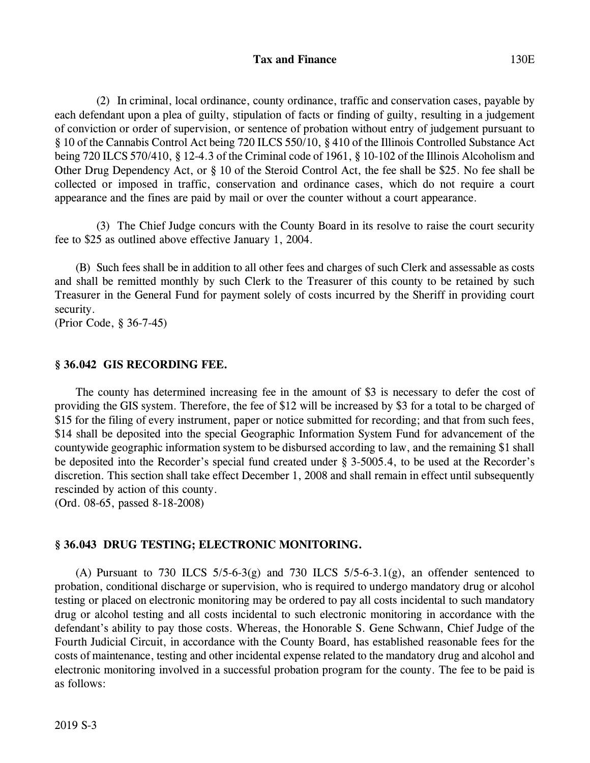(2) In criminal, local ordinance, county ordinance, traffic and conservation cases, payable by each defendant upon a plea of guilty, stipulation of facts or finding of guilty, resulting in a judgement of conviction or order of supervision, or sentence of probation without entry of judgement pursuant to § 10 of the Cannabis Control Act being 720 ILCS 550/10, § 410 of the Illinois Controlled Substance Act being 720 ILCS 570/410, § 12-4.3 of the Criminal code of 1961, § 10-102 of the Illinois Alcoholism and Other Drug Dependency Act, or § 10 of the Steroid Control Act, the fee shall be $25. No fee shall be collected or imposed in traffic, conservation and ordinance cases, which do not require a court appearance and the fines are paid by mail or over the counter without a court appearance.

(3) The Chief Judge concurs with the County Board in its resolve to raise the court security fee to $25 as outlined above effective January 1, 2004.

(B) Such fees shall be in addition to all other fees and charges of such Clerk and assessable as costs and shall be remitted monthly by such Clerk to the Treasurer of this county to be retained by such Treasurer in the General Fund for payment solely of costs incurred by the Sheriff in providing court security.
(Prior Code, § 36-7-45)

### § 36.042 GIS RECORDING FEE.

The county has determined increasing fee in the amount of $3 is necessary to defer the cost of providing the GIS system. Therefore, the fee of $12 will be increased by $3 for a total to be charged of $15 for the filing of every instrument, paper or notice submitted for recording; and that from such fees, $14 shall be deposited into the special Geographic Information System Fund for advancement of the countywide geographic information system to be disbursed according to law, and the remaining $1 shall be deposited into the Recorder's special fund created under § 3-5005.4, to be used at the Recorder's discretion. This section shall take effect December 1, 2008 and shall remain in effect until subsequently rescinded by action of this county.
(Ord. 08-65, passed 8-18-2008)

### § 36.043 DRUG TESTING; ELECTRONIC MONITORING.

(A) Pursuant to 730 ILCS 5/5-6-3(g) and 730 ILCS 5/5-6-3.1(g), an offender sentenced to probation, conditional discharge or supervision, who is required to undergo mandatory drug or alcohol testing or placed on electronic monitoring may be ordered to pay all costs incidental to such mandatory drug or alcohol testing and all costs incidental to such electronic monitoring in accordance with the defendant's ability to pay those costs. Whereas, the Honorable S. Gene Schwann, Chief Judge of the Fourth Judicial Circuit, in accordance with the County Board, has established reasonable fees for the costs of maintenance, testing and other incidental expense related to the mandatory drug and alcohol and electronic monitoring involved in a successful probation program for the county. The fee to be paid is as follows: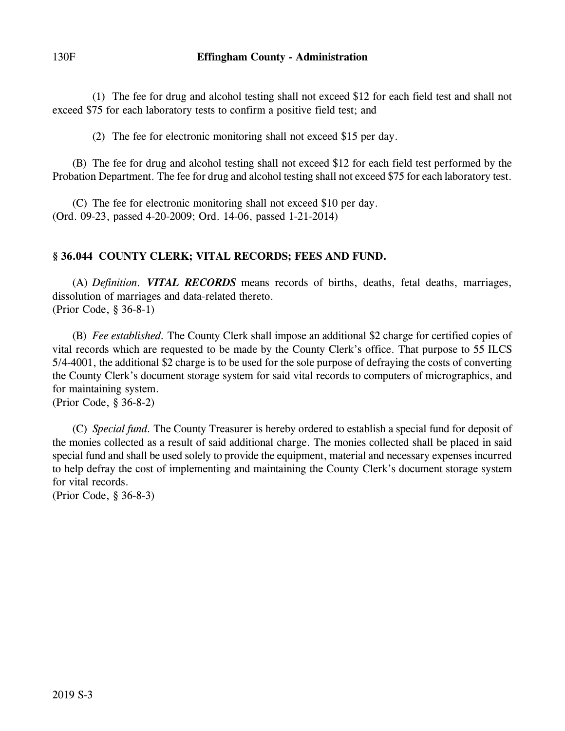(1) The fee for drug and alcohol testing shall not exceed $12 for each field test and shall not exceed $75 for each laboratory tests to confirm a positive field test; and

(2) The fee for electronic monitoring shall not exceed $15 per day.

(B) The fee for drug and alcohol testing shall not exceed $12 for each field test performed by the Probation Department. The fee for drug and alcohol testing shall not exceed $75 for each laboratory test.

(C) The fee for electronic monitoring shall not exceed $10 per day.
(Ord. 09-23, passed 4-20-2009; Ord. 14-06, passed 1-21-2014)

### § 36.044 COUNTY CLERK; VITAL RECORDS; FEES AND FUND.

(A) *Definition.* ***VITAL RECORDS*** means records of births, deaths, fetal deaths, marriages, dissolution of marriages and data-related thereto.
(Prior Code, § 36-8-1)

(B) *Fee established.* The County Clerk shall impose an additional $2 charge for certified copies of vital records which are requested to be made by the County Clerk's office. That purpose to 55 ILCS 5/4-4001, the additional $2 charge is to be used for the sole purpose of defraying the costs of converting the County Clerk's document storage system for said vital records to computers of micrographics, and for maintaining system.
(Prior Code, § 36-8-2)

(C) *Special fund.* The County Treasurer is hereby ordered to establish a special fund for deposit of the monies collected as a result of said additional charge. The monies collected shall be placed in said special fund and shall be used solely to provide the equipment, material and necessary expenses incurred to help defray the cost of implementing and maintaining the County Clerk's document storage system for vital records.
(Prior Code, § 36-8-3)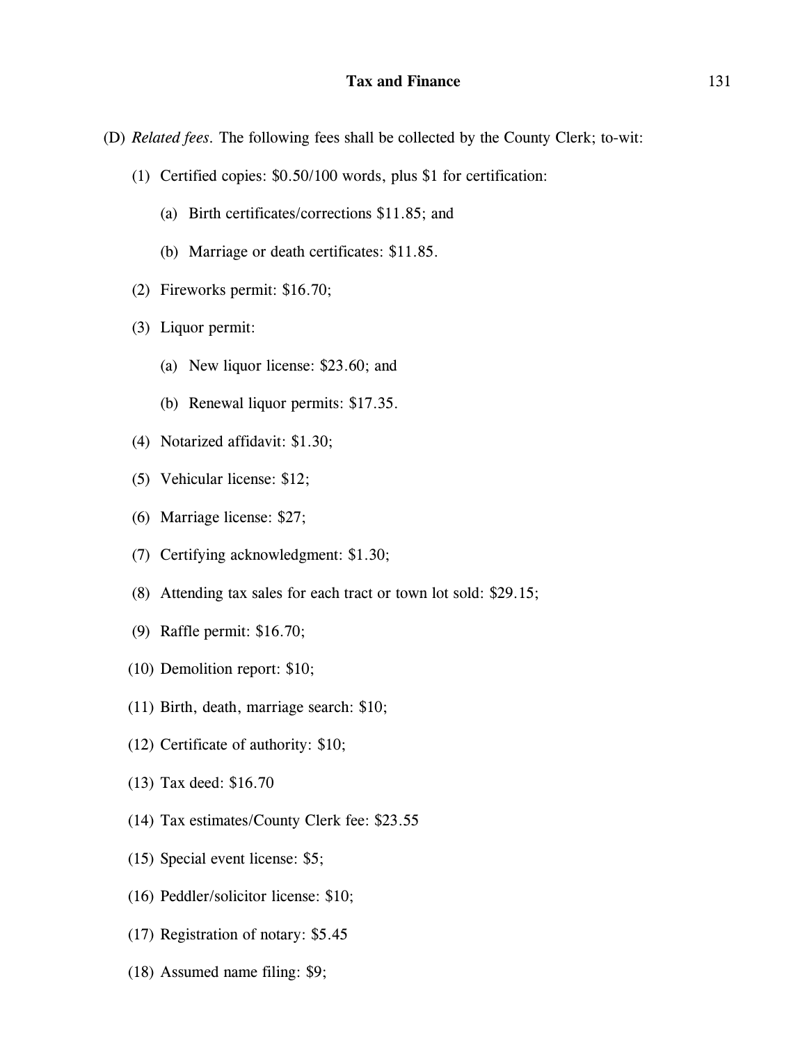(D) *Related fees*. The following fees shall be collected by the County Clerk; to-wit:

(1) Certified copies: $0.50/100 words, plus $1 for certification:

(a) Birth certificates/corrections $11.85; and

(b) Marriage or death certificates: $11.85.

(2) Fireworks permit: $16.70;

(3) Liquor permit:

(a) New liquor license: $23.60; and

(b) Renewal liquor permits: $17.35.

(4) Notarized affidavit: $1.30;

(5) Vehicular license: $12;

(6) Marriage license: $27;

(7) Certifying acknowledgment: $1.30;

(8) Attending tax sales for each tract or town lot sold: $29.15;

(9) Raffle permit: $16.70;

(10) Demolition report: $10;

(11) Birth, death, marriage search: $10;

(12) Certificate of authority: $10;

(13) Tax deed: $16.70

(14) Tax estimates/County Clerk fee: $23.55

(15) Special event license: $5;

(16) Peddler/solicitor license: $10;

(17) Registration of notary: $5.45

(18) Assumed name filing: $9;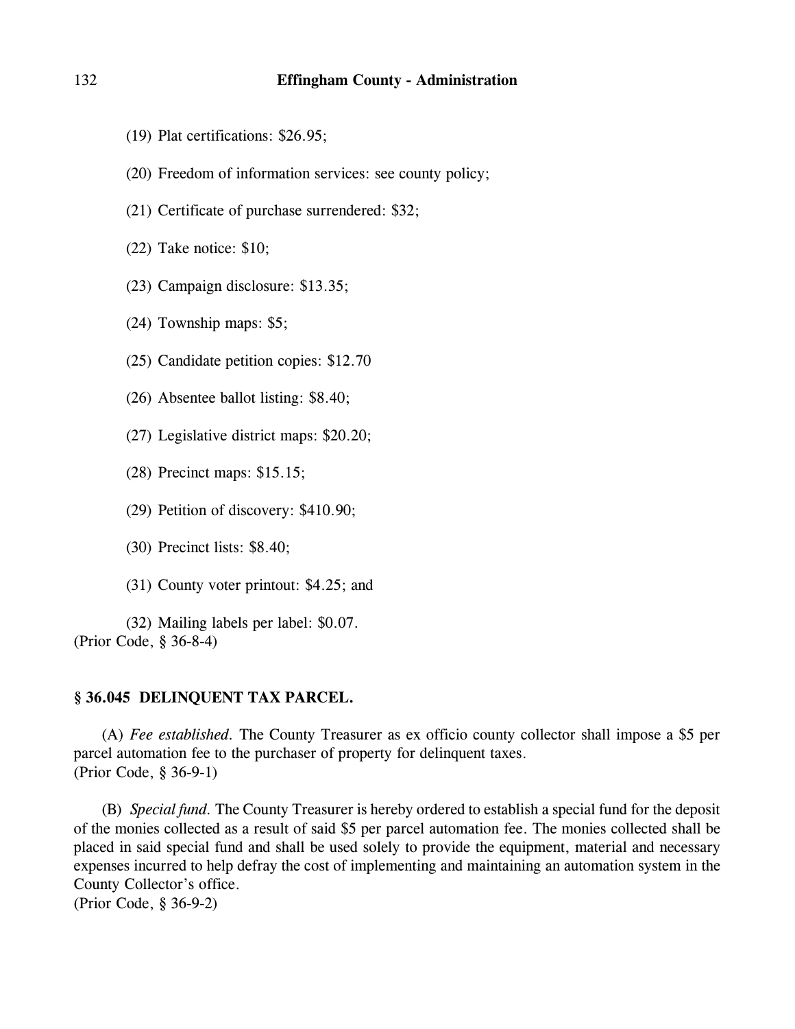(19) Plat certifications: $26.95;

(20) Freedom of information services: see county policy;

(21) Certificate of purchase surrendered: $32;

(22) Take notice: $10;

(23) Campaign disclosure: $13.35;

(24) Township maps: $5;

(25) Candidate petition copies: $12.70

(26) Absentee ballot listing: $8.40;

(27) Legislative district maps: $20.20;

(28) Precinct maps: $15.15;

(29) Petition of discovery: $410.90;

(30) Precinct lists: $8.40;

(31) County voter printout: $4.25; and

(32) Mailing labels per label: $0.07.

(Prior Code, § 36-8-4)

### § 36.045 DELINQUENT TAX PARCEL.

(A) *Fee established*. The County Treasurer as ex officio county collector shall impose a $5 per parcel automation fee to the purchaser of property for delinquent taxes.
(Prior Code, § 36-9-1)

(B) *Special fund*. The County Treasurer is hereby ordered to establish a special fund for the deposit of the monies collected as a result of said $5 per parcel automation fee. The monies collected shall be placed in said special fund and shall be used solely to provide the equipment, material and necessary expenses incurred to help defray the cost of implementing and maintaining an automation system in the County Collector's office.
(Prior Code, § 36-9-2)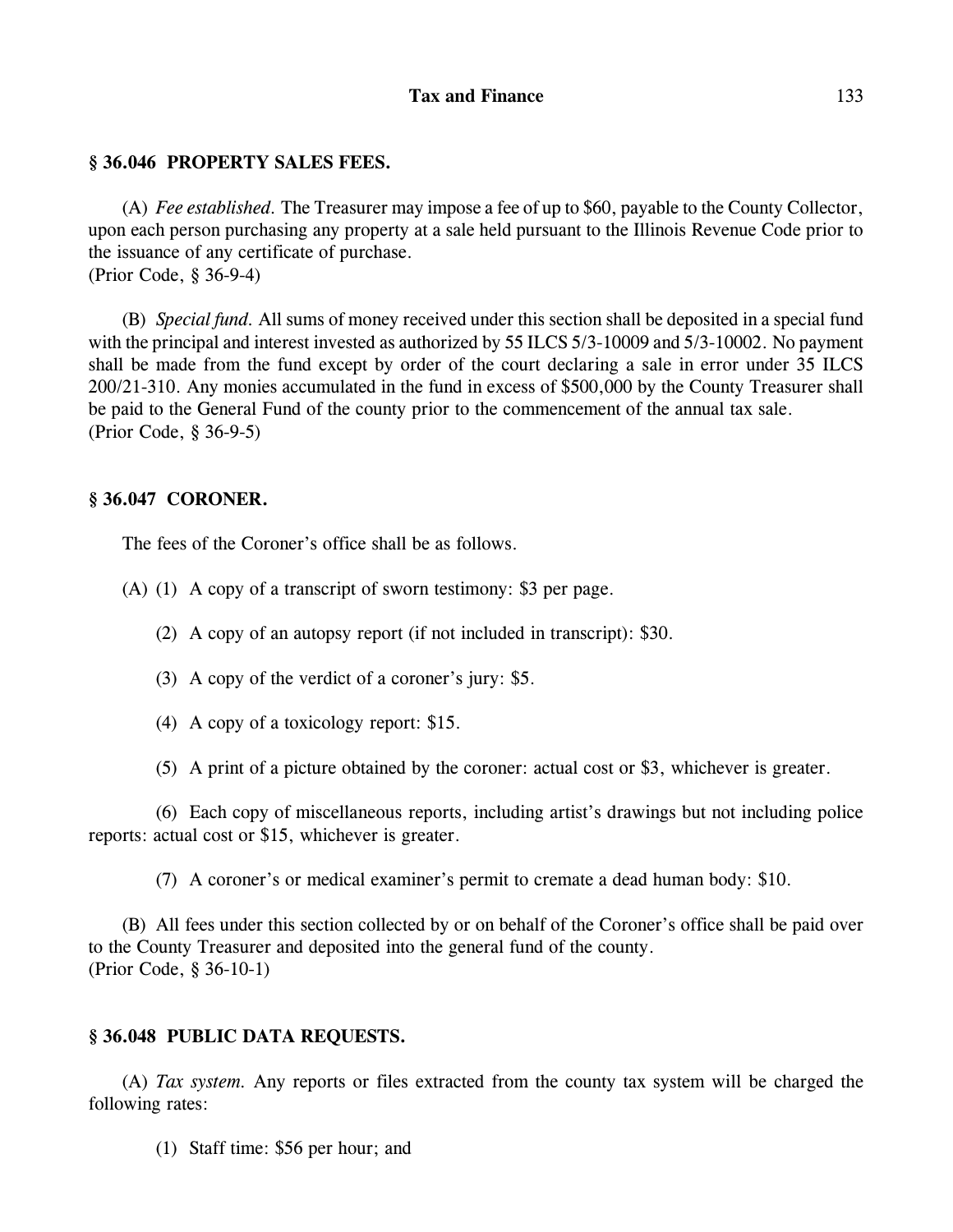### § 36.046 PROPERTY SALES FEES.

(A) *Fee established.* The Treasurer may impose a fee of up to $60, payable to the County Collector, upon each person purchasing any property at a sale held pursuant to the Illinois Revenue Code prior to the issuance of any certificate of purchase.
(Prior Code, § 36-9-4)

(B) *Special fund.* All sums of money received under this section shall be deposited in a special fund with the principal and interest invested as authorized by 55 ILCS 5/3-10009 and 5/3-10002. No payment shall be made from the fund except by order of the court declaring a sale in error under 35 ILCS 200/21-310. Any monies accumulated in the fund in excess of $500,000 by the County Treasurer shall be paid to the General Fund of the county prior to the commencement of the annual tax sale.
(Prior Code, § 36-9-5)

### § 36.047 CORONER.

The fees of the Coroner's office shall be as follows.

(A) (1) A copy of a transcript of sworn testimony: $3 per page.

(2) A copy of an autopsy report (if not included in transcript): $30.

(3) A copy of the verdict of a coroner's jury: $5.

(4) A copy of a toxicology report: $15.

(5) A print of a picture obtained by the coroner: actual cost or $3, whichever is greater.

(6) Each copy of miscellaneous reports, including artist's drawings but not including police reports: actual cost or $15, whichever is greater.

(7) A coroner's or medical examiner's permit to cremate a dead human body: $10.

(B) All fees under this section collected by or on behalf of the Coroner's office shall be paid over to the County Treasurer and deposited into the general fund of the county.
(Prior Code, § 36-10-1)

### § 36.048 PUBLIC DATA REQUESTS.

(A) *Tax system.* Any reports or files extracted from the county tax system will be charged the following rates:

(1) Staff time: $56 per hour; and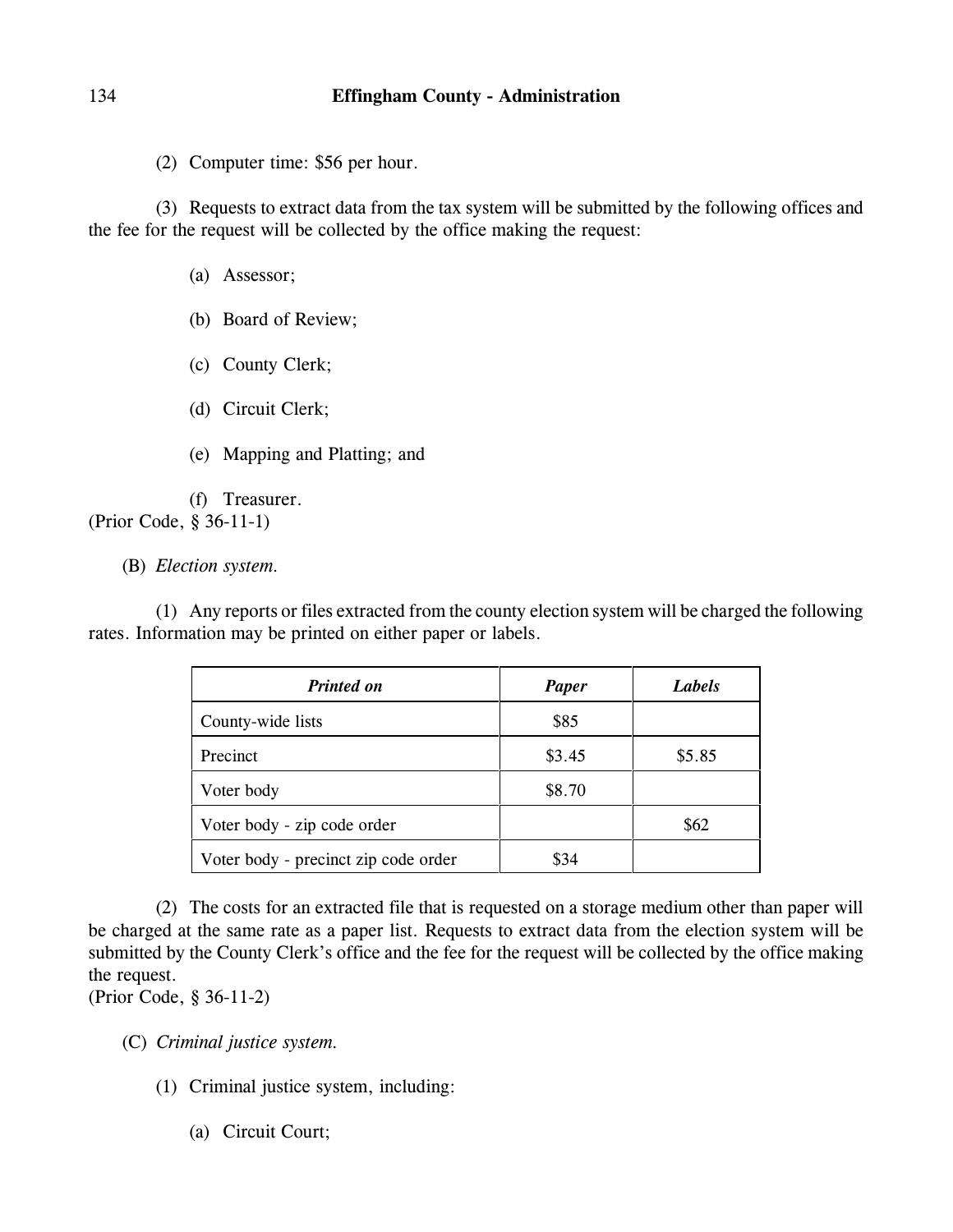(2) Computer time: $56 per hour.

(3) Requests to extract data from the tax system will be submitted by the following offices and the fee for the request will be collected by the office making the request:

(a) Assessor;

(b) Board of Review;

(c) County Clerk;

(d) Circuit Clerk;

(e) Mapping and Platting; and

(f) Treasurer.

(Prior Code, § 36-11-1)

(B) *Election system.*

(1) Any reports or files extracted from the county election system will be charged the following rates. Information may be printed on either paper or labels.

| ***Printed on*** | ***Paper*** | ***Labels*** |
|---|---|---|
| County-wide lists | $85 | |
| Precinct | $3.45 | $5.85 |
| Voter body | $8.70 | |
| Voter body - zip code order | | $62 |
| Voter body - precinct zip code order | $34 | |

(2) The costs for an extracted file that is requested on a storage medium other than paper will be charged at the same rate as a paper list. Requests to extract data from the election system will be submitted by the County Clerk's office and the fee for the request will be collected by the office making the request.

(Prior Code, § 36-11-2)

(C) *Criminal justice system.*

(1) Criminal justice system, including:

(a) Circuit Court;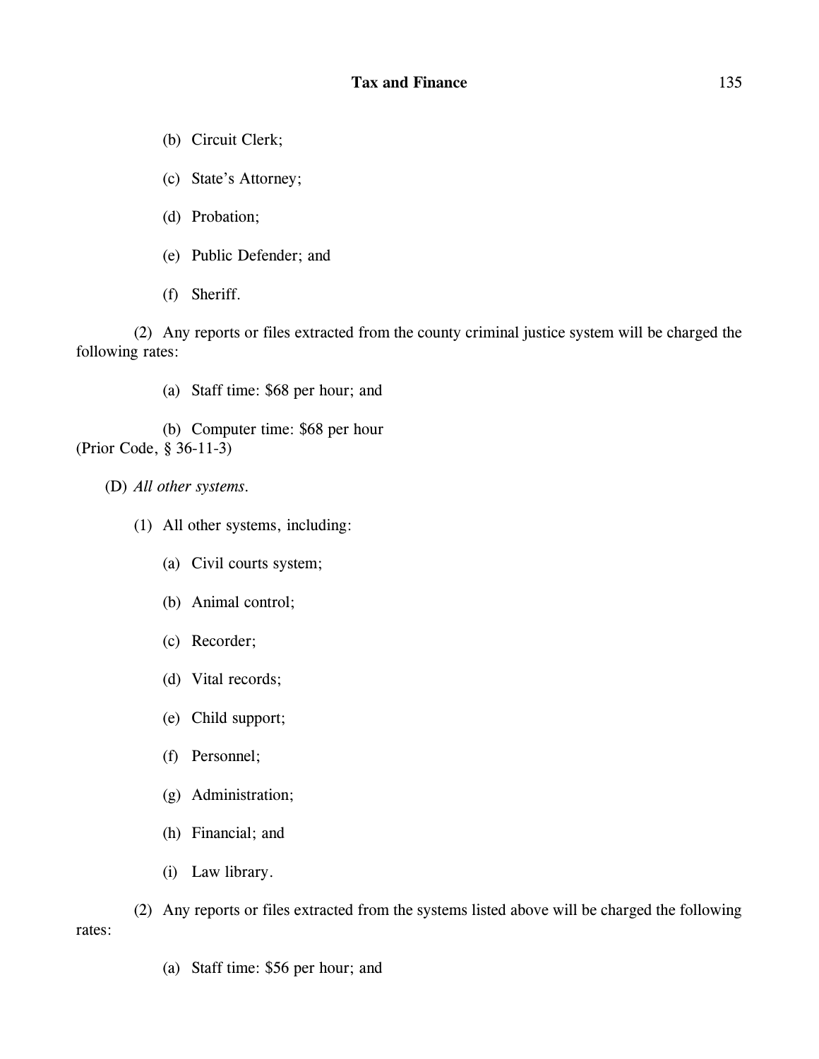(b) Circuit Clerk;

(c) State's Attorney;

(d) Probation;

(e) Public Defender; and

(f) Sheriff.

(2) Any reports or files extracted from the county criminal justice system will be charged the following rates:

(a) Staff time: $68 per hour; and

(b) Computer time: $68 per hour
(Prior Code, § 36-11-3)

(D) *All other systems.*

(1) All other systems, including:

(a) Civil courts system;

(b) Animal control;

(c) Recorder;

(d) Vital records;

(e) Child support;

(f) Personnel;

(g) Administration;

(h) Financial; and

(i) Law library.

(2) Any reports or files extracted from the systems listed above will be charged the following rates:

(a) Staff time: $56 per hour; and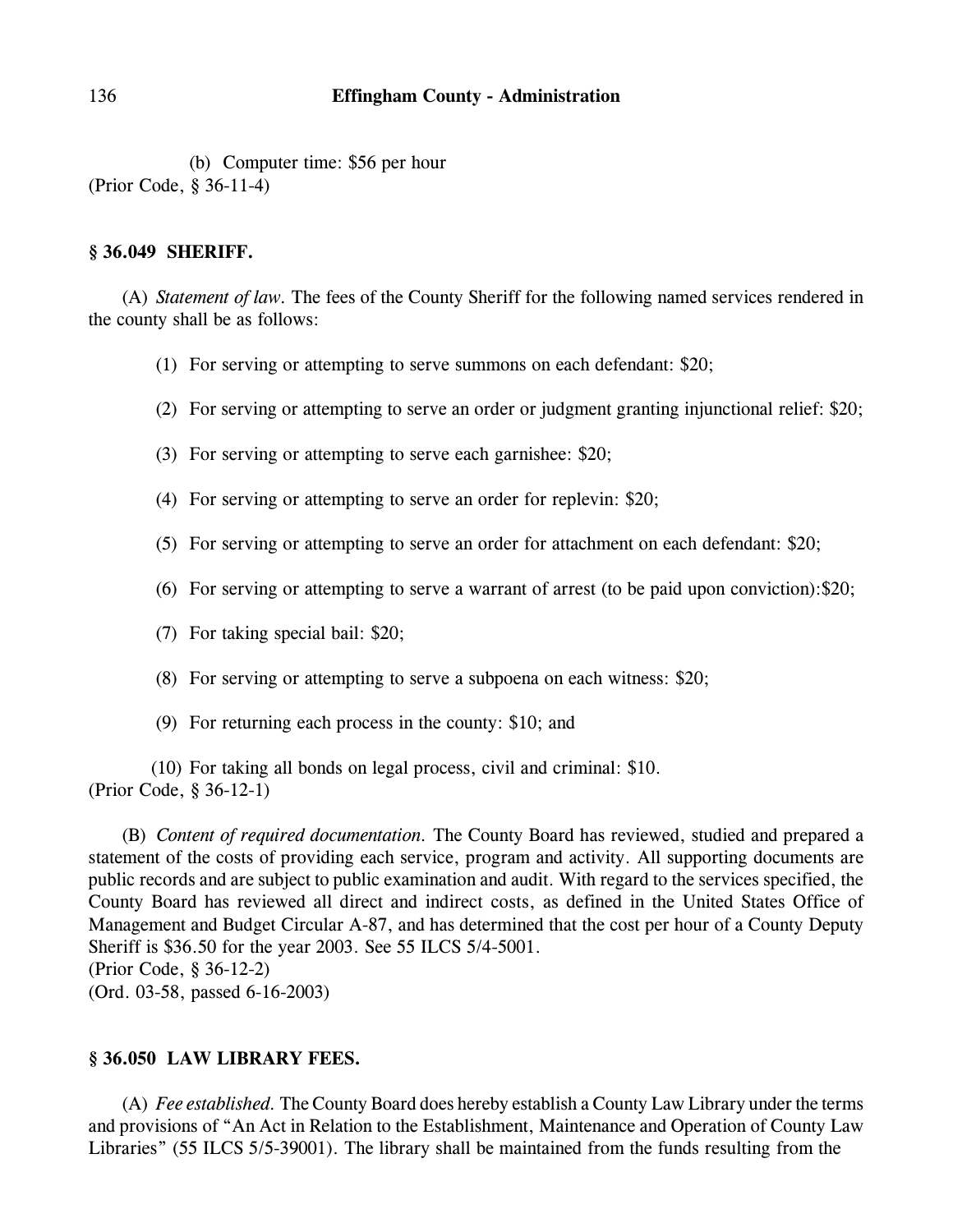(b) Computer time: $56 per hour

(Prior Code, § 36-11-4)

### § 36.049 SHERIFF.

(A) *Statement of law.* The fees of the County Sheriff for the following named services rendered in the county shall be as follows:

(1) For serving or attempting to serve summons on each defendant: $20;

(2) For serving or attempting to serve an order or judgment granting injunctional relief: $20;

(3) For serving or attempting to serve each garnishee: $20;

(4) For serving or attempting to serve an order for replevin: $20;

(5) For serving or attempting to serve an order for attachment on each defendant: $20;

(6) For serving or attempting to serve a warrant of arrest (to be paid upon conviction):$20;

(7) For taking special bail: $20;

(8) For serving or attempting to serve a subpoena on each witness: $20;

(9) For returning each process in the county: $10; and

(10) For taking all bonds on legal process, civil and criminal: $10.

(Prior Code, § 36-12-1)

(B) *Content of required documentation.* The County Board has reviewed, studied and prepared a statement of the costs of providing each service, program and activity. All supporting documents are public records and are subject to public examination and audit. With regard to the services specified, the County Board has reviewed all direct and indirect costs, as defined in the United States Office of Management and Budget Circular A-87, and has determined that the cost per hour of a County Deputy Sheriff is $36.50 for the year 2003. See 55 ILCS 5/4-5001.

(Prior Code, § 36-12-2)

(Ord. 03-58, passed 6-16-2003)

### § 36.050 LAW LIBRARY FEES.

(A) *Fee established.* The County Board does hereby establish a County Law Library under the terms and provisions of "An Act in Relation to the Establishment, Maintenance and Operation of County Law Libraries" (55 ILCS 5/5-39001). The library shall be maintained from the funds resulting from the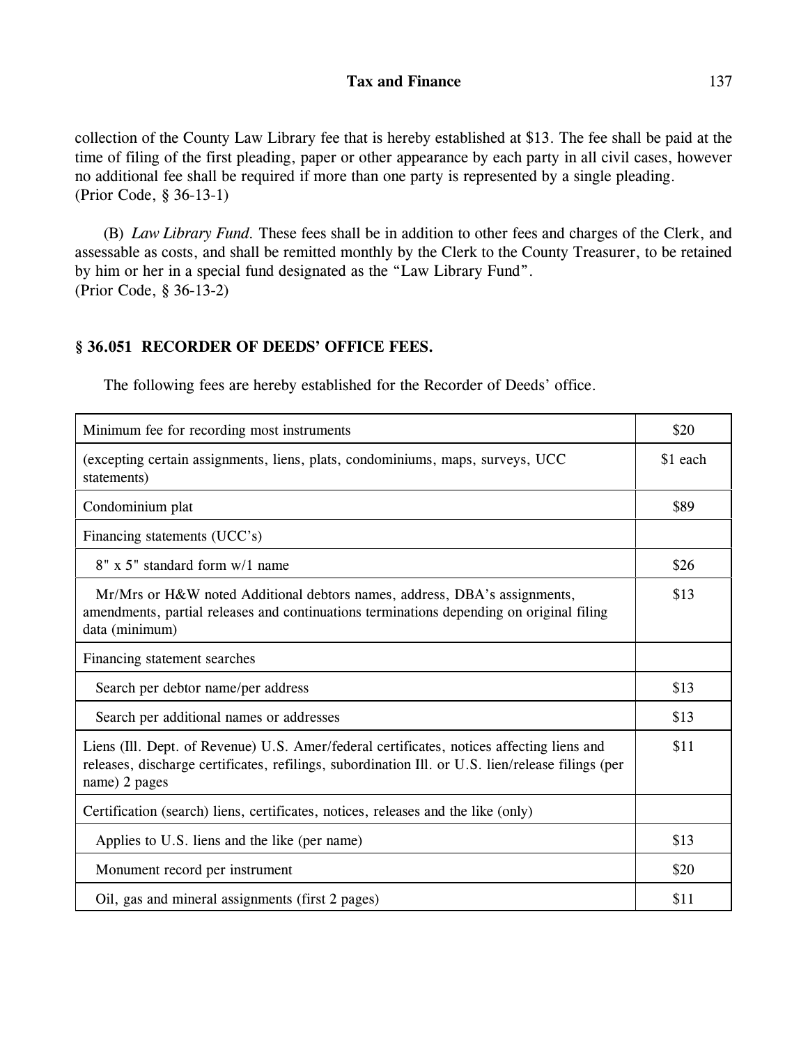collection of the County Law Library fee that is hereby established at $13. The fee shall be paid at the time of filing of the first pleading, paper or other appearance by each party in all civil cases, however no additional fee shall be required if more than one party is represented by a single pleading.
(Prior Code, § 36-13-1)

(B) *Law Library Fund.* These fees shall be in addition to other fees and charges of the Clerk, and assessable as costs, and shall be remitted monthly by the Clerk to the County Treasurer, to be retained by him or her in a special fund designated as the "Law Library Fund".
(Prior Code, § 36-13-2)

### § 36.051 RECORDER OF DEEDS' OFFICE FEES.

The following fees are hereby established for the Recorder of Deeds' office.

| | |
|---|---|
| Minimum fee for recording most instruments | $20 |
| (excepting certain assignments, liens, plats, condominiums, maps, surveys, UCC statements) | $1 each |
| Condominium plat | $89 |
| Financing statements (UCC's) | |
| 8" x 5" standard form w/1 name | $26 |
| Mr/Mrs or H&W noted Additional debtors names, address, DBA's assignments, amendments, partial releases and continuations terminations depending on original filing data (minimum) | $13 |
| Financing statement searches | |
| Search per debtor name/per address | $13 |
| Search per additional names or addresses | $13 |
| Liens (Ill. Dept. of Revenue) U.S. Amer/federal certificates, notices affecting liens and releases, discharge certificates, refilings, subordination Ill. or U.S. lien/release filings (per name) 2 pages | $11 |
| Certification (search) liens, certificates, notices, releases and the like (only) | |
| Applies to U.S. liens and the like (per name) | $13 |
| Monument record per instrument | $20 |
| Oil, gas and mineral assignments (first 2 pages) | $11 |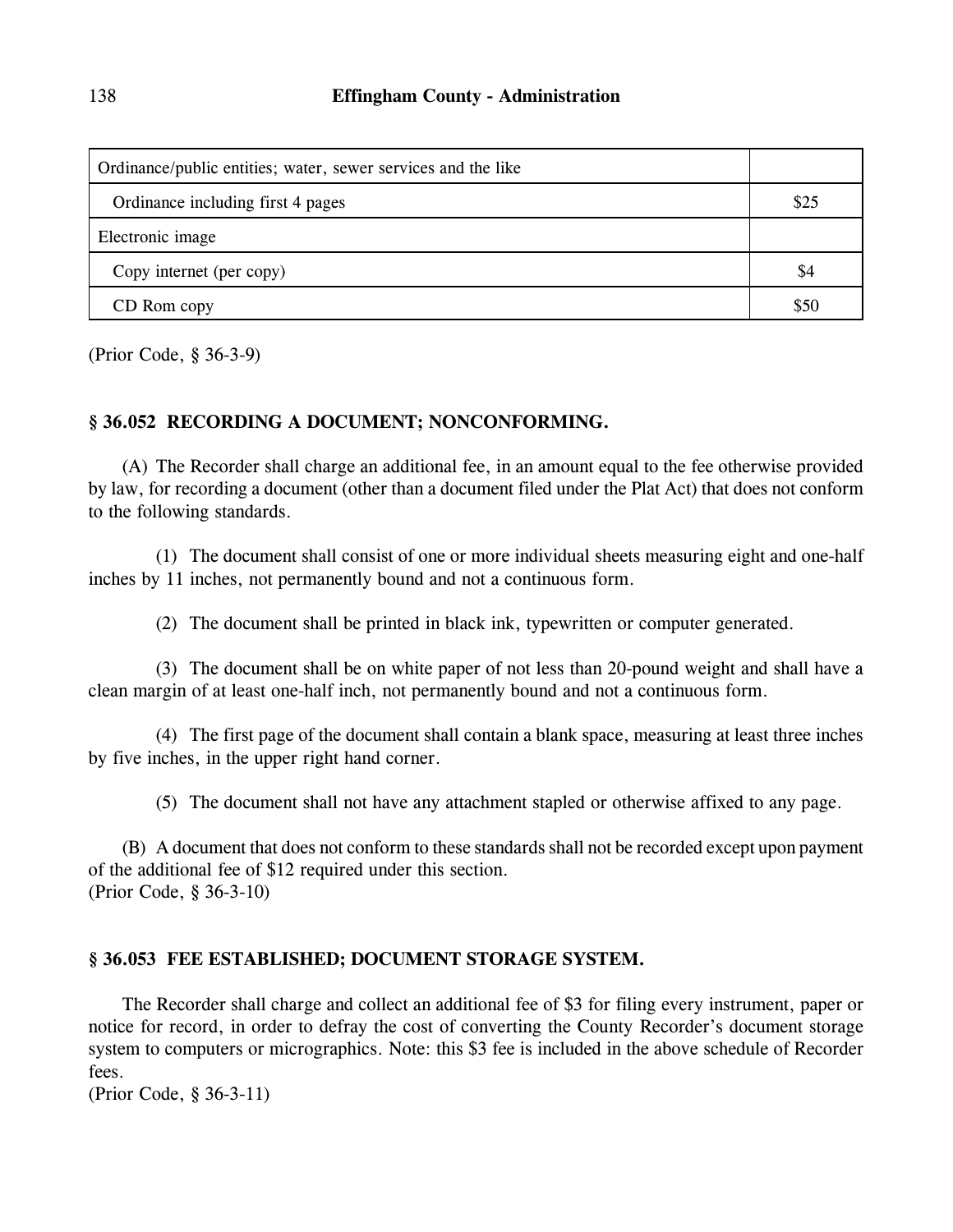| | |
|---|---|
| Ordinance/public entities; water, sewer services and the like | |
| Ordinance including first 4 pages | $25 |
| Electronic image | |
| Copy internet (per copy) | $4 |
| CD Rom copy | $50 |

(Prior Code, § 36-3-9)

### § 36.052 RECORDING A DOCUMENT; NONCONFORMING.

(A) The Recorder shall charge an additional fee, in an amount equal to the fee otherwise provided by law, for recording a document (other than a document filed under the Plat Act) that does not conform to the following standards.

(1) The document shall consist of one or more individual sheets measuring eight and one-half inches by 11 inches, not permanently bound and not a continuous form.

(2) The document shall be printed in black ink, typewritten or computer generated.

(3) The document shall be on white paper of not less than 20-pound weight and shall have a clean margin of at least one-half inch, not permanently bound and not a continuous form.

(4) The first page of the document shall contain a blank space, measuring at least three inches by five inches, in the upper right hand corner.

(5) The document shall not have any attachment stapled or otherwise affixed to any page.

(B) A document that does not conform to these standards shall not be recorded except upon payment of the additional fee of $12 required under this section.
(Prior Code, § 36-3-10)

### § 36.053 FEE ESTABLISHED; DOCUMENT STORAGE SYSTEM.

The Recorder shall charge and collect an additional fee of $3 for filing every instrument, paper or notice for record, in order to defray the cost of converting the County Recorder's document storage system to computers or micrographics. Note: this $3 fee is included in the above schedule of Recorder fees.
(Prior Code, § 36-3-11)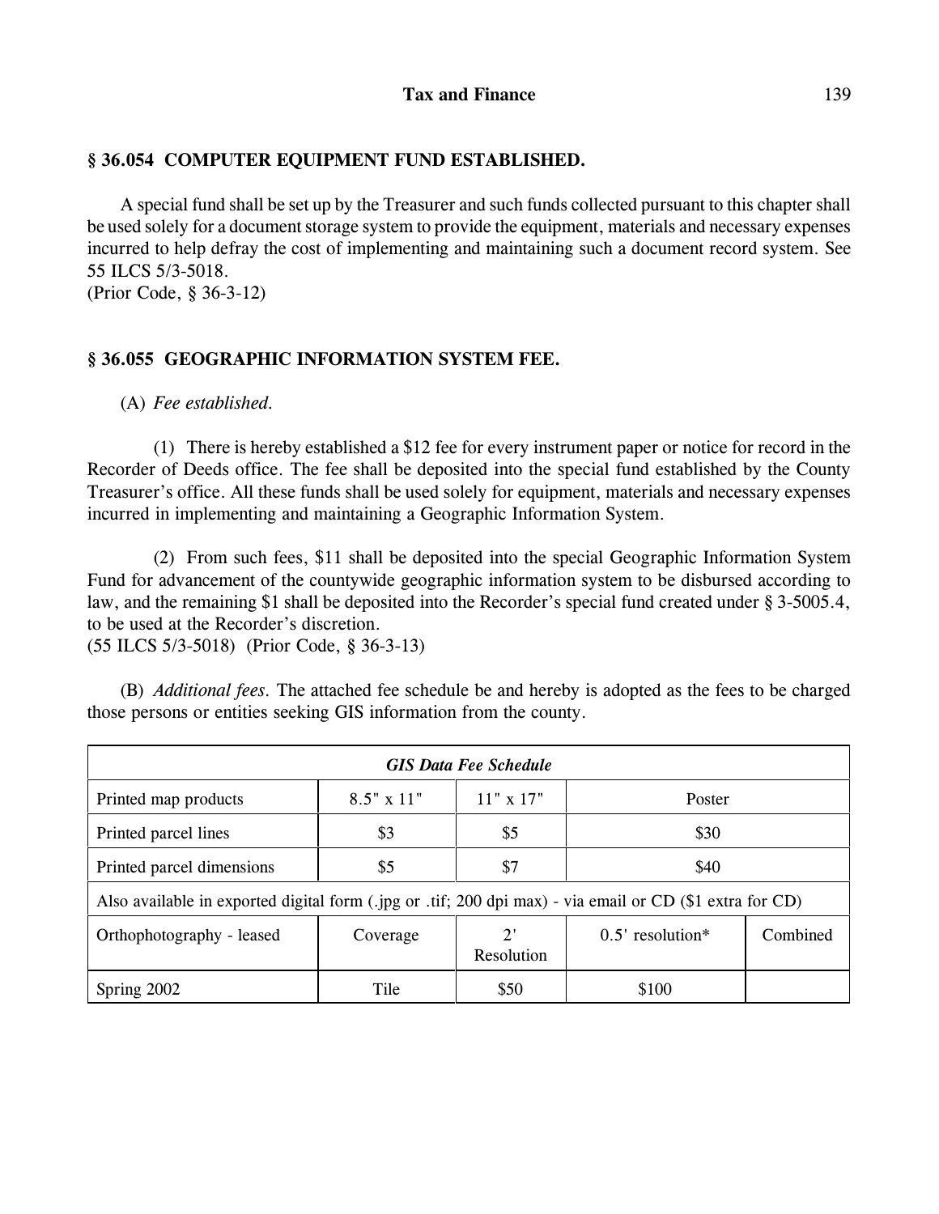### § 36.054 COMPUTER EQUIPMENT FUND ESTABLISHED.

A special fund shall be set up by the Treasurer and such funds collected pursuant to this chapter shall be used solely for a document storage system to provide the equipment, materials and necessary expenses incurred to help defray the cost of implementing and maintaining such a document record system. See 55 ILCS 5/3-5018.
(Prior Code, § 36-3-12)

### § 36.055 GEOGRAPHIC INFORMATION SYSTEM FEE.

(A) *Fee established.*

(1) There is hereby established a $12 fee for every instrument paper or notice for record in the Recorder of Deeds office. The fee shall be deposited into the special fund established by the County Treasurer's office. All these funds shall be used solely for equipment, materials and necessary expenses incurred in implementing and maintaining a Geographic Information System.

(2) From such fees, $11 shall be deposited into the special Geographic Information System Fund for advancement of the countywide geographic information system to be disbursed according to law, and the remaining $1 shall be deposited into the Recorder's special fund created under § 3-5005.4, to be used at the Recorder's discretion.
(55 ILCS 5/3-5018) (Prior Code, § 36-3-13)

(B) *Additional fees.* The attached fee schedule be and hereby is adopted as the fees to be charged those persons or entities seeking GIS information from the county.

| ***GIS Data Fee Schedule*** | | | | |
|---|---|---|---|---|
| Printed map products | 8.5" x 11" | 11" x 17" | Poster | |
| Printed parcel lines | $3 | $5 | $30 | |
| Printed parcel dimensions | $5 | $7 | $40 | |
| Also available in exported digital form (.jpg or .tif; 200 dpi max) - via email or CD ($1 extra for CD) | | | | |
| Orthophotography - leased | Coverage | 2' Resolution | 0.5' resolution* | Combined |
| Spring 2002 | Tile | $50 | $100 | |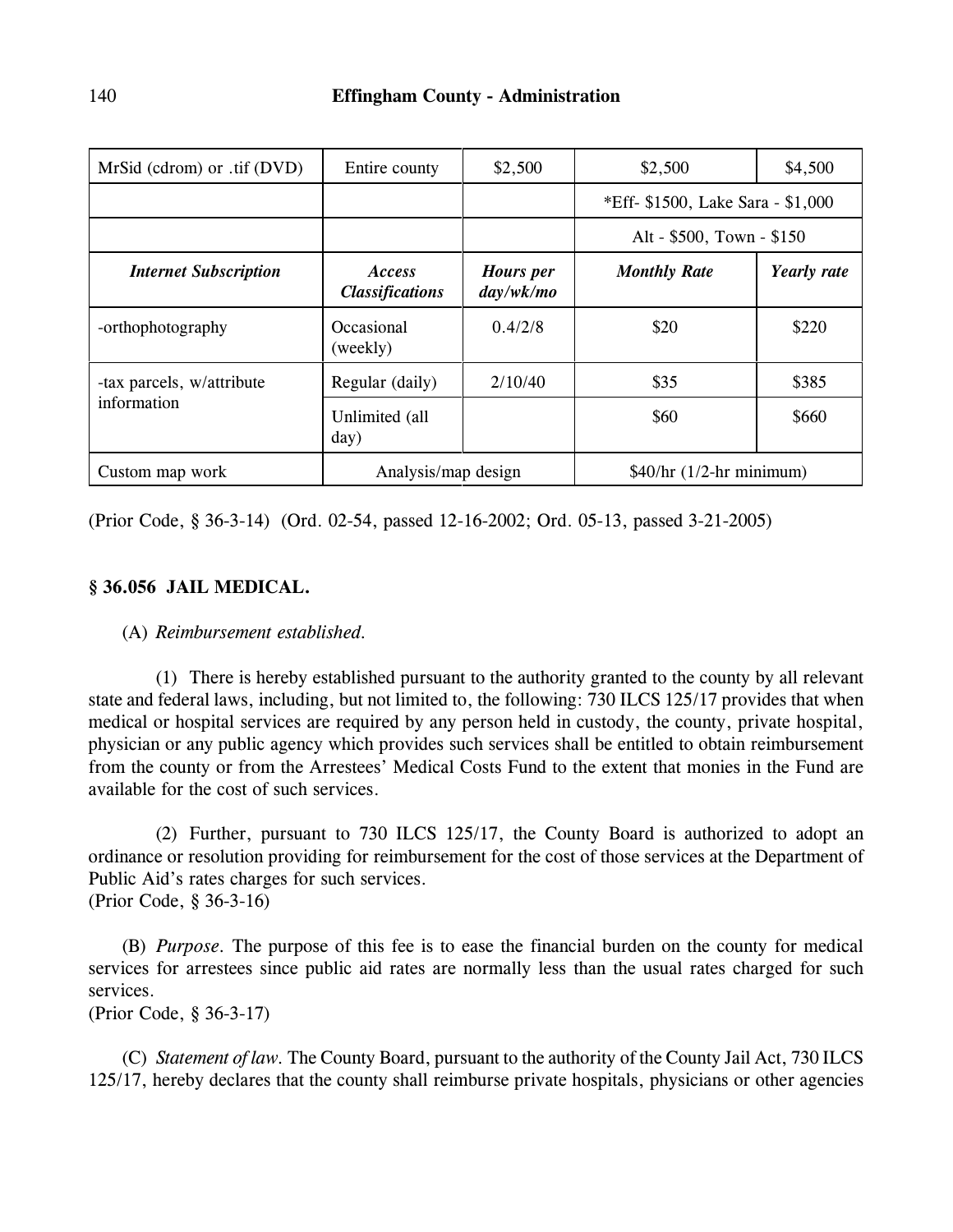| MrSid (cdrom) or .tif (DVD) | Entire county | $2,500 | $2,500 | $4,500 |
|---|---|---|---|---|
| | | | *Eff- $1500, Lake Sara - $1,000 | |
| | | | Alt - $500, Town - $150 | |
| ***Internet Subscription*** | ***Access Classifications*** | ***Hours per day/wk/mo*** | ***Monthly Rate*** | ***Yearly rate*** |
| -orthophotography | Occasional (weekly) | 0.4/2/8 | $20 | $220 |
| -tax parcels, w/attribute information | Regular (daily) | 2/10/40 | $35 | $385 |
| | Unlimited (all day) | | $60 | $660 |
| Custom map work | Analysis/map design | | $40/hr (1/2-hr minimum) | |

(Prior Code, § 36-3-14) (Ord. 02-54, passed 12-16-2002; Ord. 05-13, passed 3-21-2005)

### § 36.056 JAIL MEDICAL.

(A) *Reimbursement established.*

(1) There is hereby established pursuant to the authority granted to the county by all relevant state and federal laws, including, but not limited to, the following: 730 ILCS 125/17 provides that when medical or hospital services are required by any person held in custody, the county, private hospital, physician or any public agency which provides such services shall be entitled to obtain reimbursement from the county or from the Arrestees' Medical Costs Fund to the extent that monies in the Fund are available for the cost of such services.

(2) Further, pursuant to 730 ILCS 125/17, the County Board is authorized to adopt an ordinance or resolution providing for reimbursement for the cost of those services at the Department of Public Aid's rates charges for such services.
(Prior Code, § 36-3-16)

(B) *Purpose.* The purpose of this fee is to ease the financial burden on the county for medical services for arrestees since public aid rates are normally less than the usual rates charged for such services.
(Prior Code, § 36-3-17)

(C) *Statement of law.* The County Board, pursuant to the authority of the County Jail Act, 730 ILCS 125/17, hereby declares that the county shall reimburse private hospitals, physicians or other agencies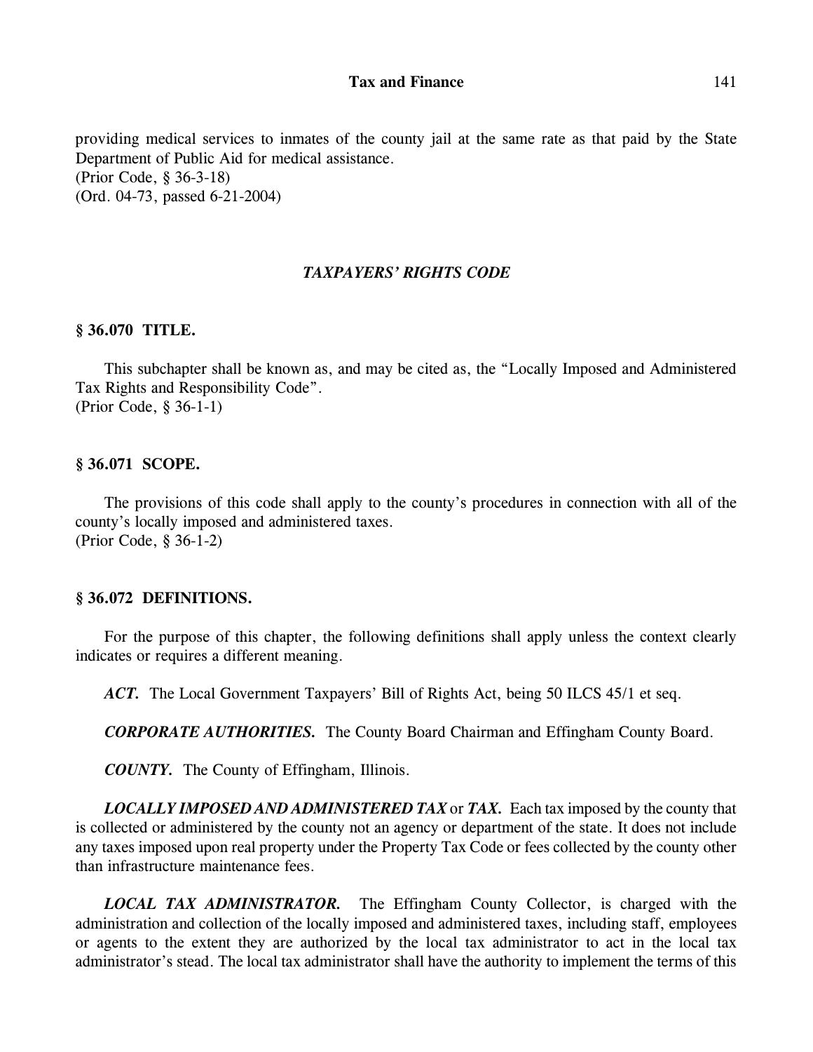providing medical services to inmates of the county jail at the same rate as that paid by the State Department of Public Aid for medical assistance.
(Prior Code, § 36-3-18)
(Ord. 04-73, passed 6-21-2004)

## *TAXPAYERS' RIGHTS CODE*

### § 36.070 TITLE.

This subchapter shall be known as, and may be cited as, the "Locally Imposed and Administered Tax Rights and Responsibility Code".
(Prior Code, § 36-1-1)

### § 36.071 SCOPE.

The provisions of this code shall apply to the county's procedures in connection with all of the county's locally imposed and administered taxes.
(Prior Code, § 36-1-2)

### § 36.072 DEFINITIONS.

For the purpose of this chapter, the following definitions shall apply unless the context clearly indicates or requires a different meaning.

***ACT.*** The Local Government Taxpayers' Bill of Rights Act, being 50 ILCS 45/1 et seq.

***CORPORATE AUTHORITIES.*** The County Board Chairman and Effingham County Board.

***COUNTY.*** The County of Effingham, Illinois.

***LOCALLY IMPOSED AND ADMINISTERED TAX*** or ***TAX.*** Each tax imposed by the county that is collected or administered by the county not an agency or department of the state. It does not include any taxes imposed upon real property under the Property Tax Code or fees collected by the county other than infrastructure maintenance fees.

***LOCAL TAX ADMINISTRATOR.*** The Effingham County Collector, is charged with the administration and collection of the locally imposed and administered taxes, including staff, employees or agents to the extent they are authorized by the local tax administrator to act in the local tax administrator's stead. The local tax administrator shall have the authority to implement the terms of this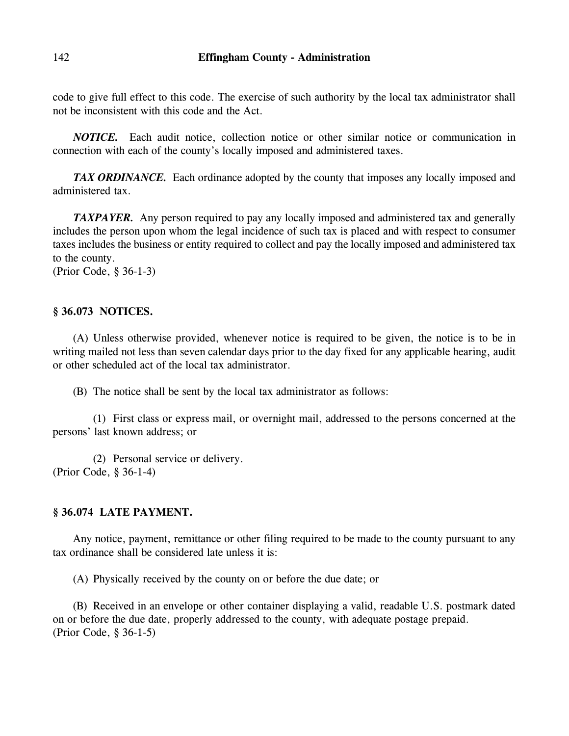code to give full effect to this code. The exercise of such authority by the local tax administrator shall not be inconsistent with this code and the Act.

***NOTICE.*** Each audit notice, collection notice or other similar notice or communication in connection with each of the county's locally imposed and administered taxes.

***TAX ORDINANCE.*** Each ordinance adopted by the county that imposes any locally imposed and administered tax.

***TAXPAYER.*** Any person required to pay any locally imposed and administered tax and generally includes the person upon whom the legal incidence of such tax is placed and with respect to consumer taxes includes the business or entity required to collect and pay the locally imposed and administered tax to the county.
(Prior Code, § 36-1-3)

### § 36.073 NOTICES.

(A) Unless otherwise provided, whenever notice is required to be given, the notice is to be in writing mailed not less than seven calendar days prior to the day fixed for any applicable hearing, audit or other scheduled act of the local tax administrator.

(B) The notice shall be sent by the local tax administrator as follows:

(1) First class or express mail, or overnight mail, addressed to the persons concerned at the persons' last known address; or

(2) Personal service or delivery.
(Prior Code, § 36-1-4)

### § 36.074 LATE PAYMENT.

Any notice, payment, remittance or other filing required to be made to the county pursuant to any tax ordinance shall be considered late unless it is:

(A) Physically received by the county on or before the due date; or

(B) Received in an envelope or other container displaying a valid, readable U.S. postmark dated on or before the due date, properly addressed to the county, with adequate postage prepaid.
(Prior Code, § 36-1-5)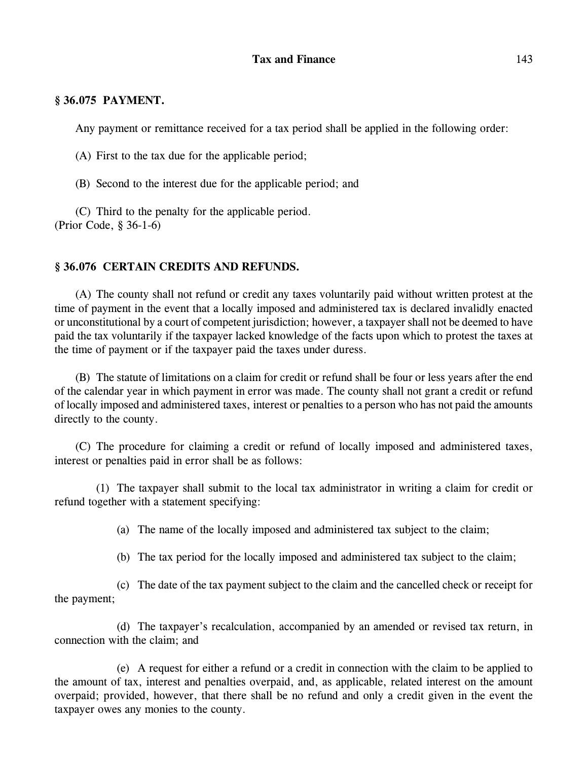## § 36.075 PAYMENT.

Any payment or remittance received for a tax period shall be applied in the following order:

(A) First to the tax due for the applicable period;

(B) Second to the interest due for the applicable period; and

(C) Third to the penalty for the applicable period.
(Prior Code, § 36-1-6)

## § 36.076 CERTAIN CREDITS AND REFUNDS.

(A) The county shall not refund or credit any taxes voluntarily paid without written protest at the time of payment in the event that a locally imposed and administered tax is declared invalidly enacted or unconstitutional by a court of competent jurisdiction; however, a taxpayer shall not be deemed to have paid the tax voluntarily if the taxpayer lacked knowledge of the facts upon which to protest the taxes at the time of payment or if the taxpayer paid the taxes under duress.

(B) The statute of limitations on a claim for credit or refund shall be four or less years after the end of the calendar year in which payment in error was made. The county shall not grant a credit or refund of locally imposed and administered taxes, interest or penalties to a person who has not paid the amounts directly to the county.

(C) The procedure for claiming a credit or refund of locally imposed and administered taxes, interest or penalties paid in error shall be as follows:

(1) The taxpayer shall submit to the local tax administrator in writing a claim for credit or refund together with a statement specifying:

(a) The name of the locally imposed and administered tax subject to the claim;

(b) The tax period for the locally imposed and administered tax subject to the claim;

(c) The date of the tax payment subject to the claim and the cancelled check or receipt for the payment;

(d) The taxpayer's recalculation, accompanied by an amended or revised tax return, in connection with the claim; and

(e) A request for either a refund or a credit in connection with the claim to be applied to the amount of tax, interest and penalties overpaid, and, as applicable, related interest on the amount overpaid; provided, however, that there shall be no refund and only a credit given in the event the taxpayer owes any monies to the county.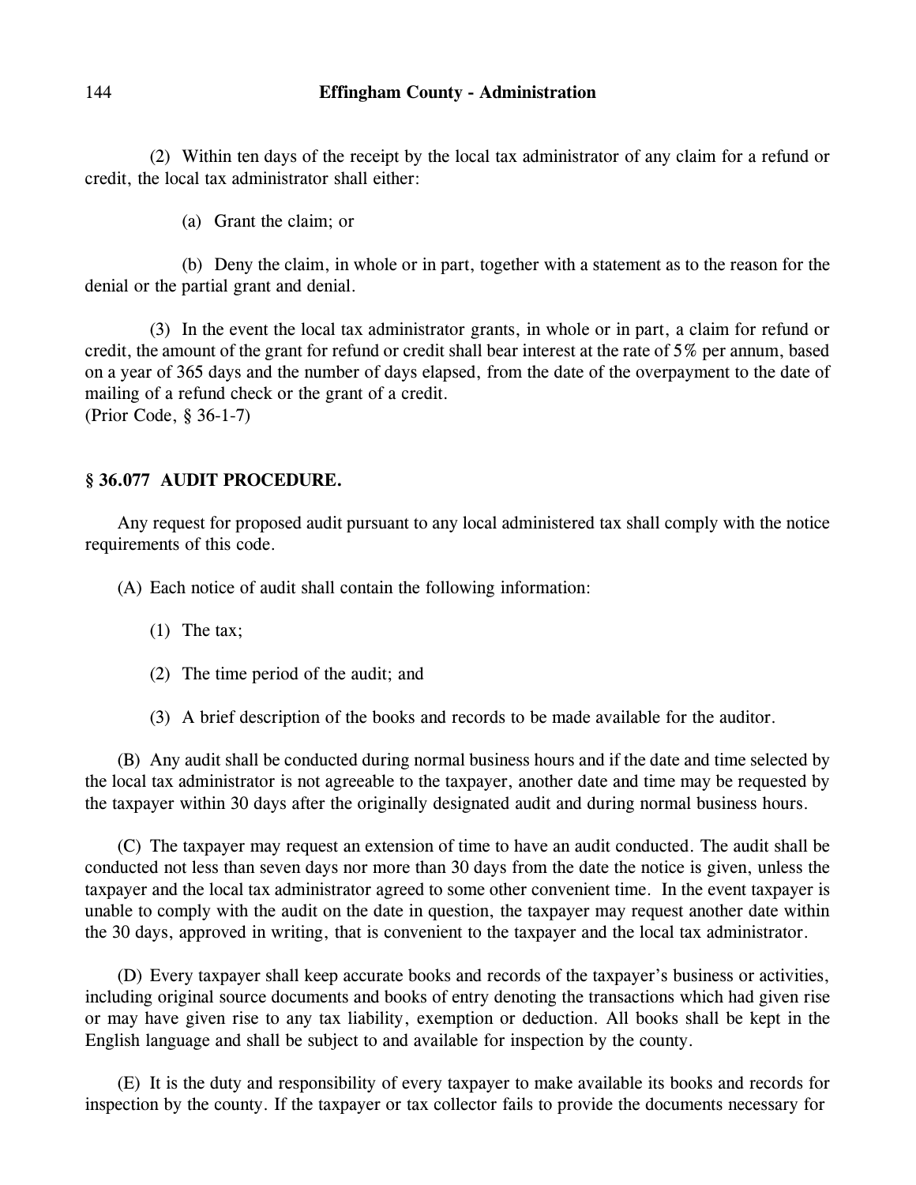(2) Within ten days of the receipt by the local tax administrator of any claim for a refund or credit, the local tax administrator shall either:

(a) Grant the claim; or

(b) Deny the claim, in whole or in part, together with a statement as to the reason for the denial or the partial grant and denial.

(3) In the event the local tax administrator grants, in whole or in part, a claim for refund or credit, the amount of the grant for refund or credit shall bear interest at the rate of 5% per annum, based on a year of 365 days and the number of days elapsed, from the date of the overpayment to the date of mailing of a refund check or the grant of a credit.
(Prior Code, § 36-1-7)

### § 36.077 AUDIT PROCEDURE.

Any request for proposed audit pursuant to any local administered tax shall comply with the notice requirements of this code.

(A) Each notice of audit shall contain the following information:

(1) The tax;

(2) The time period of the audit; and

(3) A brief description of the books and records to be made available for the auditor.

(B) Any audit shall be conducted during normal business hours and if the date and time selected by the local tax administrator is not agreeable to the taxpayer, another date and time may be requested by the taxpayer within 30 days after the originally designated audit and during normal business hours.

(C) The taxpayer may request an extension of time to have an audit conducted. The audit shall be conducted not less than seven days nor more than 30 days from the date the notice is given, unless the taxpayer and the local tax administrator agreed to some other convenient time. In the event taxpayer is unable to comply with the audit on the date in question, the taxpayer may request another date within the 30 days, approved in writing, that is convenient to the taxpayer and the local tax administrator.

(D) Every taxpayer shall keep accurate books and records of the taxpayer's business or activities, including original source documents and books of entry denoting the transactions which had given rise or may have given rise to any tax liability, exemption or deduction. All books shall be kept in the English language and shall be subject to and available for inspection by the county.

(E) It is the duty and responsibility of every taxpayer to make available its books and records for inspection by the county. If the taxpayer or tax collector fails to provide the documents necessary for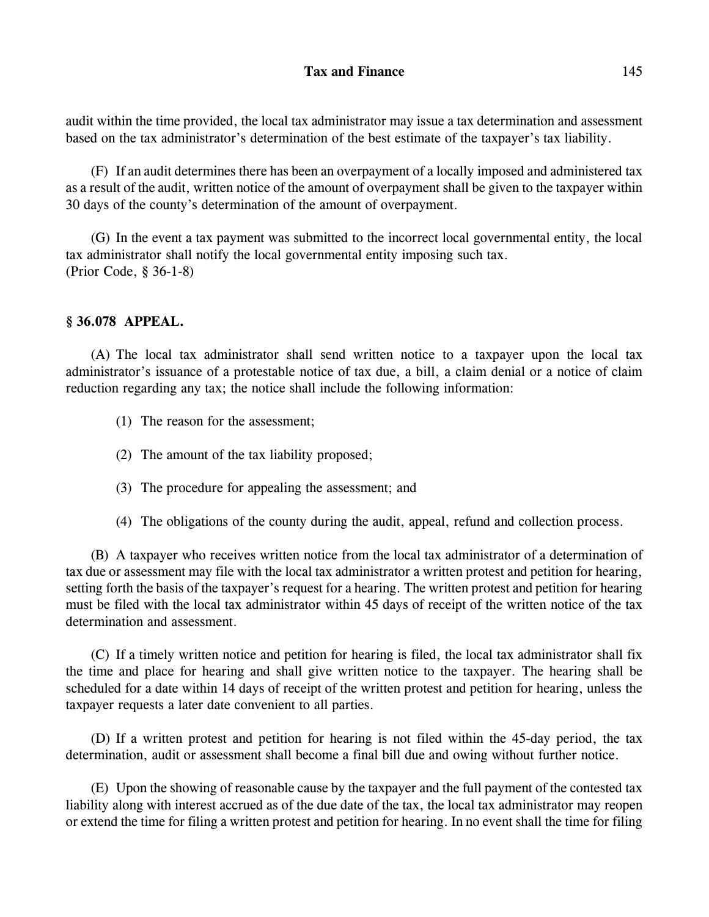audit within the time provided, the local tax administrator may issue a tax determination and assessment based on the tax administrator's determination of the best estimate of the taxpayer's tax liability.

(F) If an audit determines there has been an overpayment of a locally imposed and administered tax as a result of the audit, written notice of the amount of overpayment shall be given to the taxpayer within 30 days of the county's determination of the amount of overpayment.

(G) In the event a tax payment was submitted to the incorrect local governmental entity, the local tax administrator shall notify the local governmental entity imposing such tax.
(Prior Code, § 36-1-8)

### § 36.078 APPEAL.

(A) The local tax administrator shall send written notice to a taxpayer upon the local tax administrator's issuance of a protestable notice of tax due, a bill, a claim denial or a notice of claim reduction regarding any tax; the notice shall include the following information:

(1) The reason for the assessment;

(2) The amount of the tax liability proposed;

(3) The procedure for appealing the assessment; and

(4) The obligations of the county during the audit, appeal, refund and collection process.

(B) A taxpayer who receives written notice from the local tax administrator of a determination of tax due or assessment may file with the local tax administrator a written protest and petition for hearing, setting forth the basis of the taxpayer's request for a hearing. The written protest and petition for hearing must be filed with the local tax administrator within 45 days of receipt of the written notice of the tax determination and assessment.

(C) If a timely written notice and petition for hearing is filed, the local tax administrator shall fix the time and place for hearing and shall give written notice to the taxpayer. The hearing shall be scheduled for a date within 14 days of receipt of the written protest and petition for hearing, unless the taxpayer requests a later date convenient to all parties.

(D) If a written protest and petition for hearing is not filed within the 45-day period, the tax determination, audit or assessment shall become a final bill due and owing without further notice.

(E) Upon the showing of reasonable cause by the taxpayer and the full payment of the contested tax liability along with interest accrued as of the due date of the tax, the local tax administrator may reopen or extend the time for filing a written protest and petition for hearing. In no event shall the time for filing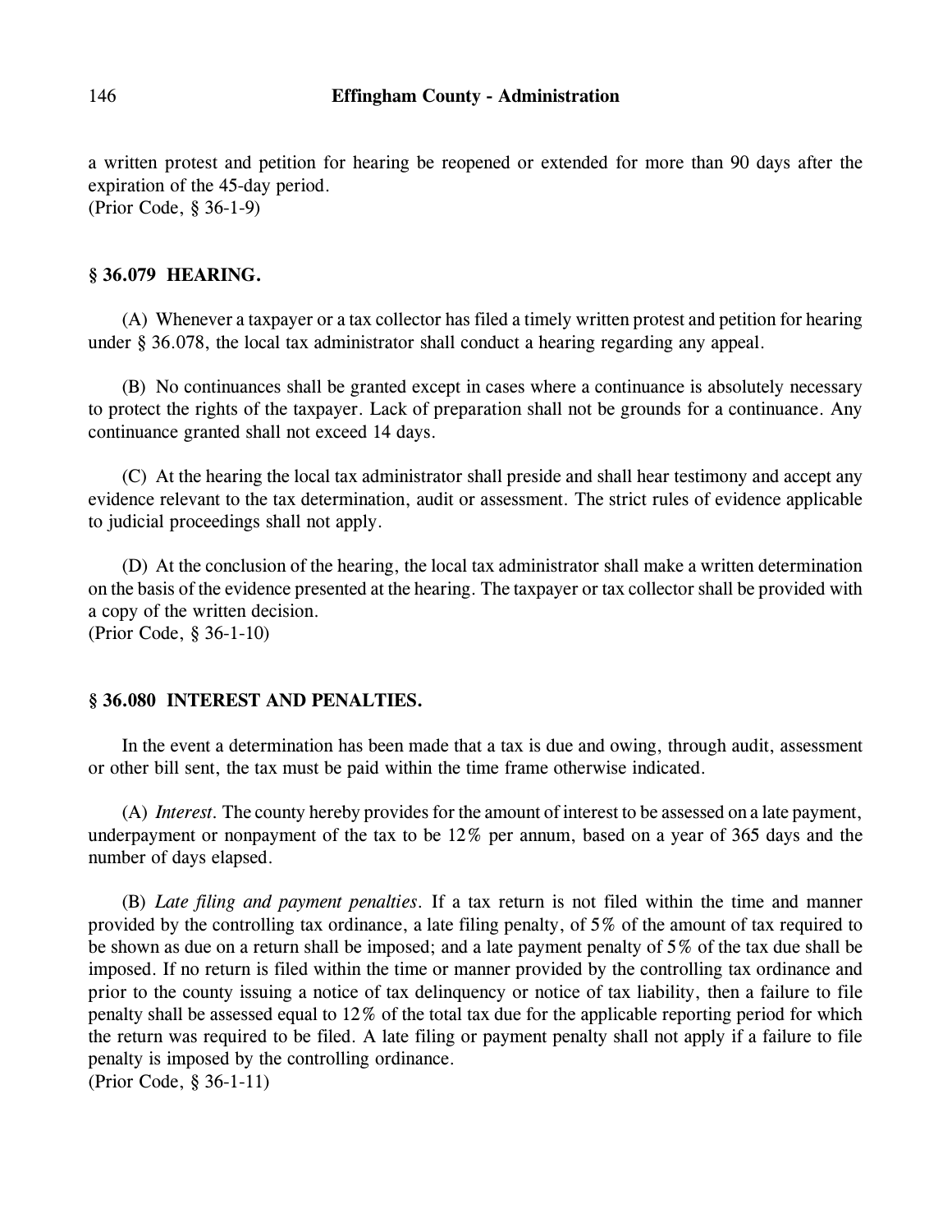a written protest and petition for hearing be reopened or extended for more than 90 days after the expiration of the 45-day period.
(Prior Code, § 36-1-9)

### § 36.079 HEARING.

(A) Whenever a taxpayer or a tax collector has filed a timely written protest and petition for hearing under § 36.078, the local tax administrator shall conduct a hearing regarding any appeal.

(B) No continuances shall be granted except in cases where a continuance is absolutely necessary to protect the rights of the taxpayer. Lack of preparation shall not be grounds for a continuance. Any continuance granted shall not exceed 14 days.

(C) At the hearing the local tax administrator shall preside and shall hear testimony and accept any evidence relevant to the tax determination, audit or assessment. The strict rules of evidence applicable to judicial proceedings shall not apply.

(D) At the conclusion of the hearing, the local tax administrator shall make a written determination on the basis of the evidence presented at the hearing. The taxpayer or tax collector shall be provided with a copy of the written decision.
(Prior Code, § 36-1-10)

### § 36.080 INTEREST AND PENALTIES.

In the event a determination has been made that a tax is due and owing, through audit, assessment or other bill sent, the tax must be paid within the time frame otherwise indicated.

(A) *Interest.* The county hereby provides for the amount of interest to be assessed on a late payment, underpayment or nonpayment of the tax to be 12% per annum, based on a year of 365 days and the number of days elapsed.

(B) *Late filing and payment penalties.* If a tax return is not filed within the time and manner provided by the controlling tax ordinance, a late filing penalty, of 5% of the amount of tax required to be shown as due on a return shall be imposed; and a late payment penalty of 5% of the tax due shall be imposed. If no return is filed within the time or manner provided by the controlling tax ordinance and prior to the county issuing a notice of tax delinquency or notice of tax liability, then a failure to file penalty shall be assessed equal to 12% of the total tax due for the applicable reporting period for which the return was required to be filed. A late filing or payment penalty shall not apply if a failure to file penalty is imposed by the controlling ordinance.
(Prior Code, § 36-1-11)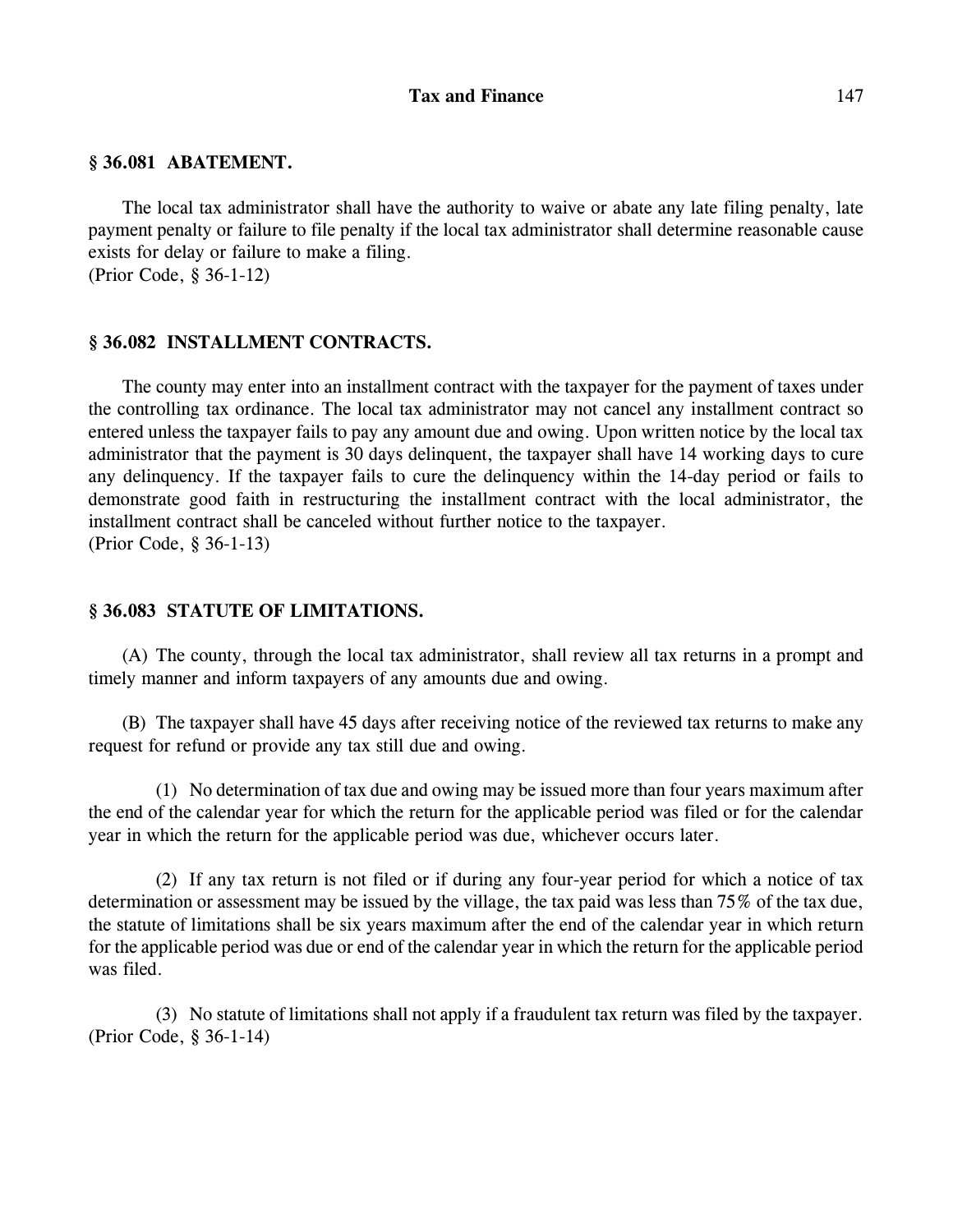### § 36.081 ABATEMENT.

The local tax administrator shall have the authority to waive or abate any late filing penalty, late payment penalty or failure to file penalty if the local tax administrator shall determine reasonable cause exists for delay or failure to make a filing.
(Prior Code, § 36-1-12)

### § 36.082 INSTALLMENT CONTRACTS.

The county may enter into an installment contract with the taxpayer for the payment of taxes under the controlling tax ordinance. The local tax administrator may not cancel any installment contract so entered unless the taxpayer fails to pay any amount due and owing. Upon written notice by the local tax administrator that the payment is 30 days delinquent, the taxpayer shall have 14 working days to cure any delinquency. If the taxpayer fails to cure the delinquency within the 14-day period or fails to demonstrate good faith in restructuring the installment contract with the local administrator, the installment contract shall be canceled without further notice to the taxpayer.
(Prior Code, § 36-1-13)

### § 36.083 STATUTE OF LIMITATIONS.

(A) The county, through the local tax administrator, shall review all tax returns in a prompt and timely manner and inform taxpayers of any amounts due and owing.

(B) The taxpayer shall have 45 days after receiving notice of the reviewed tax returns to make any request for refund or provide any tax still due and owing.

(1) No determination of tax due and owing may be issued more than four years maximum after the end of the calendar year for which the return for the applicable period was filed or for the calendar year in which the return for the applicable period was due, whichever occurs later.

(2) If any tax return is not filed or if during any four-year period for which a notice of tax determination or assessment may be issued by the village, the tax paid was less than 75% of the tax due, the statute of limitations shall be six years maximum after the end of the calendar year in which return for the applicable period was due or end of the calendar year in which the return for the applicable period was filed.

(3) No statute of limitations shall not apply if a fraudulent tax return was filed by the taxpayer.
(Prior Code, § 36-1-14)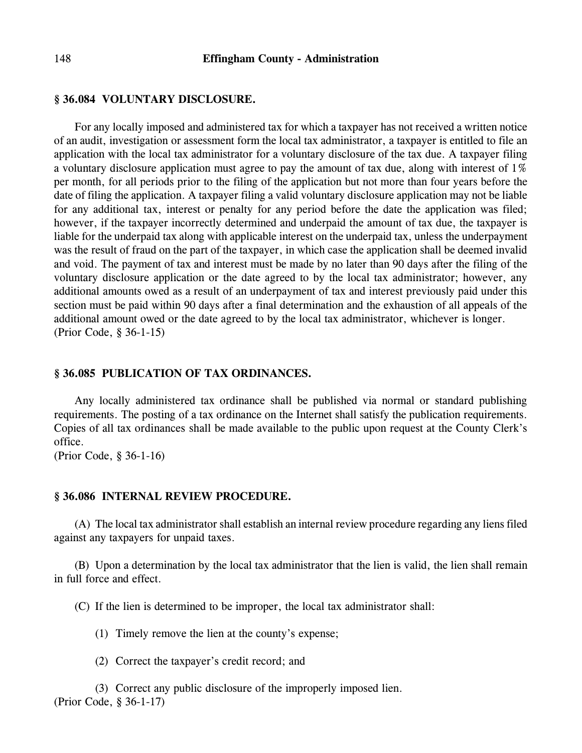### § 36.084 VOLUNTARY DISCLOSURE.

For any locally imposed and administered tax for which a taxpayer has not received a written notice of an audit, investigation or assessment form the local tax administrator, a taxpayer is entitled to file an application with the local tax administrator for a voluntary disclosure of the tax due. A taxpayer filing a voluntary disclosure application must agree to pay the amount of tax due, along with interest of 1% per month, for all periods prior to the filing of the application but not more than four years before the date of filing the application. A taxpayer filing a valid voluntary disclosure application may not be liable for any additional tax, interest or penalty for any period before the date the application was filed; however, if the taxpayer incorrectly determined and underpaid the amount of tax due, the taxpayer is liable for the underpaid tax along with applicable interest on the underpaid tax, unless the underpayment was the result of fraud on the part of the taxpayer, in which case the application shall be deemed invalid and void. The payment of tax and interest must be made by no later than 90 days after the filing of the voluntary disclosure application or the date agreed to by the local tax administrator; however, any additional amounts owed as a result of an underpayment of tax and interest previously paid under this section must be paid within 90 days after a final determination and the exhaustion of all appeals of the additional amount owed or the date agreed to by the local tax administrator, whichever is longer.
(Prior Code, § 36-1-15)

### § 36.085 PUBLICATION OF TAX ORDINANCES.

Any locally administered tax ordinance shall be published via normal or standard publishing requirements. The posting of a tax ordinance on the Internet shall satisfy the publication requirements. Copies of all tax ordinances shall be made available to the public upon request at the County Clerk's office.
(Prior Code, § 36-1-16)

### § 36.086 INTERNAL REVIEW PROCEDURE.

(A) The local tax administrator shall establish an internal review procedure regarding any liens filed against any taxpayers for unpaid taxes.

(B) Upon a determination by the local tax administrator that the lien is valid, the lien shall remain in full force and effect.

(C) If the lien is determined to be improper, the local tax administrator shall:

(1) Timely remove the lien at the county's expense;

(2) Correct the taxpayer's credit record; and

(3) Correct any public disclosure of the improperly imposed lien.
(Prior Code, § 36-1-17)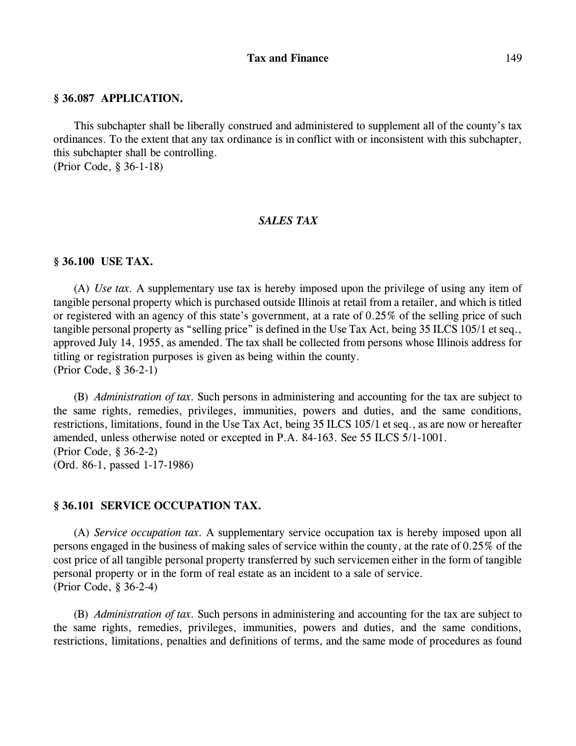### § 36.087 APPLICATION.

This subchapter shall be liberally construed and administered to supplement all of the county's tax ordinances. To the extent that any tax ordinance is in conflict with or inconsistent with this subchapter, this subchapter shall be controlling.
(Prior Code, § 36-1-18)

## *SALES TAX*

### § 36.100 USE TAX.

(A) *Use tax*. A supplementary use tax is hereby imposed upon the privilege of using any item of tangible personal property which is purchased outside Illinois at retail from a retailer, and which is titled or registered with an agency of this state's government, at a rate of 0.25% of the selling price of such tangible personal property as "selling price" is defined in the Use Tax Act, being 35 ILCS 105/1 et seq., approved July 14, 1955, as amended. The tax shall be collected from persons whose Illinois address for titling or registration purposes is given as being within the county.
(Prior Code, § 36-2-1)

(B) *Administration of tax*. Such persons in administering and accounting for the tax are subject to the same rights, remedies, privileges, immunities, powers and duties, and the same conditions, restrictions, limitations, found in the Use Tax Act, being 35 ILCS 105/1 et seq., as are now or hereafter amended, unless otherwise noted or excepted in P.A. 84-163. See 55 ILCS 5/1-1001.
(Prior Code, § 36-2-2)
(Ord. 86-1, passed 1-17-1986)

### § 36.101 SERVICE OCCUPATION TAX.

(A) *Service occupation tax*. A supplementary service occupation tax is hereby imposed upon all persons engaged in the business of making sales of service within the county, at the rate of 0.25% of the cost price of all tangible personal property transferred by such servicemen either in the form of tangible personal property or in the form of real estate as an incident to a sale of service.
(Prior Code, § 36-2-4)

(B) *Administration of tax*. Such persons in administering and accounting for the tax are subject to the same rights, remedies, privileges, immunities, powers and duties, and the same conditions, restrictions, limitations, penalties and definitions of terms, and the same mode of procedures as found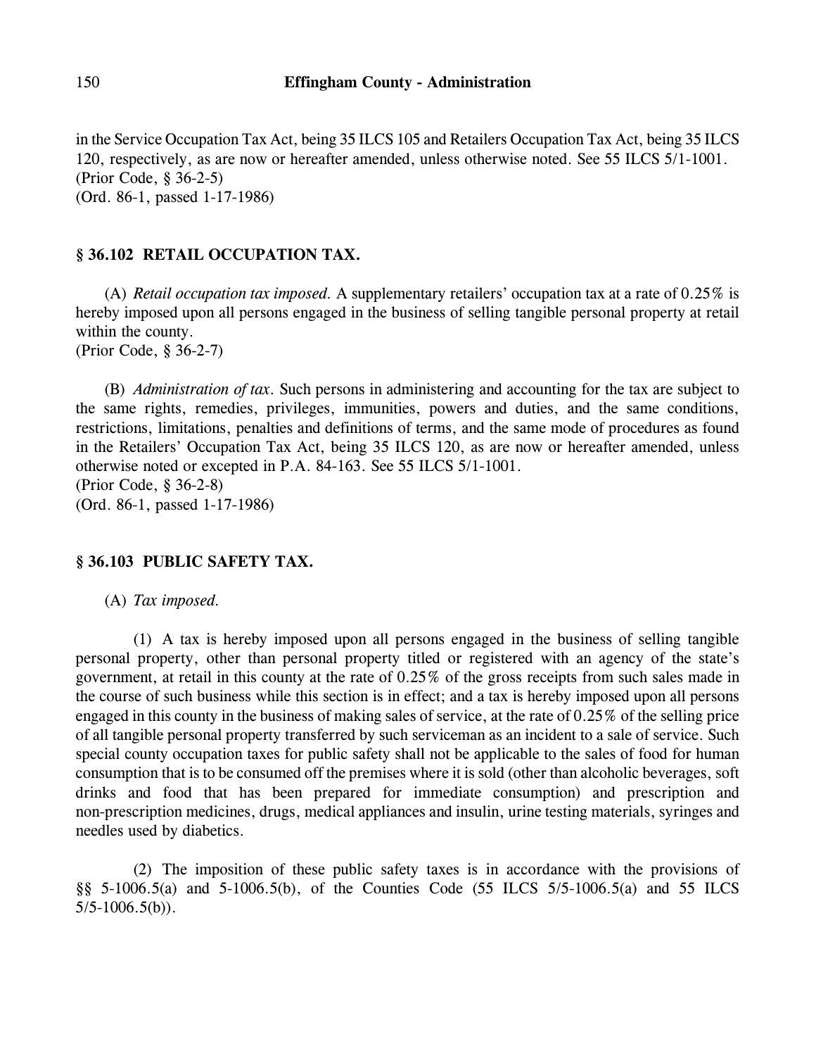in the Service Occupation Tax Act, being 35 ILCS 105 and Retailers Occupation Tax Act, being 35 ILCS 120, respectively, as are now or hereafter amended, unless otherwise noted. See 55 ILCS 5/1-1001.
(Prior Code, § 36-2-5)
(Ord. 86-1, passed 1-17-1986)

### § 36.102 RETAIL OCCUPATION TAX.

(A) *Retail occupation tax imposed.* A supplementary retailers' occupation tax at a rate of 0.25% is hereby imposed upon all persons engaged in the business of selling tangible personal property at retail within the county.
(Prior Code, § 36-2-7)

(B) *Administration of tax.* Such persons in administering and accounting for the tax are subject to the same rights, remedies, privileges, immunities, powers and duties, and the same conditions, restrictions, limitations, penalties and definitions of terms, and the same mode of procedures as found in the Retailers' Occupation Tax Act, being 35 ILCS 120, as are now or hereafter amended, unless otherwise noted or excepted in P.A. 84-163. See 55 ILCS 5/1-1001.
(Prior Code, § 36-2-8)
(Ord. 86-1, passed 1-17-1986)

### § 36.103 PUBLIC SAFETY TAX.

(A) *Tax imposed.*

(1) A tax is hereby imposed upon all persons engaged in the business of selling tangible personal property, other than personal property titled or registered with an agency of the state's government, at retail in this county at the rate of 0.25% of the gross receipts from such sales made in the course of such business while this section is in effect; and a tax is hereby imposed upon all persons engaged in this county in the business of making sales of service, at the rate of 0.25% of the selling price of all tangible personal property transferred by such serviceman as an incident to a sale of service. Such special county occupation taxes for public safety shall not be applicable to the sales of food for human consumption that is to be consumed off the premises where it is sold (other than alcoholic beverages, soft drinks and food that has been prepared for immediate consumption) and prescription and non-prescription medicines, drugs, medical appliances and insulin, urine testing materials, syringes and needles used by diabetics.

(2) The imposition of these public safety taxes is in accordance with the provisions of §§ 5-1006.5(a) and 5-1006.5(b), of the Counties Code (55 ILCS 5/5-1006.5(a) and 55 ILCS 5/5-1006.5(b)).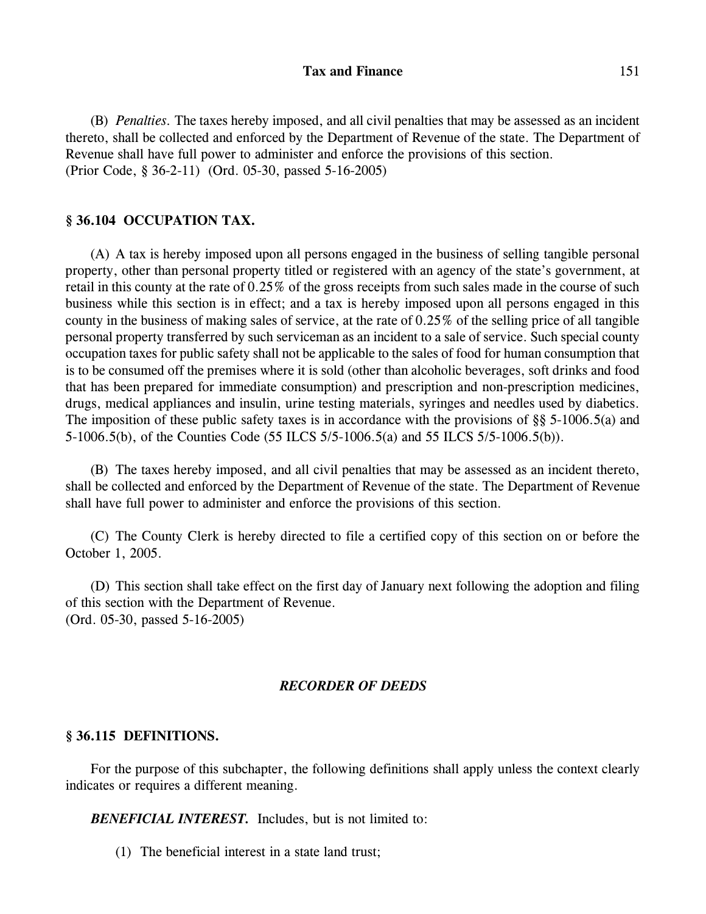(B) *Penalties.* The taxes hereby imposed, and all civil penalties that may be assessed as an incident thereto, shall be collected and enforced by the Department of Revenue of the state. The Department of Revenue shall have full power to administer and enforce the provisions of this section.
(Prior Code, § 36-2-11) (Ord. 05-30, passed 5-16-2005)

### § 36.104 OCCUPATION TAX.

(A) A tax is hereby imposed upon all persons engaged in the business of selling tangible personal property, other than personal property titled or registered with an agency of the state's government, at retail in this county at the rate of 0.25% of the gross receipts from such sales made in the course of such business while this section is in effect; and a tax is hereby imposed upon all persons engaged in this county in the business of making sales of service, at the rate of 0.25% of the selling price of all tangible personal property transferred by such serviceman as an incident to a sale of service. Such special county occupation taxes for public safety shall not be applicable to the sales of food for human consumption that is to be consumed off the premises where it is sold (other than alcoholic beverages, soft drinks and food that has been prepared for immediate consumption) and prescription and non-prescription medicines, drugs, medical appliances and insulin, urine testing materials, syringes and needles used by diabetics. The imposition of these public safety taxes is in accordance with the provisions of §§ 5-1006.5(a) and 5-1006.5(b), of the Counties Code (55 ILCS 5/5-1006.5(a) and 55 ILCS 5/5-1006.5(b)).

(B) The taxes hereby imposed, and all civil penalties that may be assessed as an incident thereto, shall be collected and enforced by the Department of Revenue of the state. The Department of Revenue shall have full power to administer and enforce the provisions of this section.

(C) The County Clerk is hereby directed to file a certified copy of this section on or before the October 1, 2005.

(D) This section shall take effect on the first day of January next following the adoption and filing of this section with the Department of Revenue.
(Ord. 05-30, passed 5-16-2005)

## *RECORDER OF DEEDS*

### § 36.115 DEFINITIONS.

For the purpose of this subchapter, the following definitions shall apply unless the context clearly indicates or requires a different meaning.

***BENEFICIAL INTEREST.*** Includes, but is not limited to:

(1) The beneficial interest in a state land trust;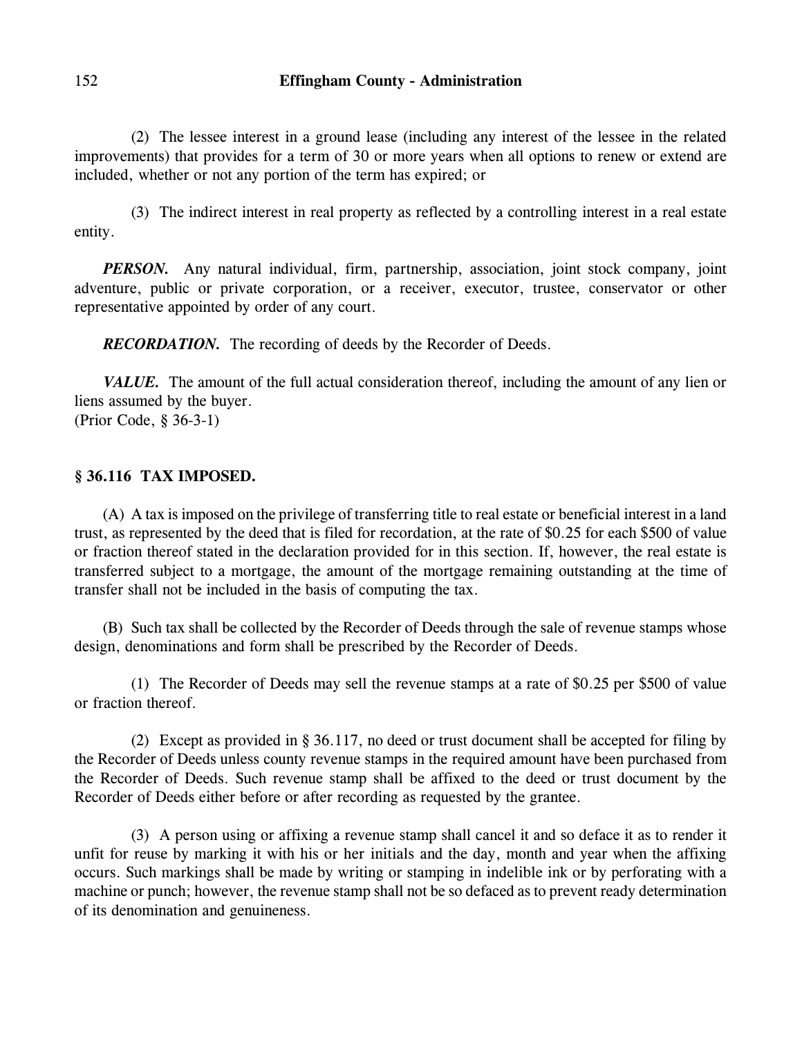(2) The lessee interest in a ground lease (including any interest of the lessee in the related improvements) that provides for a term of 30 or more years when all options to renew or extend are included, whether or not any portion of the term has expired; or

(3) The indirect interest in real property as reflected by a controlling interest in a real estate entity.

***PERSON.*** Any natural individual, firm, partnership, association, joint stock company, joint adventure, public or private corporation, or a receiver, executor, trustee, conservator or other representative appointed by order of any court.

***RECORDATION.*** The recording of deeds by the Recorder of Deeds.

***VALUE.*** The amount of the full actual consideration thereof, including the amount of any lien or liens assumed by the buyer.
(Prior Code, § 36-3-1)

## § 36.116 TAX IMPOSED.

(A) A tax is imposed on the privilege of transferring title to real estate or beneficial interest in a land trust, as represented by the deed that is filed for recordation, at the rate of $0.25 for each $500 of value or fraction thereof stated in the declaration provided for in this section. If, however, the real estate is transferred subject to a mortgage, the amount of the mortgage remaining outstanding at the time of transfer shall not be included in the basis of computing the tax.

(B) Such tax shall be collected by the Recorder of Deeds through the sale of revenue stamps whose design, denominations and form shall be prescribed by the Recorder of Deeds.

(1) The Recorder of Deeds may sell the revenue stamps at a rate of $0.25 per $500 of value or fraction thereof.

(2) Except as provided in § 36.117, no deed or trust document shall be accepted for filing by the Recorder of Deeds unless county revenue stamps in the required amount have been purchased from the Recorder of Deeds. Such revenue stamp shall be affixed to the deed or trust document by the Recorder of Deeds either before or after recording as requested by the grantee.

(3) A person using or affixing a revenue stamp shall cancel it and so deface it as to render it unfit for reuse by marking it with his or her initials and the day, month and year when the affixing occurs. Such markings shall be made by writing or stamping in indelible ink or by perforating with a machine or punch; however, the revenue stamp shall not be so defaced as to prevent ready determination of its denomination and genuineness.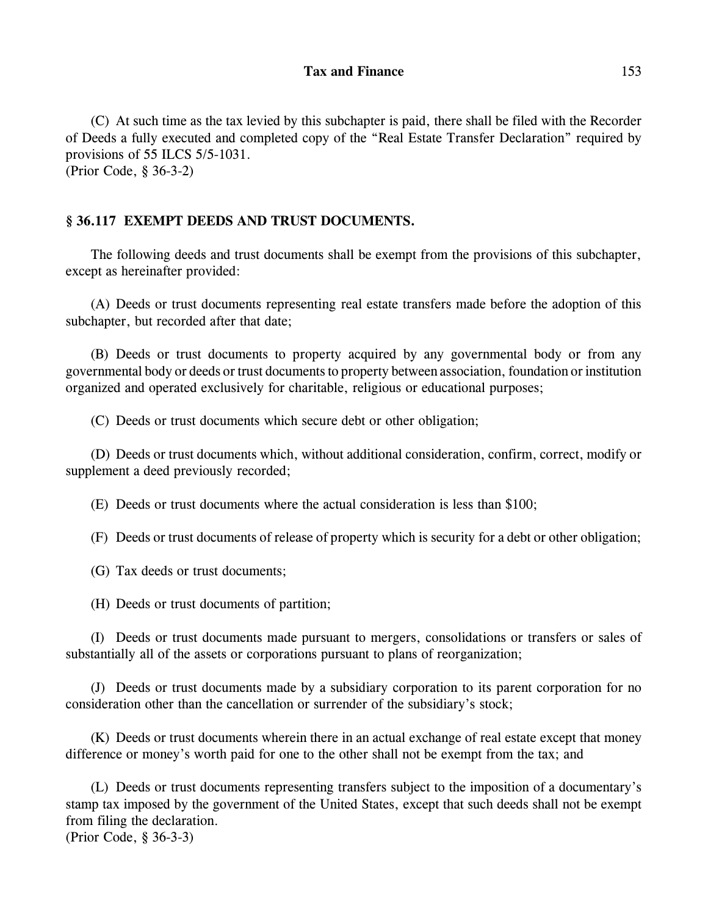(C) At such time as the tax levied by this subchapter is paid, there shall be filed with the Recorder of Deeds a fully executed and completed copy of the "Real Estate Transfer Declaration" required by provisions of 55 ILCS 5/5-1031.
(Prior Code, § 36-3-2)

### § 36.117 EXEMPT DEEDS AND TRUST DOCUMENTS.

The following deeds and trust documents shall be exempt from the provisions of this subchapter, except as hereinafter provided:

(A) Deeds or trust documents representing real estate transfers made before the adoption of this subchapter, but recorded after that date;

(B) Deeds or trust documents to property acquired by any governmental body or from any governmental body or deeds or trust documents to property between association, foundation or institution organized and operated exclusively for charitable, religious or educational purposes;

(C) Deeds or trust documents which secure debt or other obligation;

(D) Deeds or trust documents which, without additional consideration, confirm, correct, modify or supplement a deed previously recorded;

(E) Deeds or trust documents where the actual consideration is less than $100;

(F) Deeds or trust documents of release of property which is security for a debt or other obligation;

(G) Tax deeds or trust documents;

(H) Deeds or trust documents of partition;

(I) Deeds or trust documents made pursuant to mergers, consolidations or transfers or sales of substantially all of the assets or corporations pursuant to plans of reorganization;

(J) Deeds or trust documents made by a subsidiary corporation to its parent corporation for no consideration other than the cancellation or surrender of the subsidiary's stock;

(K) Deeds or trust documents wherein there in an actual exchange of real estate except that money difference or money's worth paid for one to the other shall not be exempt from the tax; and

(L) Deeds or trust documents representing transfers subject to the imposition of a documentary's stamp tax imposed by the government of the United States, except that such deeds shall not be exempt from filing the declaration.
(Prior Code, § 36-3-3)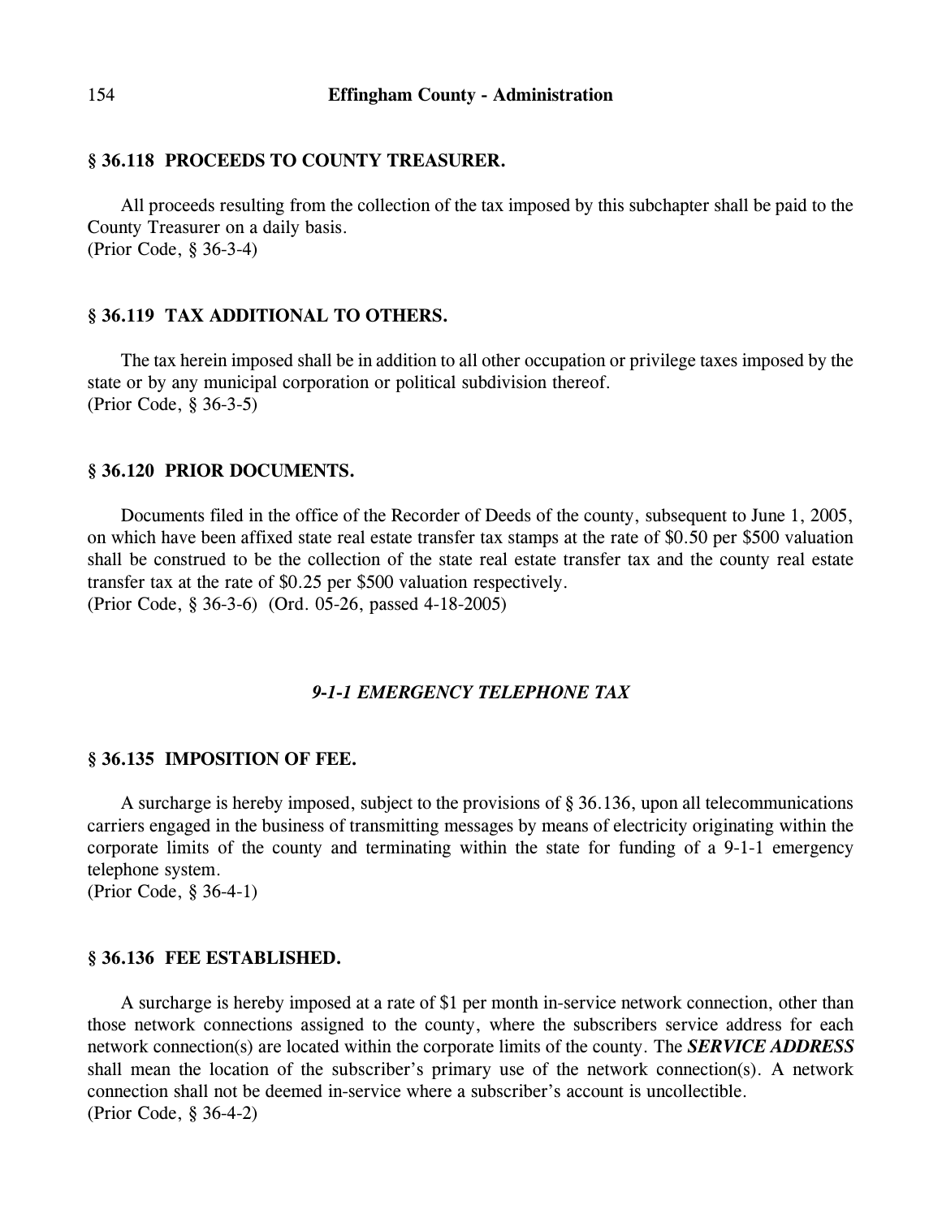### § 36.118 PROCEEDS TO COUNTY TREASURER.

All proceeds resulting from the collection of the tax imposed by this subchapter shall be paid to the County Treasurer on a daily basis.
(Prior Code, § 36-3-4)

### § 36.119 TAX ADDITIONAL TO OTHERS.

The tax herein imposed shall be in addition to all other occupation or privilege taxes imposed by the state or by any municipal corporation or political subdivision thereof.
(Prior Code, § 36-3-5)

### § 36.120 PRIOR DOCUMENTS.

Documents filed in the office of the Recorder of Deeds of the county, subsequent to June 1, 2005, on which have been affixed state real estate transfer tax stamps at the rate of $0.50 per $500 valuation shall be construed to be the collection of the state real estate transfer tax and the county real estate transfer tax at the rate of $0.25 per $500 valuation respectively.
(Prior Code, § 36-3-6) (Ord. 05-26, passed 4-18-2005)

## *9-1-1 EMERGENCY TELEPHONE TAX*

### § 36.135 IMPOSITION OF FEE.

A surcharge is hereby imposed, subject to the provisions of § 36.136, upon all telecommunications carriers engaged in the business of transmitting messages by means of electricity originating within the corporate limits of the county and terminating within the state for funding of a 9-1-1 emergency telephone system.
(Prior Code, § 36-4-1)

### § 36.136 FEE ESTABLISHED.

A surcharge is hereby imposed at a rate of $1 per month in-service network connection, other than those network connections assigned to the county, where the subscribers service address for each network connection(s) are located within the corporate limits of the county. The ***SERVICE ADDRESS*** shall mean the location of the subscriber's primary use of the network connection(s). A network connection shall not be deemed in-service where a subscriber's account is uncollectible.
(Prior Code, § 36-4-2)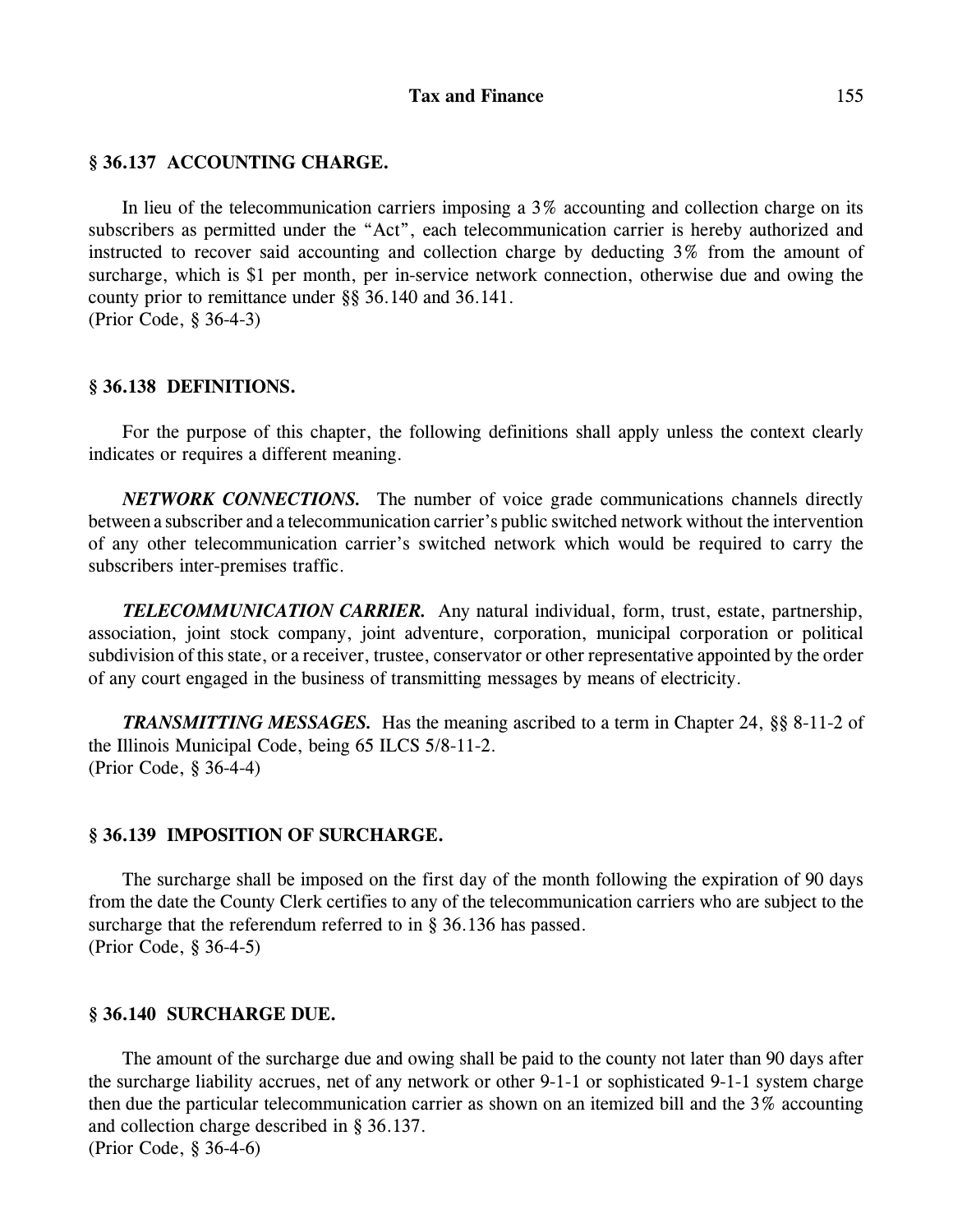### § 36.137 ACCOUNTING CHARGE.

In lieu of the telecommunication carriers imposing a 3% accounting and collection charge on its subscribers as permitted under the "Act", each telecommunication carrier is hereby authorized and instructed to recover said accounting and collection charge by deducting 3% from the amount of surcharge, which is $1 per month, per in-service network connection, otherwise due and owing the county prior to remittance under §§ 36.140 and 36.141.
(Prior Code, § 36-4-3)

### § 36.138 DEFINITIONS.

For the purpose of this chapter, the following definitions shall apply unless the context clearly indicates or requires a different meaning.

***NETWORK CONNECTIONS.*** The number of voice grade communications channels directly between a subscriber and a telecommunication carrier's public switched network without the intervention of any other telecommunication carrier's switched network which would be required to carry the subscribers inter-premises traffic.

***TELECOMMUNICATION CARRIER.*** Any natural individual, form, trust, estate, partnership, association, joint stock company, joint adventure, corporation, municipal corporation or political subdivision of this state, or a receiver, trustee, conservator or other representative appointed by the order of any court engaged in the business of transmitting messages by means of electricity.

***TRANSMITTING MESSAGES.*** Has the meaning ascribed to a term in Chapter 24, §§ 8-11-2 of the Illinois Municipal Code, being 65 ILCS 5/8-11-2.
(Prior Code, § 36-4-4)

### § 36.139 IMPOSITION OF SURCHARGE.

The surcharge shall be imposed on the first day of the month following the expiration of 90 days from the date the County Clerk certifies to any of the telecommunication carriers who are subject to the surcharge that the referendum referred to in § 36.136 has passed.
(Prior Code, § 36-4-5)

### § 36.140 SURCHARGE DUE.

The amount of the surcharge due and owing shall be paid to the county not later than 90 days after the surcharge liability accrues, net of any network or other 9-1-1 or sophisticated 9-1-1 system charge then due the particular telecommunication carrier as shown on an itemized bill and the 3% accounting and collection charge described in § 36.137.
(Prior Code, § 36-4-6)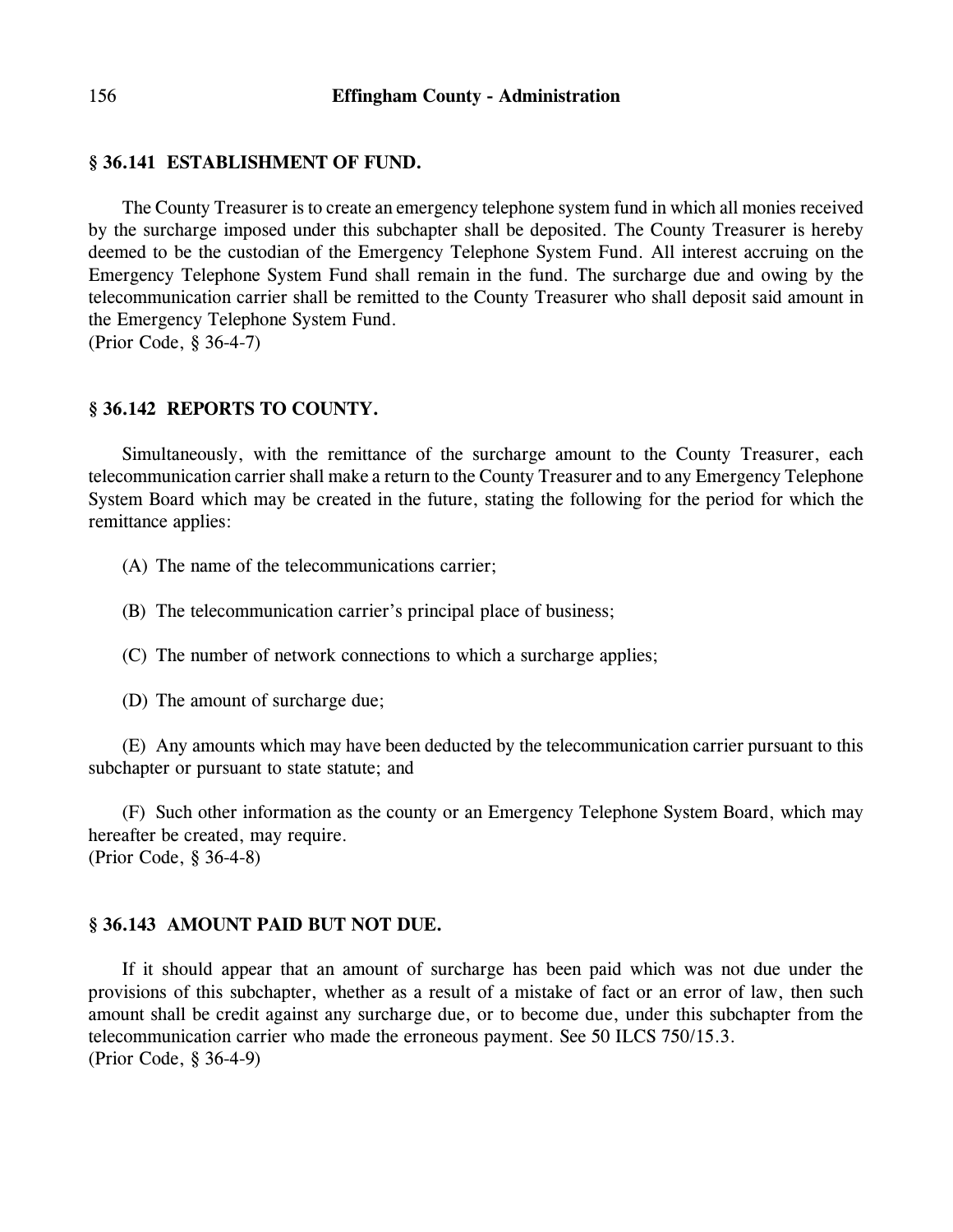### § 36.141 ESTABLISHMENT OF FUND.

The County Treasurer is to create an emergency telephone system fund in which all monies received by the surcharge imposed under this subchapter shall be deposited. The County Treasurer is hereby deemed to be the custodian of the Emergency Telephone System Fund. All interest accruing on the Emergency Telephone System Fund shall remain in the fund. The surcharge due and owing by the telecommunication carrier shall be remitted to the County Treasurer who shall deposit said amount in the Emergency Telephone System Fund.
(Prior Code, § 36-4-7)

### § 36.142 REPORTS TO COUNTY.

Simultaneously, with the remittance of the surcharge amount to the County Treasurer, each telecommunication carrier shall make a return to the County Treasurer and to any Emergency Telephone System Board which may be created in the future, stating the following for the period for which the remittance applies:

(A) The name of the telecommunications carrier;

(B) The telecommunication carrier's principal place of business;

(C) The number of network connections to which a surcharge applies;

(D) The amount of surcharge due;

(E) Any amounts which may have been deducted by the telecommunication carrier pursuant to this subchapter or pursuant to state statute; and

(F) Such other information as the county or an Emergency Telephone System Board, which may hereafter be created, may require.
(Prior Code, § 36-4-8)

### § 36.143 AMOUNT PAID BUT NOT DUE.

If it should appear that an amount of surcharge has been paid which was not due under the provisions of this subchapter, whether as a result of a mistake of fact or an error of law, then such amount shall be credit against any surcharge due, or to become due, under this subchapter from the telecommunication carrier who made the erroneous payment. See 50 ILCS 750/15.3.
(Prior Code, § 36-4-9)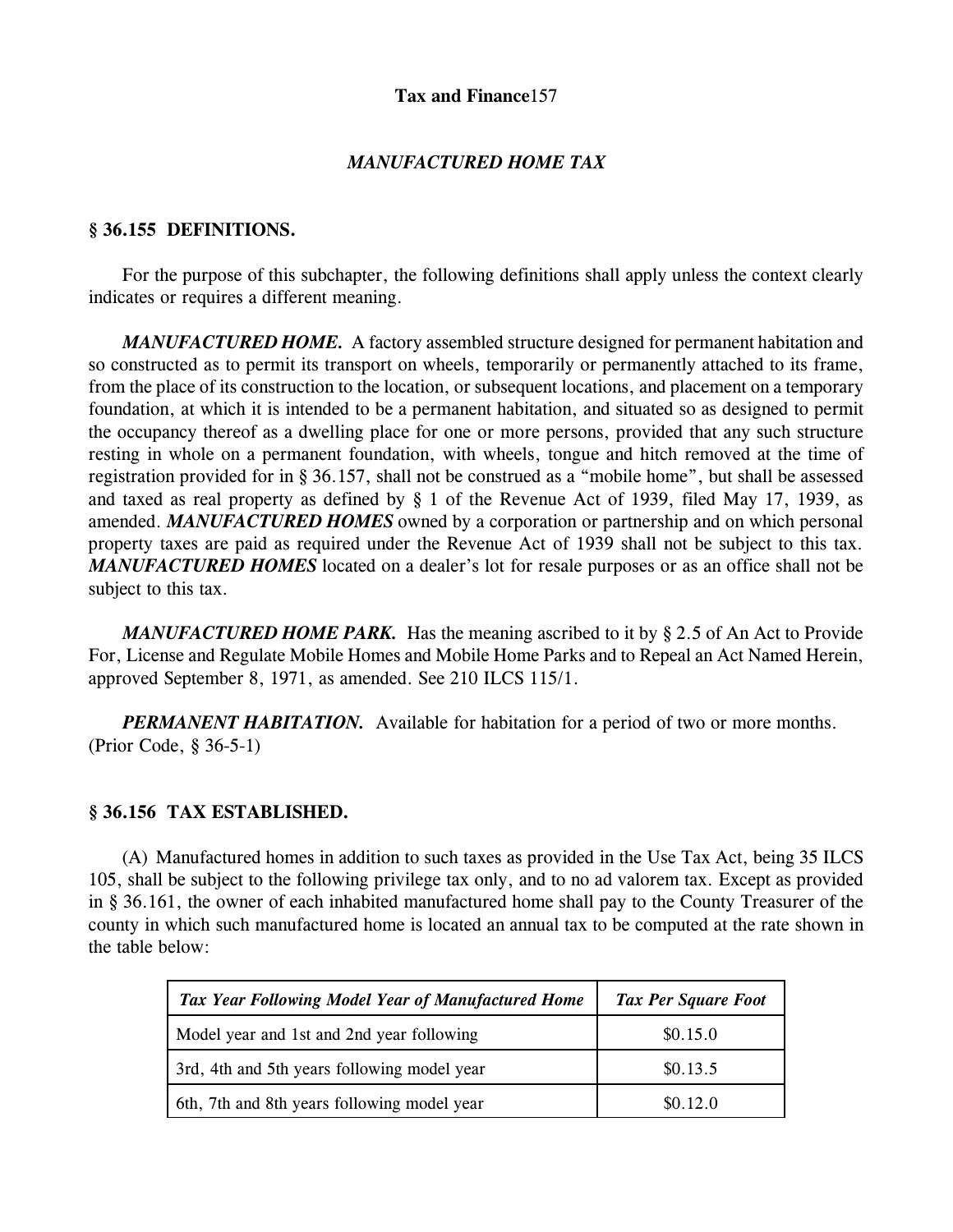## *MANUFACTURED HOME TAX*

### § 36.155 DEFINITIONS.

For the purpose of this subchapter, the following definitions shall apply unless the context clearly indicates or requires a different meaning.

***MANUFACTURED HOME.*** A factory assembled structure designed for permanent habitation and so constructed as to permit its transport on wheels, temporarily or permanently attached to its frame, from the place of its construction to the location, or subsequent locations, and placement on a temporary foundation, at which it is intended to be a permanent habitation, and situated so as designed to permit the occupancy thereof as a dwelling place for one or more persons, provided that any such structure resting in whole on a permanent foundation, with wheels, tongue and hitch removed at the time of registration provided for in § 36.157, shall not be construed as a "mobile home", but shall be assessed and taxed as real property as defined by § 1 of the Revenue Act of 1939, filed May 17, 1939, as amended. ***MANUFACTURED HOMES*** owned by a corporation or partnership and on which personal property taxes are paid as required under the Revenue Act of 1939 shall not be subject to this tax. ***MANUFACTURED HOMES*** located on a dealer's lot for resale purposes or as an office shall not be subject to this tax.

***MANUFACTURED HOME PARK.*** Has the meaning ascribed to it by § 2.5 of An Act to Provide For, License and Regulate Mobile Homes and Mobile Home Parks and to Repeal an Act Named Herein, approved September 8, 1971, as amended. See 210 ILCS 115/1.

***PERMANENT HABITATION.*** Available for habitation for a period of two or more months.
(Prior Code, § 36-5-1)

### § 36.156 TAX ESTABLISHED.

(A) Manufactured homes in addition to such taxes as provided in the Use Tax Act, being 35 ILCS 105, shall be subject to the following privilege tax only, and to no ad valorem tax. Except as provided in § 36.161, the owner of each inhabited manufactured home shall pay to the County Treasurer of the county in which such manufactured home is located an annual tax to be computed at the rate shown in the table below:

| *Tax Year Following Model Year of Manufactured Home* | *Tax Per Square Foot* |
|---|---|
| Model year and 1st and 2nd year following | $0.15.0 |
| 3rd, 4th and 5th years following model year | $0.13.5 |
| 6th, 7th and 8th years following model year | $0.12.0 |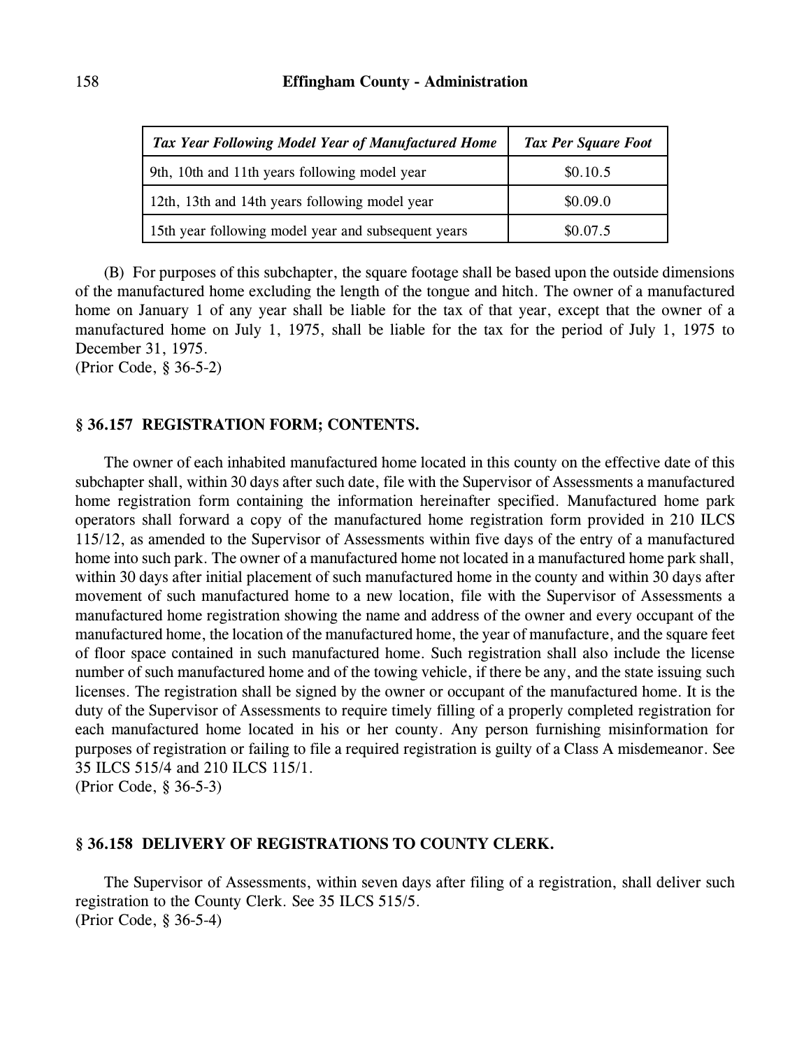| *Tax Year Following Model Year of Manufactured Home* | *Tax Per Square Foot* |
| --- | --- |
| 9th, 10th and 11th years following model year | $0.10.5 |
| 12th, 13th and 14th years following model year | $0.09.0 |
| 15th year following model year and subsequent years | $0.07.5 |

(B) For purposes of this subchapter, the square footage shall be based upon the outside dimensions of the manufactured home excluding the length of the tongue and hitch. The owner of a manufactured home on January 1 of any year shall be liable for the tax of that year, except that the owner of a manufactured home on July 1, 1975, shall be liable for the tax for the period of July 1, 1975 to December 31, 1975.
(Prior Code, § 36-5-2)

### § 36.157 REGISTRATION FORM; CONTENTS.

The owner of each inhabited manufactured home located in this county on the effective date of this subchapter shall, within 30 days after such date, file with the Supervisor of Assessments a manufactured home registration form containing the information hereinafter specified. Manufactured home park operators shall forward a copy of the manufactured home registration form provided in 210 ILCS 115/12, as amended to the Supervisor of Assessments within five days of the entry of a manufactured home into such park. The owner of a manufactured home not located in a manufactured home park shall, within 30 days after initial placement of such manufactured home in the county and within 30 days after movement of such manufactured home to a new location, file with the Supervisor of Assessments a manufactured home registration showing the name and address of the owner and every occupant of the manufactured home, the location of the manufactured home, the year of manufacture, and the square feet of floor space contained in such manufactured home. Such registration shall also include the license number of such manufactured home and of the towing vehicle, if there be any, and the state issuing such licenses. The registration shall be signed by the owner or occupant of the manufactured home. It is the duty of the Supervisor of Assessments to require timely filling of a properly completed registration for each manufactured home located in his or her county. Any person furnishing misinformation for purposes of registration or failing to file a required registration is guilty of a Class A misdemeanor. See 35 ILCS 515/4 and 210 ILCS 115/1.
(Prior Code, § 36-5-3)

### § 36.158 DELIVERY OF REGISTRATIONS TO COUNTY CLERK.

The Supervisor of Assessments, within seven days after filing of a registration, shall deliver such registration to the County Clerk. See 35 ILCS 515/5.
(Prior Code, § 36-5-4)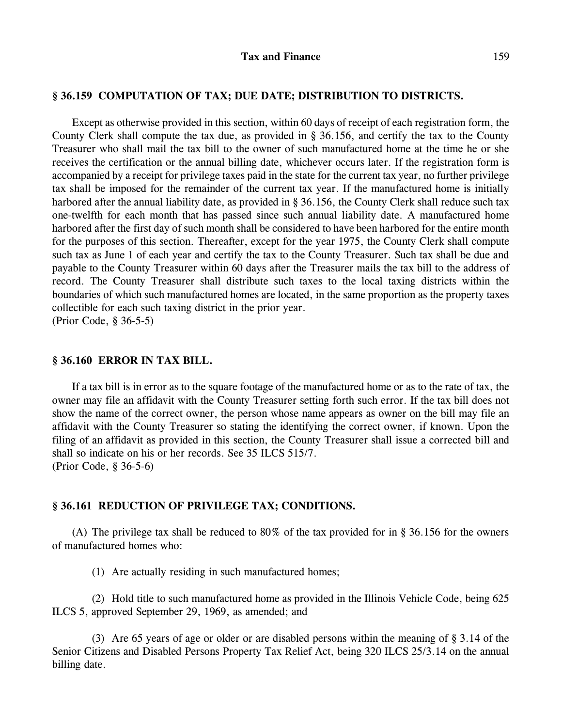### § 36.159 COMPUTATION OF TAX; DUE DATE; DISTRIBUTION TO DISTRICTS.

Except as otherwise provided in this section, within 60 days of receipt of each registration form, the County Clerk shall compute the tax due, as provided in § 36.156, and certify the tax to the County Treasurer who shall mail the tax bill to the owner of such manufactured home at the time he or she receives the certification or the annual billing date, whichever occurs later. If the registration form is accompanied by a receipt for privilege taxes paid in the state for the current tax year, no further privilege tax shall be imposed for the remainder of the current tax year. If the manufactured home is initially harbored after the annual liability date, as provided in § 36.156, the County Clerk shall reduce such tax one-twelfth for each month that has passed since such annual liability date. A manufactured home harbored after the first day of such month shall be considered to have been harbored for the entire month for the purposes of this section. Thereafter, except for the year 1975, the County Clerk shall compute such tax as June 1 of each year and certify the tax to the County Treasurer. Such tax shall be due and payable to the County Treasurer within 60 days after the Treasurer mails the tax bill to the address of record. The County Treasurer shall distribute such taxes to the local taxing districts within the boundaries of which such manufactured homes are located, in the same proportion as the property taxes collectible for each such taxing district in the prior year.
(Prior Code, § 36-5-5)

### § 36.160 ERROR IN TAX BILL.

If a tax bill is in error as to the square footage of the manufactured home or as to the rate of tax, the owner may file an affidavit with the County Treasurer setting forth such error. If the tax bill does not show the name of the correct owner, the person whose name appears as owner on the bill may file an affidavit with the County Treasurer so stating the identifying the correct owner, if known. Upon the filing of an affidavit as provided in this section, the County Treasurer shall issue a corrected bill and shall so indicate on his or her records. See 35 ILCS 515/7.
(Prior Code, § 36-5-6)

### § 36.161 REDUCTION OF PRIVILEGE TAX; CONDITIONS.

(A) The privilege tax shall be reduced to 80% of the tax provided for in § 36.156 for the owners of manufactured homes who:

(1) Are actually residing in such manufactured homes;

(2) Hold title to such manufactured home as provided in the Illinois Vehicle Code, being 625 ILCS 5, approved September 29, 1969, as amended; and

(3) Are 65 years of age or older or are disabled persons within the meaning of § 3.14 of the Senior Citizens and Disabled Persons Property Tax Relief Act, being 320 ILCS 25/3.14 on the annual billing date.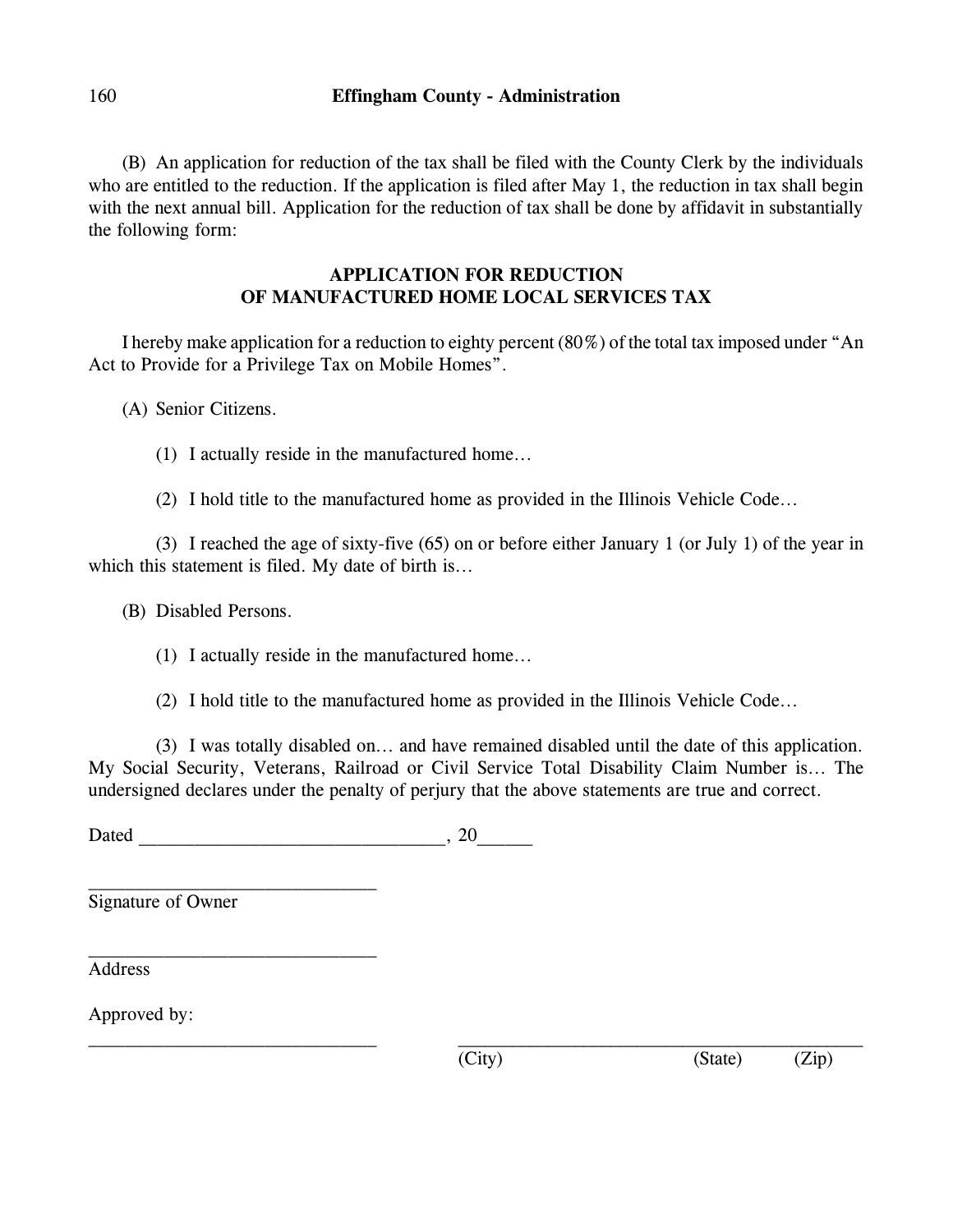(B) An application for reduction of the tax shall be filed with the County Clerk by the individuals who are entitled to the reduction. If the application is filed after May 1, the reduction in tax shall begin with the next annual bill. Application for the reduction of tax shall be done by affidavit in substantially the following form:

**APPLICATION FOR REDUCTION**
**OF MANUFACTURED HOME LOCAL SERVICES TAX**

I hereby make application for a reduction to eighty percent (80%) of the total tax imposed under "An Act to Provide for a Privilege Tax on Mobile Homes".

(A) Senior Citizens.

(1) I actually reside in the manufactured home…

(2) I hold title to the manufactured home as provided in the Illinois Vehicle Code…

(3) I reached the age of sixty-five (65) on or before either January 1 (or July 1) of the year in which this statement is filed. My date of birth is…

(B) Disabled Persons.

(1) I actually reside in the manufactured home…

(2) I hold title to the manufactured home as provided in the Illinois Vehicle Code…

(3) I was totally disabled on… and have remained disabled until the date of this application. My Social Security, Veterans, Railroad or Civil Service Total Disability Claim Number is… The undersigned declares under the penalty of perjury that the above statements are true and correct.

Dated ________________________________, 20______

_______________________________
Signature of Owner

_______________________________
Address

Approved by:

_______________________________ ____________________________________________
(City) (State) (Zip)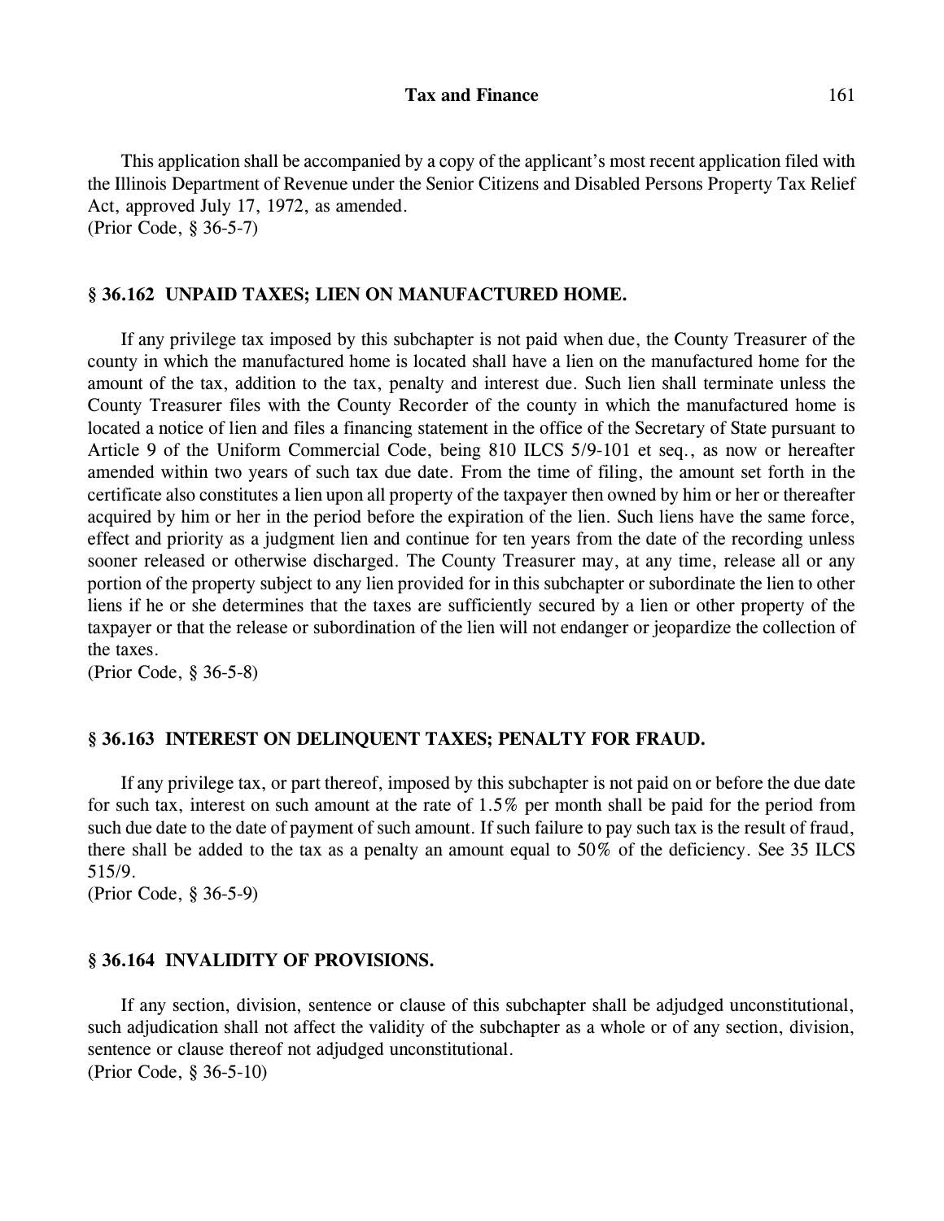This application shall be accompanied by a copy of the applicant's most recent application filed with the Illinois Department of Revenue under the Senior Citizens and Disabled Persons Property Tax Relief Act, approved July 17, 1972, as amended.
(Prior Code, § 36-5-7)

### § 36.162 UNPAID TAXES; LIEN ON MANUFACTURED HOME.

If any privilege tax imposed by this subchapter is not paid when due, the County Treasurer of the county in which the manufactured home is located shall have a lien on the manufactured home for the amount of the tax, addition to the tax, penalty and interest due. Such lien shall terminate unless the County Treasurer files with the County Recorder of the county in which the manufactured home is located a notice of lien and files a financing statement in the office of the Secretary of State pursuant to Article 9 of the Uniform Commercial Code, being 810 ILCS 5/9-101 et seq., as now or hereafter amended within two years of such tax due date. From the time of filing, the amount set forth in the certificate also constitutes a lien upon all property of the taxpayer then owned by him or her or thereafter acquired by him or her in the period before the expiration of the lien. Such liens have the same force, effect and priority as a judgment lien and continue for ten years from the date of the recording unless sooner released or otherwise discharged. The County Treasurer may, at any time, release all or any portion of the property subject to any lien provided for in this subchapter or subordinate the lien to other liens if he or she determines that the taxes are sufficiently secured by a lien or other property of the taxpayer or that the release or subordination of the lien will not endanger or jeopardize the collection of the taxes.
(Prior Code, § 36-5-8)

### § 36.163 INTEREST ON DELINQUENT TAXES; PENALTY FOR FRAUD.

If any privilege tax, or part thereof, imposed by this subchapter is not paid on or before the due date for such tax, interest on such amount at the rate of 1.5% per month shall be paid for the period from such due date to the date of payment of such amount. If such failure to pay such tax is the result of fraud, there shall be added to the tax as a penalty an amount equal to 50% of the deficiency. See 35 ILCS 515/9.
(Prior Code, § 36-5-9)

### § 36.164 INVALIDITY OF PROVISIONS.

If any section, division, sentence or clause of this subchapter shall be adjudged unconstitutional, such adjudication shall not affect the validity of the subchapter as a whole or of any section, division, sentence or clause thereof not adjudged unconstitutional.
(Prior Code, § 36-5-10)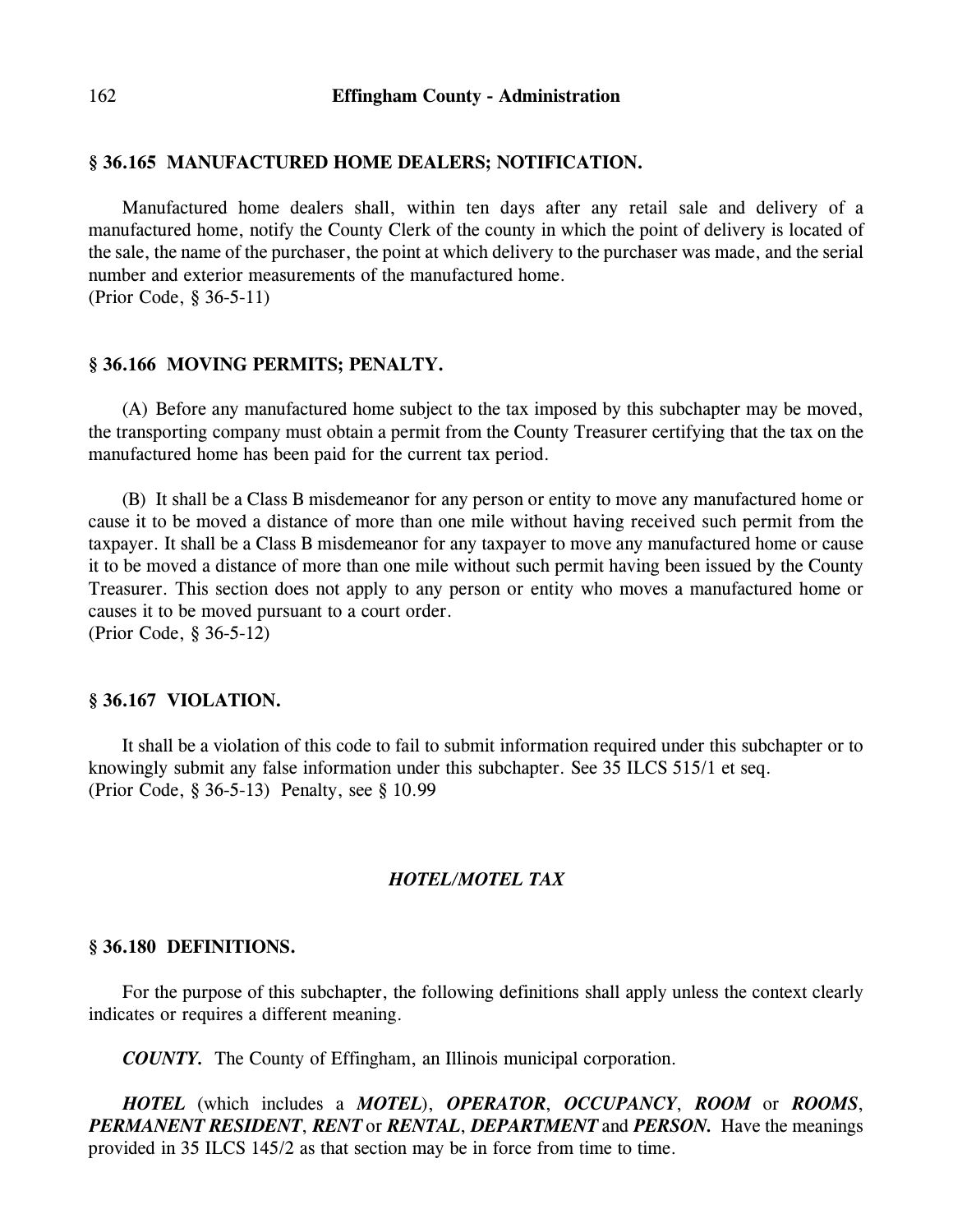### § 36.165 MANUFACTURED HOME DEALERS; NOTIFICATION.

Manufactured home dealers shall, within ten days after any retail sale and delivery of a manufactured home, notify the County Clerk of the county in which the point of delivery is located of the sale, the name of the purchaser, the point at which delivery to the purchaser was made, and the serial number and exterior measurements of the manufactured home.
(Prior Code, § 36-5-11)

### § 36.166 MOVING PERMITS; PENALTY.

(A) Before any manufactured home subject to the tax imposed by this subchapter may be moved, the transporting company must obtain a permit from the County Treasurer certifying that the tax on the manufactured home has been paid for the current tax period.

(B) It shall be a Class B misdemeanor for any person or entity to move any manufactured home or cause it to be moved a distance of more than one mile without having received such permit from the taxpayer. It shall be a Class B misdemeanor for any taxpayer to move any manufactured home or cause it to be moved a distance of more than one mile without such permit having been issued by the County Treasurer. This section does not apply to any person or entity who moves a manufactured home or causes it to be moved pursuant to a court order.
(Prior Code, § 36-5-12)

### § 36.167 VIOLATION.

It shall be a violation of this code to fail to submit information required under this subchapter or to knowingly submit any false information under this subchapter. See 35 ILCS 515/1 et seq.
(Prior Code, § 36-5-13) Penalty, see § 10.99

## *HOTEL/MOTEL TAX*

### § 36.180 DEFINITIONS.

For the purpose of this subchapter, the following definitions shall apply unless the context clearly indicates or requires a different meaning.

***COUNTY.*** The County of Effingham, an Illinois municipal corporation.

***HOTEL*** (which includes a ***MOTEL***), ***OPERATOR***, ***OCCUPANCY***, ***ROOM*** or ***ROOMS***, ***PERMANENT RESIDENT***, ***RENT*** or ***RENTAL***, ***DEPARTMENT*** and ***PERSON.*** Have the meanings provided in 35 ILCS 145/2 as that section may be in force from time to time.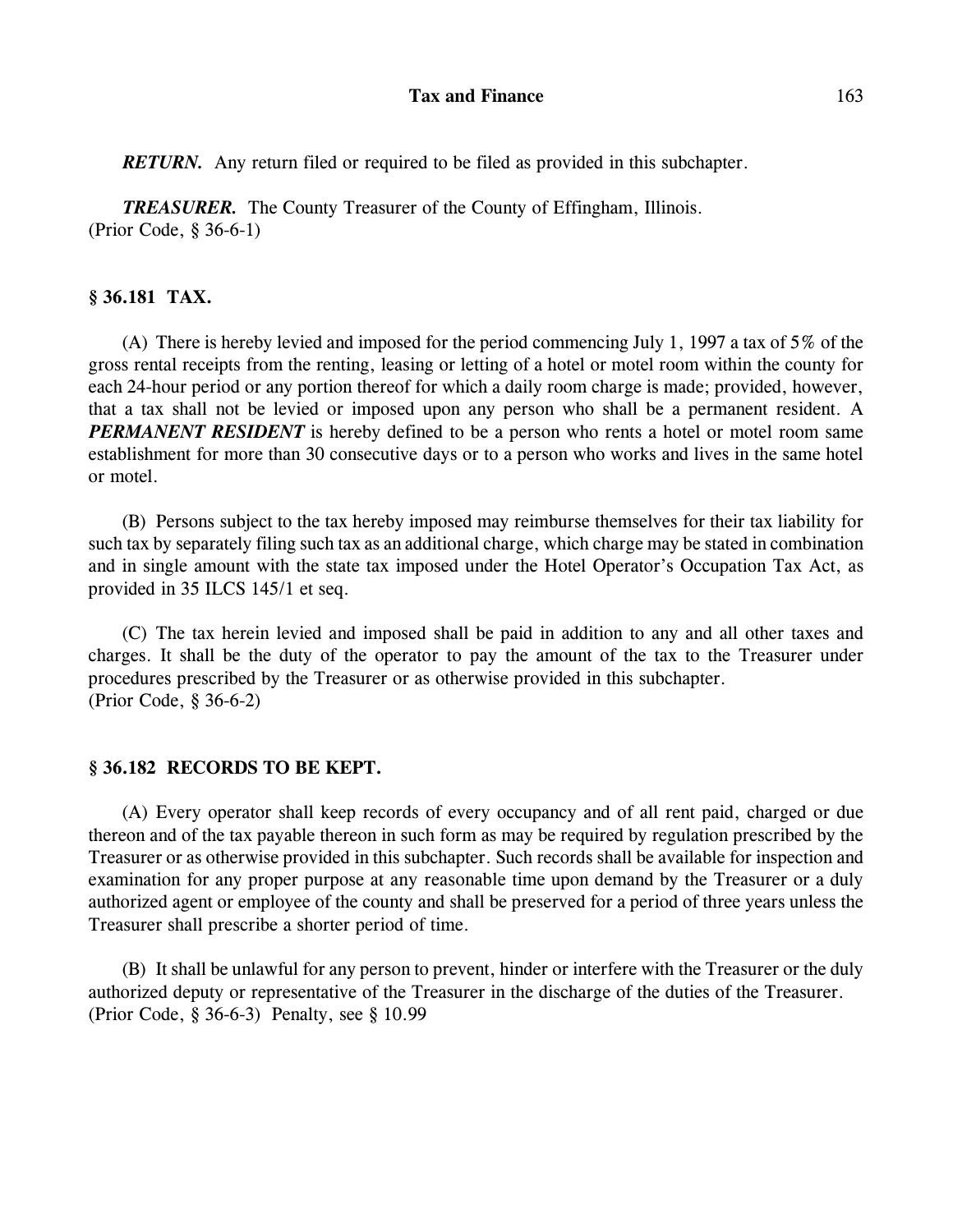***RETURN.*** Any return filed or required to be filed as provided in this subchapter.

***TREASURER.*** The County Treasurer of the County of Effingham, Illinois.
(Prior Code, § 36-6-1)

### § 36.181 TAX.

(A) There is hereby levied and imposed for the period commencing July 1, 1997 a tax of 5% of the gross rental receipts from the renting, leasing or letting of a hotel or motel room within the county for each 24-hour period or any portion thereof for which a daily room charge is made; provided, however, that a tax shall not be levied or imposed upon any person who shall be a permanent resident. A ***PERMANENT RESIDENT*** is hereby defined to be a person who rents a hotel or motel room same establishment for more than 30 consecutive days or to a person who works and lives in the same hotel or motel.

(B) Persons subject to the tax hereby imposed may reimburse themselves for their tax liability for such tax by separately filing such tax as an additional charge, which charge may be stated in combination and in single amount with the state tax imposed under the Hotel Operator's Occupation Tax Act, as provided in 35 ILCS 145/1 et seq.

(C) The tax herein levied and imposed shall be paid in addition to any and all other taxes and charges. It shall be the duty of the operator to pay the amount of the tax to the Treasurer under procedures prescribed by the Treasurer or as otherwise provided in this subchapter.
(Prior Code, § 36-6-2)

### § 36.182 RECORDS TO BE KEPT.

(A) Every operator shall keep records of every occupancy and of all rent paid, charged or due thereon and of the tax payable thereon in such form as may be required by regulation prescribed by the Treasurer or as otherwise provided in this subchapter. Such records shall be available for inspection and examination for any proper purpose at any reasonable time upon demand by the Treasurer or a duly authorized agent or employee of the county and shall be preserved for a period of three years unless the Treasurer shall prescribe a shorter period of time.

(B) It shall be unlawful for any person to prevent, hinder or interfere with the Treasurer or the duly authorized deputy or representative of the Treasurer in the discharge of the duties of the Treasurer.
(Prior Code, § 36-6-3) Penalty, see § 10.99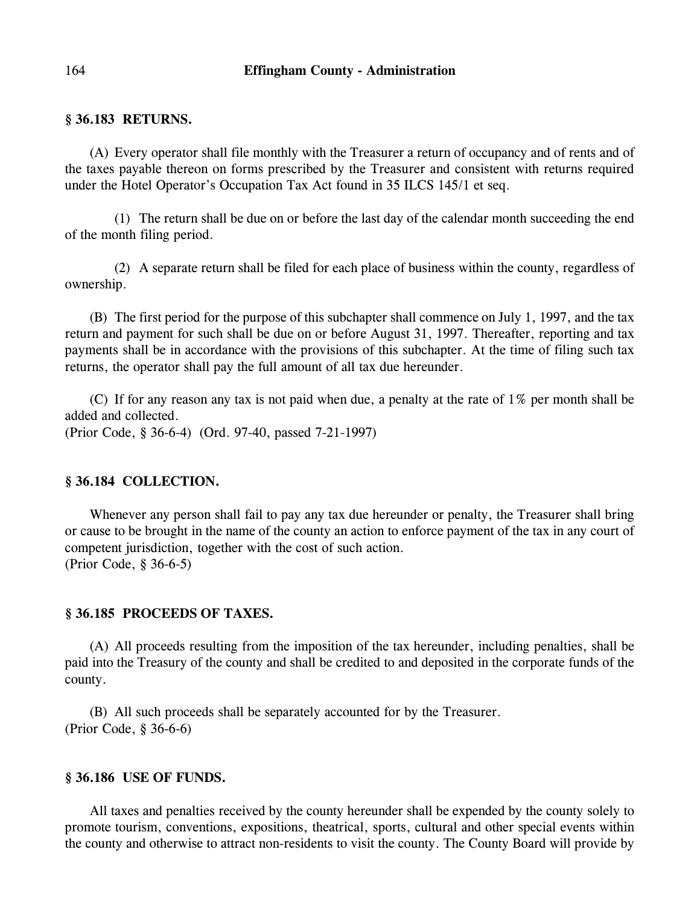### § 36.183 RETURNS.

(A) Every operator shall file monthly with the Treasurer a return of occupancy and of rents and of the taxes payable thereon on forms prescribed by the Treasurer and consistent with returns required under the Hotel Operator's Occupation Tax Act found in 35 ILCS 145/1 et seq.

(1) The return shall be due on or before the last day of the calendar month succeeding the end of the month filing period.

(2) A separate return shall be filed for each place of business within the county, regardless of ownership.

(B) The first period for the purpose of this subchapter shall commence on July 1, 1997, and the tax return and payment for such shall be due on or before August 31, 1997. Thereafter, reporting and tax payments shall be in accordance with the provisions of this subchapter. At the time of filing such tax returns, the operator shall pay the full amount of all tax due hereunder.

(C) If for any reason any tax is not paid when due, a penalty at the rate of 1% per month shall be added and collected.
(Prior Code, § 36-6-4) (Ord. 97-40, passed 7-21-1997)

### § 36.184 COLLECTION.

Whenever any person shall fail to pay any tax due hereunder or penalty, the Treasurer shall bring or cause to be brought in the name of the county an action to enforce payment of the tax in any court of competent jurisdiction, together with the cost of such action.
(Prior Code, § 36-6-5)

### § 36.185 PROCEEDS OF TAXES.

(A) All proceeds resulting from the imposition of the tax hereunder, including penalties, shall be paid into the Treasury of the county and shall be credited to and deposited in the corporate funds of the county.

(B) All such proceeds shall be separately accounted for by the Treasurer.
(Prior Code, § 36-6-6)

### § 36.186 USE OF FUNDS.

All taxes and penalties received by the county hereunder shall be expended by the county solely to promote tourism, conventions, expositions, theatrical, sports, cultural and other special events within the county and otherwise to attract non-residents to visit the county. The County Board will provide by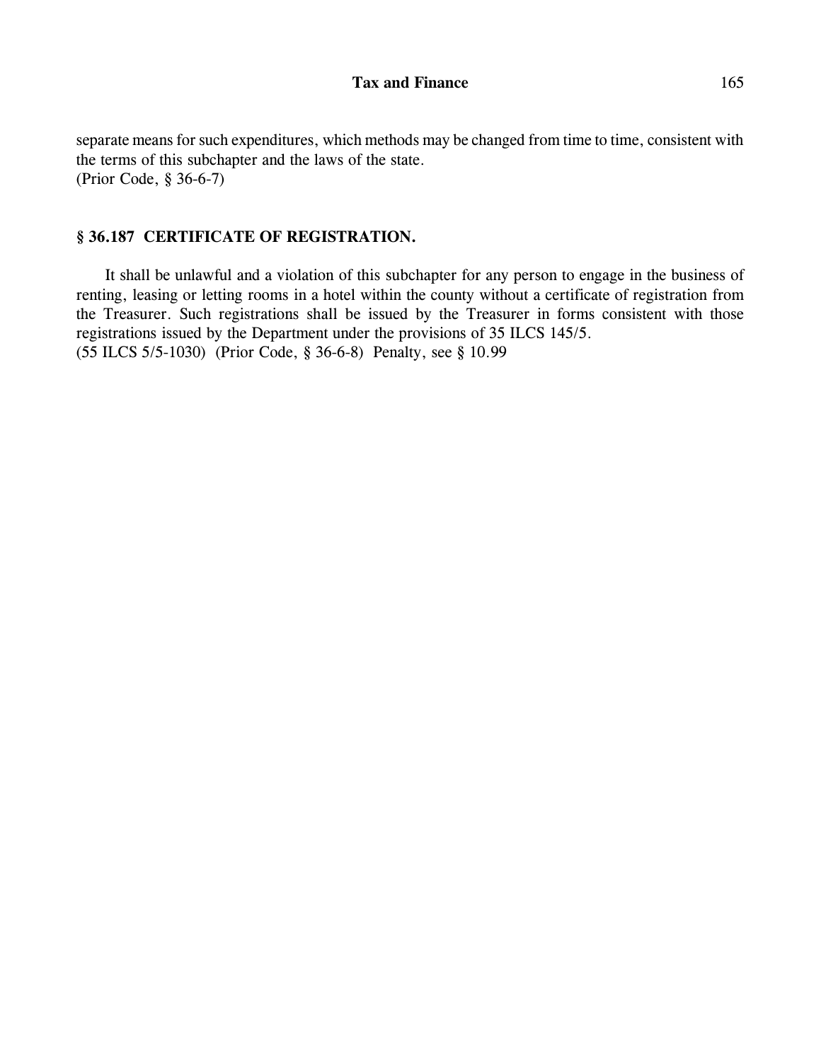separate means for such expenditures, which methods may be changed from time to time, consistent with the terms of this subchapter and the laws of the state.
(Prior Code, § 36-6-7)

### § 36.187 CERTIFICATE OF REGISTRATION.

It shall be unlawful and a violation of this subchapter for any person to engage in the business of renting, leasing or letting rooms in a hotel within the county without a certificate of registration from the Treasurer. Such registrations shall be issued by the Treasurer in forms consistent with those registrations issued by the Department under the provisions of 35 ILCS 145/5.
(55 ILCS 5/5-1030) (Prior Code, § 36-6-8) Penalty, see § 10.99